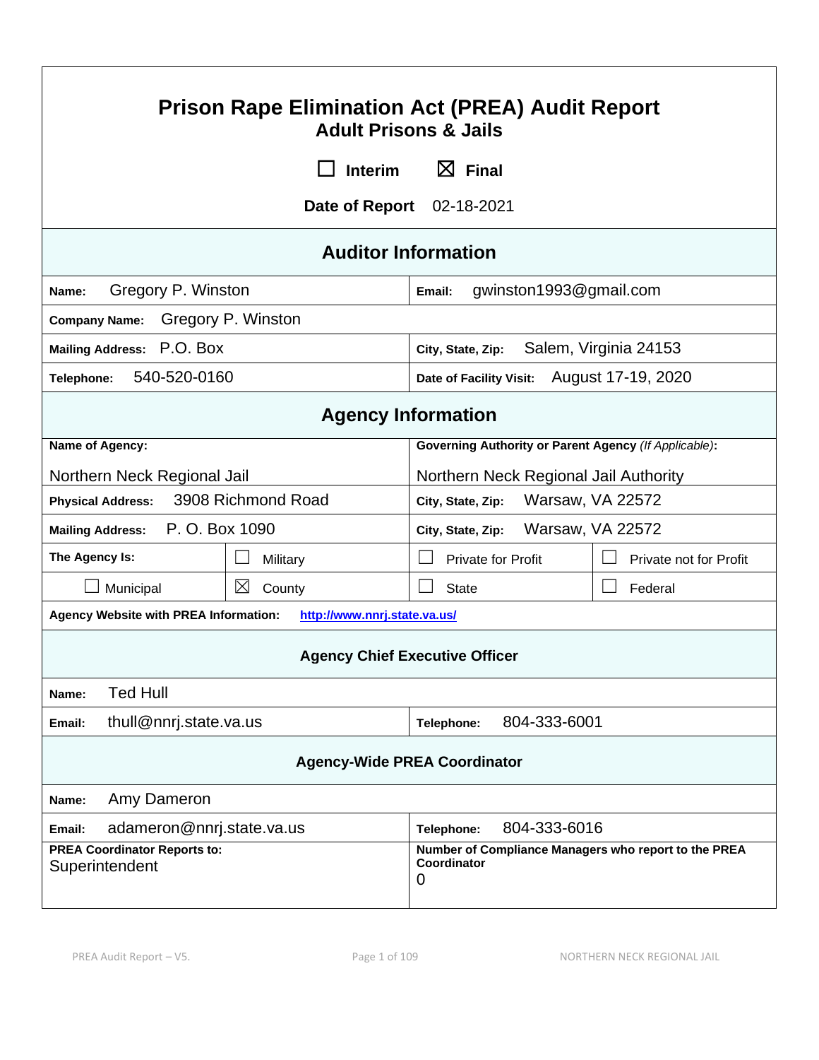# Prison Rape Elimination Act (PREA) Audit Report
## Adult Prisons & Jails

☐ Interim ☒ Final

**Date of Report** 02-18-2021

## Auditor Information

| | |
|---|---|
| **Name:** Gregory P. Winston | **Email:** gwinston1993@gmail.com |
| **Company Name:** Gregory P. Winston | |
| **Mailing Address:** P.O. Box | **City, State, Zip:** Salem, Virginia 24153 |
| **Telephone:** 540-520-0160 | **Date of Facility Visit:** August 17-19, 2020 |

## Agency Information

| | | | |
|---|---|---|---|
| **Name of Agency:** Northern Neck Regional Jail | | **Governing Authority or Parent Agency** *(If Applicable)*: Northern Neck Regional Jail Authority | |
| **Physical Address:** 3908 Richmond Road | | **City, State, Zip:** Warsaw, VA 22572 | |
| **Mailing Address:** P. O. Box 1090 | | **City, State, Zip:** Warsaw, VA 22572 | |
| **The Agency Is:** | ☐ Military | ☐ Private for Profit | ☐ Private not for Profit |
| ☐ Municipal | ☒ County | ☐ State | ☐ Federal |
| **Agency Website with PREA Information:** http://www.nnrj.state.va.us/ | | | |

### Agency Chief Executive Officer

| | |
|---|---|
| **Name:** Ted Hull | |
| **Email:** thull@nnrj.state.va.us | **Telephone:** 804-333-6001 |

### Agency-Wide PREA Coordinator

| | |
|---|---|
| **Name:** Amy Dameron | |
| **Email:** adameron@nnrj.state.va.us | **Telephone:** 804-333-6016 |
| **PREA Coordinator Reports to:** Superintendent | **Number of Compliance Managers who report to the PREA Coordinator** 0 |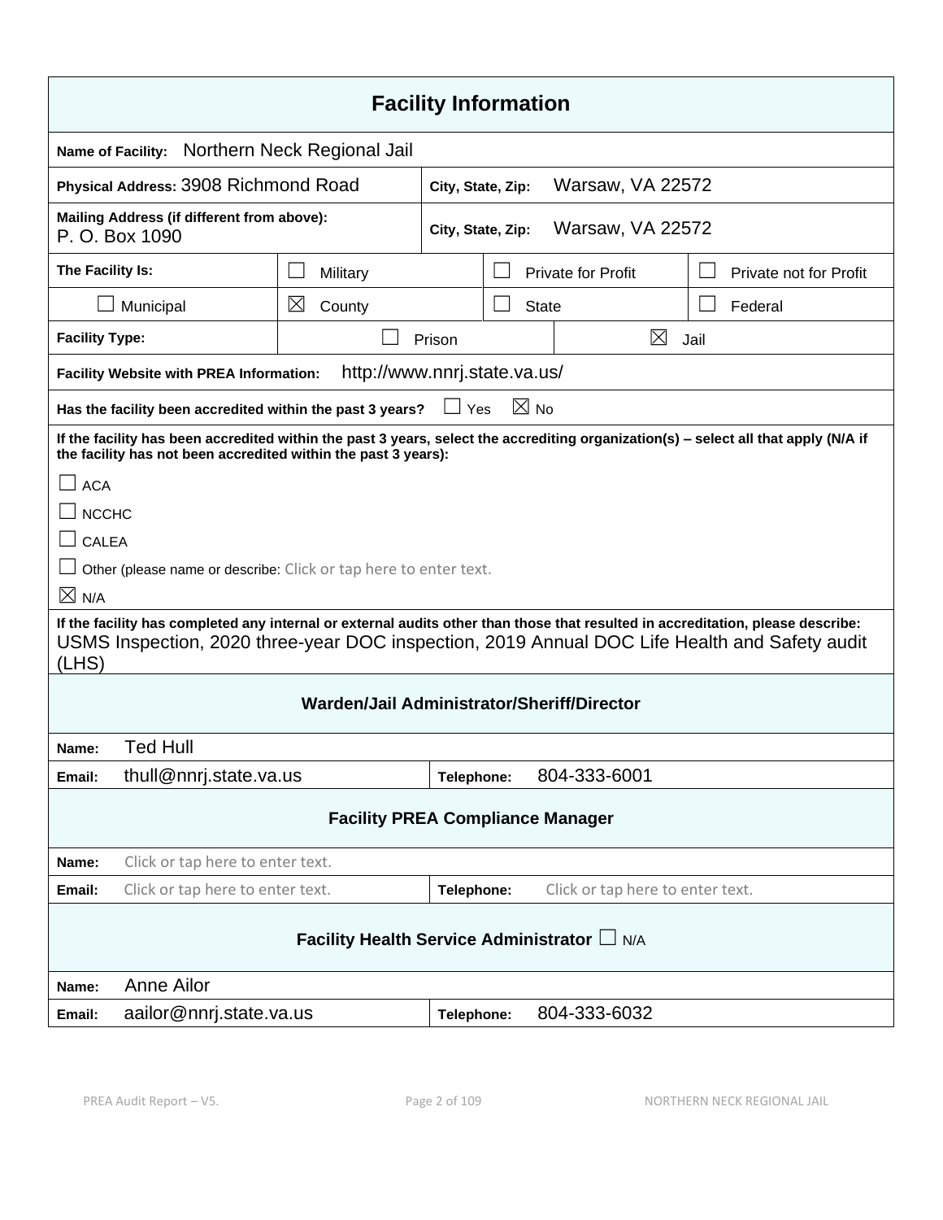# Facility Information

**Name of Facility:** Northern Neck Regional Jail

| | |
|---|---|
| **Physical Address:** 3908 Richmond Road | **City, State, Zip:** Warsaw, VA 22572 |
| **Mailing Address (if different from above):** P. O. Box 1090 | **City, State, Zip:** Warsaw, VA 22572 |

| **The Facility Is:** | ☐ Military | ☐ Private for Profit | ☐ Private not for Profit |
|---|---|---|---|
| ☐ Municipal | ☒ County | ☐ State | ☐ Federal |

| **Facility Type:** | ☐ Prison | ☒ Jail |
|---|---|---|

**Facility Website with PREA Information:** http://www.nnrj.state.va.us/

**Has the facility been accredited within the past 3 years?** ☐ Yes ☒ No

**If the facility has been accredited within the past 3 years, select the accrediting organization(s) – select all that apply (N/A if the facility has not been accredited within the past 3 years):**

☐ ACA

☐ NCCHC

☐ CALEA

☐ Other (please name or describe: Click or tap here to enter text.

☒ N/A

**If the facility has completed any internal or external audits other than those that resulted in accreditation, please describe:**
USMS Inspection, 2020 three-year DOC inspection, 2019 Annual DOC Life Health and Safety audit (LHS)

## Warden/Jail Administrator/Sheriff/Director

| | | | |
|---|---|---|---|
| **Name:** | Ted Hull | | |
| **Email:** | thull@nnrj.state.va.us | **Telephone:** | 804-333-6001 |

## Facility PREA Compliance Manager

| | | | |
|---|---|---|---|
| **Name:** | Click or tap here to enter text. | | |
| **Email:** | Click or tap here to enter text. | **Telephone:** | Click or tap here to enter text. |

## Facility Health Service Administrator ☐ N/A

| | | | |
|---|---|---|---|
| **Name:** | Anne Ailor | | |
| **Email:** | aailor@nnrj.state.va.us | **Telephone:** | 804-333-6032 |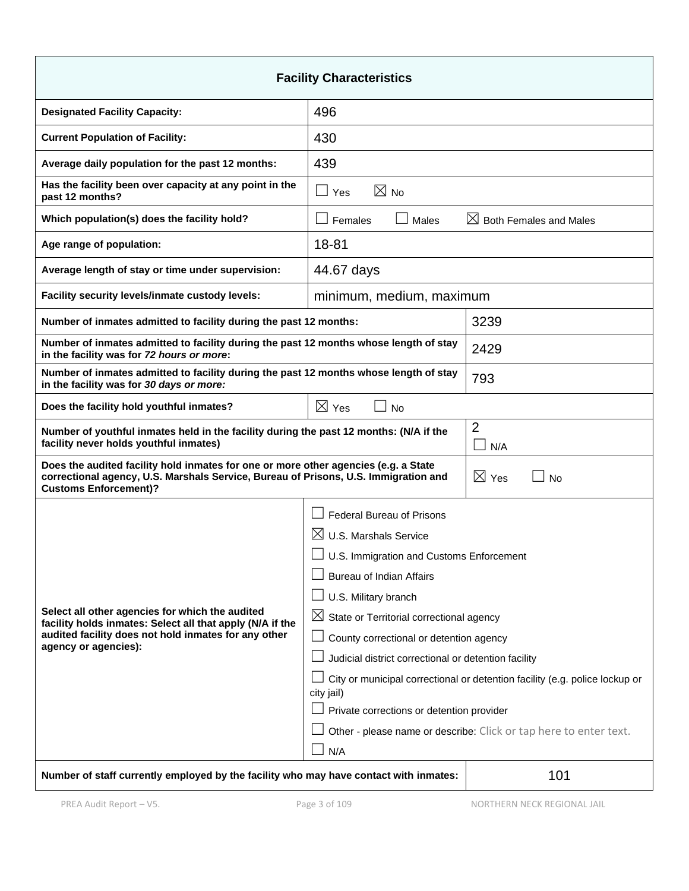| Facility Characteristics | |
|---|---|
| **Designated Facility Capacity:** | 496 |
| **Current Population of Facility:** | 430 |
| **Average daily population for the past 12 months:** | 439 |
| **Has the facility been over capacity at any point in the past 12 months?** | ☐ Yes ☒ No |
| **Which population(s) does the facility hold?** | ☐ Females ☐ Males ☒ Both Females and Males |
| **Age range of population:** | 18-81 |
| **Average length of stay or time under supervision:** | 44.67 days |
| **Facility security levels/inmate custody levels:** | minimum, medium, maximum |
| **Number of inmates admitted to facility during the past 12 months:** | 3239 |
| **Number of inmates admitted to facility during the past 12 months whose length of stay in the facility was for *72 hours or more*:** | 2429 |
| **Number of inmates admitted to facility during the past 12 months whose length of stay in the facility was for *30 days or more:*** | 793 |
| **Does the facility hold youthful inmates?** | ☒ Yes ☐ No |
| **Number of youthful inmates held in the facility during the past 12 months: (N/A if the facility never holds youthful inmates)** | 2 ☐ N/A |
| **Does the audited facility hold inmates for one or more other agencies (e.g. a State correctional agency, U.S. Marshals Service, Bureau of Prisons, U.S. Immigration and Customs Enforcement)?** | ☒ Yes ☐ No |
| **Select all other agencies for which the audited facility holds inmates: Select all that apply (N/A if the audited facility does not hold inmates for any other agency or agencies):** | ☐ Federal Bureau of Prisons<br>☒ U.S. Marshals Service<br>☐ U.S. Immigration and Customs Enforcement<br>☐ Bureau of Indian Affairs<br>☐ U.S. Military branch<br>☒ State or Territorial correctional agency<br>☐ County correctional or detention agency<br>☐ Judicial district correctional or detention facility<br>☐ City or municipal correctional or detention facility (e.g. police lockup or city jail)<br>☐ Private corrections or detention provider<br>☐ Other - please name or describe: Click or tap here to enter text.<br>☐ N/A |
| **Number of staff currently employed by the facility who may have contact with inmates:** | 101 |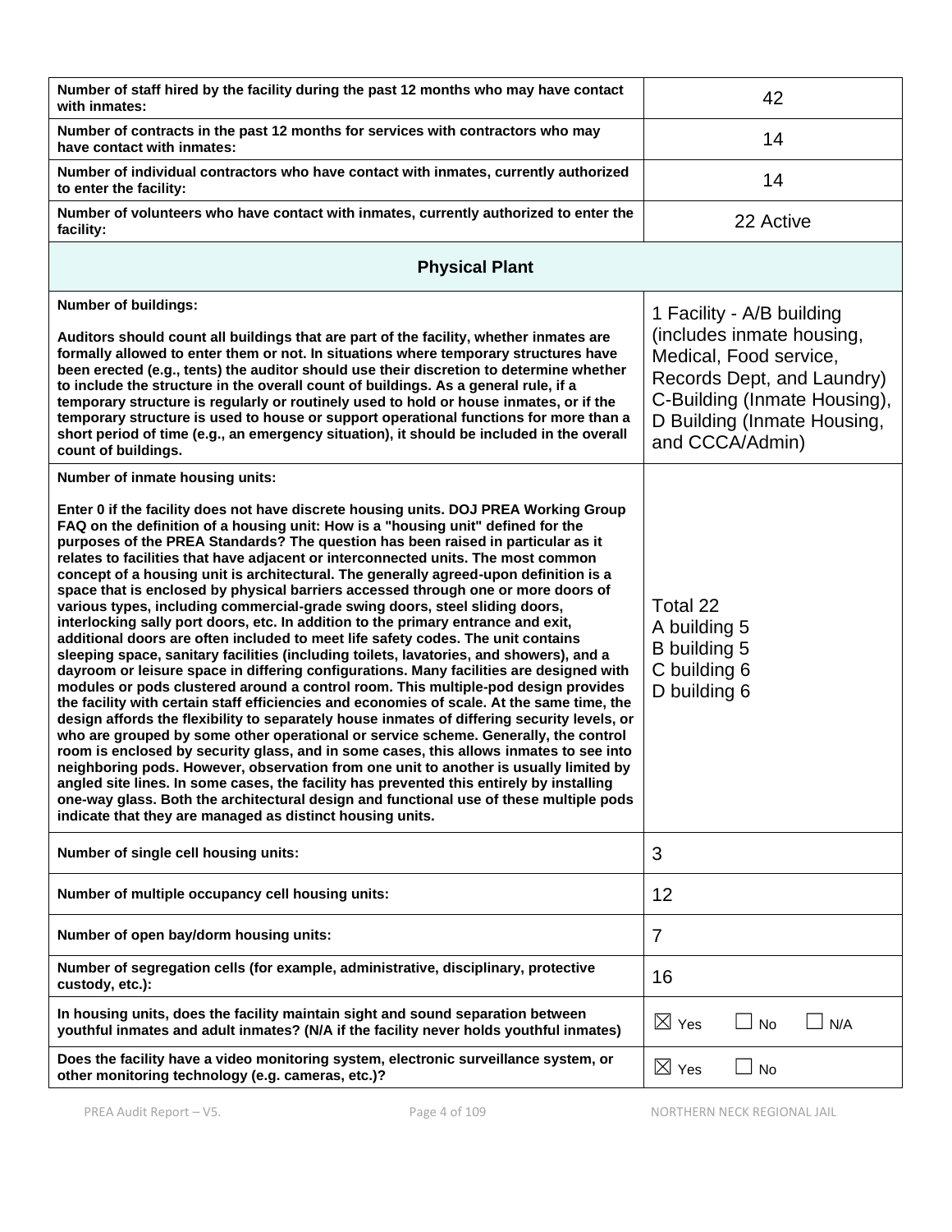| | |
|---|---|
| **Number of staff hired by the facility during the past 12 months who may have contact with inmates:** | 42 |
| **Number of contracts in the past 12 months for services with contractors who may have contact with inmates:** | 14 |
| **Number of individual contractors who have contact with inmates, currently authorized to enter the facility:** | 14 |
| **Number of volunteers who have contact with inmates, currently authorized to enter the facility:** | 22 Active |

**Physical Plant**

| | |
|---|---|
| **Number of buildings:**<br><br>**Auditors should count all buildings that are part of the facility, whether inmates are formally allowed to enter them or not. In situations where temporary structures have been erected (e.g., tents) the auditor should use their discretion to determine whether to include the structure in the overall count of buildings. As a general rule, if a temporary structure is regularly or routinely used to hold or house inmates, or if the temporary structure is used to house or support operational functions for more than a short period of time (e.g., an emergency situation), it should be included in the overall count of buildings.** | 1 Facility - A/B building (includes inmate housing, Medical, Food service, Records Dept, and Laundry) C-Building (Inmate Housing), D Building (Inmate Housing, and CCCA/Admin) |
| **Number of inmate housing units:**<br><br>**Enter 0 if the facility does not have discrete housing units. DOJ PREA Working Group FAQ on the definition of a housing unit: How is a "housing unit" defined for the purposes of the PREA Standards? The question has been raised in particular as it relates to facilities that have adjacent or interconnected units. The most common concept of a housing unit is architectural. The generally agreed-upon definition is a space that is enclosed by physical barriers accessed through one or more doors of various types, including commercial-grade swing doors, steel sliding doors, interlocking sally port doors, etc. In addition to the primary entrance and exit, additional doors are often included to meet life safety codes. The unit contains sleeping space, sanitary facilities (including toilets, lavatories, and showers), and a dayroom or leisure space in differing configurations. Many facilities are designed with modules or pods clustered around a control room. This multiple-pod design provides the facility with certain staff efficiencies and economies of scale. At the same time, the design affords the flexibility to separately house inmates of differing security levels, or who are grouped by some other operational or service scheme. Generally, the control room is enclosed by security glass, and in some cases, this allows inmates to see into neighboring pods. However, observation from one unit to another is usually limited by angled site lines. In some cases, the facility has prevented this entirely by installing one-way glass. Both the architectural design and functional use of these multiple pods indicate that they are managed as distinct housing units.** | Total 22<br>A building 5<br>B building 5<br>C building 6<br>D building 6 |
| **Number of single cell housing units:** | 3 |
| **Number of multiple occupancy cell housing units:** | 12 |
| **Number of open bay/dorm housing units:** | 7 |
| **Number of segregation cells (for example, administrative, disciplinary, protective custody, etc.):** | 16 |
| **In housing units, does the facility maintain sight and sound separation between youthful inmates and adult inmates? (N/A if the facility never holds youthful inmates)** | ☒ Yes ☐ No ☐ N/A |
| **Does the facility have a video monitoring system, electronic surveillance system, or other monitoring technology (e.g. cameras, etc.)?** | ☒ Yes ☐ No |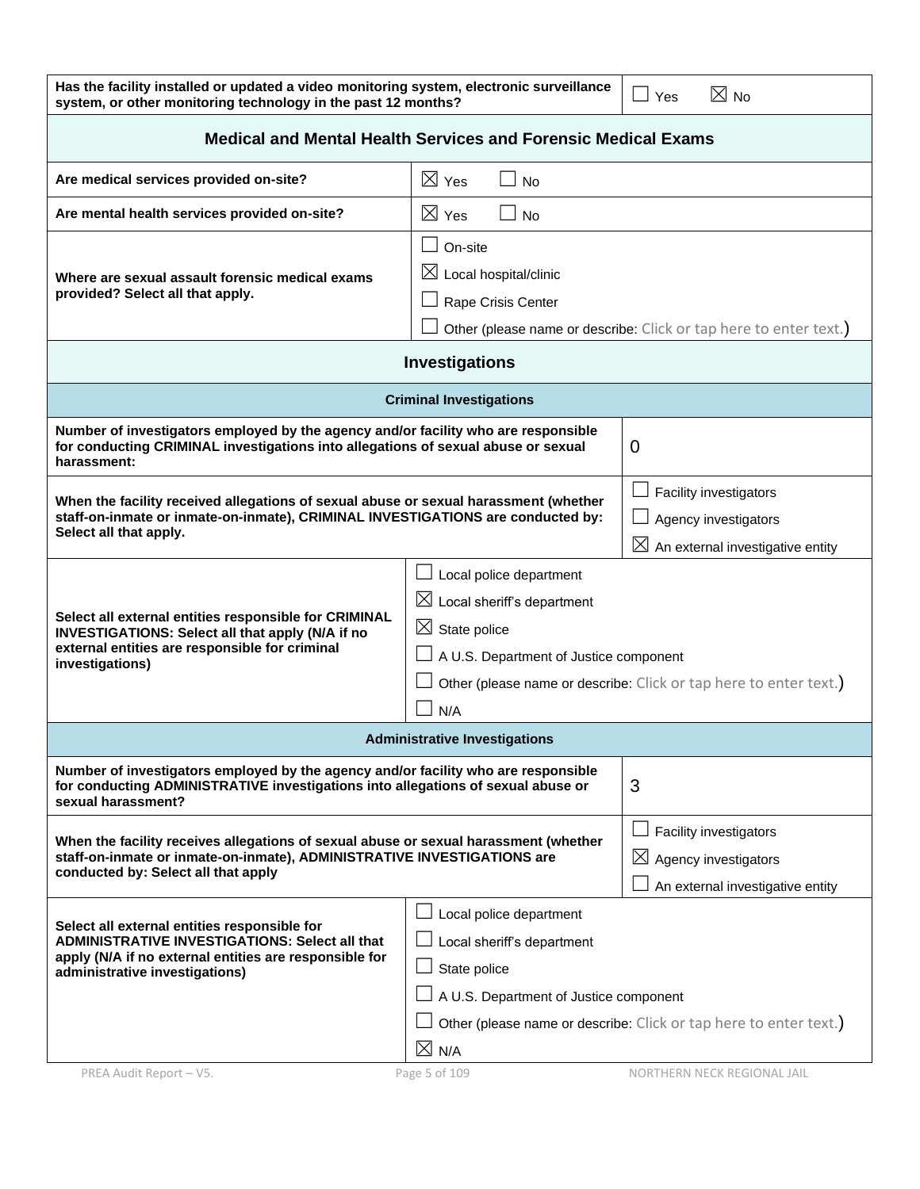| Has the facility installed or updated a video monitoring system, electronic surveillance system, or other monitoring technology in the past 12 months? | ☐ Yes ☒ No |
|---|---|

## Medical and Mental Health Services and Forensic Medical Exams

| Question | Response |
|---|---|
| **Are medical services provided on-site?** | ☒ Yes ☐ No |
| **Are mental health services provided on-site?** | ☒ Yes ☐ No |
| **Where are sexual assault forensic medical exams provided? Select all that apply.** | ☐ On-site<br>☒ Local hospital/clinic<br>☐ Rape Crisis Center<br>☐ Other (please name or describe: Click or tap here to enter text.) |

## Investigations

### Criminal Investigations

| Question | Response |
|---|---|
| **Number of investigators employed by the agency and/or facility who are responsible for conducting CRIMINAL investigations into allegations of sexual abuse or sexual harassment:** | 0 |
| **When the facility received allegations of sexual abuse or sexual harassment (whether staff-on-inmate or inmate-on-inmate), CRIMINAL INVESTIGATIONS are conducted by: Select all that apply.** | ☐ Facility investigators<br>☐ Agency investigators<br>☒ An external investigative entity |
| **Select all external entities responsible for CRIMINAL INVESTIGATIONS: Select all that apply (N/A if no external entities are responsible for criminal investigations)** | ☐ Local police department<br>☒ Local sheriff's department<br>☒ State police<br>☐ A U.S. Department of Justice component<br>☐ Other (please name or describe: Click or tap here to enter text.)<br>☐ N/A |

### Administrative Investigations

| Question | Response |
|---|---|
| **Number of investigators employed by the agency and/or facility who are responsible for conducting ADMINISTRATIVE investigations into allegations of sexual abuse or sexual harassment?** | 3 |
| **When the facility receives allegations of sexual abuse or sexual harassment (whether staff-on-inmate or inmate-on-inmate), ADMINISTRATIVE INVESTIGATIONS are conducted by: Select all that apply** | ☐ Facility investigators<br>☒ Agency investigators<br>☐ An external investigative entity |
| **Select all external entities responsible for ADMINISTRATIVE INVESTIGATIONS: Select all that apply (N/A if no external entities are responsible for administrative investigations)** | ☐ Local police department<br>☐ Local sheriff's department<br>☐ State police<br>☐ A U.S. Department of Justice component<br>☐ Other (please name or describe: Click or tap here to enter text.)<br>☒ N/A |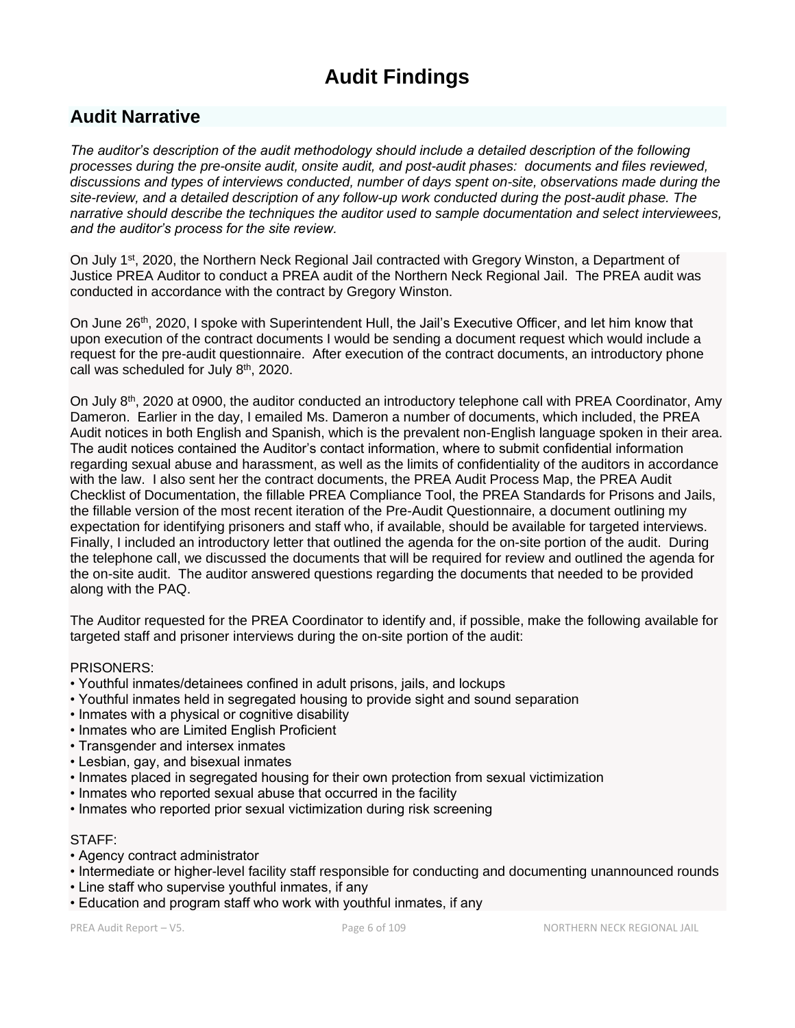# Audit Findings

## Audit Narrative

*The auditor's description of the audit methodology should include a detailed description of the following processes during the pre-onsite audit, onsite audit, and post-audit phases: documents and files reviewed, discussions and types of interviews conducted, number of days spent on-site, observations made during the site-review, and a detailed description of any follow-up work conducted during the post-audit phase. The narrative should describe the techniques the auditor used to sample documentation and select interviewees, and the auditor's process for the site review.*

On July 1st, 2020, the Northern Neck Regional Jail contracted with Gregory Winston, a Department of Justice PREA Auditor to conduct a PREA audit of the Northern Neck Regional Jail. The PREA audit was conducted in accordance with the contract by Gregory Winston.

On June 26th, 2020, I spoke with Superintendent Hull, the Jail's Executive Officer, and let him know that upon execution of the contract documents I would be sending a document request which would include a request for the pre-audit questionnaire. After execution of the contract documents, an introductory phone call was scheduled for July 8th, 2020.

On July 8th, 2020 at 0900, the auditor conducted an introductory telephone call with PREA Coordinator, Amy Dameron. Earlier in the day, I emailed Ms. Dameron a number of documents, which included, the PREA Audit notices in both English and Spanish, which is the prevalent non-English language spoken in their area. The audit notices contained the Auditor's contact information, where to submit confidential information regarding sexual abuse and harassment, as well as the limits of confidentiality of the auditors in accordance with the law. I also sent her the contract documents, the PREA Audit Process Map, the PREA Audit Checklist of Documentation, the fillable PREA Compliance Tool, the PREA Standards for Prisons and Jails, the fillable version of the most recent iteration of the Pre-Audit Questionnaire, a document outlining my expectation for identifying prisoners and staff who, if available, should be available for targeted interviews. Finally, I included an introductory letter that outlined the agenda for the on-site portion of the audit. During the telephone call, we discussed the documents that will be required for review and outlined the agenda for the on-site audit. The auditor answered questions regarding the documents that needed to be provided along with the PAQ.

The Auditor requested for the PREA Coordinator to identify and, if possible, make the following available for targeted staff and prisoner interviews during the on-site portion of the audit:

PRISONERS:

- Youthful inmates/detainees confined in adult prisons, jails, and lockups
- Youthful inmates held in segregated housing to provide sight and sound separation
- Inmates with a physical or cognitive disability
- Inmates who are Limited English Proficient
- Transgender and intersex inmates
- Lesbian, gay, and bisexual inmates
- Inmates placed in segregated housing for their own protection from sexual victimization
- Inmates who reported sexual abuse that occurred in the facility
- Inmates who reported prior sexual victimization during risk screening

STAFF:

- Agency contract administrator
- Intermediate or higher-level facility staff responsible for conducting and documenting unannounced rounds
- Line staff who supervise youthful inmates, if any
- Education and program staff who work with youthful inmates, if any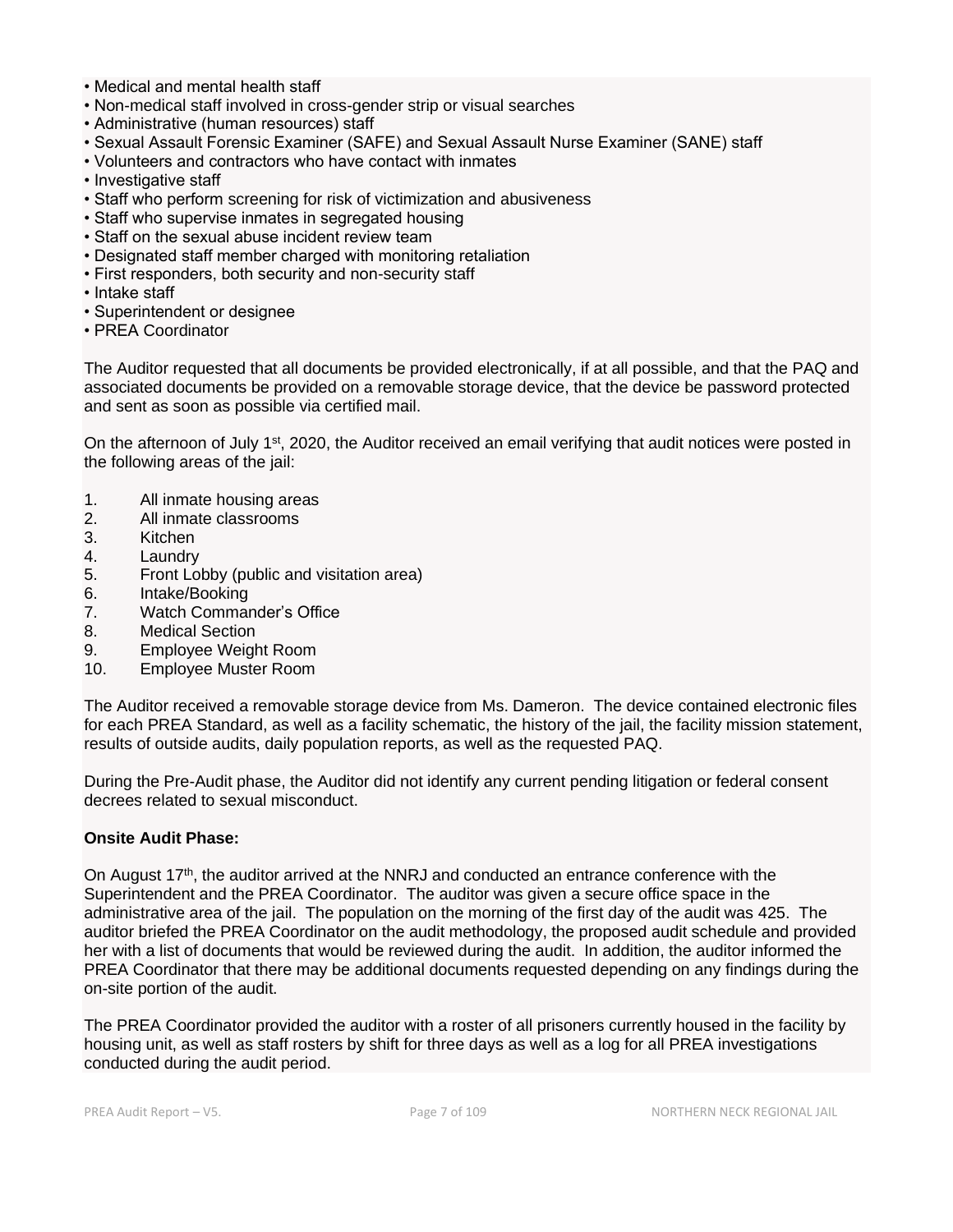- Medical and mental health staff
- Non-medical staff involved in cross-gender strip or visual searches
- Administrative (human resources) staff
- Sexual Assault Forensic Examiner (SAFE) and Sexual Assault Nurse Examiner (SANE) staff
- Volunteers and contractors who have contact with inmates
- Investigative staff
- Staff who perform screening for risk of victimization and abusiveness
- Staff who supervise inmates in segregated housing
- Staff on the sexual abuse incident review team
- Designated staff member charged with monitoring retaliation
- First responders, both security and non-security staff
- Intake staff
- Superintendent or designee
- PREA Coordinator

The Auditor requested that all documents be provided electronically, if at all possible, and that the PAQ and associated documents be provided on a removable storage device, that the device be password protected and sent as soon as possible via certified mail.

On the afternoon of July 1st, 2020, the Auditor received an email verifying that audit notices were posted in the following areas of the jail:

1. All inmate housing areas
2. All inmate classrooms
3. Kitchen
4. Laundry
5. Front Lobby (public and visitation area)
6. Intake/Booking
7. Watch Commander's Office
8. Medical Section
9. Employee Weight Room
10. Employee Muster Room

The Auditor received a removable storage device from Ms. Dameron. The device contained electronic files for each PREA Standard, as well as a facility schematic, the history of the jail, the facility mission statement, results of outside audits, daily population reports, as well as the requested PAQ.

During the Pre-Audit phase, the Auditor did not identify any current pending litigation or federal consent decrees related to sexual misconduct.

**Onsite Audit Phase:**

On August 17th, the auditor arrived at the NNRJ and conducted an entrance conference with the Superintendent and the PREA Coordinator. The auditor was given a secure office space in the administrative area of the jail. The population on the morning of the first day of the audit was 425. The auditor briefed the PREA Coordinator on the audit methodology, the proposed audit schedule and provided her with a list of documents that would be reviewed during the audit. In addition, the auditor informed the PREA Coordinator that there may be additional documents requested depending on any findings during the on-site portion of the audit.

The PREA Coordinator provided the auditor with a roster of all prisoners currently housed in the facility by housing unit, as well as staff rosters by shift for three days as well as a log for all PREA investigations conducted during the audit period.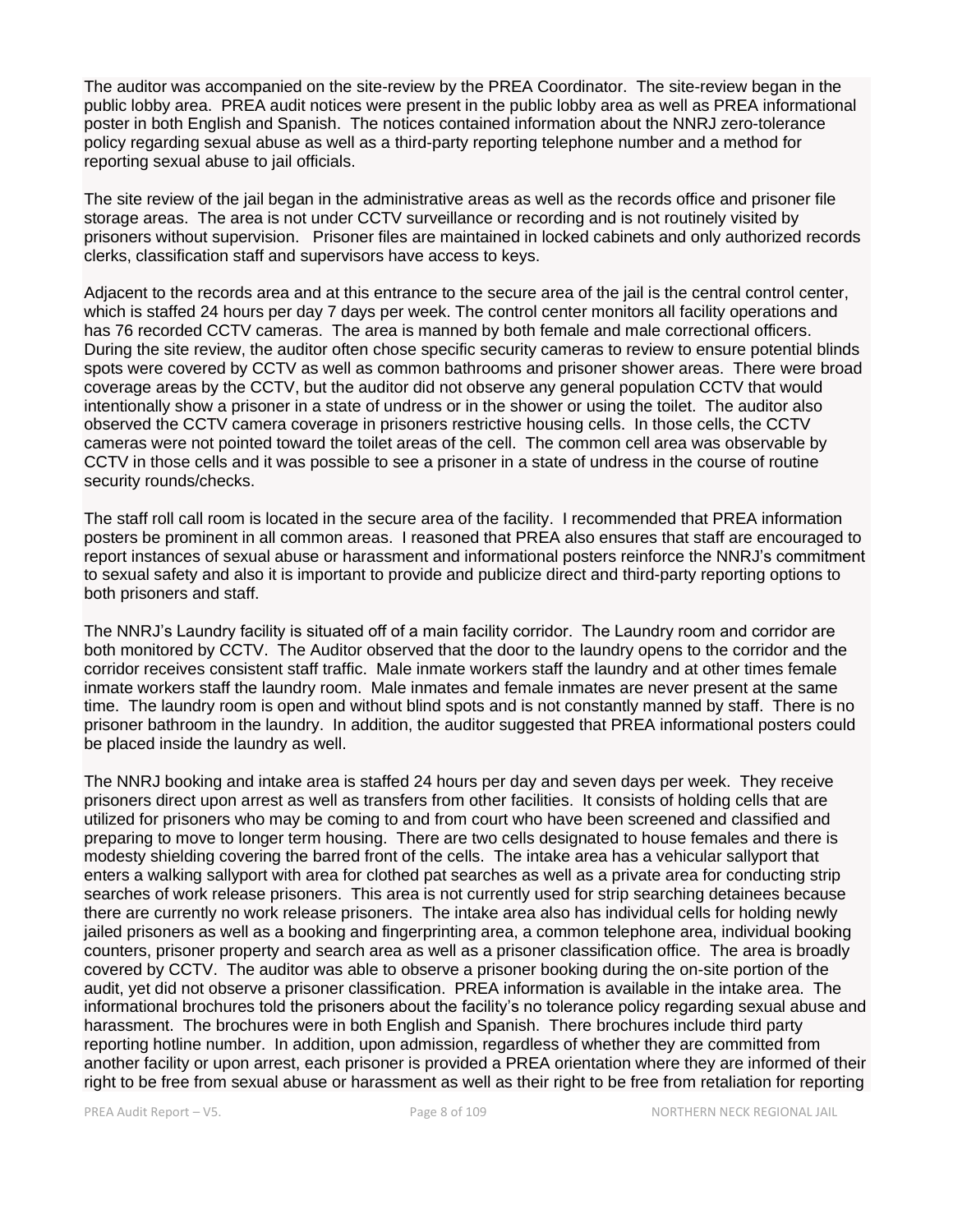The auditor was accompanied on the site-review by the PREA Coordinator. The site-review began in the public lobby area. PREA audit notices were present in the public lobby area as well as PREA informational poster in both English and Spanish. The notices contained information about the NNRJ zero-tolerance policy regarding sexual abuse as well as a third-party reporting telephone number and a method for reporting sexual abuse to jail officials.

The site review of the jail began in the administrative areas as well as the records office and prisoner file storage areas. The area is not under CCTV surveillance or recording and is not routinely visited by prisoners without supervision. Prisoner files are maintained in locked cabinets and only authorized records clerks, classification staff and supervisors have access to keys.

Adjacent to the records area and at this entrance to the secure area of the jail is the central control center, which is staffed 24 hours per day 7 days per week. The control center monitors all facility operations and has 76 recorded CCTV cameras. The area is manned by both female and male correctional officers. During the site review, the auditor often chose specific security cameras to review to ensure potential blinds spots were covered by CCTV as well as common bathrooms and prisoner shower areas. There were broad coverage areas by the CCTV, but the auditor did not observe any general population CCTV that would intentionally show a prisoner in a state of undress or in the shower or using the toilet. The auditor also observed the CCTV camera coverage in prisoners restrictive housing cells. In those cells, the CCTV cameras were not pointed toward the toilet areas of the cell. The common cell area was observable by CCTV in those cells and it was possible to see a prisoner in a state of undress in the course of routine security rounds/checks.

The staff roll call room is located in the secure area of the facility. I recommended that PREA information posters be prominent in all common areas. I reasoned that PREA also ensures that staff are encouraged to report instances of sexual abuse or harassment and informational posters reinforce the NNRJ's commitment to sexual safety and also it is important to provide and publicize direct and third-party reporting options to both prisoners and staff.

The NNRJ's Laundry facility is situated off of a main facility corridor. The Laundry room and corridor are both monitored by CCTV. The Auditor observed that the door to the laundry opens to the corridor and the corridor receives consistent staff traffic. Male inmate workers staff the laundry and at other times female inmate workers staff the laundry room. Male inmates and female inmates are never present at the same time. The laundry room is open and without blind spots and is not constantly manned by staff. There is no prisoner bathroom in the laundry. In addition, the auditor suggested that PREA informational posters could be placed inside the laundry as well.

The NNRJ booking and intake area is staffed 24 hours per day and seven days per week. They receive prisoners direct upon arrest as well as transfers from other facilities. It consists of holding cells that are utilized for prisoners who may be coming to and from court who have been screened and classified and preparing to move to longer term housing. There are two cells designated to house females and there is modesty shielding covering the barred front of the cells. The intake area has a vehicular sallyport that enters a walking sallyport with area for clothed pat searches as well as a private area for conducting strip searches of work release prisoners. This area is not currently used for strip searching detainees because there are currently no work release prisoners. The intake area also has individual cells for holding newly jailed prisoners as well as a booking and fingerprinting area, a common telephone area, individual booking counters, prisoner property and search area as well as a prisoner classification office. The area is broadly covered by CCTV. The auditor was able to observe a prisoner booking during the on-site portion of the audit, yet did not observe a prisoner classification. PREA information is available in the intake area. The informational brochures told the prisoners about the facility's no tolerance policy regarding sexual abuse and harassment. The brochures were in both English and Spanish. There brochures include third party reporting hotline number. In addition, upon admission, regardless of whether they are committed from another facility or upon arrest, each prisoner is provided a PREA orientation where they are informed of their right to be free from sexual abuse or harassment as well as their right to be free from retaliation for reporting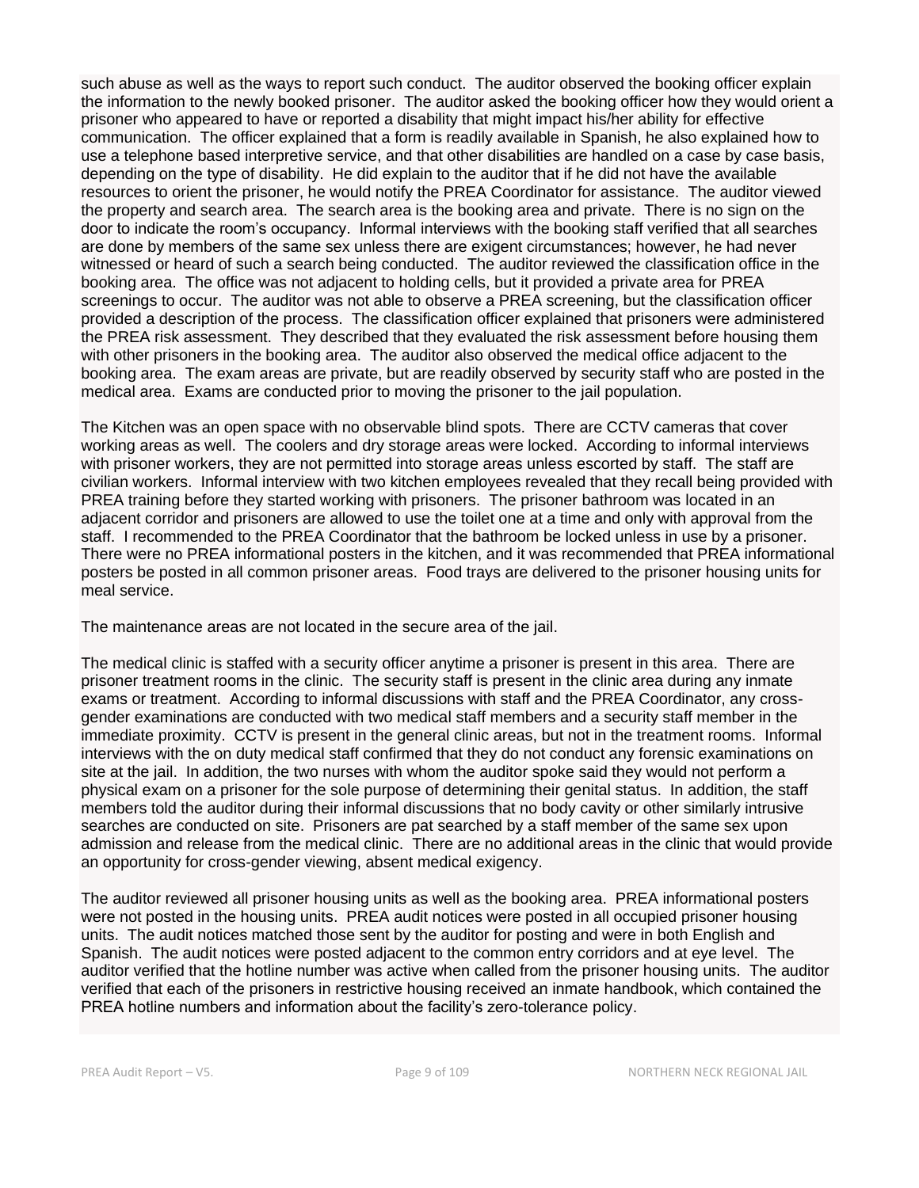such abuse as well as the ways to report such conduct. The auditor observed the booking officer explain the information to the newly booked prisoner. The auditor asked the booking officer how they would orient a prisoner who appeared to have or reported a disability that might impact his/her ability for effective communication. The officer explained that a form is readily available in Spanish, he also explained how to use a telephone based interpretive service, and that other disabilities are handled on a case by case basis, depending on the type of disability. He did explain to the auditor that if he did not have the available resources to orient the prisoner, he would notify the PREA Coordinator for assistance. The auditor viewed the property and search area. The search area is the booking area and private. There is no sign on the door to indicate the room's occupancy. Informal interviews with the booking staff verified that all searches are done by members of the same sex unless there are exigent circumstances; however, he had never witnessed or heard of such a search being conducted. The auditor reviewed the classification office in the booking area. The office was not adjacent to holding cells, but it provided a private area for PREA screenings to occur. The auditor was not able to observe a PREA screening, but the classification officer provided a description of the process. The classification officer explained that prisoners were administered the PREA risk assessment. They described that they evaluated the risk assessment before housing them with other prisoners in the booking area. The auditor also observed the medical office adjacent to the booking area. The exam areas are private, but are readily observed by security staff who are posted in the medical area. Exams are conducted prior to moving the prisoner to the jail population.

The Kitchen was an open space with no observable blind spots. There are CCTV cameras that cover working areas as well. The coolers and dry storage areas were locked. According to informal interviews with prisoner workers, they are not permitted into storage areas unless escorted by staff. The staff are civilian workers. Informal interview with two kitchen employees revealed that they recall being provided with PREA training before they started working with prisoners. The prisoner bathroom was located in an adjacent corridor and prisoners are allowed to use the toilet one at a time and only with approval from the staff. I recommended to the PREA Coordinator that the bathroom be locked unless in use by a prisoner. There were no PREA informational posters in the kitchen, and it was recommended that PREA informational posters be posted in all common prisoner areas. Food trays are delivered to the prisoner housing units for meal service.

The maintenance areas are not located in the secure area of the jail.

The medical clinic is staffed with a security officer anytime a prisoner is present in this area. There are prisoner treatment rooms in the clinic. The security staff is present in the clinic area during any inmate exams or treatment. According to informal discussions with staff and the PREA Coordinator, any cross-gender examinations are conducted with two medical staff members and a security staff member in the immediate proximity. CCTV is present in the general clinic areas, but not in the treatment rooms. Informal interviews with the on duty medical staff confirmed that they do not conduct any forensic examinations on site at the jail. In addition, the two nurses with whom the auditor spoke said they would not perform a physical exam on a prisoner for the sole purpose of determining their genital status. In addition, the staff members told the auditor during their informal discussions that no body cavity or other similarly intrusive searches are conducted on site. Prisoners are pat searched by a staff member of the same sex upon admission and release from the medical clinic. There are no additional areas in the clinic that would provide an opportunity for cross-gender viewing, absent medical exigency.

The auditor reviewed all prisoner housing units as well as the booking area. PREA informational posters were not posted in the housing units. PREA audit notices were posted in all occupied prisoner housing units. The audit notices matched those sent by the auditor for posting and were in both English and Spanish. The audit notices were posted adjacent to the common entry corridors and at eye level. The auditor verified that the hotline number was active when called from the prisoner housing units. The auditor verified that each of the prisoners in restrictive housing received an inmate handbook, which contained the PREA hotline numbers and information about the facility's zero-tolerance policy.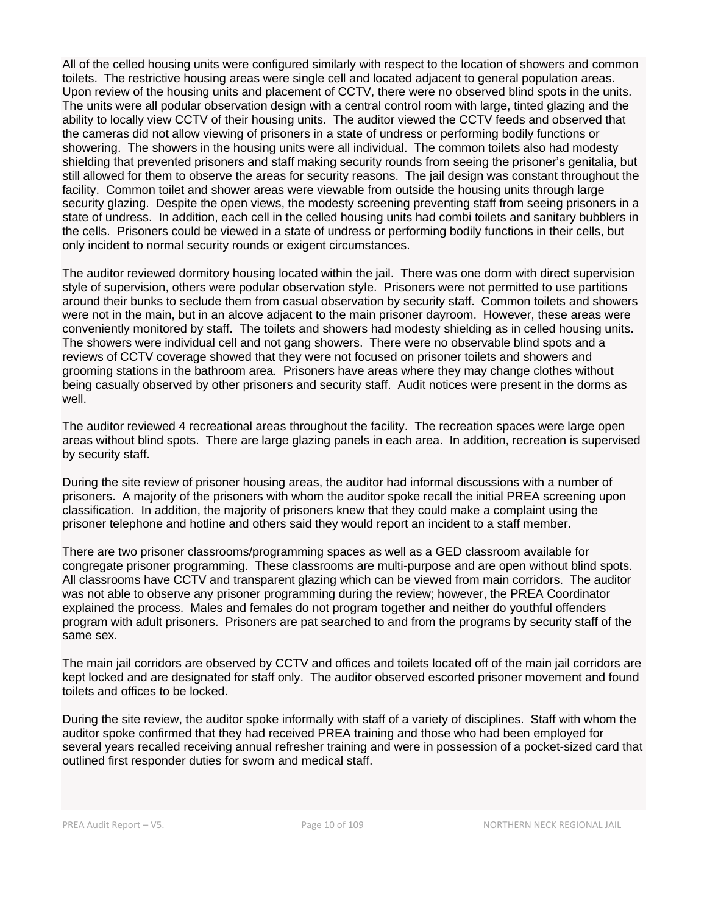All of the celled housing units were configured similarly with respect to the location of showers and common toilets. The restrictive housing areas were single cell and located adjacent to general population areas. Upon review of the housing units and placement of CCTV, there were no observed blind spots in the units. The units were all podular observation design with a central control room with large, tinted glazing and the ability to locally view CCTV of their housing units. The auditor viewed the CCTV feeds and observed that the cameras did not allow viewing of prisoners in a state of undress or performing bodily functions or showering. The showers in the housing units were all individual. The common toilets also had modesty shielding that prevented prisoners and staff making security rounds from seeing the prisoner's genitalia, but still allowed for them to observe the areas for security reasons. The jail design was constant throughout the facility. Common toilet and shower areas were viewable from outside the housing units through large security glazing. Despite the open views, the modesty screening preventing staff from seeing prisoners in a state of undress. In addition, each cell in the celled housing units had combi toilets and sanitary bubblers in the cells. Prisoners could be viewed in a state of undress or performing bodily functions in their cells, but only incident to normal security rounds or exigent circumstances.

The auditor reviewed dormitory housing located within the jail. There was one dorm with direct supervision style of supervision, others were podular observation style. Prisoners were not permitted to use partitions around their bunks to seclude them from casual observation by security staff. Common toilets and showers were not in the main, but in an alcove adjacent to the main prisoner dayroom. However, these areas were conveniently monitored by staff. The toilets and showers had modesty shielding as in celled housing units. The showers were individual cell and not gang showers. There were no observable blind spots and a reviews of CCTV coverage showed that they were not focused on prisoner toilets and showers and grooming stations in the bathroom area. Prisoners have areas where they may change clothes without being casually observed by other prisoners and security staff. Audit notices were present in the dorms as well.

The auditor reviewed 4 recreational areas throughout the facility. The recreation spaces were large open areas without blind spots. There are large glazing panels in each area. In addition, recreation is supervised by security staff.

During the site review of prisoner housing areas, the auditor had informal discussions with a number of prisoners. A majority of the prisoners with whom the auditor spoke recall the initial PREA screening upon classification. In addition, the majority of prisoners knew that they could make a complaint using the prisoner telephone and hotline and others said they would report an incident to a staff member.

There are two prisoner classrooms/programming spaces as well as a GED classroom available for congregate prisoner programming. These classrooms are multi-purpose and are open without blind spots. All classrooms have CCTV and transparent glazing which can be viewed from main corridors. The auditor was not able to observe any prisoner programming during the review; however, the PREA Coordinator explained the process. Males and females do not program together and neither do youthful offenders program with adult prisoners. Prisoners are pat searched to and from the programs by security staff of the same sex.

The main jail corridors are observed by CCTV and offices and toilets located off of the main jail corridors are kept locked and are designated for staff only. The auditor observed escorted prisoner movement and found toilets and offices to be locked.

During the site review, the auditor spoke informally with staff of a variety of disciplines. Staff with whom the auditor spoke confirmed that they had received PREA training and those who had been employed for several years recalled receiving annual refresher training and were in possession of a pocket-sized card that outlined first responder duties for sworn and medical staff.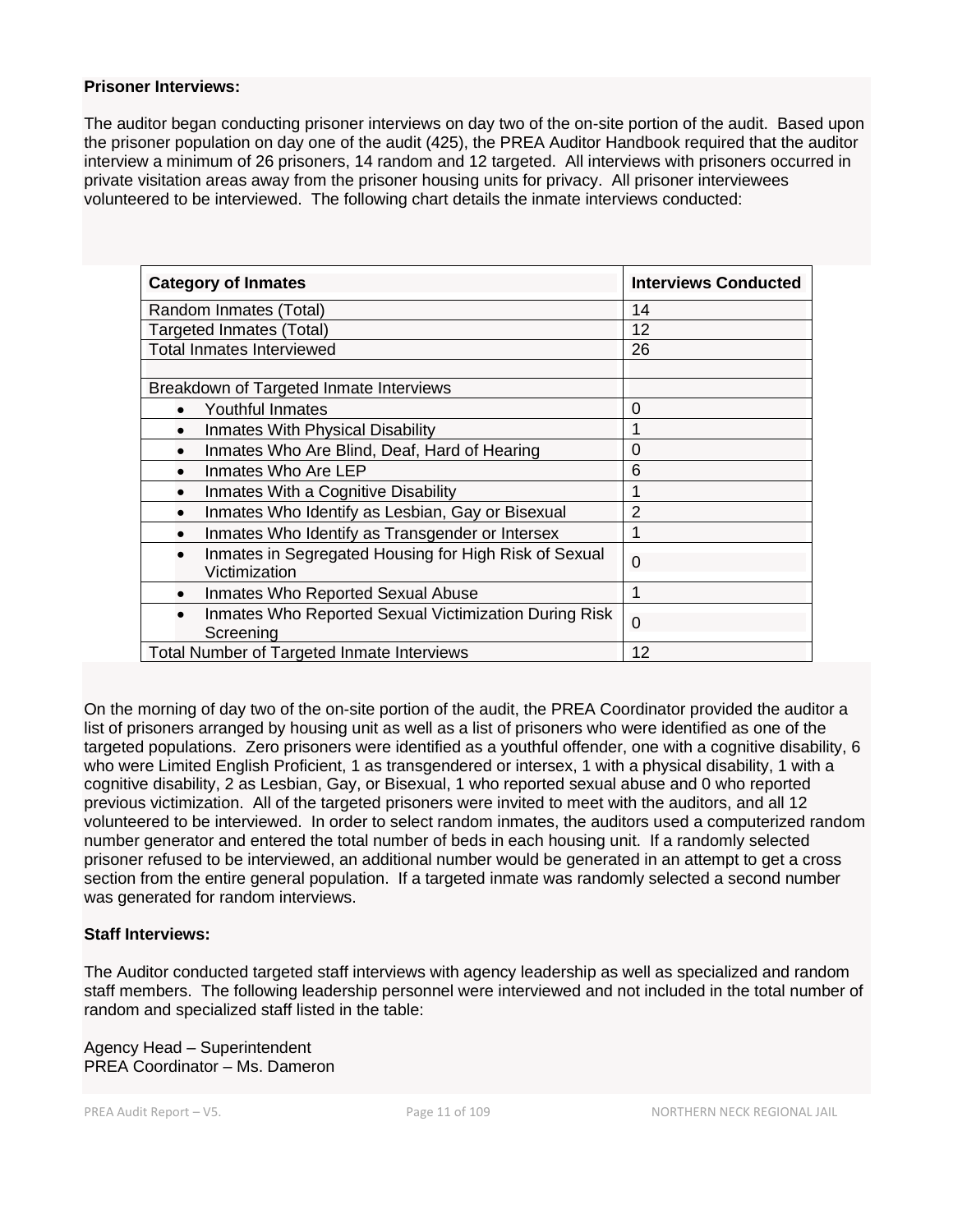**Prisoner Interviews:**

The auditor began conducting prisoner interviews on day two of the on-site portion of the audit. Based upon the prisoner population on day one of the audit (425), the PREA Auditor Handbook required that the auditor interview a minimum of 26 prisoners, 14 random and 12 targeted. All interviews with prisoners occurred in private visitation areas away from the prisoner housing units for privacy. All prisoner interviewees volunteered to be interviewed. The following chart details the inmate interviews conducted:

| Category of Inmates | Interviews Conducted |
|---|---|
| Random Inmates (Total) | 14 |
| Targeted Inmates (Total) | 12 |
| Total Inmates Interviewed | 26 |
| | |
| Breakdown of Targeted Inmate Interviews | |
| • Youthful Inmates | 0 |
| • Inmates With Physical Disability | 1 |
| • Inmates Who Are Blind, Deaf, Hard of Hearing | 0 |
| • Inmates Who Are LEP | 6 |
| • Inmates With a Cognitive Disability | 1 |
| • Inmates Who Identify as Lesbian, Gay or Bisexual | 2 |
| • Inmates Who Identify as Transgender or Intersex | 1 |
| • Inmates in Segregated Housing for High Risk of Sexual Victimization | 0 |
| • Inmates Who Reported Sexual Abuse | 1 |
| • Inmates Who Reported Sexual Victimization During Risk Screening | 0 |
| Total Number of Targeted Inmate Interviews | 12 |

On the morning of day two of the on-site portion of the audit, the PREA Coordinator provided the auditor a list of prisoners arranged by housing unit as well as a list of prisoners who were identified as one of the targeted populations. Zero prisoners were identified as a youthful offender, one with a cognitive disability, 6 who were Limited English Proficient, 1 as transgendered or intersex, 1 with a physical disability, 1 with a cognitive disability, 2 as Lesbian, Gay, or Bisexual, 1 who reported sexual abuse and 0 who reported previous victimization. All of the targeted prisoners were invited to meet with the auditors, and all 12 volunteered to be interviewed. In order to select random inmates, the auditors used a computerized random number generator and entered the total number of beds in each housing unit. If a randomly selected prisoner refused to be interviewed, an additional number would be generated in an attempt to get a cross section from the entire general population. If a targeted inmate was randomly selected a second number was generated for random interviews.

**Staff Interviews:**

The Auditor conducted targeted staff interviews with agency leadership as well as specialized and random staff members. The following leadership personnel were interviewed and not included in the total number of random and specialized staff listed in the table:

Agency Head – Superintendent
PREA Coordinator – Ms. Dameron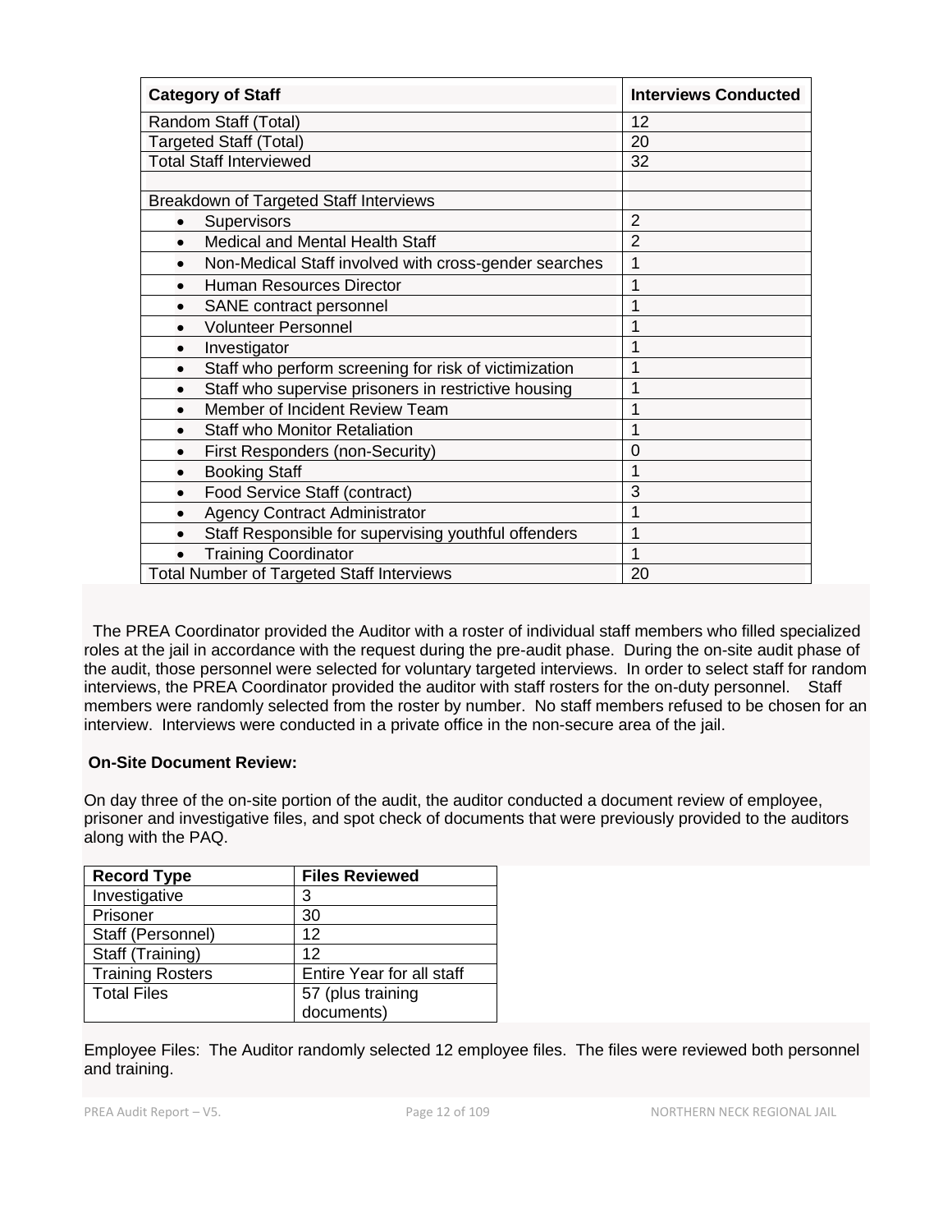| Category of Staff | Interviews Conducted |
|---|---|
| Random Staff (Total) | 12 |
| Targeted Staff (Total) | 20 |
| Total Staff Interviewed | 32 |
| | |
| Breakdown of Targeted Staff Interviews | |
| • Supervisors | 2 |
| • Medical and Mental Health Staff | 2 |
| • Non-Medical Staff involved with cross-gender searches | 1 |
| • Human Resources Director | 1 |
| • SANE contract personnel | 1 |
| • Volunteer Personnel | 1 |
| • Investigator | 1 |
| • Staff who perform screening for risk of victimization | 1 |
| • Staff who supervise prisoners in restrictive housing | 1 |
| • Member of Incident Review Team | 1 |
| • Staff who Monitor Retaliation | 1 |
| • First Responders (non-Security) | 0 |
| • Booking Staff | 1 |
| • Food Service Staff (contract) | 3 |
| • Agency Contract Administrator | 1 |
| • Staff Responsible for supervising youthful offenders | 1 |
| • Training Coordinator | 1 |
| Total Number of Targeted Staff Interviews | 20 |

The PREA Coordinator provided the Auditor with a roster of individual staff members who filled specialized roles at the jail in accordance with the request during the pre-audit phase. During the on-site audit phase of the audit, those personnel were selected for voluntary targeted interviews. In order to select staff for random interviews, the PREA Coordinator provided the auditor with staff rosters for the on-duty personnel. Staff members were randomly selected from the roster by number. No staff members refused to be chosen for an interview. Interviews were conducted in a private office in the non-secure area of the jail.

**On-Site Document Review:**

On day three of the on-site portion of the audit, the auditor conducted a document review of employee, prisoner and investigative files, and spot check of documents that were previously provided to the auditors along with the PAQ.

| Record Type | Files Reviewed |
|---|---|
| Investigative | 3 |
| Prisoner | 30 |
| Staff (Personnel) | 12 |
| Staff (Training) | 12 |
| Training Rosters | Entire Year for all staff |
| Total Files | 57 (plus training documents) |

Employee Files: The Auditor randomly selected 12 employee files. The files were reviewed both personnel and training.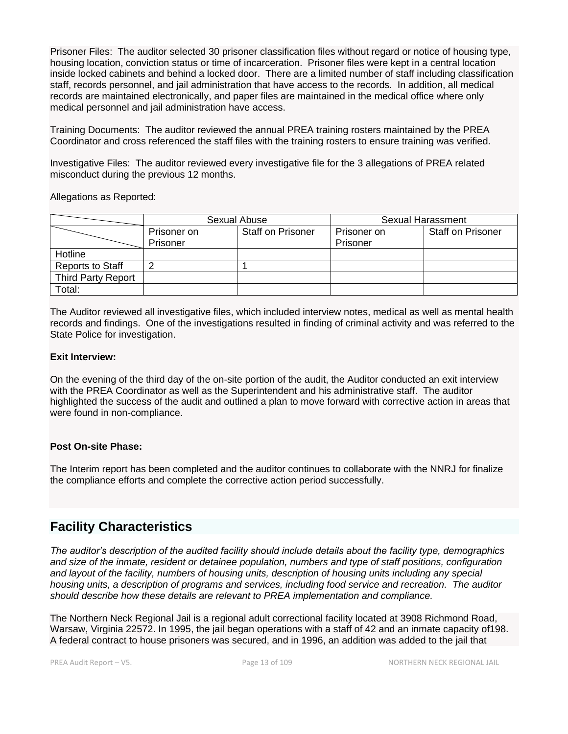Prisoner Files: The auditor selected 30 prisoner classification files without regard or notice of housing type, housing location, conviction status or time of incarceration. Prisoner files were kept in a central location inside locked cabinets and behind a locked door. There are a limited number of staff including classification staff, records personnel, and jail administration that have access to the records. In addition, all medical records are maintained electronically, and paper files are maintained in the medical office where only medical personnel and jail administration have access.

Training Documents: The auditor reviewed the annual PREA training rosters maintained by the PREA Coordinator and cross referenced the staff files with the training rosters to ensure training was verified.

Investigative Files: The auditor reviewed every investigative file for the 3 allegations of PREA related misconduct during the previous 12 months.

Allegations as Reported:

| | Sexual Abuse | | Sexual Harassment | |
|---|---|---|---|---|
| | Prisoner on Prisoner | Staff on Prisoner | Prisoner on Prisoner | Staff on Prisoner |
| Hotline | | | | |
| Reports to Staff | 2 | 1 | | |
| Third Party Report | | | | |
| Total: | | | | |

The Auditor reviewed all investigative files, which included interview notes, medical as well as mental health records and findings. One of the investigations resulted in finding of criminal activity and was referred to the State Police for investigation.

**Exit Interview:**

On the evening of the third day of the on-site portion of the audit, the Auditor conducted an exit interview with the PREA Coordinator as well as the Superintendent and his administrative staff. The auditor highlighted the success of the audit and outlined a plan to move forward with corrective action in areas that were found in non-compliance.

**Post On-site Phase:**

The Interim report has been completed and the auditor continues to collaborate with the NNRJ for finalize the compliance efforts and complete the corrective action period successfully.

## Facility Characteristics

*The auditor's description of the audited facility should include details about the facility type, demographics and size of the inmate, resident or detainee population, numbers and type of staff positions, configuration and layout of the facility, numbers of housing units, description of housing units including any special housing units, a description of programs and services, including food service and recreation. The auditor should describe how these details are relevant to PREA implementation and compliance.*

The Northern Neck Regional Jail is a regional adult correctional facility located at 3908 Richmond Road, Warsaw, Virginia 22572. In 1995, the jail began operations with a staff of 42 and an inmate capacity of198. A federal contract to house prisoners was secured, and in 1996, an addition was added to the jail that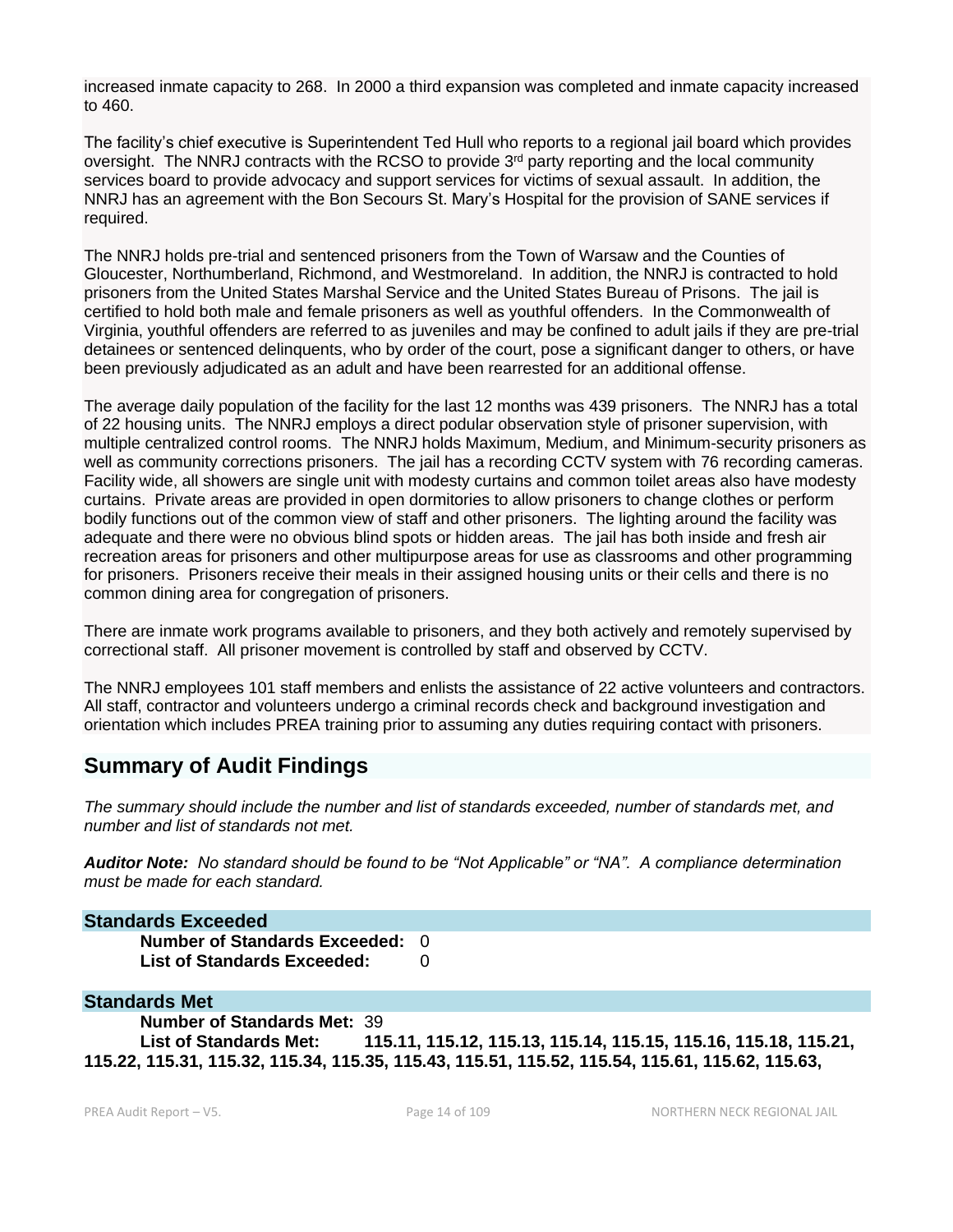increased inmate capacity to 268. In 2000 a third expansion was completed and inmate capacity increased to 460.

The facility's chief executive is Superintendent Ted Hull who reports to a regional jail board which provides oversight. The NNRJ contracts with the RCSO to provide 3rd party reporting and the local community services board to provide advocacy and support services for victims of sexual assault. In addition, the NNRJ has an agreement with the Bon Secours St. Mary's Hospital for the provision of SANE services if required.

The NNRJ holds pre-trial and sentenced prisoners from the Town of Warsaw and the Counties of Gloucester, Northumberland, Richmond, and Westmoreland. In addition, the NNRJ is contracted to hold prisoners from the United States Marshal Service and the United States Bureau of Prisons. The jail is certified to hold both male and female prisoners as well as youthful offenders. In the Commonwealth of Virginia, youthful offenders are referred to as juveniles and may be confined to adult jails if they are pre-trial detainees or sentenced delinquents, who by order of the court, pose a significant danger to others, or have been previously adjudicated as an adult and have been rearrested for an additional offense.

The average daily population of the facility for the last 12 months was 439 prisoners. The NNRJ has a total of 22 housing units. The NNRJ employs a direct podular observation style of prisoner supervision, with multiple centralized control rooms. The NNRJ holds Maximum, Medium, and Minimum-security prisoners as well as community corrections prisoners. The jail has a recording CCTV system with 76 recording cameras. Facility wide, all showers are single unit with modesty curtains and common toilet areas also have modesty curtains. Private areas are provided in open dormitories to allow prisoners to change clothes or perform bodily functions out of the common view of staff and other prisoners. The lighting around the facility was adequate and there were no obvious blind spots or hidden areas. The jail has both inside and fresh air recreation areas for prisoners and other multipurpose areas for use as classrooms and other programming for prisoners. Prisoners receive their meals in their assigned housing units or their cells and there is no common dining area for congregation of prisoners.

There are inmate work programs available to prisoners, and they both actively and remotely supervised by correctional staff. All prisoner movement is controlled by staff and observed by CCTV.

The NNRJ employees 101 staff members and enlists the assistance of 22 active volunteers and contractors. All staff, contractor and volunteers undergo a criminal records check and background investigation and orientation which includes PREA training prior to assuming any duties requiring contact with prisoners.

## Summary of Audit Findings

*The summary should include the number and list of standards exceeded, number of standards met, and number and list of standards not met.*

***Auditor Note:*** *No standard should be found to be "Not Applicable" or "NA". A compliance determination must be made for each standard.*

### Standards Exceeded

**Number of Standards Exceeded:** 0
**List of Standards Exceeded:** 0

### Standards Met

**Number of Standards Met:** 39
**List of Standards Met:** **115.11, 115.12, 115.13, 115.14, 115.15, 115.16, 115.18, 115.21, 115.22, 115.31, 115.32, 115.34, 115.35, 115.43, 115.51, 115.52, 115.54, 115.61, 115.62, 115.63,**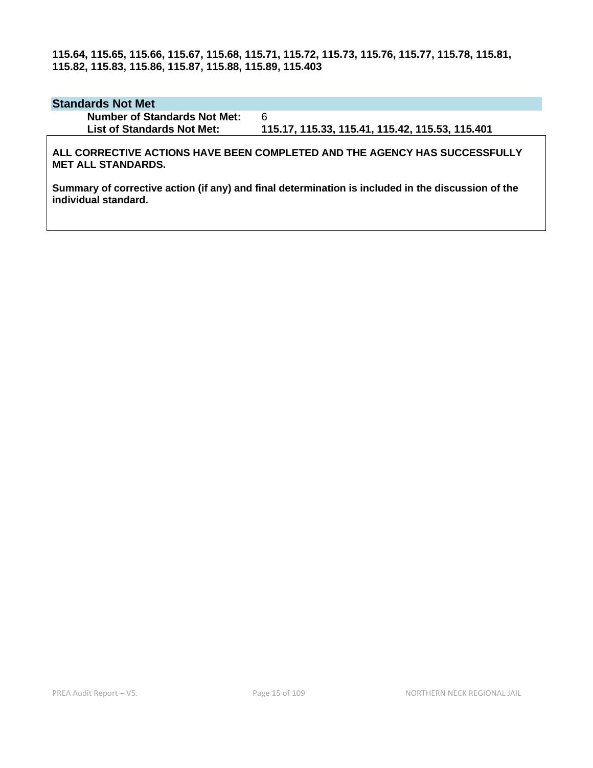**115.64, 115.65, 115.66, 115.67, 115.68, 115.71, 115.72, 115.73, 115.76, 115.77, 115.78, 115.81, 115.82, 115.83, 115.86, 115.87, 115.88, 115.89, 115.403**

## Standards Not Met

**Number of Standards Not Met:** 6

**List of Standards Not Met:** **115.17, 115.33, 115.41, 115.42, 115.53, 115.401**

**ALL CORRECTIVE ACTIONS HAVE BEEN COMPLETED AND THE AGENCY HAS SUCCESSFULLY MET ALL STANDARDS.**

**Summary of corrective action (if any) and final determination is included in the discussion of the individual standard.**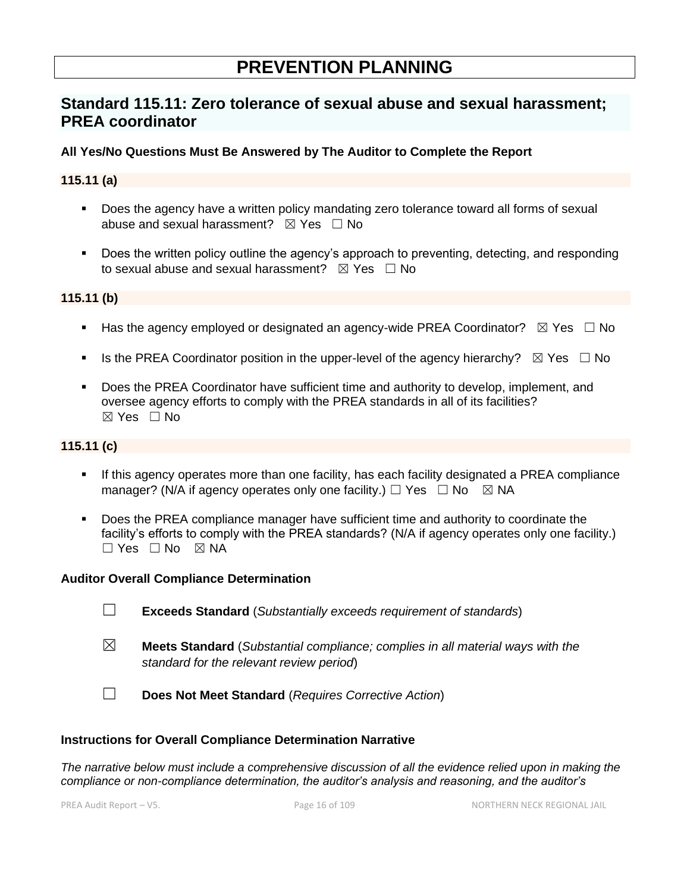# PREVENTION PLANNING

## Standard 115.11: Zero tolerance of sexual abuse and sexual harassment; PREA coordinator

**All Yes/No Questions Must Be Answered by The Auditor to Complete the Report**

### 115.11 (a)

- Does the agency have a written policy mandating zero tolerance toward all forms of sexual abuse and sexual harassment? ☒ Yes ☐ No
- Does the written policy outline the agency's approach to preventing, detecting, and responding to sexual abuse and sexual harassment? ☒ Yes ☐ No

### 115.11 (b)

- Has the agency employed or designated an agency-wide PREA Coordinator? ☒ Yes ☐ No
- Is the PREA Coordinator position in the upper-level of the agency hierarchy? ☒ Yes ☐ No
- Does the PREA Coordinator have sufficient time and authority to develop, implement, and oversee agency efforts to comply with the PREA standards in all of its facilities? ☒ Yes ☐ No

### 115.11 (c)

- If this agency operates more than one facility, has each facility designated a PREA compliance manager? (N/A if agency operates only one facility.) ☐ Yes ☐ No ☒ NA
- Does the PREA compliance manager have sufficient time and authority to coordinate the facility's efforts to comply with the PREA standards? (N/A if agency operates only one facility.) ☐ Yes ☐ No ☒ NA

**Auditor Overall Compliance Determination**

☐ **Exceeds Standard** (*Substantially exceeds requirement of standards*)

☒ **Meets Standard** (*Substantial compliance; complies in all material ways with the standard for the relevant review period*)

☐ **Does Not Meet Standard** (*Requires Corrective Action*)

**Instructions for Overall Compliance Determination Narrative**

*The narrative below must include a comprehensive discussion of all the evidence relied upon in making the compliance or non-compliance determination, the auditor's analysis and reasoning, and the auditor's*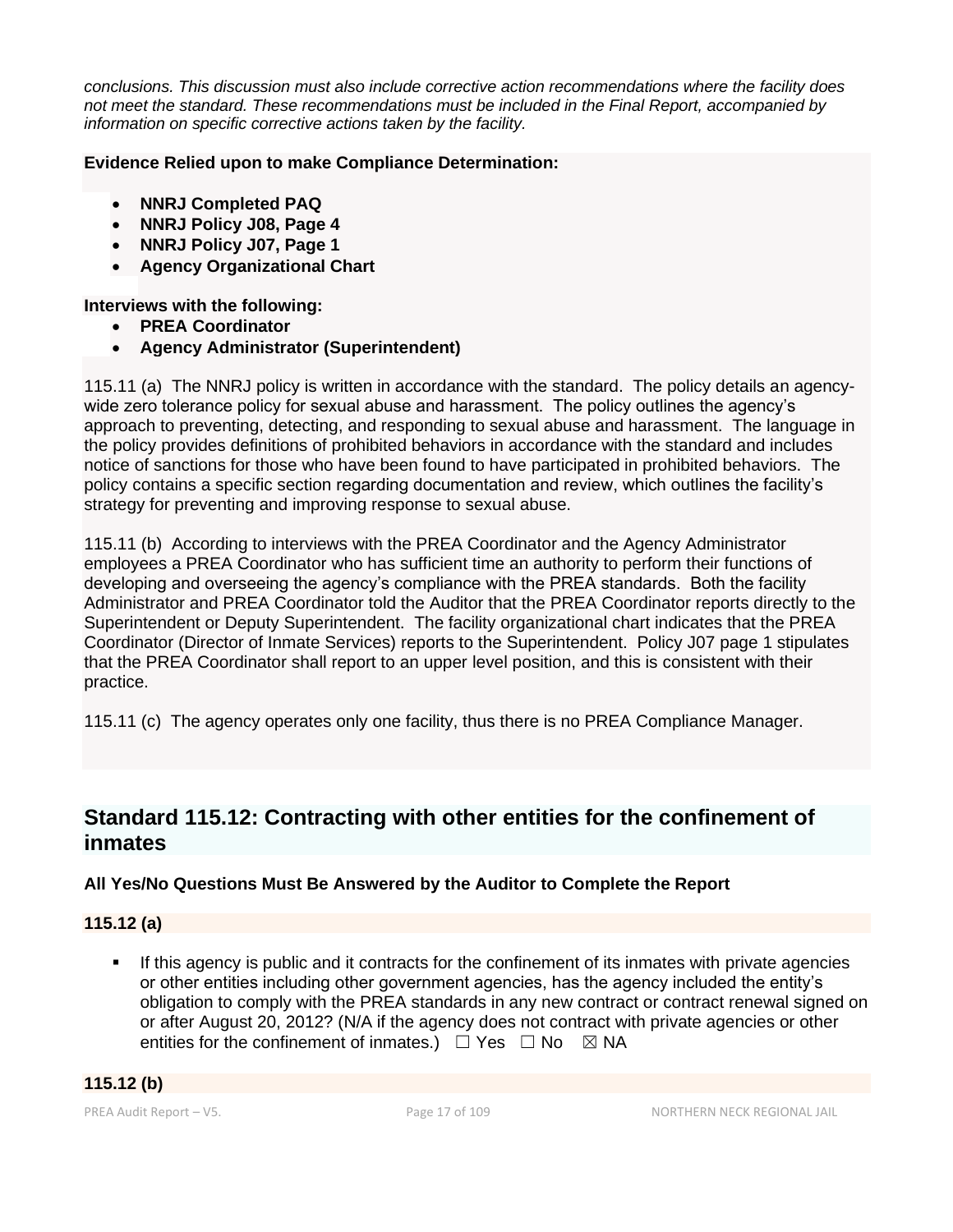*conclusions. This discussion must also include corrective action recommendations where the facility does not meet the standard. These recommendations must be included in the Final Report, accompanied by information on specific corrective actions taken by the facility.*

**Evidence Relied upon to make Compliance Determination:**

- **NNRJ Completed PAQ**
- **NNRJ Policy J08, Page 4**
- **NNRJ Policy J07, Page 1**
- **Agency Organizational Chart**

**Interviews with the following:**

- **PREA Coordinator**
- **Agency Administrator (Superintendent)**

115.11 (a) The NNRJ policy is written in accordance with the standard. The policy details an agency-wide zero tolerance policy for sexual abuse and harassment. The policy outlines the agency's approach to preventing, detecting, and responding to sexual abuse and harassment. The language in the policy provides definitions of prohibited behaviors in accordance with the standard and includes notice of sanctions for those who have been found to have participated in prohibited behaviors. The policy contains a specific section regarding documentation and review, which outlines the facility's strategy for preventing and improving response to sexual abuse.

115.11 (b) According to interviews with the PREA Coordinator and the Agency Administrator employees a PREA Coordinator who has sufficient time an authority to perform their functions of developing and overseeing the agency's compliance with the PREA standards. Both the facility Administrator and PREA Coordinator told the Auditor that the PREA Coordinator reports directly to the Superintendent or Deputy Superintendent. The facility organizational chart indicates that the PREA Coordinator (Director of Inmate Services) reports to the Superintendent. Policy J07 page 1 stipulates that the PREA Coordinator shall report to an upper level position, and this is consistent with their practice.

115.11 (c) The agency operates only one facility, thus there is no PREA Compliance Manager.

## Standard 115.12: Contracting with other entities for the confinement of inmates

**All Yes/No Questions Must Be Answered by the Auditor to Complete the Report**

**115.12 (a)**

- If this agency is public and it contracts for the confinement of its inmates with private agencies or other entities including other government agencies, has the agency included the entity's obligation to comply with the PREA standards in any new contract or contract renewal signed on or after August 20, 2012? (N/A if the agency does not contract with private agencies or other entities for the confinement of inmates.) ☐ Yes ☐ No ☒ NA

**115.12 (b)**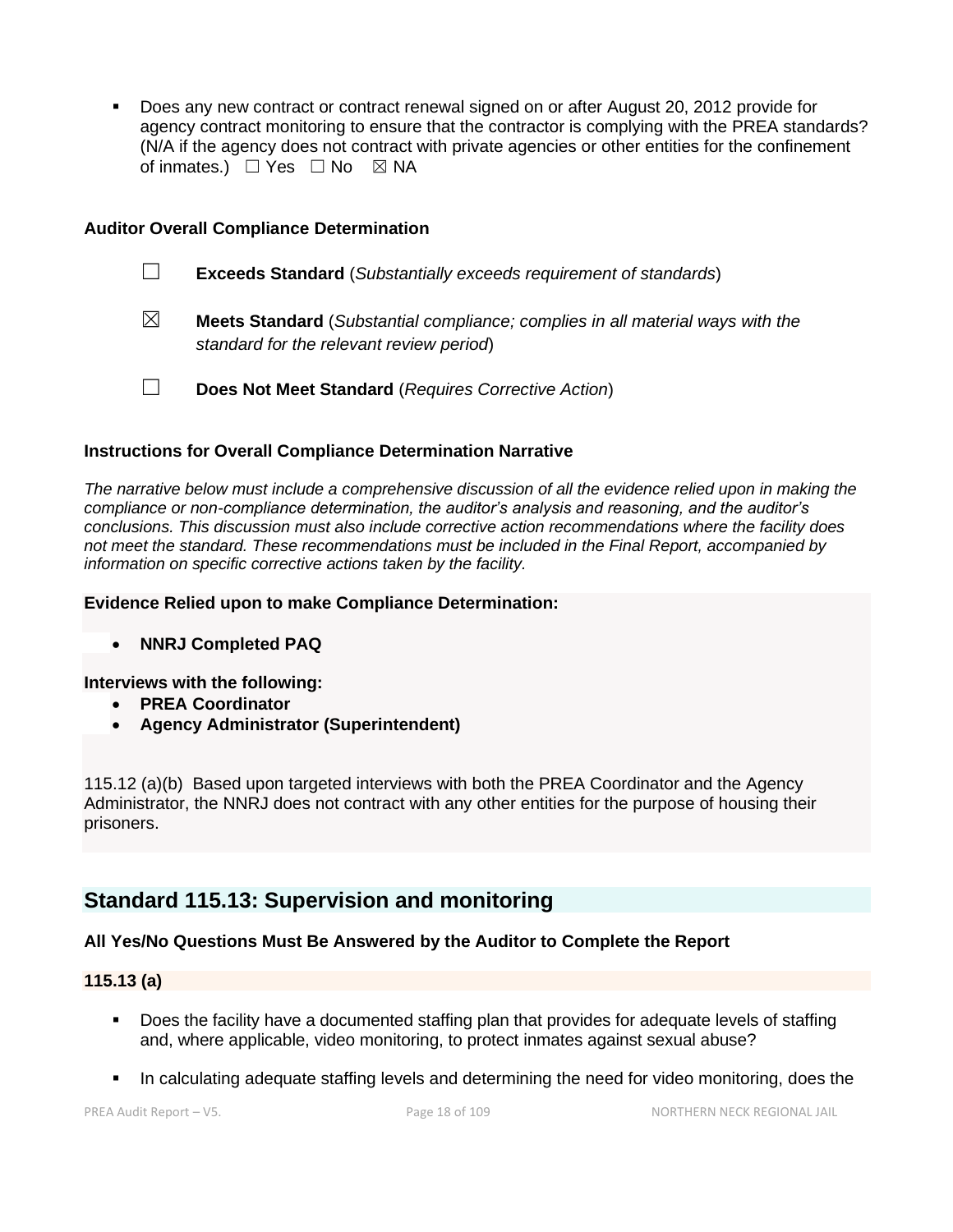- Does any new contract or contract renewal signed on or after August 20, 2012 provide for agency contract monitoring to ensure that the contractor is complying with the PREA standards? (N/A if the agency does not contract with private agencies or other entities for the confinement of inmates.) ☐ Yes ☐ No ☒ NA

**Auditor Overall Compliance Determination**

☐ **Exceeds Standard** (*Substantially exceeds requirement of standards*)

☒ **Meets Standard** (*Substantial compliance; complies in all material ways with the standard for the relevant review period*)

☐ **Does Not Meet Standard** (*Requires Corrective Action*)

**Instructions for Overall Compliance Determination Narrative**

*The narrative below must include a comprehensive discussion of all the evidence relied upon in making the compliance or non-compliance determination, the auditor's analysis and reasoning, and the auditor's conclusions. This discussion must also include corrective action recommendations where the facility does not meet the standard. These recommendations must be included in the Final Report, accompanied by information on specific corrective actions taken by the facility.*

**Evidence Relied upon to make Compliance Determination:**

- **NNRJ Completed PAQ**

**Interviews with the following:**

- **PREA Coordinator**
- **Agency Administrator (Superintendent)**

115.12 (a)(b) Based upon targeted interviews with both the PREA Coordinator and the Agency Administrator, the NNRJ does not contract with any other entities for the purpose of housing their prisoners.

## Standard 115.13: Supervision and monitoring

**All Yes/No Questions Must Be Answered by the Auditor to Complete the Report**

**115.13 (a)**

- Does the facility have a documented staffing plan that provides for adequate levels of staffing and, where applicable, video monitoring, to protect inmates against sexual abuse?
- In calculating adequate staffing levels and determining the need for video monitoring, does the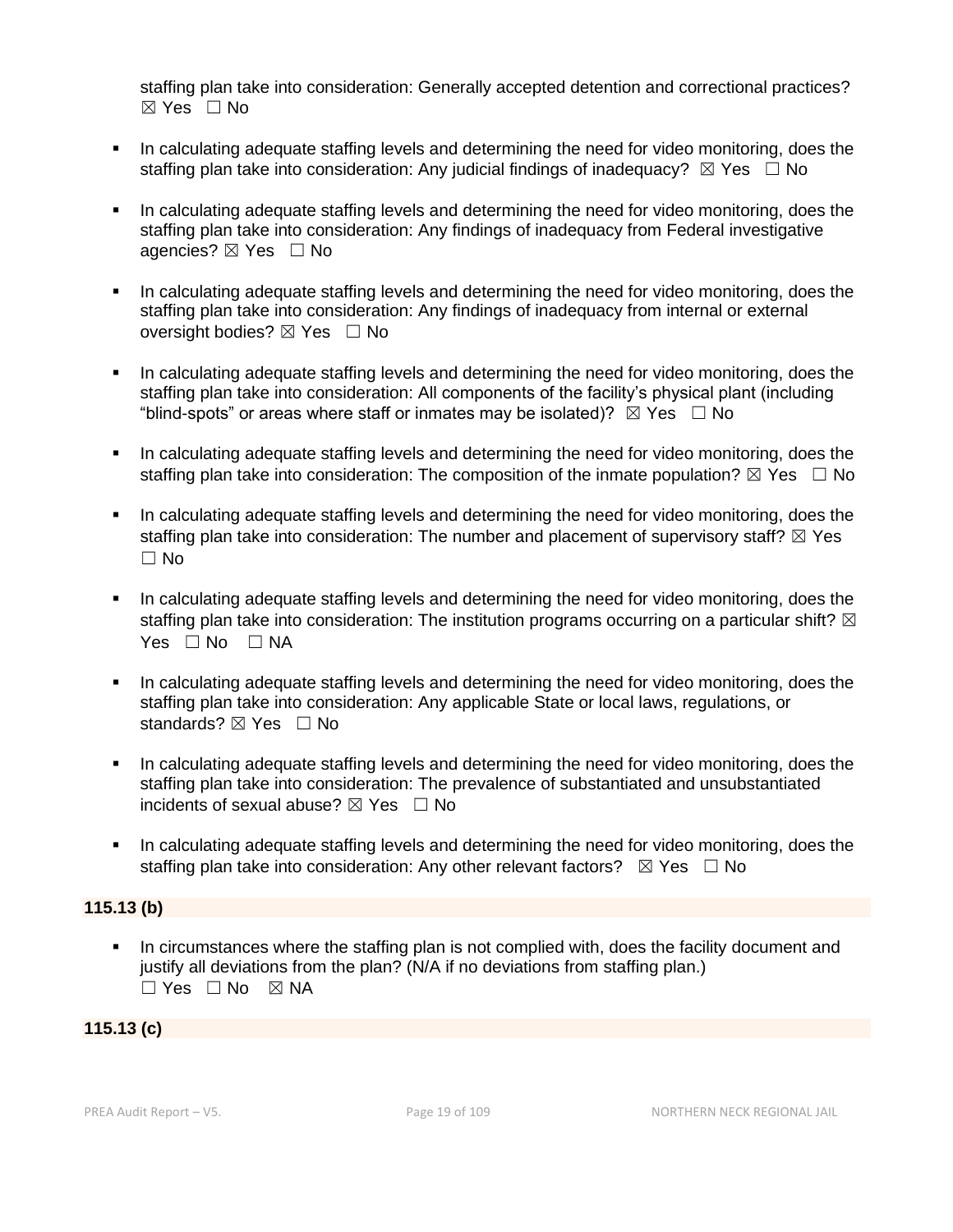staffing plan take into consideration: Generally accepted detention and correctional practices? ☒ Yes ☐ No

- In calculating adequate staffing levels and determining the need for video monitoring, does the staffing plan take into consideration: Any judicial findings of inadequacy? ☒ Yes ☐ No
- In calculating adequate staffing levels and determining the need for video monitoring, does the staffing plan take into consideration: Any findings of inadequacy from Federal investigative agencies? ☒ Yes ☐ No
- In calculating adequate staffing levels and determining the need for video monitoring, does the staffing plan take into consideration: Any findings of inadequacy from internal or external oversight bodies? ☒ Yes ☐ No
- In calculating adequate staffing levels and determining the need for video monitoring, does the staffing plan take into consideration: All components of the facility's physical plant (including "blind-spots" or areas where staff or inmates may be isolated)? ☒ Yes ☐ No
- In calculating adequate staffing levels and determining the need for video monitoring, does the staffing plan take into consideration: The composition of the inmate population? ☒ Yes ☐ No
- In calculating adequate staffing levels and determining the need for video monitoring, does the staffing plan take into consideration: The number and placement of supervisory staff? ☒ Yes ☐ No
- In calculating adequate staffing levels and determining the need for video monitoring, does the staffing plan take into consideration: The institution programs occurring on a particular shift? ☒ Yes ☐ No ☐ NA
- In calculating adequate staffing levels and determining the need for video monitoring, does the staffing plan take into consideration: Any applicable State or local laws, regulations, or standards? ☒ Yes ☐ No
- In calculating adequate staffing levels and determining the need for video monitoring, does the staffing plan take into consideration: The prevalence of substantiated and unsubstantiated incidents of sexual abuse? ☒ Yes ☐ No
- In calculating adequate staffing levels and determining the need for video monitoring, does the staffing plan take into consideration: Any other relevant factors? ☒ Yes ☐ No

**115.13 (b)**

- In circumstances where the staffing plan is not complied with, does the facility document and justify all deviations from the plan? (N/A if no deviations from staffing plan.) ☐ Yes ☐ No ☒ NA

**115.13 (c)**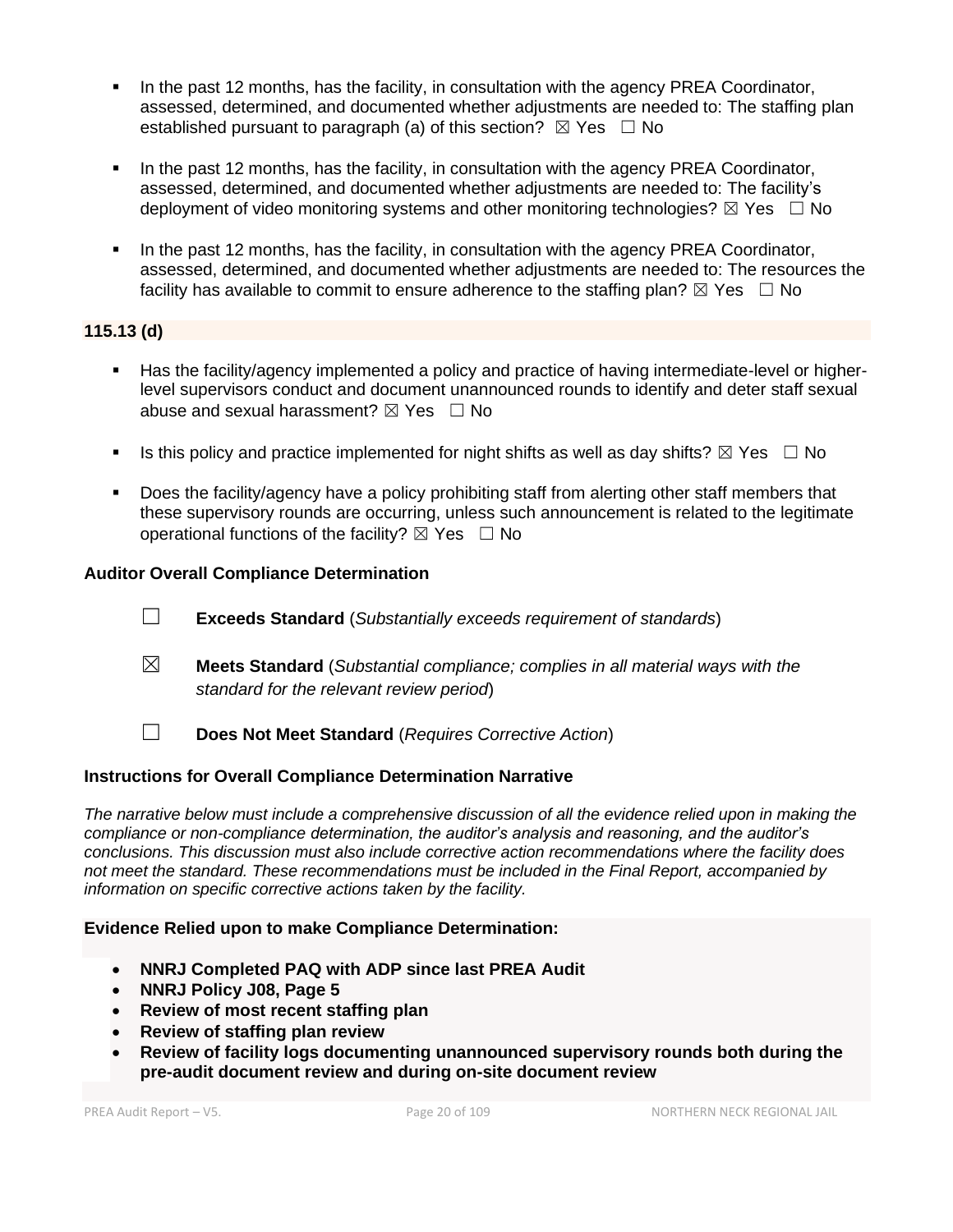- In the past 12 months, has the facility, in consultation with the agency PREA Coordinator, assessed, determined, and documented whether adjustments are needed to: The staffing plan established pursuant to paragraph (a) of this section? ☒ Yes ☐ No

- In the past 12 months, has the facility, in consultation with the agency PREA Coordinator, assessed, determined, and documented whether adjustments are needed to: The facility's deployment of video monitoring systems and other monitoring technologies? ☒ Yes ☐ No

- In the past 12 months, has the facility, in consultation with the agency PREA Coordinator, assessed, determined, and documented whether adjustments are needed to: The resources the facility has available to commit to ensure adherence to the staffing plan? ☒ Yes ☐ No

**115.13 (d)**

- Has the facility/agency implemented a policy and practice of having intermediate-level or higher-level supervisors conduct and document unannounced rounds to identify and deter staff sexual abuse and sexual harassment? ☒ Yes ☐ No

- Is this policy and practice implemented for night shifts as well as day shifts? ☒ Yes ☐ No

- Does the facility/agency have a policy prohibiting staff from alerting other staff members that these supervisory rounds are occurring, unless such announcement is related to the legitimate operational functions of the facility? ☒ Yes ☐ No

**Auditor Overall Compliance Determination**

☐ **Exceeds Standard** (*Substantially exceeds requirement of standards*)

☒ **Meets Standard** (*Substantial compliance; complies in all material ways with the standard for the relevant review period*)

☐ **Does Not Meet Standard** (*Requires Corrective Action*)

**Instructions for Overall Compliance Determination Narrative**

*The narrative below must include a comprehensive discussion of all the evidence relied upon in making the compliance or non-compliance determination, the auditor's analysis and reasoning, and the auditor's conclusions. This discussion must also include corrective action recommendations where the facility does not meet the standard. These recommendations must be included in the Final Report, accompanied by information on specific corrective actions taken by the facility.*

**Evidence Relied upon to make Compliance Determination:**

- **NNRJ Completed PAQ with ADP since last PREA Audit**
- **NNRJ Policy J08, Page 5**
- **Review of most recent staffing plan**
- **Review of staffing plan review**
- **Review of facility logs documenting unannounced supervisory rounds both during the pre-audit document review and during on-site document review**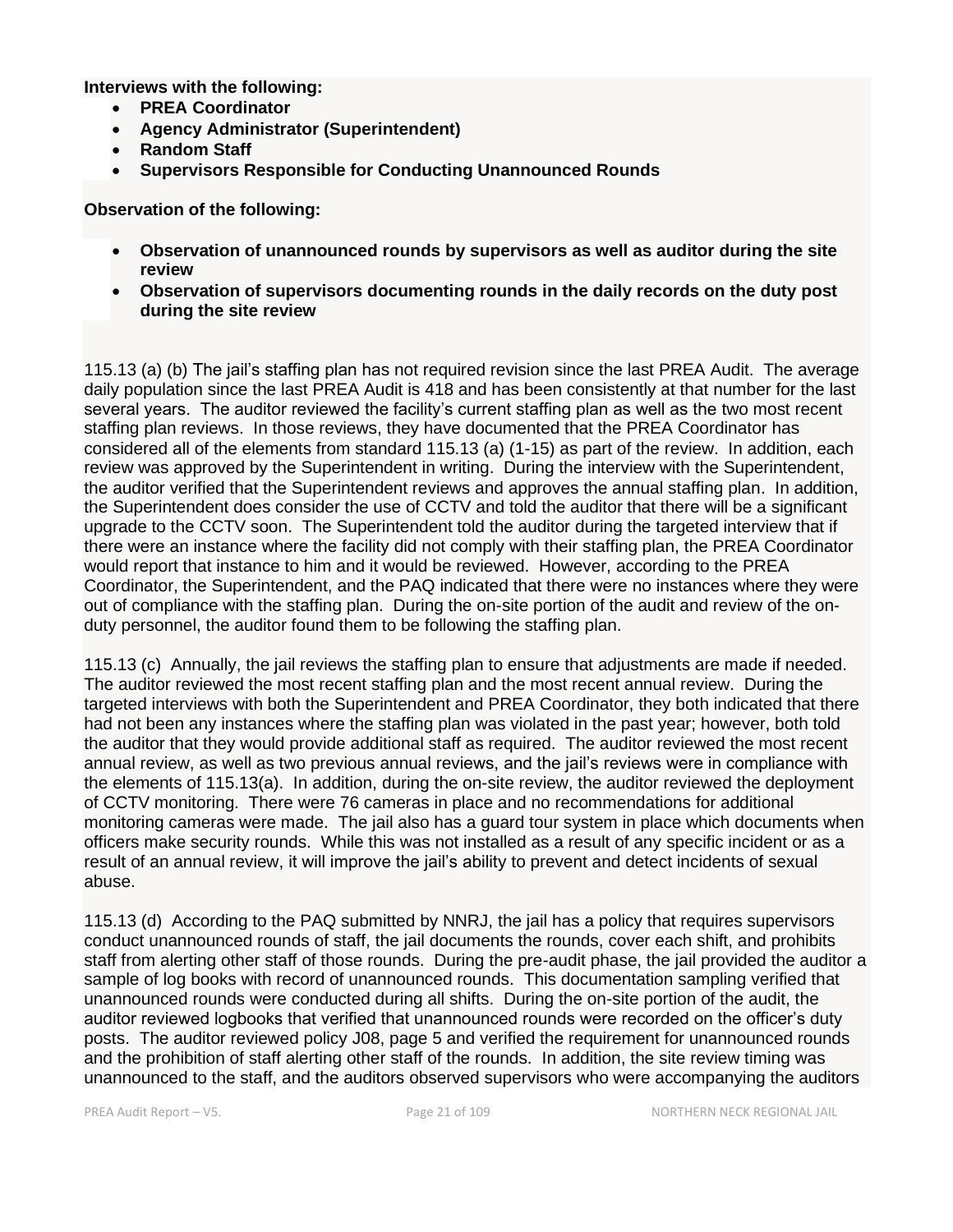**Interviews with the following:**

- **PREA Coordinator**
- **Agency Administrator (Superintendent)**
- **Random Staff**
- **Supervisors Responsible for Conducting Unannounced Rounds**

**Observation of the following:**

- **Observation of unannounced rounds by supervisors as well as auditor during the site review**
- **Observation of supervisors documenting rounds in the daily records on the duty post during the site review**

115.13 (a) (b) The jail's staffing plan has not required revision since the last PREA Audit. The average daily population since the last PREA Audit is 418 and has been consistently at that number for the last several years. The auditor reviewed the facility's current staffing plan as well as the two most recent staffing plan reviews. In those reviews, they have documented that the PREA Coordinator has considered all of the elements from standard 115.13 (a) (1-15) as part of the review. In addition, each review was approved by the Superintendent in writing. During the interview with the Superintendent, the auditor verified that the Superintendent reviews and approves the annual staffing plan. In addition, the Superintendent does consider the use of CCTV and told the auditor that there will be a significant upgrade to the CCTV soon. The Superintendent told the auditor during the targeted interview that if there were an instance where the facility did not comply with their staffing plan, the PREA Coordinator would report that instance to him and it would be reviewed. However, according to the PREA Coordinator, the Superintendent, and the PAQ indicated that there were no instances where they were out of compliance with the staffing plan. During the on-site portion of the audit and review of the on-duty personnel, the auditor found them to be following the staffing plan.

115.13 (c) Annually, the jail reviews the staffing plan to ensure that adjustments are made if needed. The auditor reviewed the most recent staffing plan and the most recent annual review. During the targeted interviews with both the Superintendent and PREA Coordinator, they both indicated that there had not been any instances where the staffing plan was violated in the past year; however, both told the auditor that they would provide additional staff as required. The auditor reviewed the most recent annual review, as well as two previous annual reviews, and the jail's reviews were in compliance with the elements of 115.13(a). In addition, during the on-site review, the auditor reviewed the deployment of CCTV monitoring. There were 76 cameras in place and no recommendations for additional monitoring cameras were made. The jail also has a guard tour system in place which documents when officers make security rounds. While this was not installed as a result of any specific incident or as a result of an annual review, it will improve the jail's ability to prevent and detect incidents of sexual abuse.

115.13 (d) According to the PAQ submitted by NNRJ, the jail has a policy that requires supervisors conduct unannounced rounds of staff, the jail documents the rounds, cover each shift, and prohibits staff from alerting other staff of those rounds. During the pre-audit phase, the jail provided the auditor a sample of log books with record of unannounced rounds. This documentation sampling verified that unannounced rounds were conducted during all shifts. During the on-site portion of the audit, the auditor reviewed logbooks that verified that unannounced rounds were recorded on the officer's duty posts. The auditor reviewed policy J08, page 5 and verified the requirement for unannounced rounds and the prohibition of staff alerting other staff of the rounds. In addition, the site review timing was unannounced to the staff, and the auditors observed supervisors who were accompanying the auditors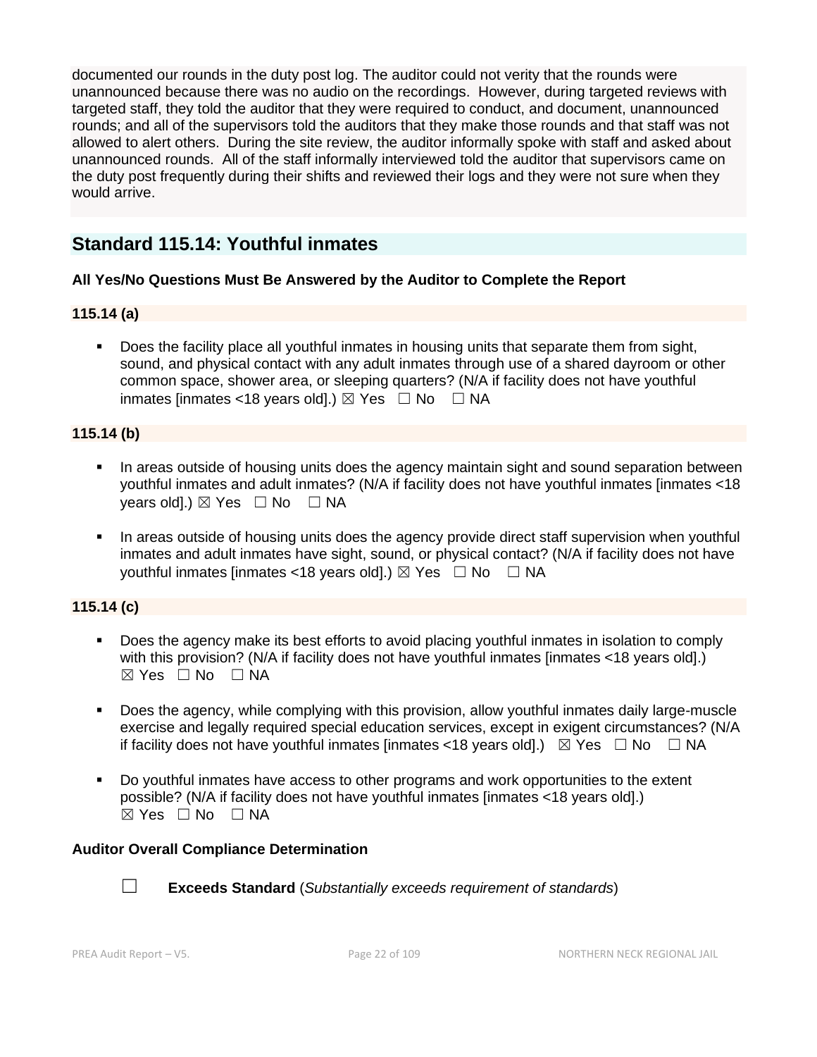documented our rounds in the duty post log. The auditor could not verity that the rounds were unannounced because there was no audio on the recordings. However, during targeted reviews with targeted staff, they told the auditor that they were required to conduct, and document, unannounced rounds; and all of the supervisors told the auditors that they make those rounds and that staff was not allowed to alert others. During the site review, the auditor informally spoke with staff and asked about unannounced rounds. All of the staff informally interviewed told the auditor that supervisors came on the duty post frequently during their shifts and reviewed their logs and they were not sure when they would arrive.

## Standard 115.14: Youthful inmates

**All Yes/No Questions Must Be Answered by the Auditor to Complete the Report**

**115.14 (a)**

- Does the facility place all youthful inmates in housing units that separate them from sight, sound, and physical contact with any adult inmates through use of a shared dayroom or other common space, shower area, or sleeping quarters? (N/A if facility does not have youthful inmates [inmates <18 years old].) ☒ Yes ☐ No ☐ NA

**115.14 (b)**

- In areas outside of housing units does the agency maintain sight and sound separation between youthful inmates and adult inmates? (N/A if facility does not have youthful inmates [inmates <18 years old].) ☒ Yes ☐ No ☐ NA
- In areas outside of housing units does the agency provide direct staff supervision when youthful inmates and adult inmates have sight, sound, or physical contact? (N/A if facility does not have youthful inmates [inmates <18 years old].) ☒ Yes ☐ No ☐ NA

**115.14 (c)**

- Does the agency make its best efforts to avoid placing youthful inmates in isolation to comply with this provision? (N/A if facility does not have youthful inmates [inmates <18 years old].) ☒ Yes ☐ No ☐ NA
- Does the agency, while complying with this provision, allow youthful inmates daily large-muscle exercise and legally required special education services, except in exigent circumstances? (N/A if facility does not have youthful inmates [inmates <18 years old].) ☒ Yes ☐ No ☐ NA
- Do youthful inmates have access to other programs and work opportunities to the extent possible? (N/A if facility does not have youthful inmates [inmates <18 years old].) ☒ Yes ☐ No ☐ NA

**Auditor Overall Compliance Determination**

☐ **Exceeds Standard** (*Substantially exceeds requirement of standards*)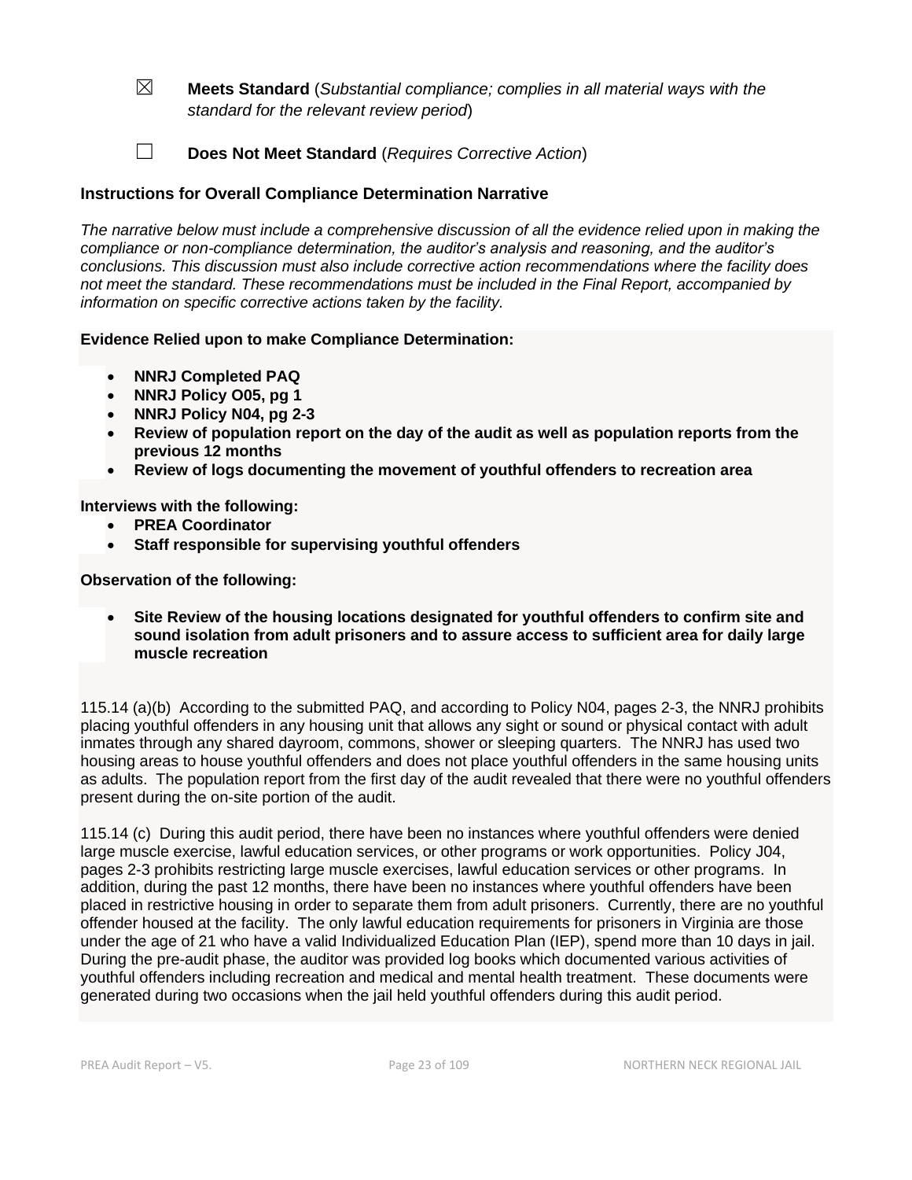☒ **Meets Standard** (*Substantial compliance; complies in all material ways with the standard for the relevant review period*)

☐ **Does Not Meet Standard** (*Requires Corrective Action*)

**Instructions for Overall Compliance Determination Narrative**

*The narrative below must include a comprehensive discussion of all the evidence relied upon in making the compliance or non-compliance determination, the auditor's analysis and reasoning, and the auditor's conclusions. This discussion must also include corrective action recommendations where the facility does not meet the standard. These recommendations must be included in the Final Report, accompanied by information on specific corrective actions taken by the facility.*

**Evidence Relied upon to make Compliance Determination:**

- **NNRJ Completed PAQ**
- **NNRJ Policy O05, pg 1**
- **NNRJ Policy N04, pg 2-3**
- **Review of population report on the day of the audit as well as population reports from the previous 12 months**
- **Review of logs documenting the movement of youthful offenders to recreation area**

**Interviews with the following:**

- **PREA Coordinator**
- **Staff responsible for supervising youthful offenders**

**Observation of the following:**

- **Site Review of the housing locations designated for youthful offenders to confirm site and sound isolation from adult prisoners and to assure access to sufficient area for daily large muscle recreation**

115.14 (a)(b) According to the submitted PAQ, and according to Policy N04, pages 2-3, the NNRJ prohibits placing youthful offenders in any housing unit that allows any sight or sound or physical contact with adult inmates through any shared dayroom, commons, shower or sleeping quarters. The NNRJ has used two housing areas to house youthful offenders and does not place youthful offenders in the same housing units as adults. The population report from the first day of the audit revealed that there were no youthful offenders present during the on-site portion of the audit.

115.14 (c) During this audit period, there have been no instances where youthful offenders were denied large muscle exercise, lawful education services, or other programs or work opportunities. Policy J04, pages 2-3 prohibits restricting large muscle exercises, lawful education services or other programs. In addition, during the past 12 months, there have been no instances where youthful offenders have been placed in restrictive housing in order to separate them from adult prisoners. Currently, there are no youthful offender housed at the facility. The only lawful education requirements for prisoners in Virginia are those under the age of 21 who have a valid Individualized Education Plan (IEP), spend more than 10 days in jail. During the pre-audit phase, the auditor was provided log books which documented various activities of youthful offenders including recreation and medical and mental health treatment. These documents were generated during two occasions when the jail held youthful offenders during this audit period.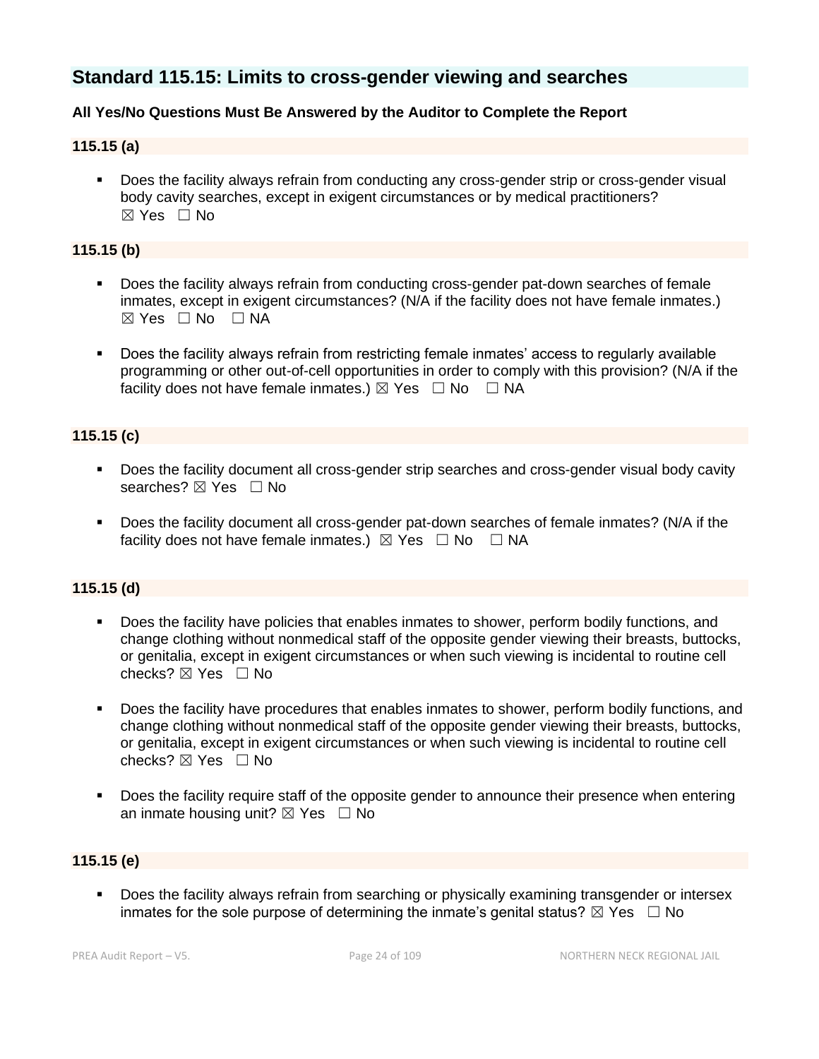## Standard 115.15: Limits to cross-gender viewing and searches

**All Yes/No Questions Must Be Answered by the Auditor to Complete the Report**

**115.15 (a)**

- Does the facility always refrain from conducting any cross-gender strip or cross-gender visual body cavity searches, except in exigent circumstances or by medical practitioners? ☒ Yes ☐ No

**115.15 (b)**

- Does the facility always refrain from conducting cross-gender pat-down searches of female inmates, except in exigent circumstances? (N/A if the facility does not have female inmates.) ☒ Yes ☐ No ☐ NA
- Does the facility always refrain from restricting female inmates' access to regularly available programming or other out-of-cell opportunities in order to comply with this provision? (N/A if the facility does not have female inmates.) ☒ Yes ☐ No ☐ NA

**115.15 (c)**

- Does the facility document all cross-gender strip searches and cross-gender visual body cavity searches? ☒ Yes ☐ No
- Does the facility document all cross-gender pat-down searches of female inmates? (N/A if the facility does not have female inmates.) ☒ Yes ☐ No ☐ NA

**115.15 (d)**

- Does the facility have policies that enables inmates to shower, perform bodily functions, and change clothing without nonmedical staff of the opposite gender viewing their breasts, buttocks, or genitalia, except in exigent circumstances or when such viewing is incidental to routine cell checks? ☒ Yes ☐ No
- Does the facility have procedures that enables inmates to shower, perform bodily functions, and change clothing without nonmedical staff of the opposite gender viewing their breasts, buttocks, or genitalia, except in exigent circumstances or when such viewing is incidental to routine cell checks? ☒ Yes ☐ No
- Does the facility require staff of the opposite gender to announce their presence when entering an inmate housing unit? ☒ Yes ☐ No

**115.15 (e)**

- Does the facility always refrain from searching or physically examining transgender or intersex inmates for the sole purpose of determining the inmate's genital status? ☒ Yes ☐ No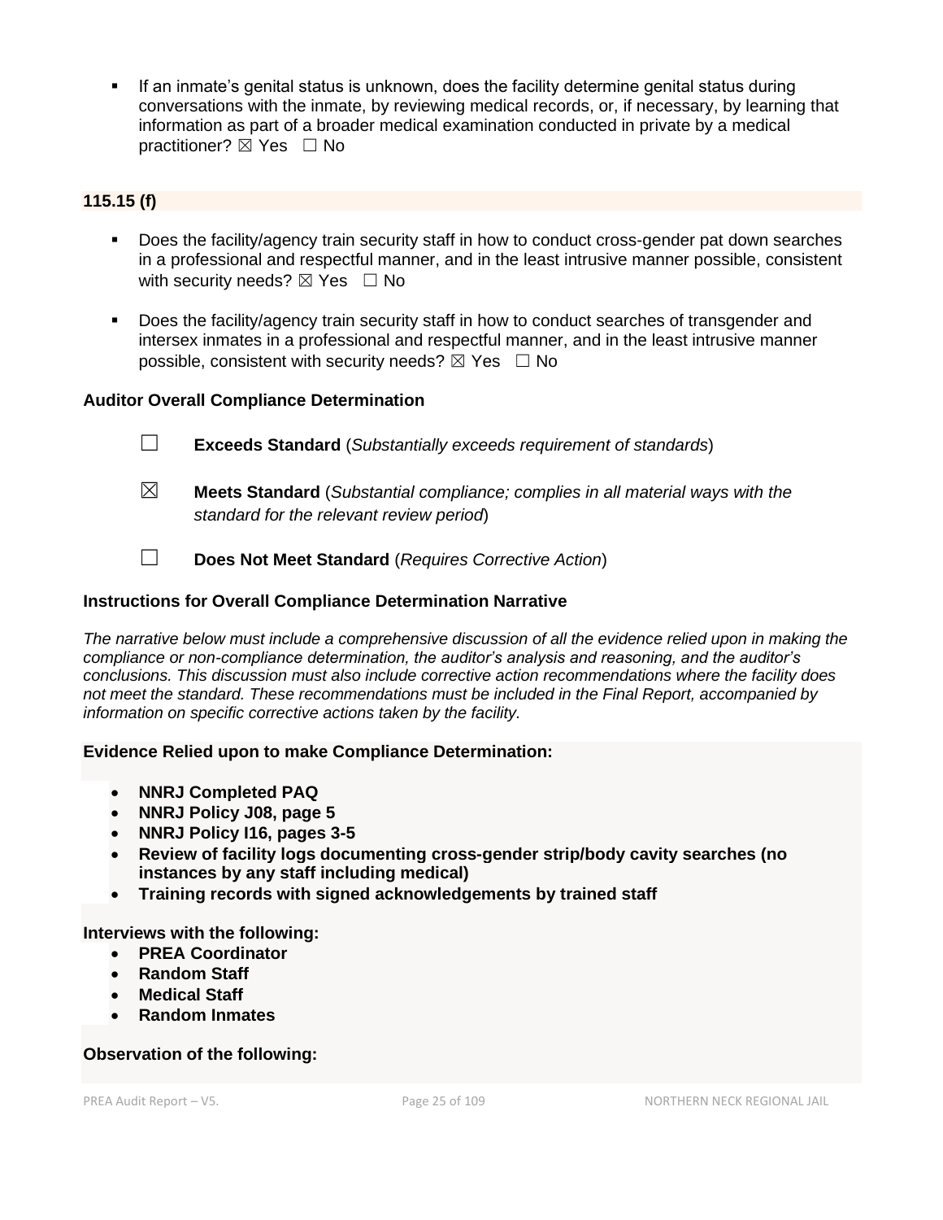- If an inmate's genital status is unknown, does the facility determine genital status during conversations with the inmate, by reviewing medical records, or, if necessary, by learning that information as part of a broader medical examination conducted in private by a medical practitioner? ☒ Yes ☐ No

**115.15 (f)**

- Does the facility/agency train security staff in how to conduct cross-gender pat down searches in a professional and respectful manner, and in the least intrusive manner possible, consistent with security needs? ☒ Yes ☐ No
- Does the facility/agency train security staff in how to conduct searches of transgender and intersex inmates in a professional and respectful manner, and in the least intrusive manner possible, consistent with security needs? ☒ Yes ☐ No

**Auditor Overall Compliance Determination**

☐ **Exceeds Standard** (*Substantially exceeds requirement of standards*)

☒ **Meets Standard** (*Substantial compliance; complies in all material ways with the standard for the relevant review period*)

☐ **Does Not Meet Standard** (*Requires Corrective Action*)

**Instructions for Overall Compliance Determination Narrative**

*The narrative below must include a comprehensive discussion of all the evidence relied upon in making the compliance or non-compliance determination, the auditor's analysis and reasoning, and the auditor's conclusions. This discussion must also include corrective action recommendations where the facility does not meet the standard. These recommendations must be included in the Final Report, accompanied by information on specific corrective actions taken by the facility.*

**Evidence Relied upon to make Compliance Determination:**

- **NNRJ Completed PAQ**
- **NNRJ Policy J08, page 5**
- **NNRJ Policy I16, pages 3-5**
- **Review of facility logs documenting cross-gender strip/body cavity searches (no instances by any staff including medical)**
- **Training records with signed acknowledgements by trained staff**

**Interviews with the following:**

- **PREA Coordinator**
- **Random Staff**
- **Medical Staff**
- **Random Inmates**

**Observation of the following:**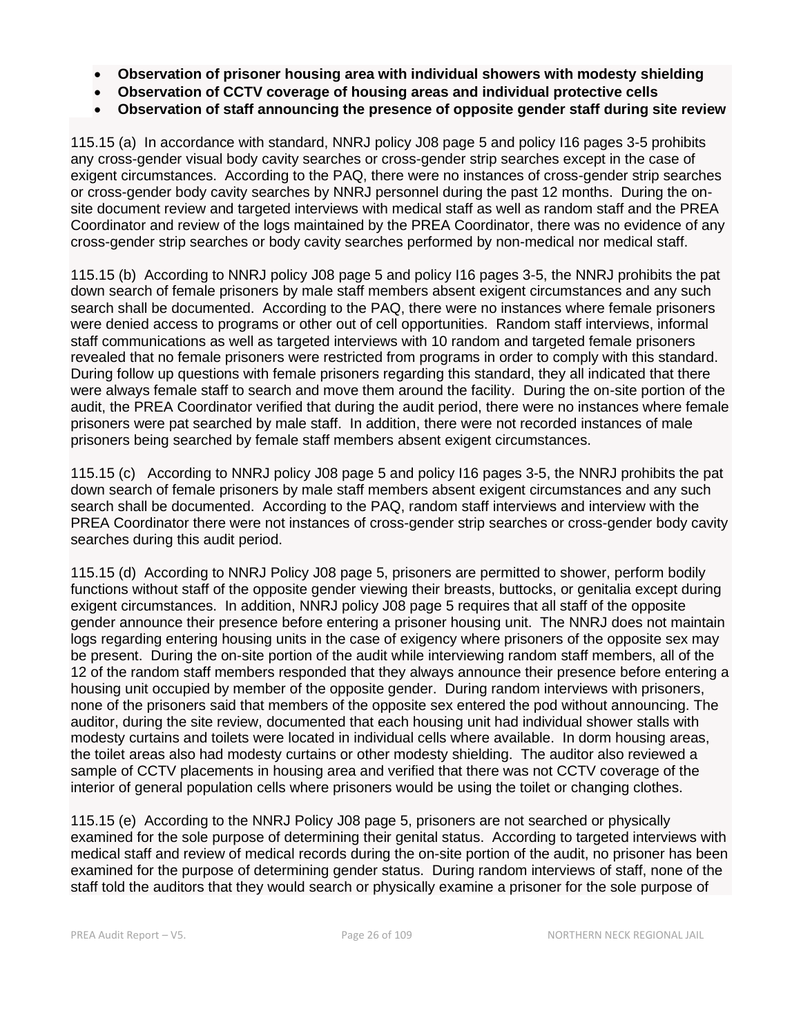- **Observation of prisoner housing area with individual showers with modesty shielding**
- **Observation of CCTV coverage of housing areas and individual protective cells**
- **Observation of staff announcing the presence of opposite gender staff during site review**

115.15 (a) In accordance with standard, NNRJ policy J08 page 5 and policy I16 pages 3-5 prohibits any cross-gender visual body cavity searches or cross-gender strip searches except in the case of exigent circumstances. According to the PAQ, there were no instances of cross-gender strip searches or cross-gender body cavity searches by NNRJ personnel during the past 12 months. During the on-site document review and targeted interviews with medical staff as well as random staff and the PREA Coordinator and review of the logs maintained by the PREA Coordinator, there was no evidence of any cross-gender strip searches or body cavity searches performed by non-medical nor medical staff.

115.15 (b) According to NNRJ policy J08 page 5 and policy I16 pages 3-5, the NNRJ prohibits the pat down search of female prisoners by male staff members absent exigent circumstances and any such search shall be documented. According to the PAQ, there were no instances where female prisoners were denied access to programs or other out of cell opportunities. Random staff interviews, informal staff communications as well as targeted interviews with 10 random and targeted female prisoners revealed that no female prisoners were restricted from programs in order to comply with this standard. During follow up questions with female prisoners regarding this standard, they all indicated that there were always female staff to search and move them around the facility. During the on-site portion of the audit, the PREA Coordinator verified that during the audit period, there were no instances where female prisoners were pat searched by male staff. In addition, there were not recorded instances of male prisoners being searched by female staff members absent exigent circumstances.

115.15 (c) According to NNRJ policy J08 page 5 and policy I16 pages 3-5, the NNRJ prohibits the pat down search of female prisoners by male staff members absent exigent circumstances and any such search shall be documented. According to the PAQ, random staff interviews and interview with the PREA Coordinator there were not instances of cross-gender strip searches or cross-gender body cavity searches during this audit period.

115.15 (d) According to NNRJ Policy J08 page 5, prisoners are permitted to shower, perform bodily functions without staff of the opposite gender viewing their breasts, buttocks, or genitalia except during exigent circumstances. In addition, NNRJ policy J08 page 5 requires that all staff of the opposite gender announce their presence before entering a prisoner housing unit. The NNRJ does not maintain logs regarding entering housing units in the case of exigency where prisoners of the opposite sex may be present. During the on-site portion of the audit while interviewing random staff members, all of the 12 of the random staff members responded that they always announce their presence before entering a housing unit occupied by member of the opposite gender. During random interviews with prisoners, none of the prisoners said that members of the opposite sex entered the pod without announcing. The auditor, during the site review, documented that each housing unit had individual shower stalls with modesty curtains and toilets were located in individual cells where available. In dorm housing areas, the toilet areas also had modesty curtains or other modesty shielding. The auditor also reviewed a sample of CCTV placements in housing area and verified that there was not CCTV coverage of the interior of general population cells where prisoners would be using the toilet or changing clothes.

115.15 (e) According to the NNRJ Policy J08 page 5, prisoners are not searched or physically examined for the sole purpose of determining their genital status. According to targeted interviews with medical staff and review of medical records during the on-site portion of the audit, no prisoner has been examined for the purpose of determining gender status. During random interviews of staff, none of the staff told the auditors that they would search or physically examine a prisoner for the sole purpose of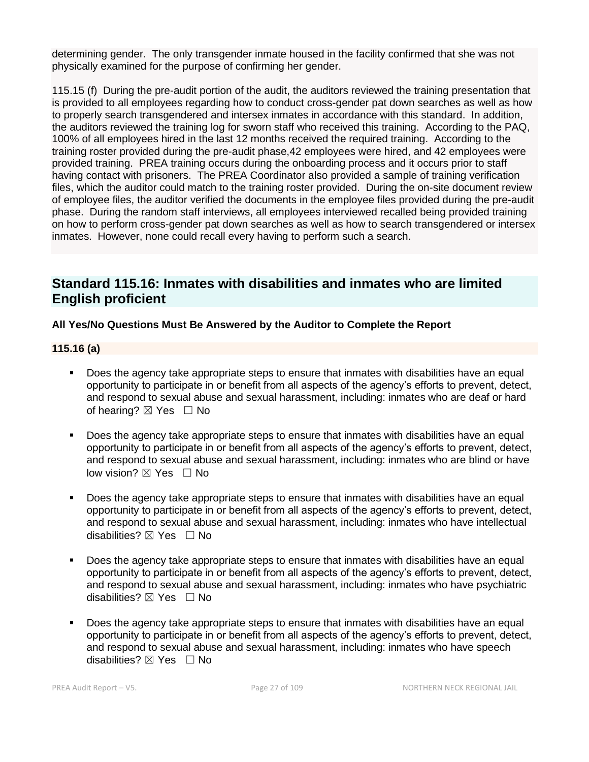determining gender. The only transgender inmate housed in the facility confirmed that she was not physically examined for the purpose of confirming her gender.

115.15 (f) During the pre-audit portion of the audit, the auditors reviewed the training presentation that is provided to all employees regarding how to conduct cross-gender pat down searches as well as how to properly search transgendered and intersex inmates in accordance with this standard. In addition, the auditors reviewed the training log for sworn staff who received this training. According to the PAQ, 100% of all employees hired in the last 12 months received the required training. According to the training roster provided during the pre-audit phase,42 employees were hired, and 42 employees were provided training. PREA training occurs during the onboarding process and it occurs prior to staff having contact with prisoners. The PREA Coordinator also provided a sample of training verification files, which the auditor could match to the training roster provided. During the on-site document review of employee files, the auditor verified the documents in the employee files provided during the pre-audit phase. During the random staff interviews, all employees interviewed recalled being provided training on how to perform cross-gender pat down searches as well as how to search transgendered or intersex inmates. However, none could recall every having to perform such a search.

## Standard 115.16: Inmates with disabilities and inmates who are limited English proficient

**All Yes/No Questions Must Be Answered by the Auditor to Complete the Report**

### 115.16 (a)

- Does the agency take appropriate steps to ensure that inmates with disabilities have an equal opportunity to participate in or benefit from all aspects of the agency's efforts to prevent, detect, and respond to sexual abuse and sexual harassment, including: inmates who are deaf or hard of hearing? ☒ Yes ☐ No

- Does the agency take appropriate steps to ensure that inmates with disabilities have an equal opportunity to participate in or benefit from all aspects of the agency's efforts to prevent, detect, and respond to sexual abuse and sexual harassment, including: inmates who are blind or have low vision? ☒ Yes ☐ No

- Does the agency take appropriate steps to ensure that inmates with disabilities have an equal opportunity to participate in or benefit from all aspects of the agency's efforts to prevent, detect, and respond to sexual abuse and sexual harassment, including: inmates who have intellectual disabilities? ☒ Yes ☐ No

- Does the agency take appropriate steps to ensure that inmates with disabilities have an equal opportunity to participate in or benefit from all aspects of the agency's efforts to prevent, detect, and respond to sexual abuse and sexual harassment, including: inmates who have psychiatric disabilities? ☒ Yes ☐ No

- Does the agency take appropriate steps to ensure that inmates with disabilities have an equal opportunity to participate in or benefit from all aspects of the agency's efforts to prevent, detect, and respond to sexual abuse and sexual harassment, including: inmates who have speech disabilities? ☒ Yes ☐ No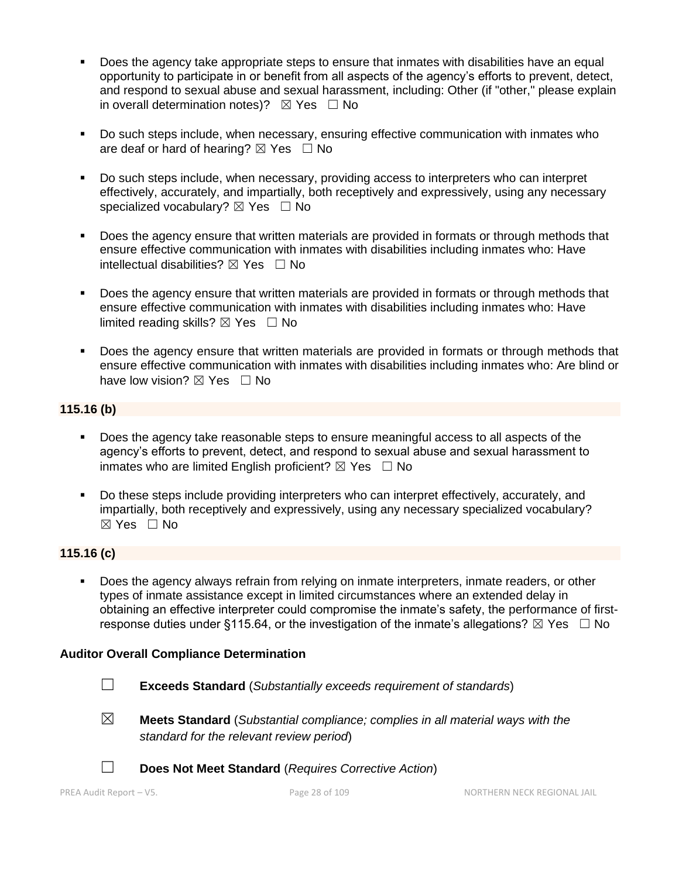- Does the agency take appropriate steps to ensure that inmates with disabilities have an equal opportunity to participate in or benefit from all aspects of the agency's efforts to prevent, detect, and respond to sexual abuse and sexual harassment, including: Other (if "other," please explain in overall determination notes)? ☒ Yes ☐ No

- Do such steps include, when necessary, ensuring effective communication with inmates who are deaf or hard of hearing? ☒ Yes ☐ No

- Do such steps include, when necessary, providing access to interpreters who can interpret effectively, accurately, and impartially, both receptively and expressively, using any necessary specialized vocabulary? ☒ Yes ☐ No

- Does the agency ensure that written materials are provided in formats or through methods that ensure effective communication with inmates with disabilities including inmates who: Have intellectual disabilities? ☒ Yes ☐ No

- Does the agency ensure that written materials are provided in formats or through methods that ensure effective communication with inmates with disabilities including inmates who: Have limited reading skills? ☒ Yes ☐ No

- Does the agency ensure that written materials are provided in formats or through methods that ensure effective communication with inmates with disabilities including inmates who: Are blind or have low vision? ☒ Yes ☐ No

**115.16 (b)**

- Does the agency take reasonable steps to ensure meaningful access to all aspects of the agency's efforts to prevent, detect, and respond to sexual abuse and sexual harassment to inmates who are limited English proficient? ☒ Yes ☐ No

- Do these steps include providing interpreters who can interpret effectively, accurately, and impartially, both receptively and expressively, using any necessary specialized vocabulary? ☒ Yes ☐ No

**115.16 (c)**

- Does the agency always refrain from relying on inmate interpreters, inmate readers, or other types of inmate assistance except in limited circumstances where an extended delay in obtaining an effective interpreter could compromise the inmate's safety, the performance of first-response duties under §115.64, or the investigation of the inmate's allegations? ☒ Yes ☐ No

**Auditor Overall Compliance Determination**

☐ **Exceeds Standard** (*Substantially exceeds requirement of standards*)

☒ **Meets Standard** (*Substantial compliance; complies in all material ways with the standard for the relevant review period*)

☐ **Does Not Meet Standard** (*Requires Corrective Action*)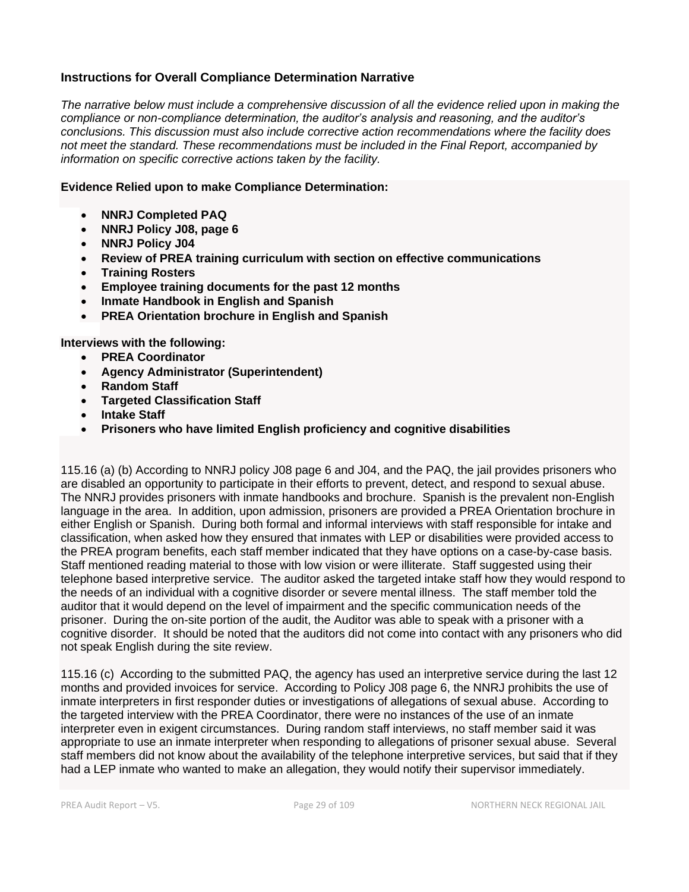**Instructions for Overall Compliance Determination Narrative**

*The narrative below must include a comprehensive discussion of all the evidence relied upon in making the compliance or non-compliance determination, the auditor's analysis and reasoning, and the auditor's conclusions. This discussion must also include corrective action recommendations where the facility does not meet the standard. These recommendations must be included in the Final Report, accompanied by information on specific corrective actions taken by the facility.*

**Evidence Relied upon to make Compliance Determination:**

- **NNRJ Completed PAQ**
- **NNRJ Policy J08, page 6**
- **NNRJ Policy J04**
- **Review of PREA training curriculum with section on effective communications**
- **Training Rosters**
- **Employee training documents for the past 12 months**
- **Inmate Handbook in English and Spanish**
- **PREA Orientation brochure in English and Spanish**

**Interviews with the following:**

- **PREA Coordinator**
- **Agency Administrator (Superintendent)**
- **Random Staff**
- **Targeted Classification Staff**
- **Intake Staff**
- **Prisoners who have limited English proficiency and cognitive disabilities**

115.16 (a) (b) According to NNRJ policy J08 page 6 and J04, and the PAQ, the jail provides prisoners who are disabled an opportunity to participate in their efforts to prevent, detect, and respond to sexual abuse. The NNRJ provides prisoners with inmate handbooks and brochure. Spanish is the prevalent non-English language in the area. In addition, upon admission, prisoners are provided a PREA Orientation brochure in either English or Spanish. During both formal and informal interviews with staff responsible for intake and classification, when asked how they ensured that inmates with LEP or disabilities were provided access to the PREA program benefits, each staff member indicated that they have options on a case-by-case basis. Staff mentioned reading material to those with low vision or were illiterate. Staff suggested using their telephone based interpretive service. The auditor asked the targeted intake staff how they would respond to the needs of an individual with a cognitive disorder or severe mental illness. The staff member told the auditor that it would depend on the level of impairment and the specific communication needs of the prisoner. During the on-site portion of the audit, the Auditor was able to speak with a prisoner with a cognitive disorder. It should be noted that the auditors did not come into contact with any prisoners who did not speak English during the site review.

115.16 (c) According to the submitted PAQ, the agency has used an interpretive service during the last 12 months and provided invoices for service. According to Policy J08 page 6, the NNRJ prohibits the use of inmate interpreters in first responder duties or investigations of allegations of sexual abuse. According to the targeted interview with the PREA Coordinator, there were no instances of the use of an inmate interpreter even in exigent circumstances. During random staff interviews, no staff member said it was appropriate to use an inmate interpreter when responding to allegations of prisoner sexual abuse. Several staff members did not know about the availability of the telephone interpretive services, but said that if they had a LEP inmate who wanted to make an allegation, they would notify their supervisor immediately.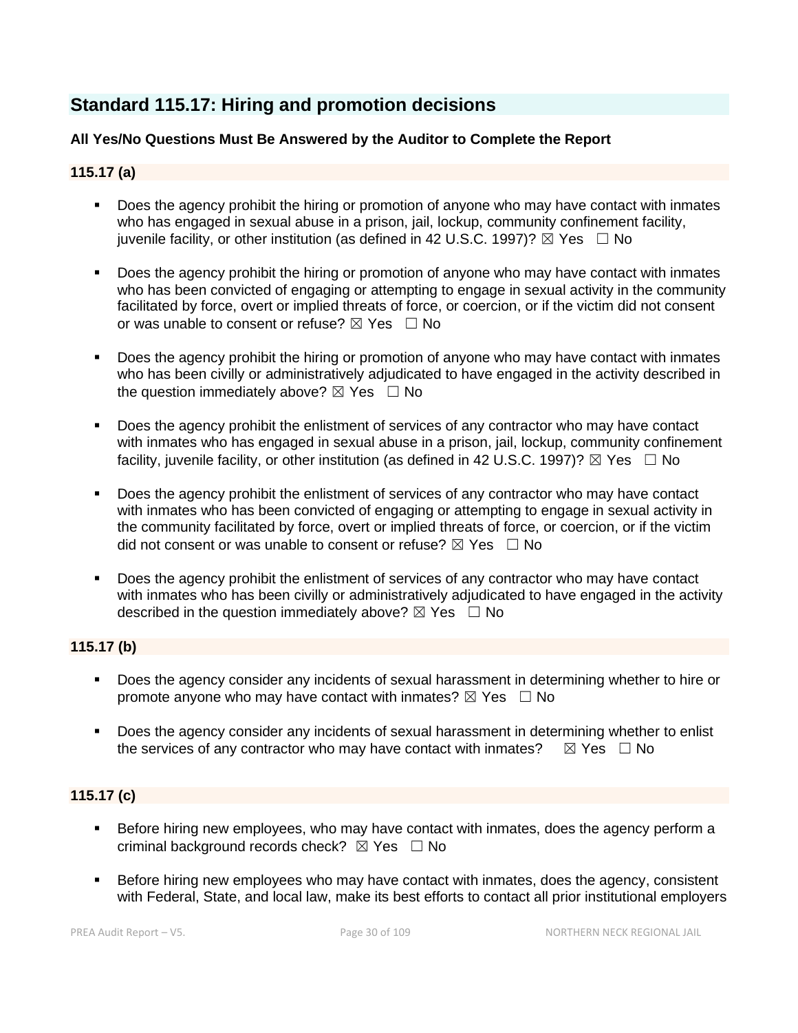## Standard 115.17: Hiring and promotion decisions

**All Yes/No Questions Must Be Answered by the Auditor to Complete the Report**

### 115.17 (a)

- Does the agency prohibit the hiring or promotion of anyone who may have contact with inmates who has engaged in sexual abuse in a prison, jail, lockup, community confinement facility, juvenile facility, or other institution (as defined in 42 U.S.C. 1997)? ☒ Yes ☐ No

- Does the agency prohibit the hiring or promotion of anyone who may have contact with inmates who has been convicted of engaging or attempting to engage in sexual activity in the community facilitated by force, overt or implied threats of force, or coercion, or if the victim did not consent or was unable to consent or refuse? ☒ Yes ☐ No

- Does the agency prohibit the hiring or promotion of anyone who may have contact with inmates who has been civilly or administratively adjudicated to have engaged in the activity described in the question immediately above? ☒ Yes ☐ No

- Does the agency prohibit the enlistment of services of any contractor who may have contact with inmates who has engaged in sexual abuse in a prison, jail, lockup, community confinement facility, juvenile facility, or other institution (as defined in 42 U.S.C. 1997)? ☒ Yes ☐ No

- Does the agency prohibit the enlistment of services of any contractor who may have contact with inmates who has been convicted of engaging or attempting to engage in sexual activity in the community facilitated by force, overt or implied threats of force, or coercion, or if the victim did not consent or was unable to consent or refuse? ☒ Yes ☐ No

- Does the agency prohibit the enlistment of services of any contractor who may have contact with inmates who has been civilly or administratively adjudicated to have engaged in the activity described in the question immediately above? ☒ Yes ☐ No

### 115.17 (b)

- Does the agency consider any incidents of sexual harassment in determining whether to hire or promote anyone who may have contact with inmates? ☒ Yes ☐ No

- Does the agency consider any incidents of sexual harassment in determining whether to enlist the services of any contractor who may have contact with inmates? ☒ Yes ☐ No

### 115.17 (c)

- Before hiring new employees, who may have contact with inmates, does the agency perform a criminal background records check? ☒ Yes ☐ No

- Before hiring new employees who may have contact with inmates, does the agency, consistent with Federal, State, and local law, make its best efforts to contact all prior institutional employers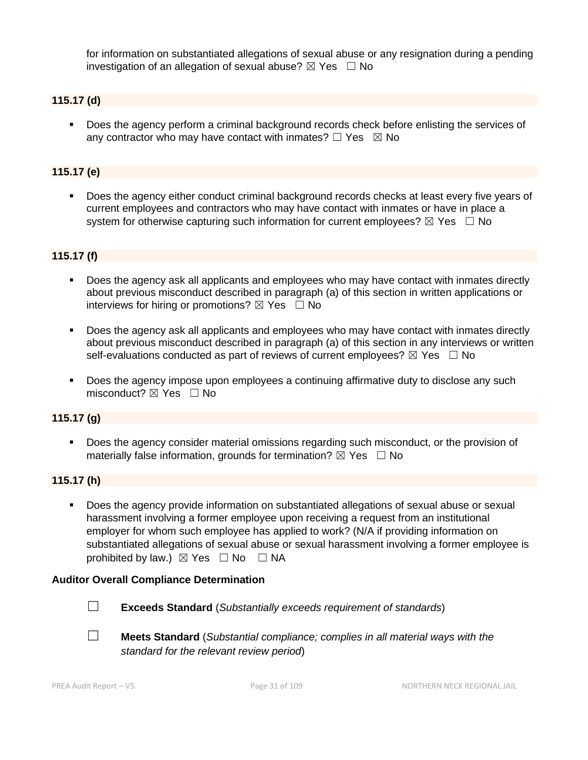for information on substantiated allegations of sexual abuse or any resignation during a pending investigation of an allegation of sexual abuse? ☒ Yes ☐ No

**115.17 (d)**

- Does the agency perform a criminal background records check before enlisting the services of any contractor who may have contact with inmates? ☐ Yes ☒ No

**115.17 (e)**

- Does the agency either conduct criminal background records checks at least every five years of current employees and contractors who may have contact with inmates or have in place a system for otherwise capturing such information for current employees? ☒ Yes ☐ No

**115.17 (f)**

- Does the agency ask all applicants and employees who may have contact with inmates directly about previous misconduct described in paragraph (a) of this section in written applications or interviews for hiring or promotions? ☒ Yes ☐ No
- Does the agency ask all applicants and employees who may have contact with inmates directly about previous misconduct described in paragraph (a) of this section in any interviews or written self-evaluations conducted as part of reviews of current employees? ☒ Yes ☐ No
- Does the agency impose upon employees a continuing affirmative duty to disclose any such misconduct? ☒ Yes ☐ No

**115.17 (g)**

- Does the agency consider material omissions regarding such misconduct, or the provision of materially false information, grounds for termination? ☒ Yes ☐ No

**115.17 (h)**

- Does the agency provide information on substantiated allegations of sexual abuse or sexual harassment involving a former employee upon receiving a request from an institutional employer for whom such employee has applied to work? (N/A if providing information on substantiated allegations of sexual abuse or sexual harassment involving a former employee is prohibited by law.) ☒ Yes ☐ No ☐ NA

**Auditor Overall Compliance Determination**

☐ **Exceeds Standard** (*Substantially exceeds requirement of standards*)

☐ **Meets Standard** (*Substantial compliance; complies in all material ways with the standard for the relevant review period*)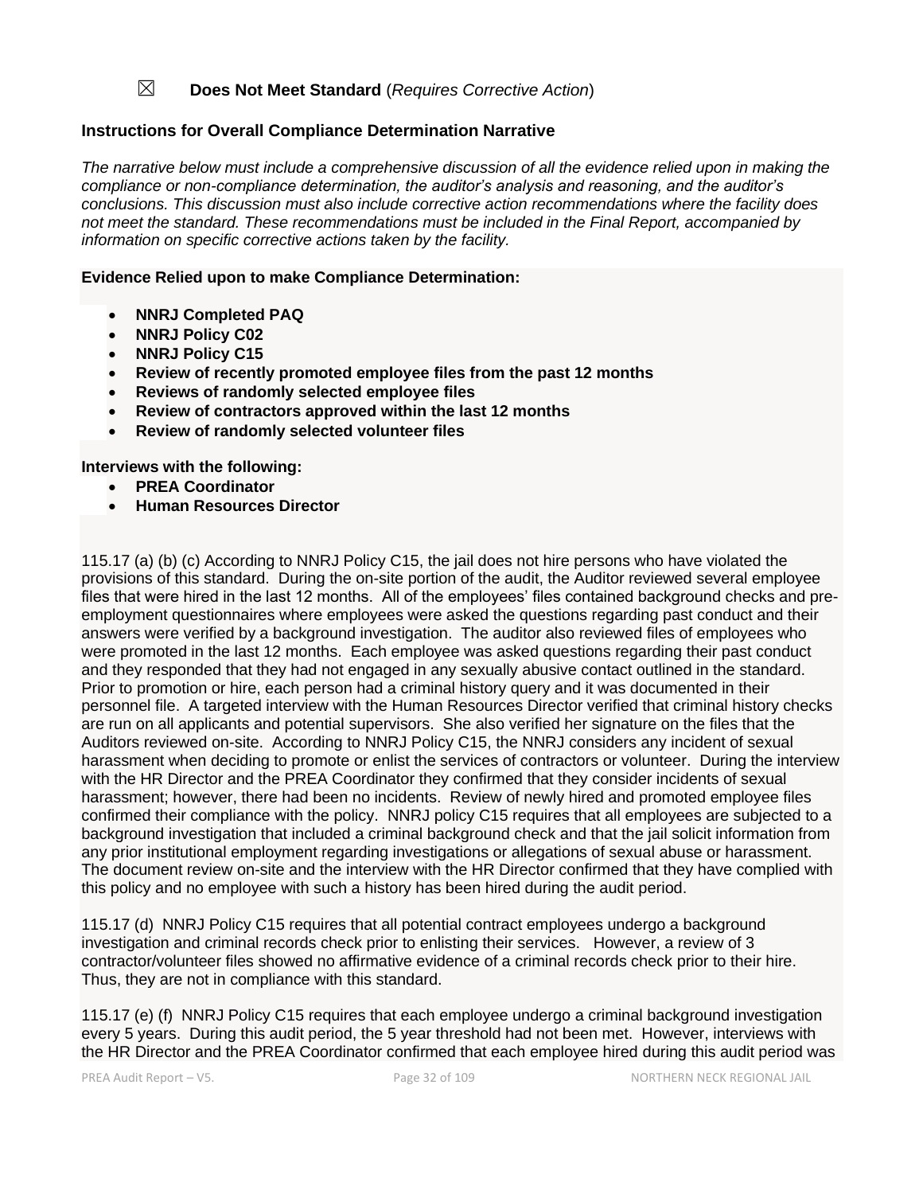☒ **Does Not Meet Standard** (*Requires Corrective Action*)

**Instructions for Overall Compliance Determination Narrative**

*The narrative below must include a comprehensive discussion of all the evidence relied upon in making the compliance or non-compliance determination, the auditor's analysis and reasoning, and the auditor's conclusions. This discussion must also include corrective action recommendations where the facility does not meet the standard. These recommendations must be included in the Final Report, accompanied by information on specific corrective actions taken by the facility.*

**Evidence Relied upon to make Compliance Determination:**

- **NNRJ Completed PAQ**
- **NNRJ Policy C02**
- **NNRJ Policy C15**
- **Review of recently promoted employee files from the past 12 months**
- **Reviews of randomly selected employee files**
- **Review of contractors approved within the last 12 months**
- **Review of randomly selected volunteer files**

**Interviews with the following:**

- **PREA Coordinator**
- **Human Resources Director**

115.17 (a) (b) (c) According to NNRJ Policy C15, the jail does not hire persons who have violated the provisions of this standard. During the on-site portion of the audit, the Auditor reviewed several employee files that were hired in the last 12 months. All of the employees' files contained background checks and pre-employment questionnaires where employees were asked the questions regarding past conduct and their answers were verified by a background investigation. The auditor also reviewed files of employees who were promoted in the last 12 months. Each employee was asked questions regarding their past conduct and they responded that they had not engaged in any sexually abusive contact outlined in the standard. Prior to promotion or hire, each person had a criminal history query and it was documented in their personnel file. A targeted interview with the Human Resources Director verified that criminal history checks are run on all applicants and potential supervisors. She also verified her signature on the files that the Auditors reviewed on-site. According to NNRJ Policy C15, the NNRJ considers any incident of sexual harassment when deciding to promote or enlist the services of contractors or volunteer. During the interview with the HR Director and the PREA Coordinator they confirmed that they consider incidents of sexual harassment; however, there had been no incidents. Review of newly hired and promoted employee files confirmed their compliance with the policy. NNRJ policy C15 requires that all employees are subjected to a background investigation that included a criminal background check and that the jail solicit information from any prior institutional employment regarding investigations or allegations of sexual abuse or harassment. The document review on-site and the interview with the HR Director confirmed that they have complied with this policy and no employee with such a history has been hired during the audit period.

115.17 (d) NNRJ Policy C15 requires that all potential contract employees undergo a background investigation and criminal records check prior to enlisting their services. However, a review of 3 contractor/volunteer files showed no affirmative evidence of a criminal records check prior to their hire. Thus, they are not in compliance with this standard.

115.17 (e) (f) NNRJ Policy C15 requires that each employee undergo a criminal background investigation every 5 years. During this audit period, the 5 year threshold had not been met. However, interviews with the HR Director and the PREA Coordinator confirmed that each employee hired during this audit period was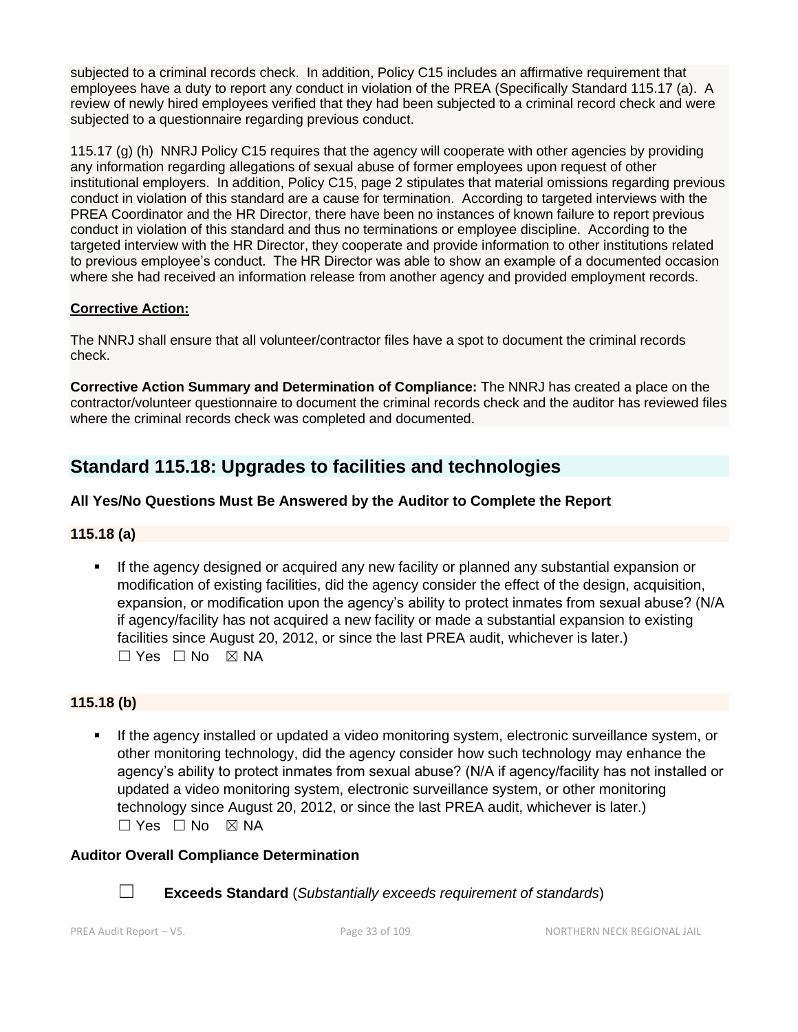subjected to a criminal records check. In addition, Policy C15 includes an affirmative requirement that employees have a duty to report any conduct in violation of the PREA (Specifically Standard 115.17 (a). A review of newly hired employees verified that they had been subjected to a criminal record check and were subjected to a questionnaire regarding previous conduct.

115.17 (g) (h) NNRJ Policy C15 requires that the agency will cooperate with other agencies by providing any information regarding allegations of sexual abuse of former employees upon request of other institutional employers. In addition, Policy C15, page 2 stipulates that material omissions regarding previous conduct in violation of this standard are a cause for termination. According to targeted interviews with the PREA Coordinator and the HR Director, there have been no instances of known failure to report previous conduct in violation of this standard and thus no terminations or employee discipline. According to the targeted interview with the HR Director, they cooperate and provide information to other institutions related to previous employee's conduct. The HR Director was able to show an example of a documented occasion where she had received an information release from another agency and provided employment records.

**Corrective Action:**

The NNRJ shall ensure that all volunteer/contractor files have a spot to document the criminal records check.

**Corrective Action Summary and Determination of Compliance:** The NNRJ has created a place on the contractor/volunteer questionnaire to document the criminal records check and the auditor has reviewed files where the criminal records check was completed and documented.

## Standard 115.18: Upgrades to facilities and technologies

**All Yes/No Questions Must Be Answered by the Auditor to Complete the Report**

**115.18 (a)**

- If the agency designed or acquired any new facility or planned any substantial expansion or modification of existing facilities, did the agency consider the effect of the design, acquisition, expansion, or modification upon the agency's ability to protect inmates from sexual abuse? (N/A if agency/facility has not acquired a new facility or made a substantial expansion to existing facilities since August 20, 2012, or since the last PREA audit, whichever is later.)
  ☐ Yes ☐ No ☒ NA

**115.18 (b)**

- If the agency installed or updated a video monitoring system, electronic surveillance system, or other monitoring technology, did the agency consider how such technology may enhance the agency's ability to protect inmates from sexual abuse? (N/A if agency/facility has not installed or updated a video monitoring system, electronic surveillance system, or other monitoring technology since August 20, 2012, or since the last PREA audit, whichever is later.)
  ☐ Yes ☐ No ☒ NA

**Auditor Overall Compliance Determination**

☐ **Exceeds Standard** (*Substantially exceeds requirement of standards*)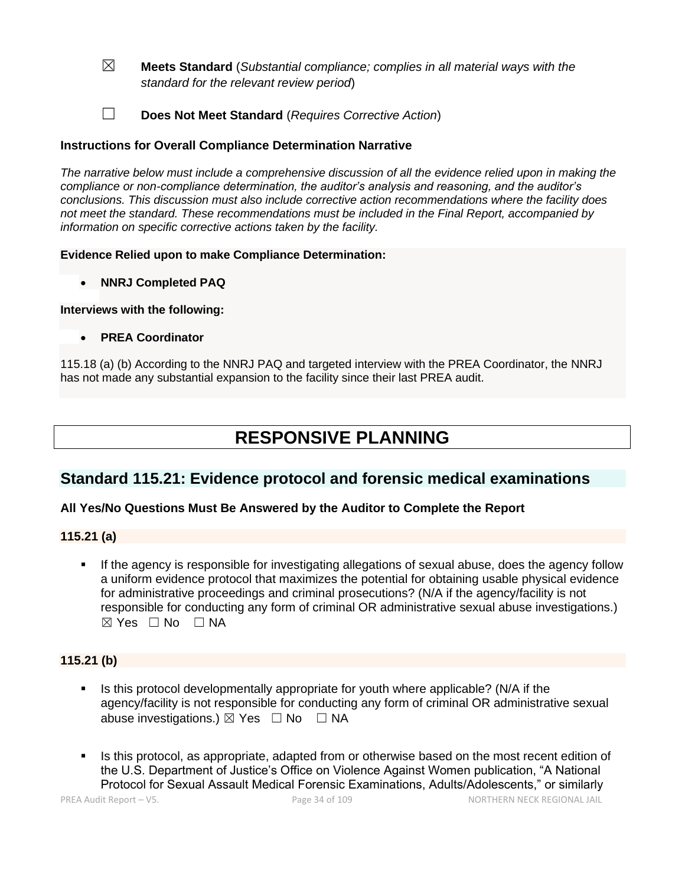☒ **Meets Standard** (*Substantial compliance; complies in all material ways with the standard for the relevant review period*)

☐ **Does Not Meet Standard** (*Requires Corrective Action*)

**Instructions for Overall Compliance Determination Narrative**

*The narrative below must include a comprehensive discussion of all the evidence relied upon in making the compliance or non-compliance determination, the auditor's analysis and reasoning, and the auditor's conclusions. This discussion must also include corrective action recommendations where the facility does not meet the standard. These recommendations must be included in the Final Report, accompanied by information on specific corrective actions taken by the facility.*

**Evidence Relied upon to make Compliance Determination:**

- **NNRJ Completed PAQ**

**Interviews with the following:**

- **PREA Coordinator**

115.18 (a) (b) According to the NNRJ PAQ and targeted interview with the PREA Coordinator, the NNRJ has not made any substantial expansion to the facility since their last PREA audit.

# RESPONSIVE PLANNING

## Standard 115.21: Evidence protocol and forensic medical examinations

**All Yes/No Questions Must Be Answered by the Auditor to Complete the Report**

**115.21 (a)**

- If the agency is responsible for investigating allegations of sexual abuse, does the agency follow a uniform evidence protocol that maximizes the potential for obtaining usable physical evidence for administrative proceedings and criminal prosecutions? (N/A if the agency/facility is not responsible for conducting any form of criminal OR administrative sexual abuse investigations.) ☒ Yes ☐ No ☐ NA

**115.21 (b)**

- Is this protocol developmentally appropriate for youth where applicable? (N/A if the agency/facility is not responsible for conducting any form of criminal OR administrative sexual abuse investigations.) ☒ Yes ☐ No ☐ NA

- Is this protocol, as appropriate, adapted from or otherwise based on the most recent edition of the U.S. Department of Justice's Office on Violence Against Women publication, "A National Protocol for Sexual Assault Medical Forensic Examinations, Adults/Adolescents," or similarly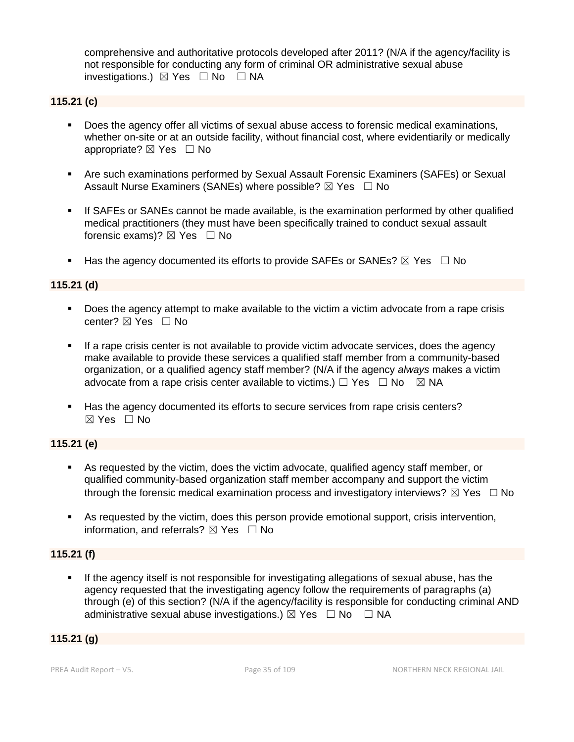comprehensive and authoritative protocols developed after 2011? (N/A if the agency/facility is not responsible for conducting any form of criminal OR administrative sexual abuse investigations.) ☒ Yes ☐ No ☐ NA

**115.21 (c)**

- Does the agency offer all victims of sexual abuse access to forensic medical examinations, whether on-site or at an outside facility, without financial cost, where evidentiarily or medically appropriate? ☒ Yes ☐ No
- Are such examinations performed by Sexual Assault Forensic Examiners (SAFEs) or Sexual Assault Nurse Examiners (SANEs) where possible? ☒ Yes ☐ No
- If SAFEs or SANEs cannot be made available, is the examination performed by other qualified medical practitioners (they must have been specifically trained to conduct sexual assault forensic exams)? ☒ Yes ☐ No
- Has the agency documented its efforts to provide SAFEs or SANEs? ☒ Yes ☐ No

**115.21 (d)**

- Does the agency attempt to make available to the victim a victim advocate from a rape crisis center? ☒ Yes ☐ No
- If a rape crisis center is not available to provide victim advocate services, does the agency make available to provide these services a qualified staff member from a community-based organization, or a qualified agency staff member? (N/A if the agency *always* makes a victim advocate from a rape crisis center available to victims.) ☐ Yes ☐ No ☒ NA
- Has the agency documented its efforts to secure services from rape crisis centers? ☒ Yes ☐ No

**115.21 (e)**

- As requested by the victim, does the victim advocate, qualified agency staff member, or qualified community-based organization staff member accompany and support the victim through the forensic medical examination process and investigatory interviews? ☒ Yes ☐ No
- As requested by the victim, does this person provide emotional support, crisis intervention, information, and referrals? ☒ Yes ☐ No

**115.21 (f)**

- If the agency itself is not responsible for investigating allegations of sexual abuse, has the agency requested that the investigating agency follow the requirements of paragraphs (a) through (e) of this section? (N/A if the agency/facility is responsible for conducting criminal AND administrative sexual abuse investigations.) ☒ Yes ☐ No ☐ NA

**115.21 (g)**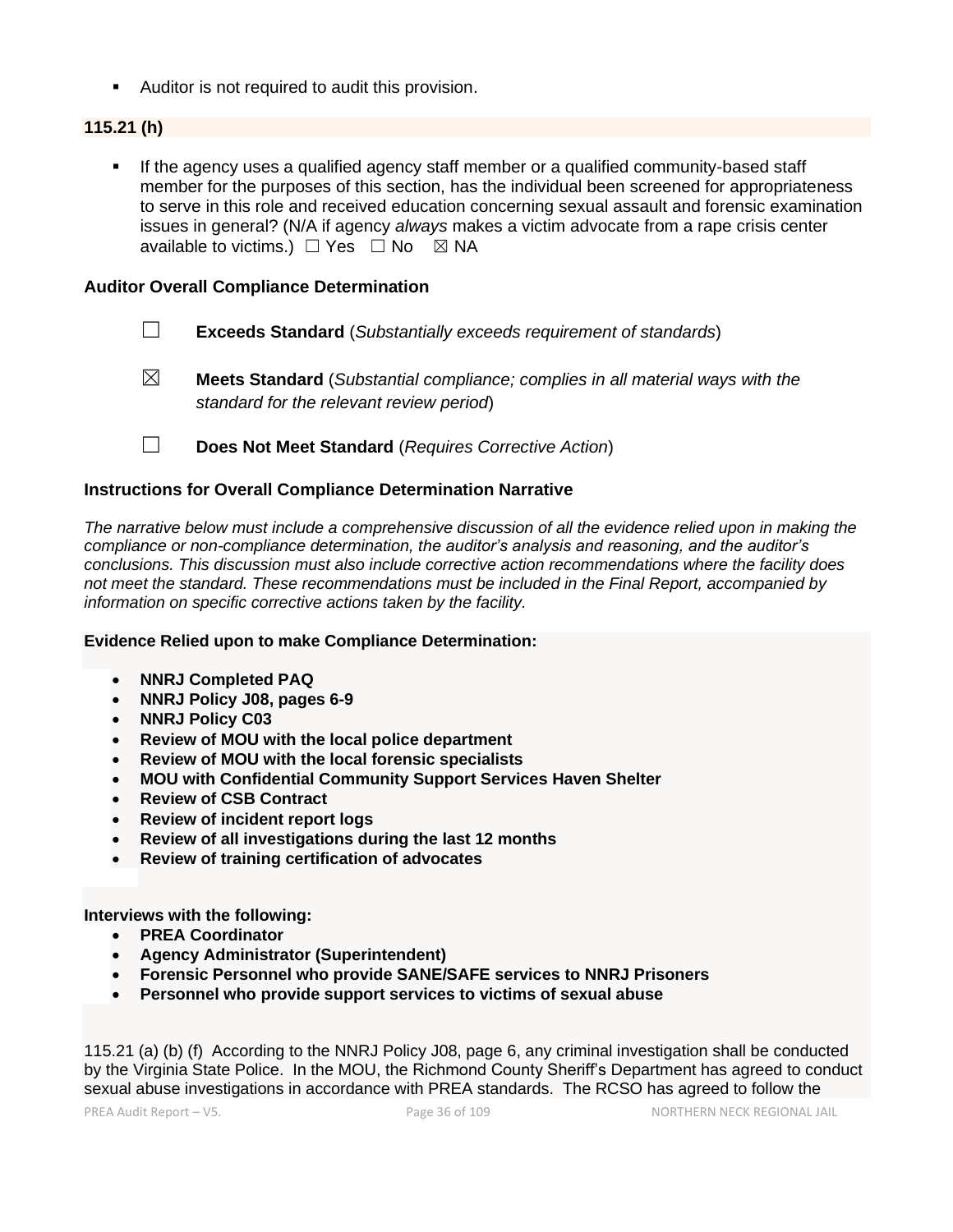- Auditor is not required to audit this provision.

**115.21 (h)**

- If the agency uses a qualified agency staff member or a qualified community-based staff member for the purposes of this section, has the individual been screened for appropriateness to serve in this role and received education concerning sexual assault and forensic examination issues in general? (N/A if agency *always* makes a victim advocate from a rape crisis center available to victims.) ☐ Yes ☐ No ☒ NA

**Auditor Overall Compliance Determination**

☐ **Exceeds Standard** (*Substantially exceeds requirement of standards*)

☒ **Meets Standard** (*Substantial compliance; complies in all material ways with the standard for the relevant review period*)

☐ **Does Not Meet Standard** (*Requires Corrective Action*)

**Instructions for Overall Compliance Determination Narrative**

*The narrative below must include a comprehensive discussion of all the evidence relied upon in making the compliance or non-compliance determination, the auditor's analysis and reasoning, and the auditor's conclusions. This discussion must also include corrective action recommendations where the facility does not meet the standard. These recommendations must be included in the Final Report, accompanied by information on specific corrective actions taken by the facility.*

**Evidence Relied upon to make Compliance Determination:**

- **NNRJ Completed PAQ**
- **NNRJ Policy J08, pages 6-9**
- **NNRJ Policy C03**
- **Review of MOU with the local police department**
- **Review of MOU with the local forensic specialists**
- **MOU with Confidential Community Support Services Haven Shelter**
- **Review of CSB Contract**
- **Review of incident report logs**
- **Review of all investigations during the last 12 months**
- **Review of training certification of advocates**

**Interviews with the following:**

- **PREA Coordinator**
- **Agency Administrator (Superintendent)**
- **Forensic Personnel who provide SANE/SAFE services to NNRJ Prisoners**
- **Personnel who provide support services to victims of sexual abuse**

115.21 (a) (b) (f) According to the NNRJ Policy J08, page 6, any criminal investigation shall be conducted by the Virginia State Police. In the MOU, the Richmond County Sheriff's Department has agreed to conduct sexual abuse investigations in accordance with PREA standards. The RCSO has agreed to follow the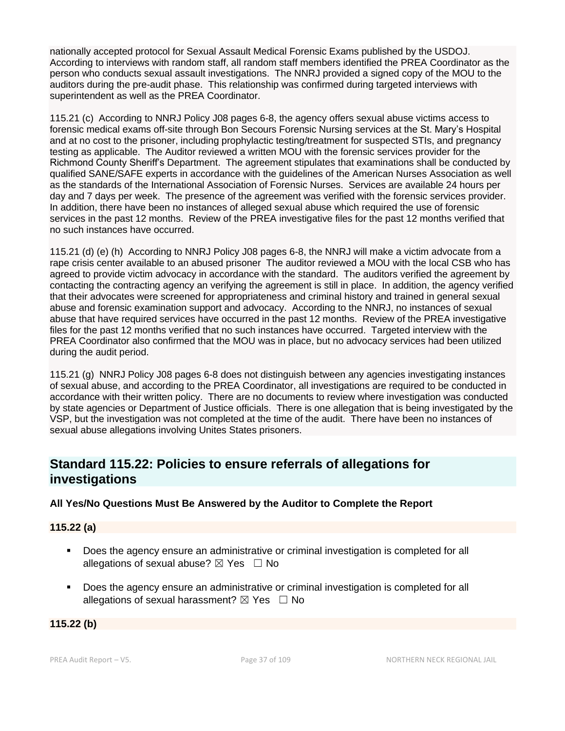nationally accepted protocol for Sexual Assault Medical Forensic Exams published by the USDOJ. According to interviews with random staff, all random staff members identified the PREA Coordinator as the person who conducts sexual assault investigations. The NNRJ provided a signed copy of the MOU to the auditors during the pre-audit phase. This relationship was confirmed during targeted interviews with superintendent as well as the PREA Coordinator.

115.21 (c) According to NNRJ Policy J08 pages 6-8, the agency offers sexual abuse victims access to forensic medical exams off-site through Bon Secours Forensic Nursing services at the St. Mary's Hospital and at no cost to the prisoner, including prophylactic testing/treatment for suspected STIs, and pregnancy testing as applicable. The Auditor reviewed a written MOU with the forensic services provider for the Richmond County Sheriff's Department. The agreement stipulates that examinations shall be conducted by qualified SANE/SAFE experts in accordance with the guidelines of the American Nurses Association as well as the standards of the International Association of Forensic Nurses. Services are available 24 hours per day and 7 days per week. The presence of the agreement was verified with the forensic services provider. In addition, there have been no instances of alleged sexual abuse which required the use of forensic services in the past 12 months. Review of the PREA investigative files for the past 12 months verified that no such instances have occurred.

115.21 (d) (e) (h) According to NNRJ Policy J08 pages 6-8, the NNRJ will make a victim advocate from a rape crisis center available to an abused prisoner The auditor reviewed a MOU with the local CSB who has agreed to provide victim advocacy in accordance with the standard. The auditors verified the agreement by contacting the contracting agency an verifying the agreement is still in place. In addition, the agency verified that their advocates were screened for appropriateness and criminal history and trained in general sexual abuse and forensic examination support and advocacy. According to the NNRJ, no instances of sexual abuse that have required services have occurred in the past 12 months. Review of the PREA investigative files for the past 12 months verified that no such instances have occurred. Targeted interview with the PREA Coordinator also confirmed that the MOU was in place, but no advocacy services had been utilized during the audit period.

115.21 (g) NNRJ Policy J08 pages 6-8 does not distinguish between any agencies investigating instances of sexual abuse, and according to the PREA Coordinator, all investigations are required to be conducted in accordance with their written policy. There are no documents to review where investigation was conducted by state agencies or Department of Justice officials. There is one allegation that is being investigated by the VSP, but the investigation was not completed at the time of the audit. There have been no instances of sexual abuse allegations involving Unites States prisoners.

## Standard 115.22: Policies to ensure referrals of allegations for investigations

**All Yes/No Questions Must Be Answered by the Auditor to Complete the Report**

**115.22 (a)**

- Does the agency ensure an administrative or criminal investigation is completed for all allegations of sexual abuse? ☒ Yes ☐ No
- Does the agency ensure an administrative or criminal investigation is completed for all allegations of sexual harassment? ☒ Yes ☐ No

**115.22 (b)**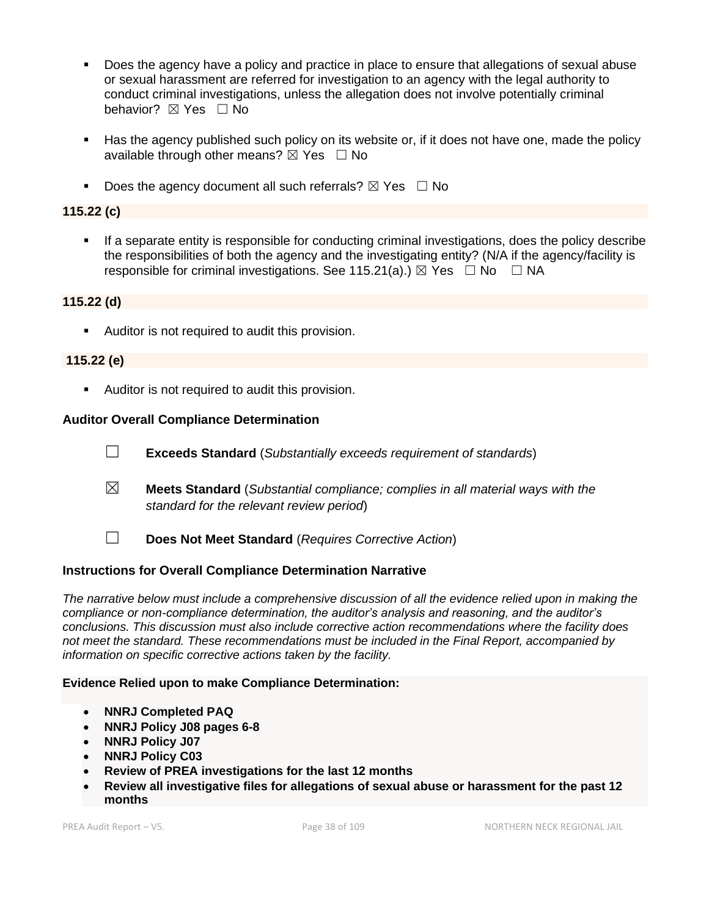- Does the agency have a policy and practice in place to ensure that allegations of sexual abuse or sexual harassment are referred for investigation to an agency with the legal authority to conduct criminal investigations, unless the allegation does not involve potentially criminal behavior? ☒ Yes ☐ No

- Has the agency published such policy on its website or, if it does not have one, made the policy available through other means? ☒ Yes ☐ No

- Does the agency document all such referrals? ☒ Yes ☐ No

**115.22 (c)**

- If a separate entity is responsible for conducting criminal investigations, does the policy describe the responsibilities of both the agency and the investigating entity? (N/A if the agency/facility is responsible for criminal investigations. See 115.21(a).) ☒ Yes ☐ No ☐ NA

**115.22 (d)**

- Auditor is not required to audit this provision.

**115.22 (e)**

- Auditor is not required to audit this provision.

**Auditor Overall Compliance Determination**

☐ **Exceeds Standard** (*Substantially exceeds requirement of standards*)

☒ **Meets Standard** (*Substantial compliance; complies in all material ways with the standard for the relevant review period*)

☐ **Does Not Meet Standard** (*Requires Corrective Action*)

**Instructions for Overall Compliance Determination Narrative**

*The narrative below must include a comprehensive discussion of all the evidence relied upon in making the compliance or non-compliance determination, the auditor's analysis and reasoning, and the auditor's conclusions. This discussion must also include corrective action recommendations where the facility does not meet the standard. These recommendations must be included in the Final Report, accompanied by information on specific corrective actions taken by the facility.*

**Evidence Relied upon to make Compliance Determination:**

- **NNRJ Completed PAQ**
- **NNRJ Policy J08 pages 6-8**
- **NNRJ Policy J07**
- **NNRJ Policy C03**
- **Review of PREA investigations for the last 12 months**
- **Review all investigative files for allegations of sexual abuse or harassment for the past 12 months**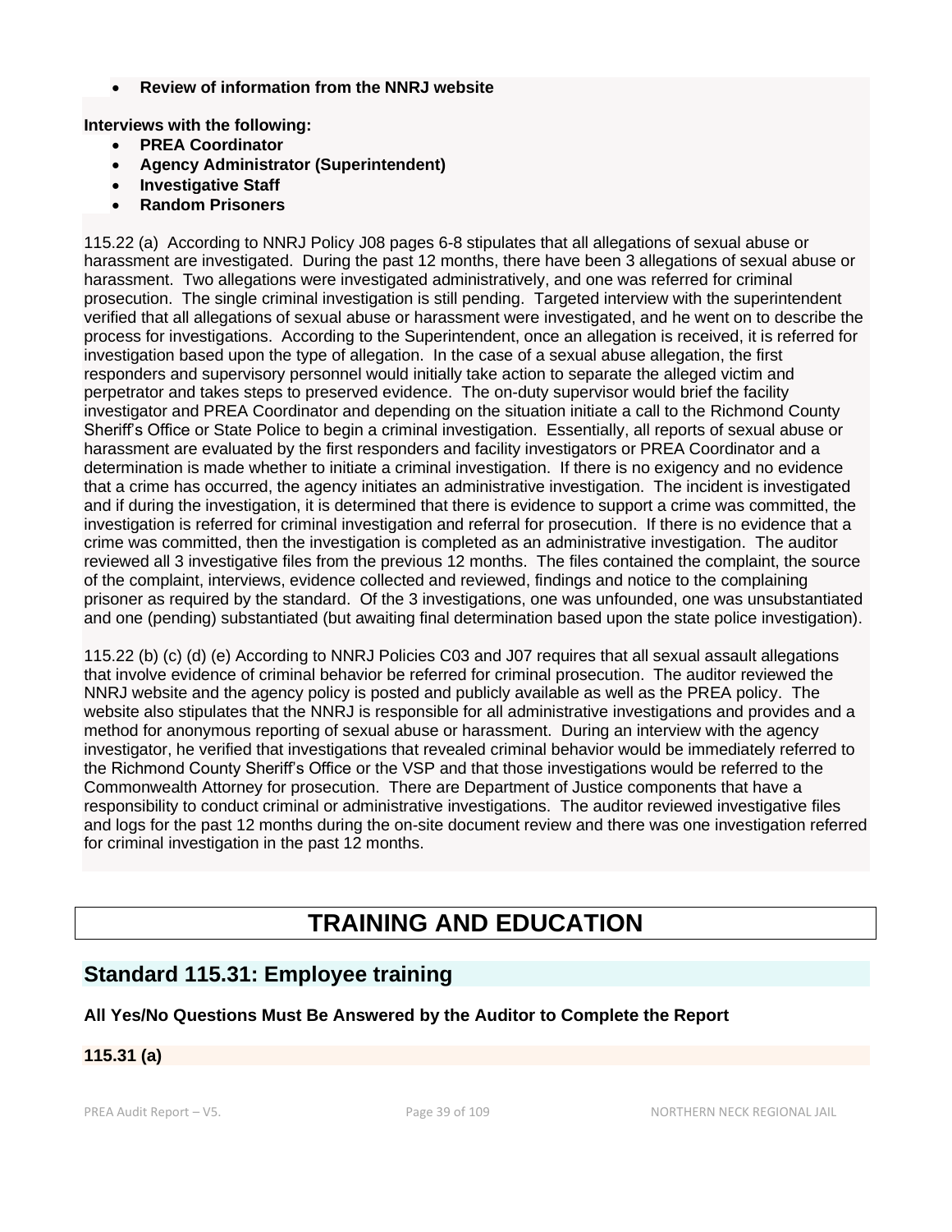- **Review of information from the NNRJ website**

**Interviews with the following:**

- **PREA Coordinator**
- **Agency Administrator (Superintendent)**
- **Investigative Staff**
- **Random Prisoners**

115.22 (a) According to NNRJ Policy J08 pages 6-8 stipulates that all allegations of sexual abuse or harassment are investigated. During the past 12 months, there have been 3 allegations of sexual abuse or harassment. Two allegations were investigated administratively, and one was referred for criminal prosecution. The single criminal investigation is still pending. Targeted interview with the superintendent verified that all allegations of sexual abuse or harassment were investigated, and he went on to describe the process for investigations. According to the Superintendent, once an allegation is received, it is referred for investigation based upon the type of allegation. In the case of a sexual abuse allegation, the first responders and supervisory personnel would initially take action to separate the alleged victim and perpetrator and takes steps to preserved evidence. The on-duty supervisor would brief the facility investigator and PREA Coordinator and depending on the situation initiate a call to the Richmond County Sheriff's Office or State Police to begin a criminal investigation. Essentially, all reports of sexual abuse or harassment are evaluated by the first responders and facility investigators or PREA Coordinator and a determination is made whether to initiate a criminal investigation. If there is no exigency and no evidence that a crime has occurred, the agency initiates an administrative investigation. The incident is investigated and if during the investigation, it is determined that there is evidence to support a crime was committed, the investigation is referred for criminal investigation and referral for prosecution. If there is no evidence that a crime was committed, then the investigation is completed as an administrative investigation. The auditor reviewed all 3 investigative files from the previous 12 months. The files contained the complaint, the source of the complaint, interviews, evidence collected and reviewed, findings and notice to the complaining prisoner as required by the standard. Of the 3 investigations, one was unfounded, one was unsubstantiated and one (pending) substantiated (but awaiting final determination based upon the state police investigation).

115.22 (b) (c) (d) (e) According to NNRJ Policies C03 and J07 requires that all sexual assault allegations that involve evidence of criminal behavior be referred for criminal prosecution. The auditor reviewed the NNRJ website and the agency policy is posted and publicly available as well as the PREA policy. The website also stipulates that the NNRJ is responsible for all administrative investigations and provides and a method for anonymous reporting of sexual abuse or harassment. During an interview with the agency investigator, he verified that investigations that revealed criminal behavior would be immediately referred to the Richmond County Sheriff's Office or the VSP and that those investigations would be referred to the Commonwealth Attorney for prosecution. There are Department of Justice components that have a responsibility to conduct criminal or administrative investigations. The auditor reviewed investigative files and logs for the past 12 months during the on-site document review and there was one investigation referred for criminal investigation in the past 12 months.

# TRAINING AND EDUCATION

## Standard 115.31: Employee training

**All Yes/No Questions Must Be Answered by the Auditor to Complete the Report**

**115.31 (a)**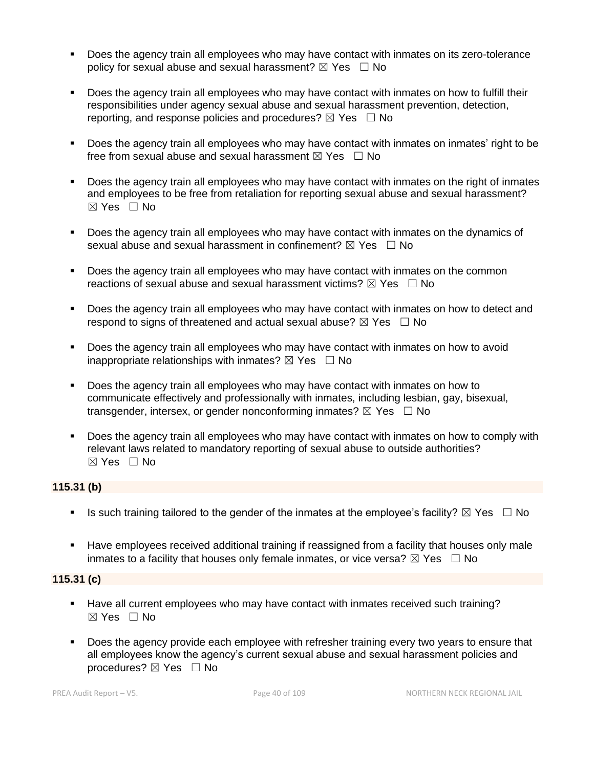- Does the agency train all employees who may have contact with inmates on its zero-tolerance policy for sexual abuse and sexual harassment? ☒ Yes ☐ No

- Does the agency train all employees who may have contact with inmates on how to fulfill their responsibilities under agency sexual abuse and sexual harassment prevention, detection, reporting, and response policies and procedures? ☒ Yes ☐ No

- Does the agency train all employees who may have contact with inmates on inmates' right to be free from sexual abuse and sexual harassment ☒ Yes ☐ No

- Does the agency train all employees who may have contact with inmates on the right of inmates and employees to be free from retaliation for reporting sexual abuse and sexual harassment? ☒ Yes ☐ No

- Does the agency train all employees who may have contact with inmates on the dynamics of sexual abuse and sexual harassment in confinement? ☒ Yes ☐ No

- Does the agency train all employees who may have contact with inmates on the common reactions of sexual abuse and sexual harassment victims? ☒ Yes ☐ No

- Does the agency train all employees who may have contact with inmates on how to detect and respond to signs of threatened and actual sexual abuse? ☒ Yes ☐ No

- Does the agency train all employees who may have contact with inmates on how to avoid inappropriate relationships with inmates? ☒ Yes ☐ No

- Does the agency train all employees who may have contact with inmates on how to communicate effectively and professionally with inmates, including lesbian, gay, bisexual, transgender, intersex, or gender nonconforming inmates? ☒ Yes ☐ No

- Does the agency train all employees who may have contact with inmates on how to comply with relevant laws related to mandatory reporting of sexual abuse to outside authorities? ☒ Yes ☐ No

**115.31 (b)**

- Is such training tailored to the gender of the inmates at the employee's facility? ☒ Yes ☐ No

- Have employees received additional training if reassigned from a facility that houses only male inmates to a facility that houses only female inmates, or vice versa? ☒ Yes ☐ No

**115.31 (c)**

- Have all current employees who may have contact with inmates received such training? ☒ Yes ☐ No

- Does the agency provide each employee with refresher training every two years to ensure that all employees know the agency's current sexual abuse and sexual harassment policies and procedures? ☒ Yes ☐ No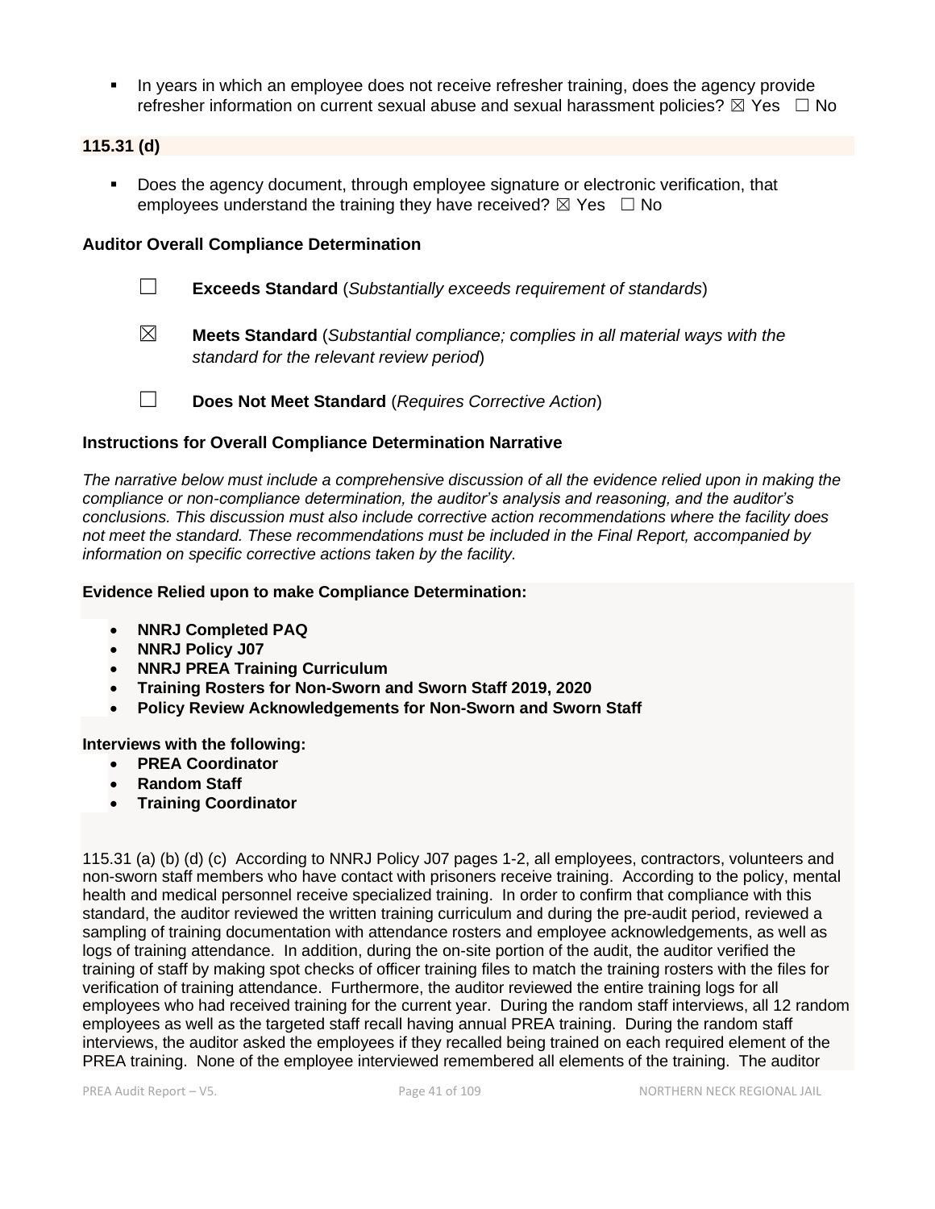- In years in which an employee does not receive refresher training, does the agency provide refresher information on current sexual abuse and sexual harassment policies? ☒ Yes ☐ No

**115.31 (d)**

- Does the agency document, through employee signature or electronic verification, that employees understand the training they have received? ☒ Yes ☐ No

**Auditor Overall Compliance Determination**

☐ **Exceeds Standard** (*Substantially exceeds requirement of standards*)

☒ **Meets Standard** (*Substantial compliance; complies in all material ways with the standard for the relevant review period*)

☐ **Does Not Meet Standard** (*Requires Corrective Action*)

**Instructions for Overall Compliance Determination Narrative**

*The narrative below must include a comprehensive discussion of all the evidence relied upon in making the compliance or non-compliance determination, the auditor's analysis and reasoning, and the auditor's conclusions. This discussion must also include corrective action recommendations where the facility does not meet the standard. These recommendations must be included in the Final Report, accompanied by information on specific corrective actions taken by the facility.*

**Evidence Relied upon to make Compliance Determination:**

- **NNRJ Completed PAQ**
- **NNRJ Policy J07**
- **NNRJ PREA Training Curriculum**
- **Training Rosters for Non-Sworn and Sworn Staff 2019, 2020**
- **Policy Review Acknowledgements for Non-Sworn and Sworn Staff**

**Interviews with the following:**

- **PREA Coordinator**
- **Random Staff**
- **Training Coordinator**

115.31 (a) (b) (d) (c) According to NNRJ Policy J07 pages 1-2, all employees, contractors, volunteers and non-sworn staff members who have contact with prisoners receive training. According to the policy, mental health and medical personnel receive specialized training. In order to confirm that compliance with this standard, the auditor reviewed the written training curriculum and during the pre-audit period, reviewed a sampling of training documentation with attendance rosters and employee acknowledgements, as well as logs of training attendance. In addition, during the on-site portion of the audit, the auditor verified the training of staff by making spot checks of officer training files to match the training rosters with the files for verification of training attendance. Furthermore, the auditor reviewed the entire training logs for all employees who had received training for the current year. During the random staff interviews, all 12 random employees as well as the targeted staff recall having annual PREA training. During the random staff interviews, the auditor asked the employees if they recalled being trained on each required element of the PREA training. None of the employee interviewed remembered all elements of the training. The auditor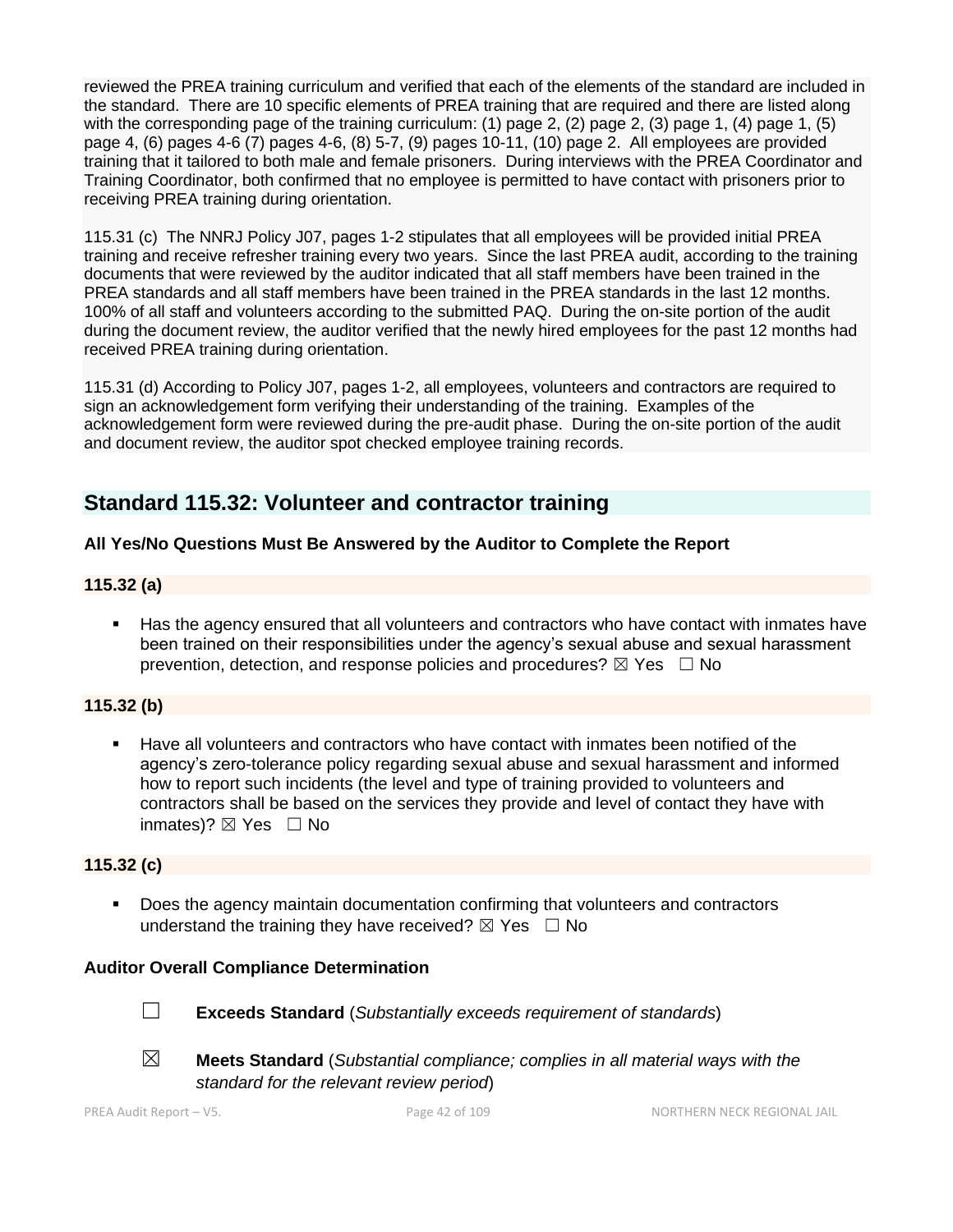reviewed the PREA training curriculum and verified that each of the elements of the standard are included in the standard. There are 10 specific elements of PREA training that are required and there are listed along with the corresponding page of the training curriculum: (1) page 2, (2) page 2, (3) page 1, (4) page 1, (5) page 4, (6) pages 4-6 (7) pages 4-6, (8) 5-7, (9) pages 10-11, (10) page 2. All employees are provided training that it tailored to both male and female prisoners. During interviews with the PREA Coordinator and Training Coordinator, both confirmed that no employee is permitted to have contact with prisoners prior to receiving PREA training during orientation.

115.31 (c) The NNRJ Policy J07, pages 1-2 stipulates that all employees will be provided initial PREA training and receive refresher training every two years. Since the last PREA audit, according to the training documents that were reviewed by the auditor indicated that all staff members have been trained in the PREA standards and all staff members have been trained in the PREA standards in the last 12 months. 100% of all staff and volunteers according to the submitted PAQ. During the on-site portion of the audit during the document review, the auditor verified that the newly hired employees for the past 12 months had received PREA training during orientation.

115.31 (d) According to Policy J07, pages 1-2, all employees, volunteers and contractors are required to sign an acknowledgement form verifying their understanding of the training. Examples of the acknowledgement form were reviewed during the pre-audit phase. During the on-site portion of the audit and document review, the auditor spot checked employee training records.

## Standard 115.32: Volunteer and contractor training

**All Yes/No Questions Must Be Answered by the Auditor to Complete the Report**

### 115.32 (a)

- Has the agency ensured that all volunteers and contractors who have contact with inmates have been trained on their responsibilities under the agency's sexual abuse and sexual harassment prevention, detection, and response policies and procedures? ☒ Yes ☐ No

### 115.32 (b)

- Have all volunteers and contractors who have contact with inmates been notified of the agency's zero-tolerance policy regarding sexual abuse and sexual harassment and informed how to report such incidents (the level and type of training provided to volunteers and contractors shall be based on the services they provide and level of contact they have with inmates)? ☒ Yes ☐ No

### 115.32 (c)

- Does the agency maintain documentation confirming that volunteers and contractors understand the training they have received? ☒ Yes ☐ No

**Auditor Overall Compliance Determination**

☐ **Exceeds Standard** (*Substantially exceeds requirement of standards*)

☒ **Meets Standard** (*Substantial compliance; complies in all material ways with the standard for the relevant review period*)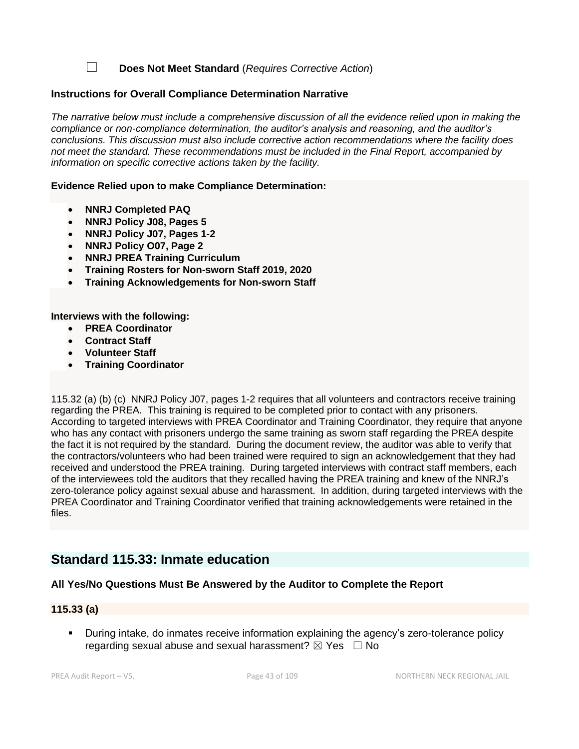☐ **Does Not Meet Standard** (*Requires Corrective Action*)

**Instructions for Overall Compliance Determination Narrative**

*The narrative below must include a comprehensive discussion of all the evidence relied upon in making the compliance or non-compliance determination, the auditor's analysis and reasoning, and the auditor's conclusions. This discussion must also include corrective action recommendations where the facility does not meet the standard. These recommendations must be included in the Final Report, accompanied by information on specific corrective actions taken by the facility.*

**Evidence Relied upon to make Compliance Determination:**

- **NNRJ Completed PAQ**
- **NNRJ Policy J08, Pages 5**
- **NNRJ Policy J07, Pages 1-2**
- **NNRJ Policy O07, Page 2**
- **NNRJ PREA Training Curriculum**
- **Training Rosters for Non-sworn Staff 2019, 2020**
- **Training Acknowledgements for Non-sworn Staff**

**Interviews with the following:**

- **PREA Coordinator**
- **Contract Staff**
- **Volunteer Staff**
- **Training Coordinator**

115.32 (a) (b) (c) NNRJ Policy J07, pages 1-2 requires that all volunteers and contractors receive training regarding the PREA. This training is required to be completed prior to contact with any prisoners. According to targeted interviews with PREA Coordinator and Training Coordinator, they require that anyone who has any contact with prisoners undergo the same training as sworn staff regarding the PREA despite the fact it is not required by the standard. During the document review, the auditor was able to verify that the contractors/volunteers who had been trained were required to sign an acknowledgement that they had received and understood the PREA training. During targeted interviews with contract staff members, each of the interviewees told the auditors that they recalled having the PREA training and knew of the NNRJ's zero-tolerance policy against sexual abuse and harassment. In addition, during targeted interviews with the PREA Coordinator and Training Coordinator verified that training acknowledgements were retained in the files.

## Standard 115.33: Inmate education

**All Yes/No Questions Must Be Answered by the Auditor to Complete the Report**

**115.33 (a)**

- During intake, do inmates receive information explaining the agency's zero-tolerance policy regarding sexual abuse and sexual harassment? ☒ Yes ☐ No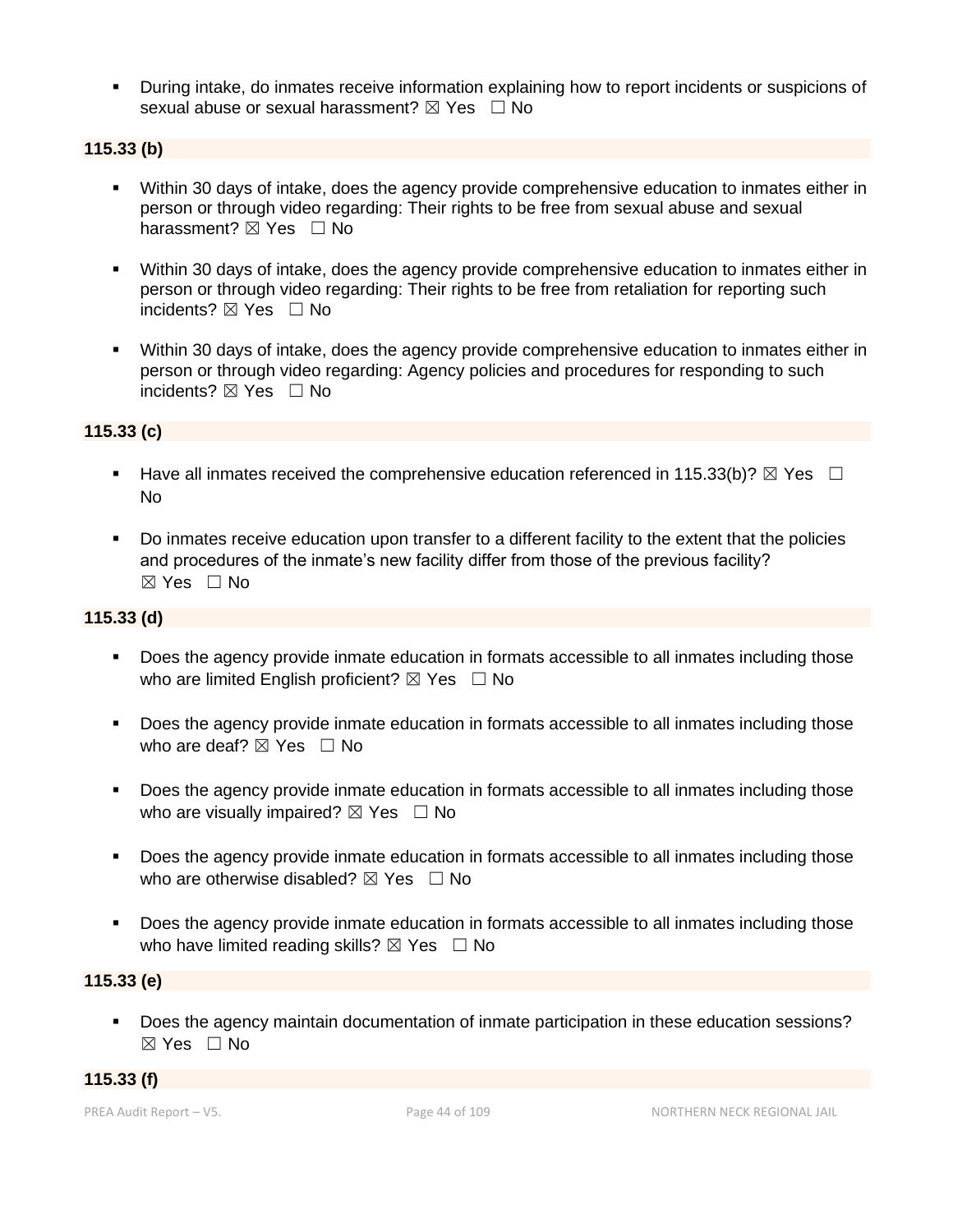- During intake, do inmates receive information explaining how to report incidents or suspicions of sexual abuse or sexual harassment? ☒ Yes ☐ No

**115.33 (b)**

- Within 30 days of intake, does the agency provide comprehensive education to inmates either in person or through video regarding: Their rights to be free from sexual abuse and sexual harassment? ☒ Yes ☐ No

- Within 30 days of intake, does the agency provide comprehensive education to inmates either in person or through video regarding: Their rights to be free from retaliation for reporting such incidents? ☒ Yes ☐ No

- Within 30 days of intake, does the agency provide comprehensive education to inmates either in person or through video regarding: Agency policies and procedures for responding to such incidents? ☒ Yes ☐ No

**115.33 (c)**

- Have all inmates received the comprehensive education referenced in 115.33(b)? ☒ Yes ☐ No

- Do inmates receive education upon transfer to a different facility to the extent that the policies and procedures of the inmate's new facility differ from those of the previous facility? ☒ Yes ☐ No

**115.33 (d)**

- Does the agency provide inmate education in formats accessible to all inmates including those who are limited English proficient? ☒ Yes ☐ No

- Does the agency provide inmate education in formats accessible to all inmates including those who are deaf? ☒ Yes ☐ No

- Does the agency provide inmate education in formats accessible to all inmates including those who are visually impaired? ☒ Yes ☐ No

- Does the agency provide inmate education in formats accessible to all inmates including those who are otherwise disabled? ☒ Yes ☐ No

- Does the agency provide inmate education in formats accessible to all inmates including those who have limited reading skills? ☒ Yes ☐ No

**115.33 (e)**

- Does the agency maintain documentation of inmate participation in these education sessions? ☒ Yes ☐ No

**115.33 (f)**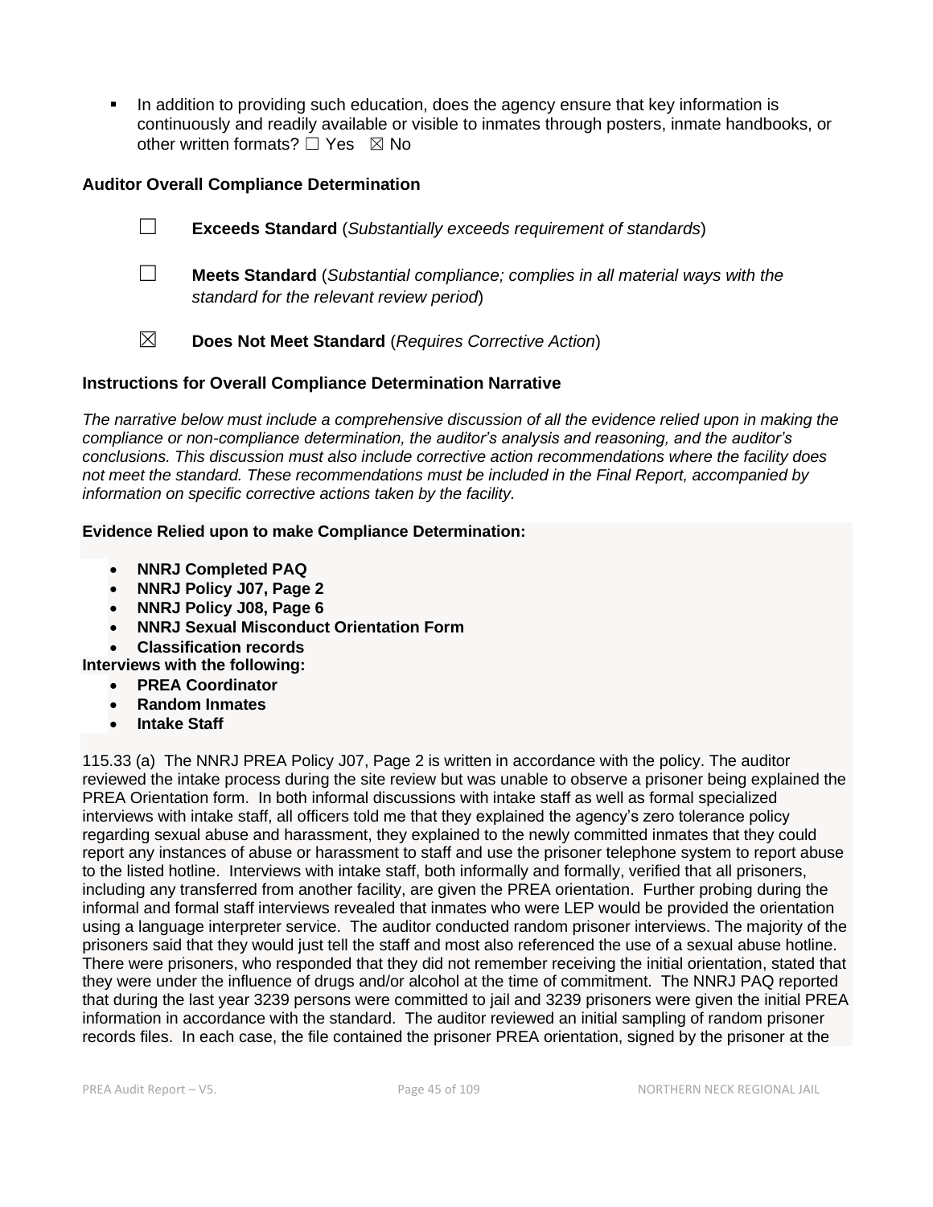- In addition to providing such education, does the agency ensure that key information is continuously and readily available or visible to inmates through posters, inmate handbooks, or other written formats? ☐ Yes ☒ No

### Auditor Overall Compliance Determination

☐ **Exceeds Standard** (*Substantially exceeds requirement of standards*)

☐ **Meets Standard** (*Substantial compliance; complies in all material ways with the standard for the relevant review period*)

☒ **Does Not Meet Standard** (*Requires Corrective Action*)

### Instructions for Overall Compliance Determination Narrative

*The narrative below must include a comprehensive discussion of all the evidence relied upon in making the compliance or non-compliance determination, the auditor's analysis and reasoning, and the auditor's conclusions. This discussion must also include corrective action recommendations where the facility does not meet the standard. These recommendations must be included in the Final Report, accompanied by information on specific corrective actions taken by the facility.*

**Evidence Relied upon to make Compliance Determination:**

- **NNRJ Completed PAQ**
- **NNRJ Policy J07, Page 2**
- **NNRJ Policy J08, Page 6**
- **NNRJ Sexual Misconduct Orientation Form**
- **Classification records**

**Interviews with the following:**

- **PREA Coordinator**
- **Random Inmates**
- **Intake Staff**

115.33 (a) The NNRJ PREA Policy J07, Page 2 is written in accordance with the policy. The auditor reviewed the intake process during the site review but was unable to observe a prisoner being explained the PREA Orientation form. In both informal discussions with intake staff as well as formal specialized interviews with intake staff, all officers told me that they explained the agency's zero tolerance policy regarding sexual abuse and harassment, they explained to the newly committed inmates that they could report any instances of abuse or harassment to staff and use the prisoner telephone system to report abuse to the listed hotline. Interviews with intake staff, both informally and formally, verified that all prisoners, including any transferred from another facility, are given the PREA orientation. Further probing during the informal and formal staff interviews revealed that inmates who were LEP would be provided the orientation using a language interpreter service. The auditor conducted random prisoner interviews. The majority of the prisoners said that they would just tell the staff and most also referenced the use of a sexual abuse hotline. There were prisoners, who responded that they did not remember receiving the initial orientation, stated that they were under the influence of drugs and/or alcohol at the time of commitment. The NNRJ PAQ reported that during the last year 3239 persons were committed to jail and 3239 prisoners were given the initial PREA information in accordance with the standard. The auditor reviewed an initial sampling of random prisoner records files. In each case, the file contained the prisoner PREA orientation, signed by the prisoner at the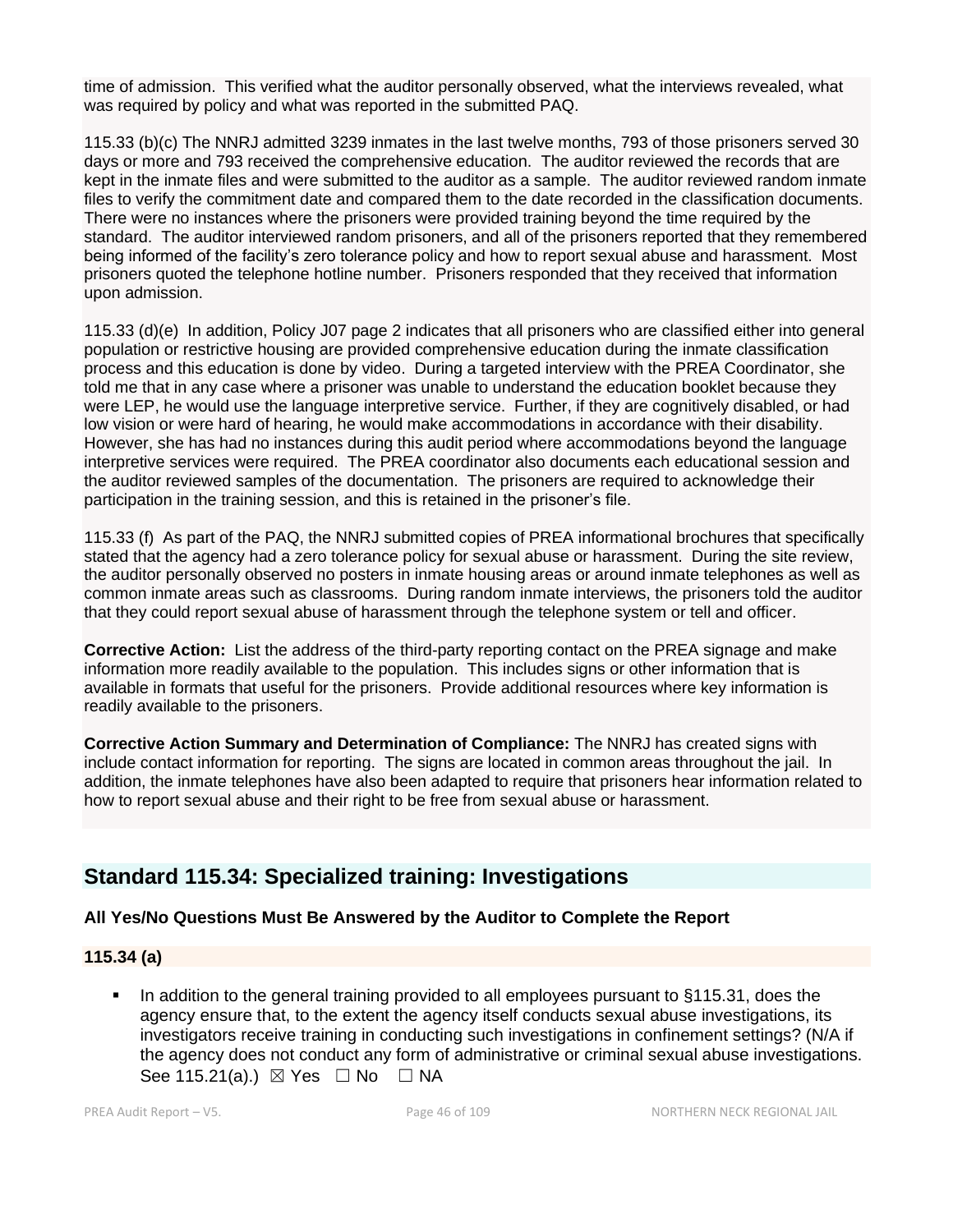time of admission. This verified what the auditor personally observed, what the interviews revealed, what was required by policy and what was reported in the submitted PAQ.

115.33 (b)(c) The NNRJ admitted 3239 inmates in the last twelve months, 793 of those prisoners served 30 days or more and 793 received the comprehensive education. The auditor reviewed the records that are kept in the inmate files and were submitted to the auditor as a sample. The auditor reviewed random inmate files to verify the commitment date and compared them to the date recorded in the classification documents. There were no instances where the prisoners were provided training beyond the time required by the standard. The auditor interviewed random prisoners, and all of the prisoners reported that they remembered being informed of the facility's zero tolerance policy and how to report sexual abuse and harassment. Most prisoners quoted the telephone hotline number. Prisoners responded that they received that information upon admission.

115.33 (d)(e) In addition, Policy J07 page 2 indicates that all prisoners who are classified either into general population or restrictive housing are provided comprehensive education during the inmate classification process and this education is done by video. During a targeted interview with the PREA Coordinator, she told me that in any case where a prisoner was unable to understand the education booklet because they were LEP, he would use the language interpretive service. Further, if they are cognitively disabled, or had low vision or were hard of hearing, he would make accommodations in accordance with their disability. However, she has had no instances during this audit period where accommodations beyond the language interpretive services were required. The PREA coordinator also documents each educational session and the auditor reviewed samples of the documentation. The prisoners are required to acknowledge their participation in the training session, and this is retained in the prisoner's file.

115.33 (f) As part of the PAQ, the NNRJ submitted copies of PREA informational brochures that specifically stated that the agency had a zero tolerance policy for sexual abuse or harassment. During the site review, the auditor personally observed no posters in inmate housing areas or around inmate telephones as well as common inmate areas such as classrooms. During random inmate interviews, the prisoners told the auditor that they could report sexual abuse of harassment through the telephone system or tell and officer.

**Corrective Action:** List the address of the third-party reporting contact on the PREA signage and make information more readily available to the population. This includes signs or other information that is available in formats that useful for the prisoners. Provide additional resources where key information is readily available to the prisoners.

**Corrective Action Summary and Determination of Compliance:** The NNRJ has created signs with include contact information for reporting. The signs are located in common areas throughout the jail. In addition, the inmate telephones have also been adapted to require that prisoners hear information related to how to report sexual abuse and their right to be free from sexual abuse or harassment.

## Standard 115.34: Specialized training: Investigations

**All Yes/No Questions Must Be Answered by the Auditor to Complete the Report**

**115.34 (a)**

- In addition to the general training provided to all employees pursuant to §115.31, does the agency ensure that, to the extent the agency itself conducts sexual abuse investigations, its investigators receive training in conducting such investigations in confinement settings? (N/A if the agency does not conduct any form of administrative or criminal sexual abuse investigations. See 115.21(a).) ☒ Yes ☐ No ☐ NA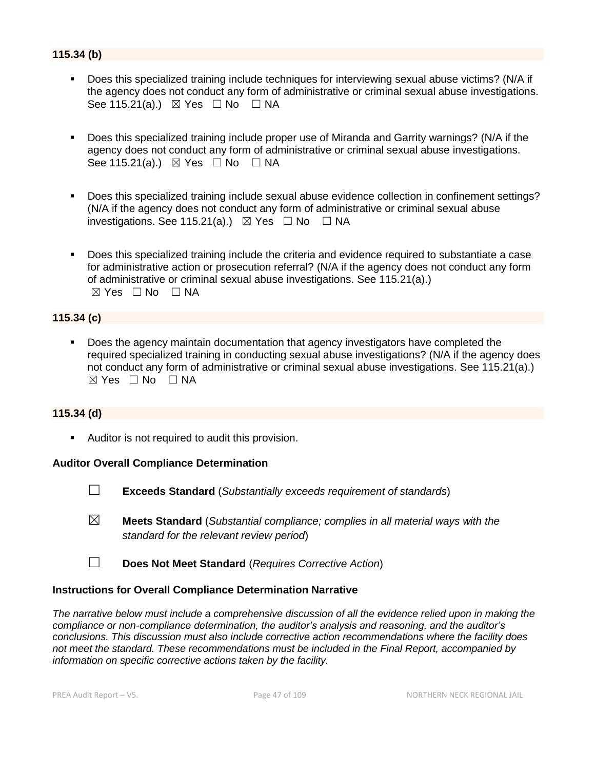### 115.34 (b)

- Does this specialized training include techniques for interviewing sexual abuse victims? (N/A if the agency does not conduct any form of administrative or criminal sexual abuse investigations. See 115.21(a).) ☒ Yes ☐ No ☐ NA

- Does this specialized training include proper use of Miranda and Garrity warnings? (N/A if the agency does not conduct any form of administrative or criminal sexual abuse investigations. See 115.21(a).) ☒ Yes ☐ No ☐ NA

- Does this specialized training include sexual abuse evidence collection in confinement settings? (N/A if the agency does not conduct any form of administrative or criminal sexual abuse investigations. See 115.21(a).) ☒ Yes ☐ No ☐ NA

- Does this specialized training include the criteria and evidence required to substantiate a case for administrative action or prosecution referral? (N/A if the agency does not conduct any form of administrative or criminal sexual abuse investigations. See 115.21(a).) ☒ Yes ☐ No ☐ NA

### 115.34 (c)

- Does the agency maintain documentation that agency investigators have completed the required specialized training in conducting sexual abuse investigations? (N/A if the agency does not conduct any form of administrative or criminal sexual abuse investigations. See 115.21(a).) ☒ Yes ☐ No ☐ NA

### 115.34 (d)

- Auditor is not required to audit this provision.

**Auditor Overall Compliance Determination**

☐ **Exceeds Standard** (*Substantially exceeds requirement of standards*)

☒ **Meets Standard** (*Substantial compliance; complies in all material ways with the standard for the relevant review period*)

☐ **Does Not Meet Standard** (*Requires Corrective Action*)

**Instructions for Overall Compliance Determination Narrative**

*The narrative below must include a comprehensive discussion of all the evidence relied upon in making the compliance or non-compliance determination, the auditor's analysis and reasoning, and the auditor's conclusions. This discussion must also include corrective action recommendations where the facility does not meet the standard. These recommendations must be included in the Final Report, accompanied by information on specific corrective actions taken by the facility.*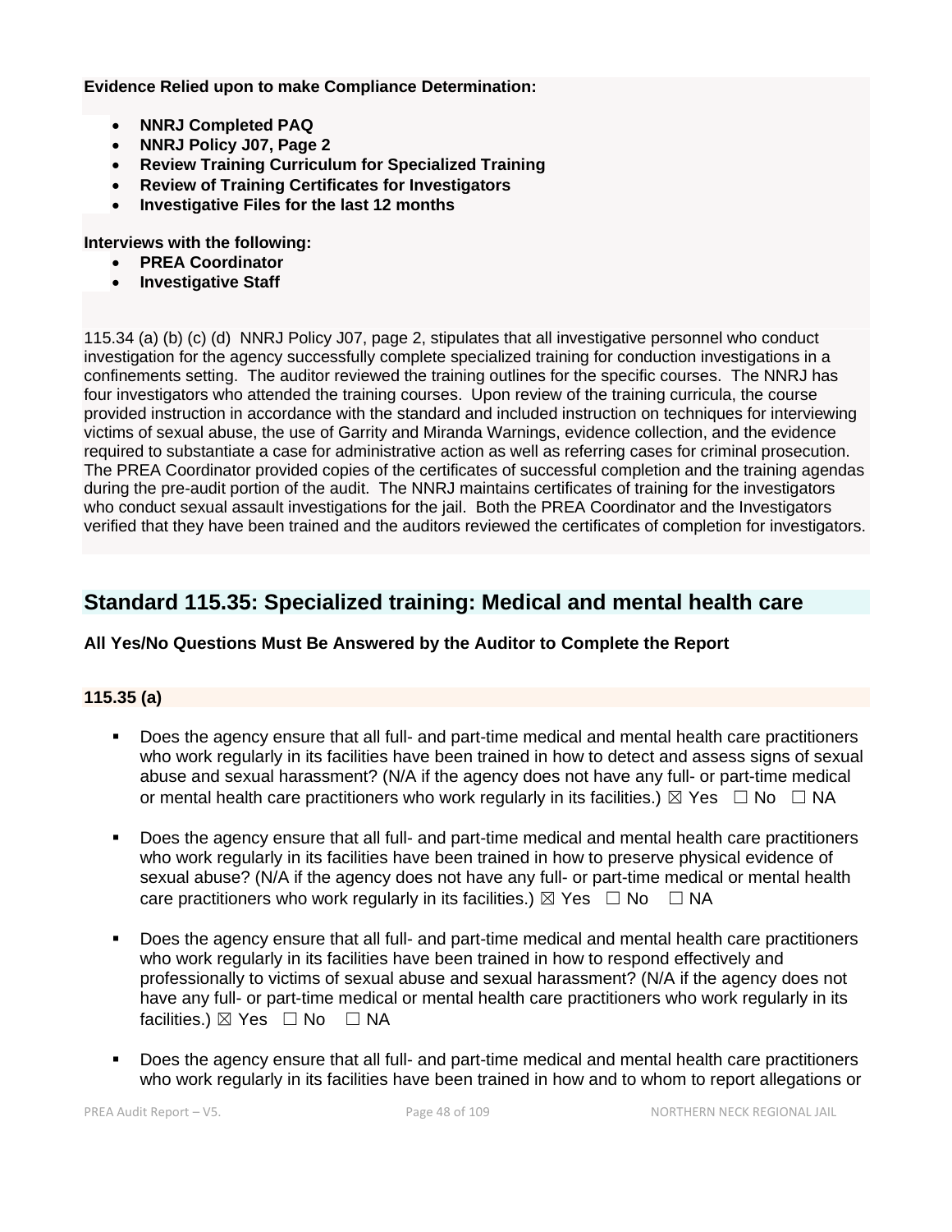**Evidence Relied upon to make Compliance Determination:**

- **NNRJ Completed PAQ**
- **NNRJ Policy J07, Page 2**
- **Review Training Curriculum for Specialized Training**
- **Review of Training Certificates for Investigators**
- **Investigative Files for the last 12 months**

**Interviews with the following:**

- **PREA Coordinator**
- **Investigative Staff**

115.34 (a) (b) (c) (d) NNRJ Policy J07, page 2, stipulates that all investigative personnel who conduct investigation for the agency successfully complete specialized training for conduction investigations in a confinements setting. The auditor reviewed the training outlines for the specific courses. The NNRJ has four investigators who attended the training courses. Upon review of the training curricula, the course provided instruction in accordance with the standard and included instruction on techniques for interviewing victims of sexual abuse, the use of Garrity and Miranda Warnings, evidence collection, and the evidence required to substantiate a case for administrative action as well as referring cases for criminal prosecution. The PREA Coordinator provided copies of the certificates of successful completion and the training agendas during the pre-audit portion of the audit. The NNRJ maintains certificates of training for the investigators who conduct sexual assault investigations for the jail. Both the PREA Coordinator and the Investigators verified that they have been trained and the auditors reviewed the certificates of completion for investigators.

## Standard 115.35: Specialized training: Medical and mental health care

**All Yes/No Questions Must Be Answered by the Auditor to Complete the Report**

### 115.35 (a)

- Does the agency ensure that all full- and part-time medical and mental health care practitioners who work regularly in its facilities have been trained in how to detect and assess signs of sexual abuse and sexual harassment? (N/A if the agency does not have any full- or part-time medical or mental health care practitioners who work regularly in its facilities.) ☒ Yes ☐ No ☐ NA

- Does the agency ensure that all full- and part-time medical and mental health care practitioners who work regularly in its facilities have been trained in how to preserve physical evidence of sexual abuse? (N/A if the agency does not have any full- or part-time medical or mental health care practitioners who work regularly in its facilities.) ☒ Yes ☐ No ☐ NA

- Does the agency ensure that all full- and part-time medical and mental health care practitioners who work regularly in its facilities have been trained in how to respond effectively and professionally to victims of sexual abuse and sexual harassment? (N/A if the agency does not have any full- or part-time medical or mental health care practitioners who work regularly in its facilities.) ☒ Yes ☐ No ☐ NA

- Does the agency ensure that all full- and part-time medical and mental health care practitioners who work regularly in its facilities have been trained in how and to whom to report allegations or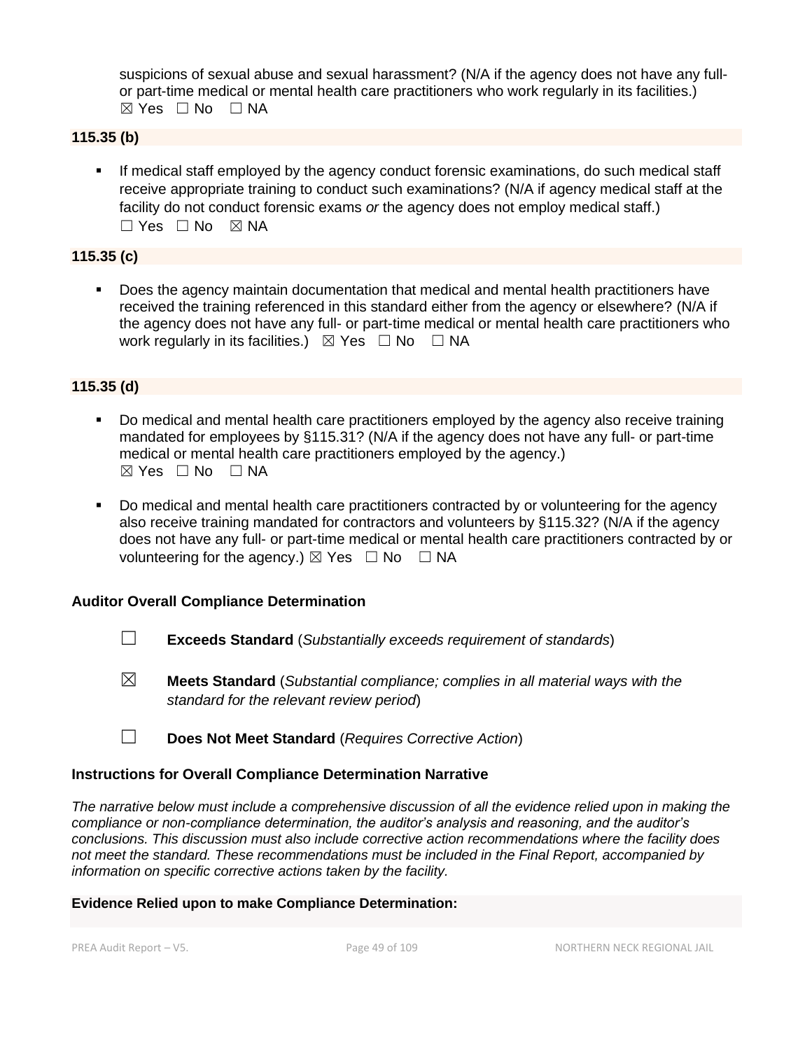suspicions of sexual abuse and sexual harassment? (N/A if the agency does not have any full- or part-time medical or mental health care practitioners who work regularly in its facilities.)
☒ Yes ☐ No ☐ NA

**115.35 (b)**

- If medical staff employed by the agency conduct forensic examinations, do such medical staff receive appropriate training to conduct such examinations? (N/A if agency medical staff at the facility do not conduct forensic exams *or* the agency does not employ medical staff.)
  ☐ Yes ☐ No ☒ NA

**115.35 (c)**

- Does the agency maintain documentation that medical and mental health practitioners have received the training referenced in this standard either from the agency or elsewhere? (N/A if the agency does not have any full- or part-time medical or mental health care practitioners who work regularly in its facilities.) ☒ Yes ☐ No ☐ NA

**115.35 (d)**

- Do medical and mental health care practitioners employed by the agency also receive training mandated for employees by §115.31? (N/A if the agency does not have any full- or part-time medical or mental health care practitioners employed by the agency.)
  ☒ Yes ☐ No ☐ NA

- Do medical and mental health care practitioners contracted by or volunteering for the agency also receive training mandated for contractors and volunteers by §115.32? (N/A if the agency does not have any full- or part-time medical or mental health care practitioners contracted by or volunteering for the agency.) ☒ Yes ☐ No ☐ NA

**Auditor Overall Compliance Determination**

☐ **Exceeds Standard** (*Substantially exceeds requirement of standards*)

☒ **Meets Standard** (*Substantial compliance; complies in all material ways with the standard for the relevant review period*)

☐ **Does Not Meet Standard** (*Requires Corrective Action*)

**Instructions for Overall Compliance Determination Narrative**

*The narrative below must include a comprehensive discussion of all the evidence relied upon in making the compliance or non-compliance determination, the auditor's analysis and reasoning, and the auditor's conclusions. This discussion must also include corrective action recommendations where the facility does not meet the standard. These recommendations must be included in the Final Report, accompanied by information on specific corrective actions taken by the facility.*

**Evidence Relied upon to make Compliance Determination:**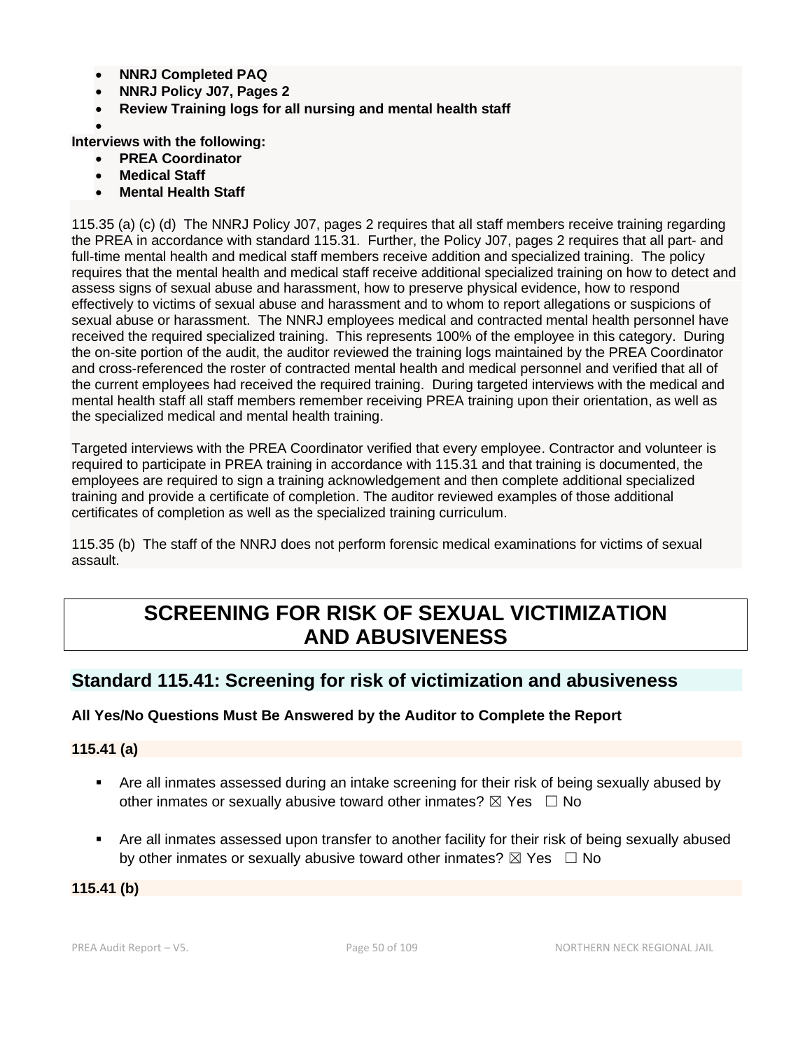- **NNRJ Completed PAQ**
- **NNRJ Policy J07, Pages 2**
- **Review Training logs for all nursing and mental health staff**
- 

**Interviews with the following:**

- **PREA Coordinator**
- **Medical Staff**
- **Mental Health Staff**

115.35 (a) (c) (d) The NNRJ Policy J07, pages 2 requires that all staff members receive training regarding the PREA in accordance with standard 115.31. Further, the Policy J07, pages 2 requires that all part- and full-time mental health and medical staff members receive addition and specialized training. The policy requires that the mental health and medical staff receive additional specialized training on how to detect and assess signs of sexual abuse and harassment, how to preserve physical evidence, how to respond effectively to victims of sexual abuse and harassment and to whom to report allegations or suspicions of sexual abuse or harassment. The NNRJ employees medical and contracted mental health personnel have received the required specialized training. This represents 100% of the employee in this category. During the on-site portion of the audit, the auditor reviewed the training logs maintained by the PREA Coordinator and cross-referenced the roster of contracted mental health and medical personnel and verified that all of the current employees had received the required training. During targeted interviews with the medical and mental health staff all staff members remember receiving PREA training upon their orientation, as well as the specialized medical and mental health training.

Targeted interviews with the PREA Coordinator verified that every employee. Contractor and volunteer is required to participate in PREA training in accordance with 115.31 and that training is documented, the employees are required to sign a training acknowledgement and then complete additional specialized training and provide a certificate of completion. The auditor reviewed examples of those additional certificates of completion as well as the specialized training curriculum.

115.35 (b) The staff of the NNRJ does not perform forensic medical examinations for victims of sexual assault.

# SCREENING FOR RISK OF SEXUAL VICTIMIZATION AND ABUSIVENESS

## Standard 115.41: Screening for risk of victimization and abusiveness

**All Yes/No Questions Must Be Answered by the Auditor to Complete the Report**

**115.41 (a)**

- Are all inmates assessed during an intake screening for their risk of being sexually abused by other inmates or sexually abusive toward other inmates? ☒ Yes ☐ No
- Are all inmates assessed upon transfer to another facility for their risk of being sexually abused by other inmates or sexually abusive toward other inmates? ☒ Yes ☐ No

**115.41 (b)**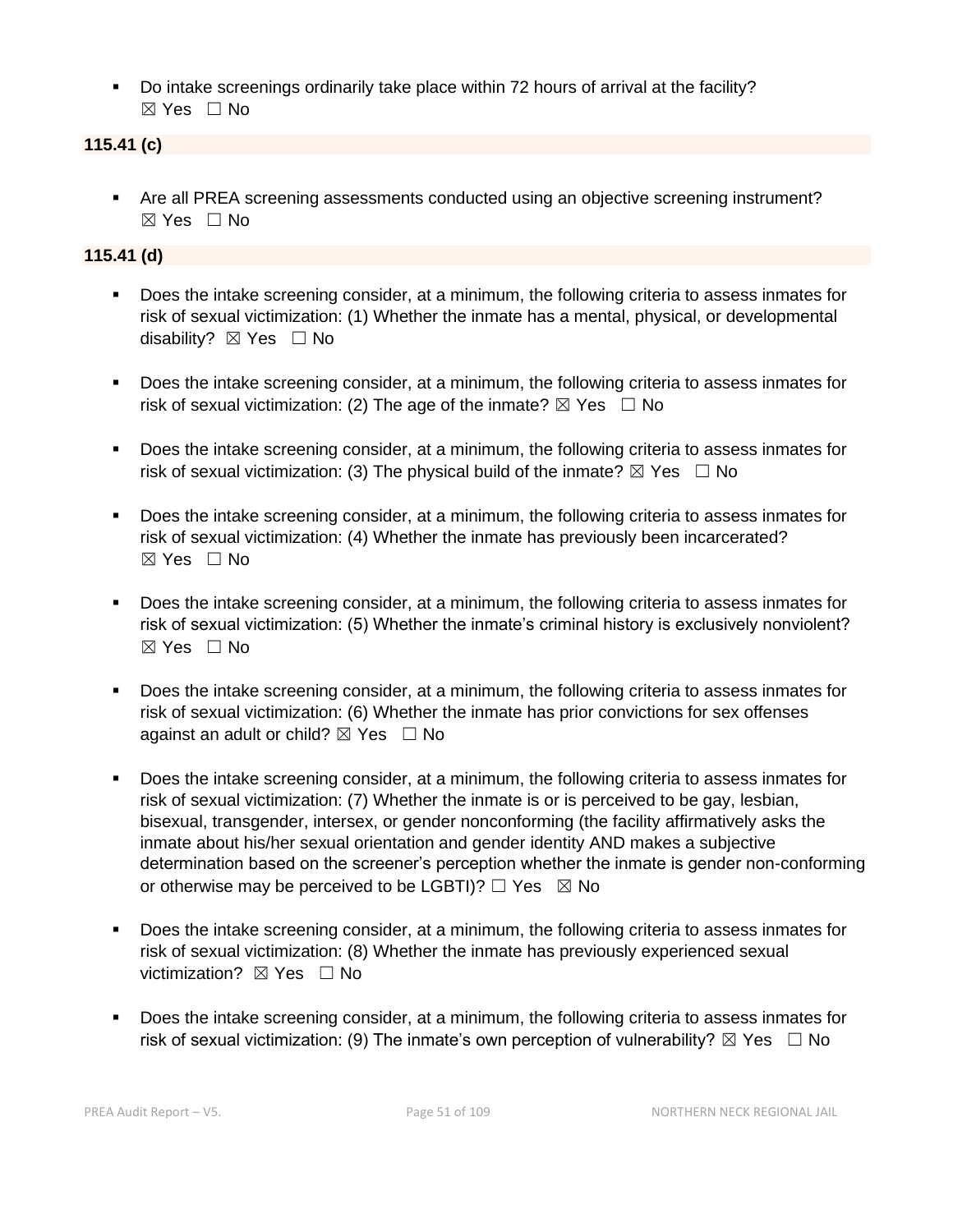- Do intake screenings ordinarily take place within 72 hours of arrival at the facility? ☒ Yes ☐ No

**115.41 (c)**

- Are all PREA screening assessments conducted using an objective screening instrument? ☒ Yes ☐ No

**115.41 (d)**

- Does the intake screening consider, at a minimum, the following criteria to assess inmates for risk of sexual victimization: (1) Whether the inmate has a mental, physical, or developmental disability? ☒ Yes ☐ No

- Does the intake screening consider, at a minimum, the following criteria to assess inmates for risk of sexual victimization: (2) The age of the inmate? ☒ Yes ☐ No

- Does the intake screening consider, at a minimum, the following criteria to assess inmates for risk of sexual victimization: (3) The physical build of the inmate? ☒ Yes ☐ No

- Does the intake screening consider, at a minimum, the following criteria to assess inmates for risk of sexual victimization: (4) Whether the inmate has previously been incarcerated? ☒ Yes ☐ No

- Does the intake screening consider, at a minimum, the following criteria to assess inmates for risk of sexual victimization: (5) Whether the inmate's criminal history is exclusively nonviolent? ☒ Yes ☐ No

- Does the intake screening consider, at a minimum, the following criteria to assess inmates for risk of sexual victimization: (6) Whether the inmate has prior convictions for sex offenses against an adult or child? ☒ Yes ☐ No

- Does the intake screening consider, at a minimum, the following criteria to assess inmates for risk of sexual victimization: (7) Whether the inmate is or is perceived to be gay, lesbian, bisexual, transgender, intersex, or gender nonconforming (the facility affirmatively asks the inmate about his/her sexual orientation and gender identity AND makes a subjective determination based on the screener's perception whether the inmate is gender non-conforming or otherwise may be perceived to be LGBTI)? ☐ Yes ☒ No

- Does the intake screening consider, at a minimum, the following criteria to assess inmates for risk of sexual victimization: (8) Whether the inmate has previously experienced sexual victimization? ☒ Yes ☐ No

- Does the intake screening consider, at a minimum, the following criteria to assess inmates for risk of sexual victimization: (9) The inmate's own perception of vulnerability? ☒ Yes ☐ No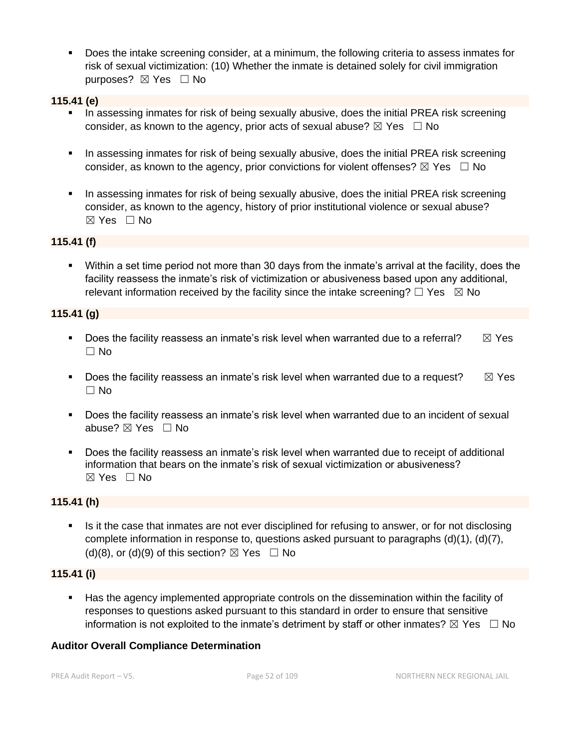- Does the intake screening consider, at a minimum, the following criteria to assess inmates for risk of sexual victimization: (10) Whether the inmate is detained solely for civil immigration purposes? ☒ Yes ☐ No

**115.41 (e)**

- In assessing inmates for risk of being sexually abusive, does the initial PREA risk screening consider, as known to the agency, prior acts of sexual abuse? ☒ Yes ☐ No
- In assessing inmates for risk of being sexually abusive, does the initial PREA risk screening consider, as known to the agency, prior convictions for violent offenses? ☒ Yes ☐ No
- In assessing inmates for risk of being sexually abusive, does the initial PREA risk screening consider, as known to the agency, history of prior institutional violence or sexual abuse? ☒ Yes ☐ No

**115.41 (f)**

- Within a set time period not more than 30 days from the inmate's arrival at the facility, does the facility reassess the inmate's risk of victimization or abusiveness based upon any additional, relevant information received by the facility since the intake screening? ☐ Yes ☒ No

**115.41 (g)**

- Does the facility reassess an inmate's risk level when warranted due to a referral? ☒ Yes ☐ No
- Does the facility reassess an inmate's risk level when warranted due to a request? ☒ Yes ☐ No
- Does the facility reassess an inmate's risk level when warranted due to an incident of sexual abuse? ☒ Yes ☐ No
- Does the facility reassess an inmate's risk level when warranted due to receipt of additional information that bears on the inmate's risk of sexual victimization or abusiveness? ☒ Yes ☐ No

**115.41 (h)**

- Is it the case that inmates are not ever disciplined for refusing to answer, or for not disclosing complete information in response to, questions asked pursuant to paragraphs (d)(1), (d)(7), (d)(8), or (d)(9) of this section? ☒ Yes ☐ No

**115.41 (i)**

- Has the agency implemented appropriate controls on the dissemination within the facility of responses to questions asked pursuant to this standard in order to ensure that sensitive information is not exploited to the inmate's detriment by staff or other inmates? ☒ Yes ☐ No

**Auditor Overall Compliance Determination**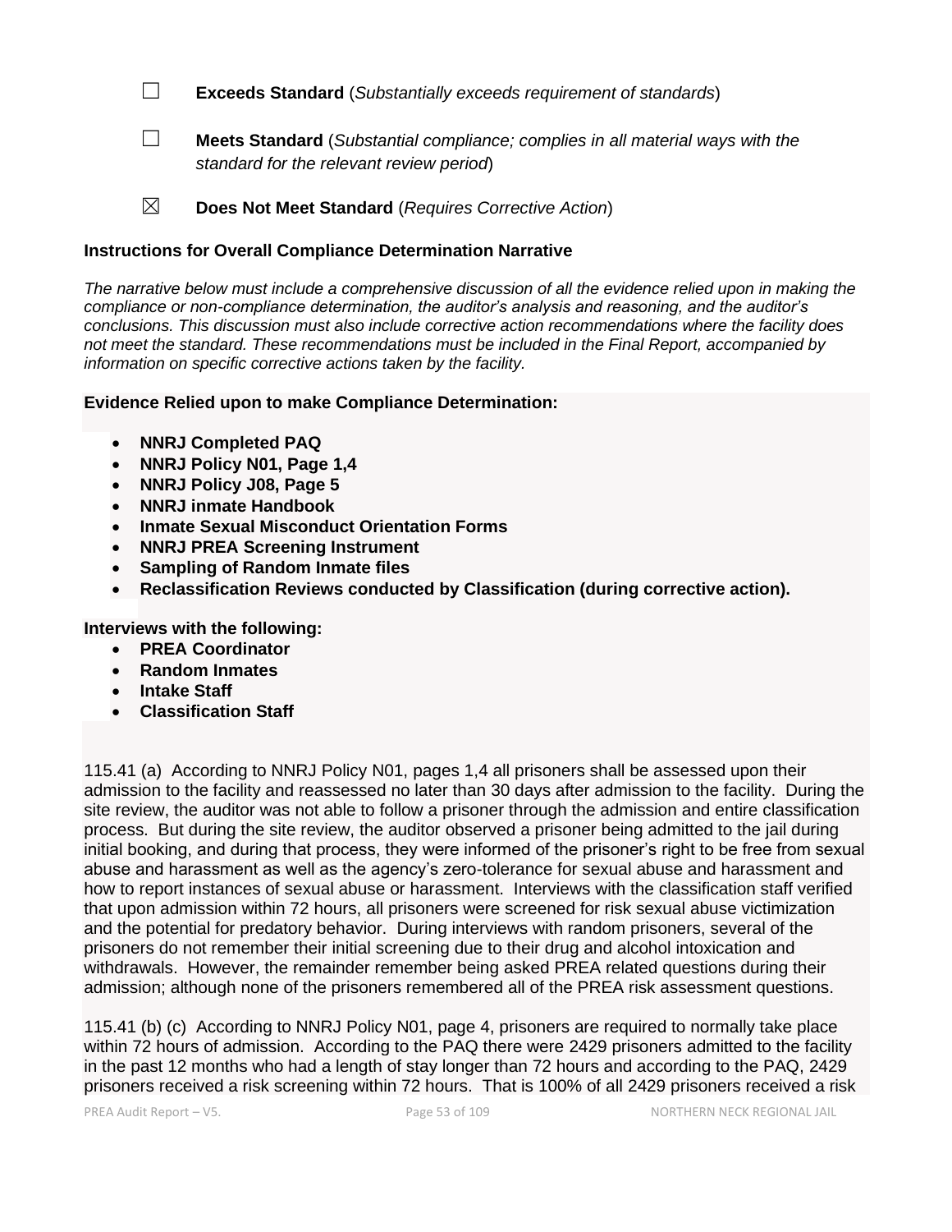☐ **Exceeds Standard** (*Substantially exceeds requirement of standards*)

☐ **Meets Standard** (*Substantial compliance; complies in all material ways with the standard for the relevant review period*)

☒ **Does Not Meet Standard** (*Requires Corrective Action*)

**Instructions for Overall Compliance Determination Narrative**

*The narrative below must include a comprehensive discussion of all the evidence relied upon in making the compliance or non-compliance determination, the auditor's analysis and reasoning, and the auditor's conclusions. This discussion must also include corrective action recommendations where the facility does not meet the standard. These recommendations must be included in the Final Report, accompanied by information on specific corrective actions taken by the facility.*

**Evidence Relied upon to make Compliance Determination:**

- **NNRJ Completed PAQ**
- **NNRJ Policy N01, Page 1,4**
- **NNRJ Policy J08, Page 5**
- **NNRJ inmate Handbook**
- **Inmate Sexual Misconduct Orientation Forms**
- **NNRJ PREA Screening Instrument**
- **Sampling of Random Inmate files**
- **Reclassification Reviews conducted by Classification (during corrective action).**

**Interviews with the following:**

- **PREA Coordinator**
- **Random Inmates**
- **Intake Staff**
- **Classification Staff**

115.41 (a) According to NNRJ Policy N01, pages 1,4 all prisoners shall be assessed upon their admission to the facility and reassessed no later than 30 days after admission to the facility. During the site review, the auditor was not able to follow a prisoner through the admission and entire classification process. But during the site review, the auditor observed a prisoner being admitted to the jail during initial booking, and during that process, they were informed of the prisoner's right to be free from sexual abuse and harassment as well as the agency's zero-tolerance for sexual abuse and harassment and how to report instances of sexual abuse or harassment. Interviews with the classification staff verified that upon admission within 72 hours, all prisoners were screened for risk sexual abuse victimization and the potential for predatory behavior. During interviews with random prisoners, several of the prisoners do not remember their initial screening due to their drug and alcohol intoxication and withdrawals. However, the remainder remember being asked PREA related questions during their admission; although none of the prisoners remembered all of the PREA risk assessment questions.

115.41 (b) (c) According to NNRJ Policy N01, page 4, prisoners are required to normally take place within 72 hours of admission. According to the PAQ there were 2429 prisoners admitted to the facility in the past 12 months who had a length of stay longer than 72 hours and according to the PAQ, 2429 prisoners received a risk screening within 72 hours. That is 100% of all 2429 prisoners received a risk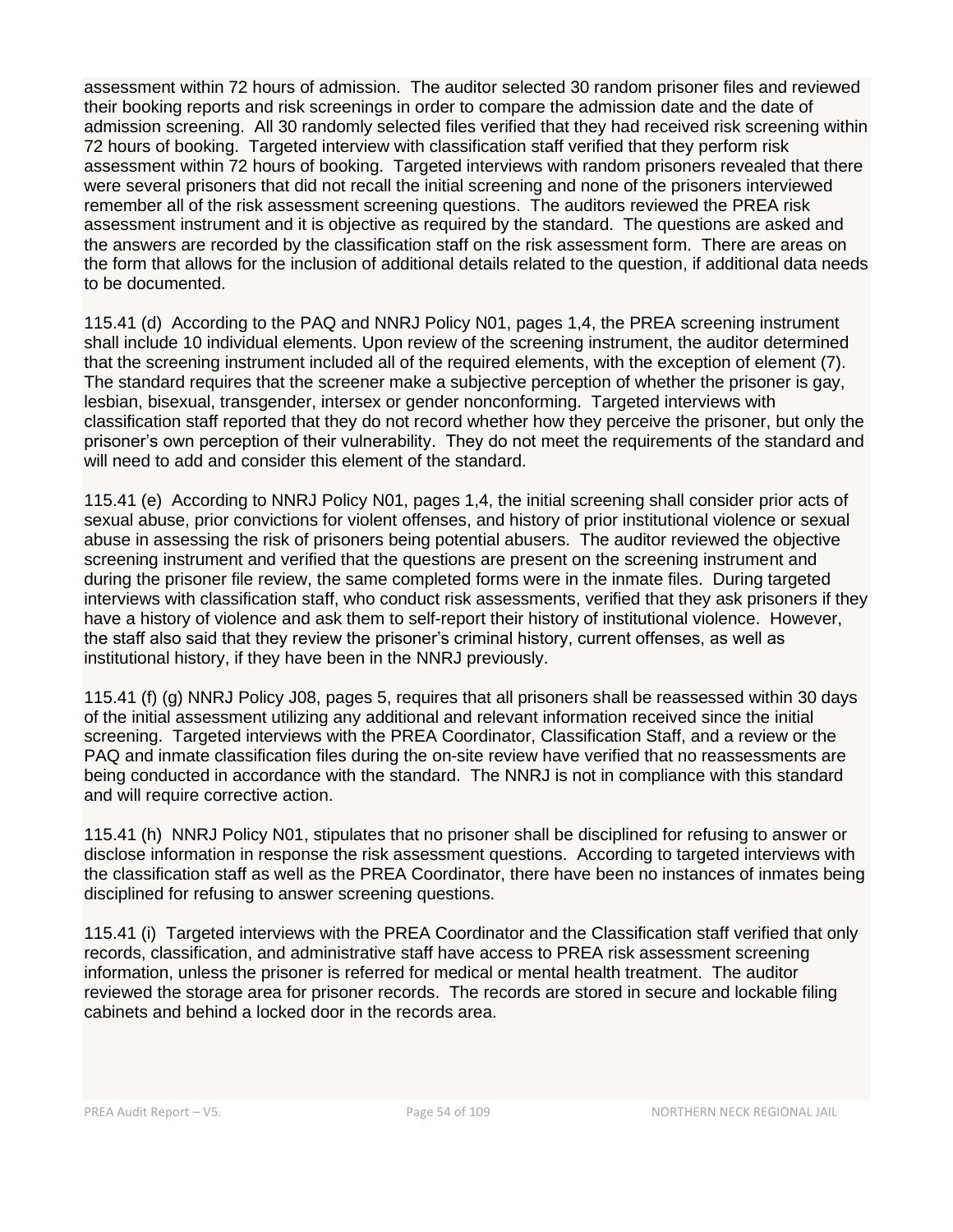assessment within 72 hours of admission. The auditor selected 30 random prisoner files and reviewed their booking reports and risk screenings in order to compare the admission date and the date of admission screening. All 30 randomly selected files verified that they had received risk screening within 72 hours of booking. Targeted interview with classification staff verified that they perform risk assessment within 72 hours of booking. Targeted interviews with random prisoners revealed that there were several prisoners that did not recall the initial screening and none of the prisoners interviewed remember all of the risk assessment screening questions. The auditors reviewed the PREA risk assessment instrument and it is objective as required by the standard. The questions are asked and the answers are recorded by the classification staff on the risk assessment form. There are areas on the form that allows for the inclusion of additional details related to the question, if additional data needs to be documented.

115.41 (d) According to the PAQ and NNRJ Policy N01, pages 1,4, the PREA screening instrument shall include 10 individual elements. Upon review of the screening instrument, the auditor determined that the screening instrument included all of the required elements, with the exception of element (7). The standard requires that the screener make a subjective perception of whether the prisoner is gay, lesbian, bisexual, transgender, intersex or gender nonconforming. Targeted interviews with classification staff reported that they do not record whether how they perceive the prisoner, but only the prisoner's own perception of their vulnerability. They do not meet the requirements of the standard and will need to add and consider this element of the standard.

115.41 (e) According to NNRJ Policy N01, pages 1,4, the initial screening shall consider prior acts of sexual abuse, prior convictions for violent offenses, and history of prior institutional violence or sexual abuse in assessing the risk of prisoners being potential abusers. The auditor reviewed the objective screening instrument and verified that the questions are present on the screening instrument and during the prisoner file review, the same completed forms were in the inmate files. During targeted interviews with classification staff, who conduct risk assessments, verified that they ask prisoners if they have a history of violence and ask them to self-report their history of institutional violence. However, the staff also said that they review the prisoner's criminal history, current offenses, as well as institutional history, if they have been in the NNRJ previously.

115.41 (f) (g) NNRJ Policy J08, pages 5, requires that all prisoners shall be reassessed within 30 days of the initial assessment utilizing any additional and relevant information received since the initial screening. Targeted interviews with the PREA Coordinator, Classification Staff, and a review or the PAQ and inmate classification files during the on-site review have verified that no reassessments are being conducted in accordance with the standard. The NNRJ is not in compliance with this standard and will require corrective action.

115.41 (h) NNRJ Policy N01, stipulates that no prisoner shall be disciplined for refusing to answer or disclose information in response the risk assessment questions. According to targeted interviews with the classification staff as well as the PREA Coordinator, there have been no instances of inmates being disciplined for refusing to answer screening questions.

115.41 (i) Targeted interviews with the PREA Coordinator and the Classification staff verified that only records, classification, and administrative staff have access to PREA risk assessment screening information, unless the prisoner is referred for medical or mental health treatment. The auditor reviewed the storage area for prisoner records. The records are stored in secure and lockable filing cabinets and behind a locked door in the records area.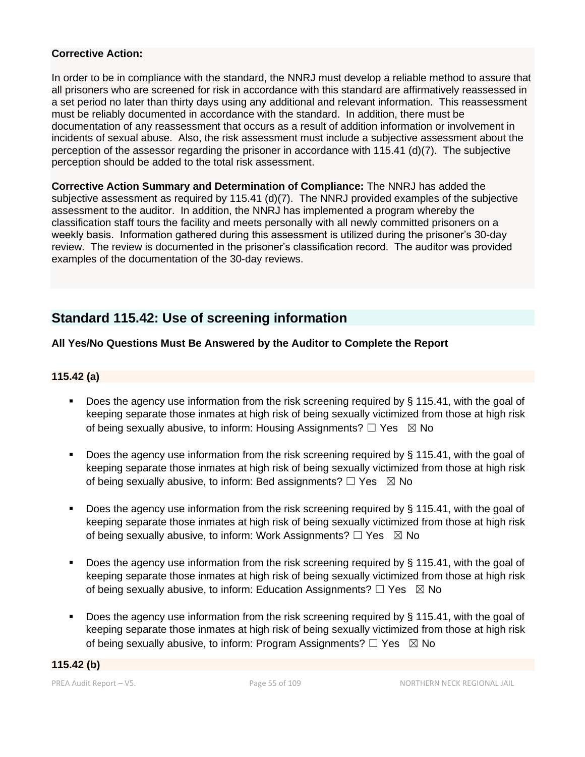**Corrective Action:**

In order to be in compliance with the standard, the NNRJ must develop a reliable method to assure that all prisoners who are screened for risk in accordance with this standard are affirmatively reassessed in a set period no later than thirty days using any additional and relevant information. This reassessment must be reliably documented in accordance with the standard. In addition, there must be documentation of any reassessment that occurs as a result of addition information or involvement in incidents of sexual abuse. Also, the risk assessment must include a subjective assessment about the perception of the assessor regarding the prisoner in accordance with 115.41 (d)(7). The subjective perception should be added to the total risk assessment.

**Corrective Action Summary and Determination of Compliance:** The NNRJ has added the subjective assessment as required by 115.41 (d)(7). The NNRJ provided examples of the subjective assessment to the auditor. In addition, the NNRJ has implemented a program whereby the classification staff tours the facility and meets personally with all newly committed prisoners on a weekly basis. Information gathered during this assessment is utilized during the prisoner's 30-day review. The review is documented in the prisoner's classification record. The auditor was provided examples of the documentation of the 30-day reviews.

## Standard 115.42: Use of screening information

**All Yes/No Questions Must Be Answered by the Auditor to Complete the Report**

**115.42 (a)**

- Does the agency use information from the risk screening required by § 115.41, with the goal of keeping separate those inmates at high risk of being sexually victimized from those at high risk of being sexually abusive, to inform: Housing Assignments? ☐ Yes ☒ No

- Does the agency use information from the risk screening required by § 115.41, with the goal of keeping separate those inmates at high risk of being sexually victimized from those at high risk of being sexually abusive, to inform: Bed assignments? ☐ Yes ☒ No

- Does the agency use information from the risk screening required by § 115.41, with the goal of keeping separate those inmates at high risk of being sexually victimized from those at high risk of being sexually abusive, to inform: Work Assignments? ☐ Yes ☒ No

- Does the agency use information from the risk screening required by § 115.41, with the goal of keeping separate those inmates at high risk of being sexually victimized from those at high risk of being sexually abusive, to inform: Education Assignments? ☐ Yes ☒ No

- Does the agency use information from the risk screening required by § 115.41, with the goal of keeping separate those inmates at high risk of being sexually victimized from those at high risk of being sexually abusive, to inform: Program Assignments? ☐ Yes ☒ No

**115.42 (b)**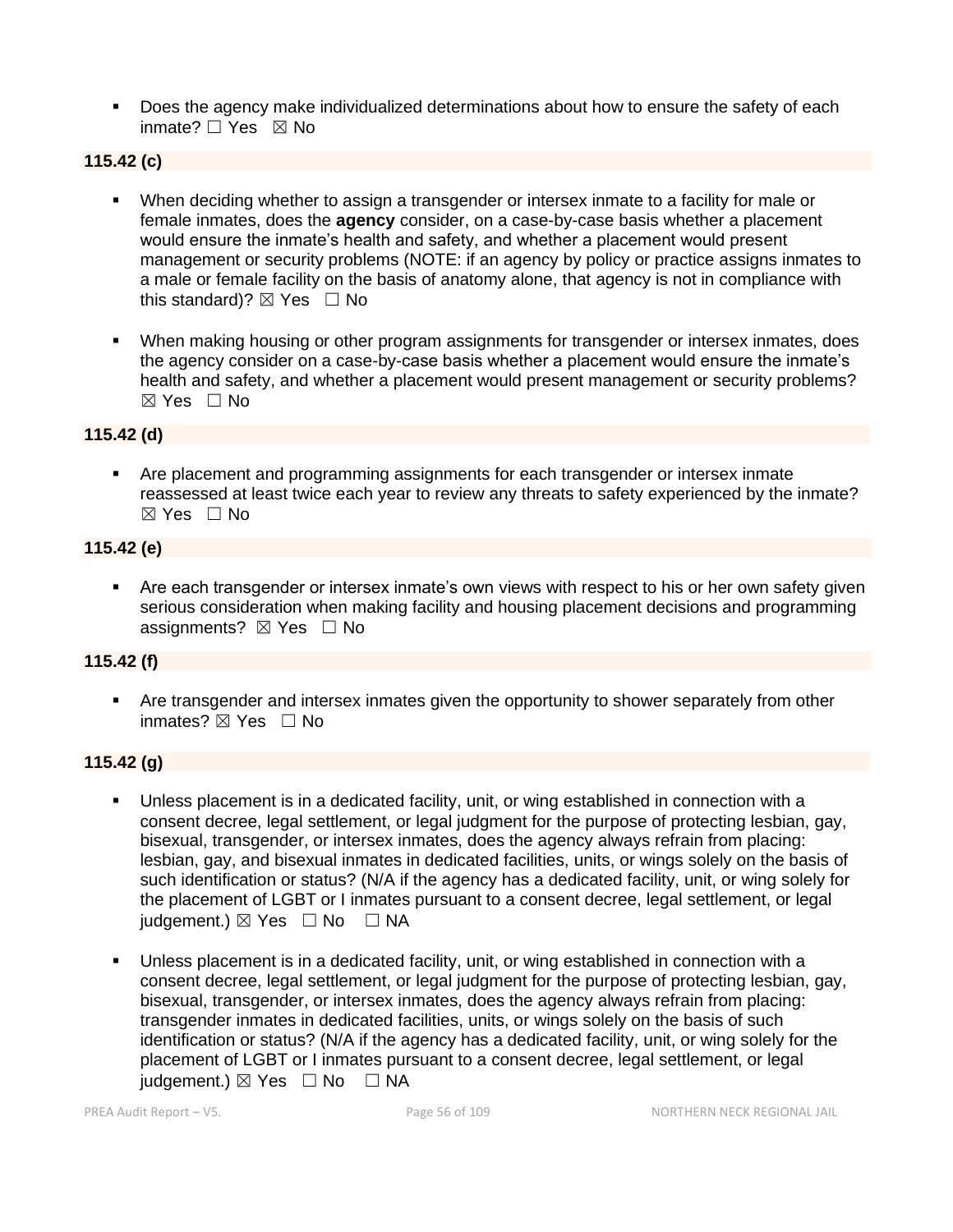- Does the agency make individualized determinations about how to ensure the safety of each inmate? ☐ Yes ☒ No

**115.42 (c)**

- When deciding whether to assign a transgender or intersex inmate to a facility for male or female inmates, does the **agency** consider, on a case-by-case basis whether a placement would ensure the inmate's health and safety, and whether a placement would present management or security problems (NOTE: if an agency by policy or practice assigns inmates to a male or female facility on the basis of anatomy alone, that agency is not in compliance with this standard)? ☒ Yes ☐ No

- When making housing or other program assignments for transgender or intersex inmates, does the agency consider on a case-by-case basis whether a placement would ensure the inmate's health and safety, and whether a placement would present management or security problems? ☒ Yes ☐ No

**115.42 (d)**

- Are placement and programming assignments for each transgender or intersex inmate reassessed at least twice each year to review any threats to safety experienced by the inmate? ☒ Yes ☐ No

**115.42 (e)**

- Are each transgender or intersex inmate's own views with respect to his or her own safety given serious consideration when making facility and housing placement decisions and programming assignments? ☒ Yes ☐ No

**115.42 (f)**

- Are transgender and intersex inmates given the opportunity to shower separately from other inmates? ☒ Yes ☐ No

**115.42 (g)**

- Unless placement is in a dedicated facility, unit, or wing established in connection with a consent decree, legal settlement, or legal judgment for the purpose of protecting lesbian, gay, bisexual, transgender, or intersex inmates, does the agency always refrain from placing: lesbian, gay, and bisexual inmates in dedicated facilities, units, or wings solely on the basis of such identification or status? (N/A if the agency has a dedicated facility, unit, or wing solely for the placement of LGBT or I inmates pursuant to a consent decree, legal settlement, or legal judgement.) ☒ Yes ☐ No ☐ NA

- Unless placement is in a dedicated facility, unit, or wing established in connection with a consent decree, legal settlement, or legal judgment for the purpose of protecting lesbian, gay, bisexual, transgender, or intersex inmates, does the agency always refrain from placing: transgender inmates in dedicated facilities, units, or wings solely on the basis of such identification or status? (N/A if the agency has a dedicated facility, unit, or wing solely for the placement of LGBT or I inmates pursuant to a consent decree, legal settlement, or legal judgement.) ☒ Yes ☐ No ☐ NA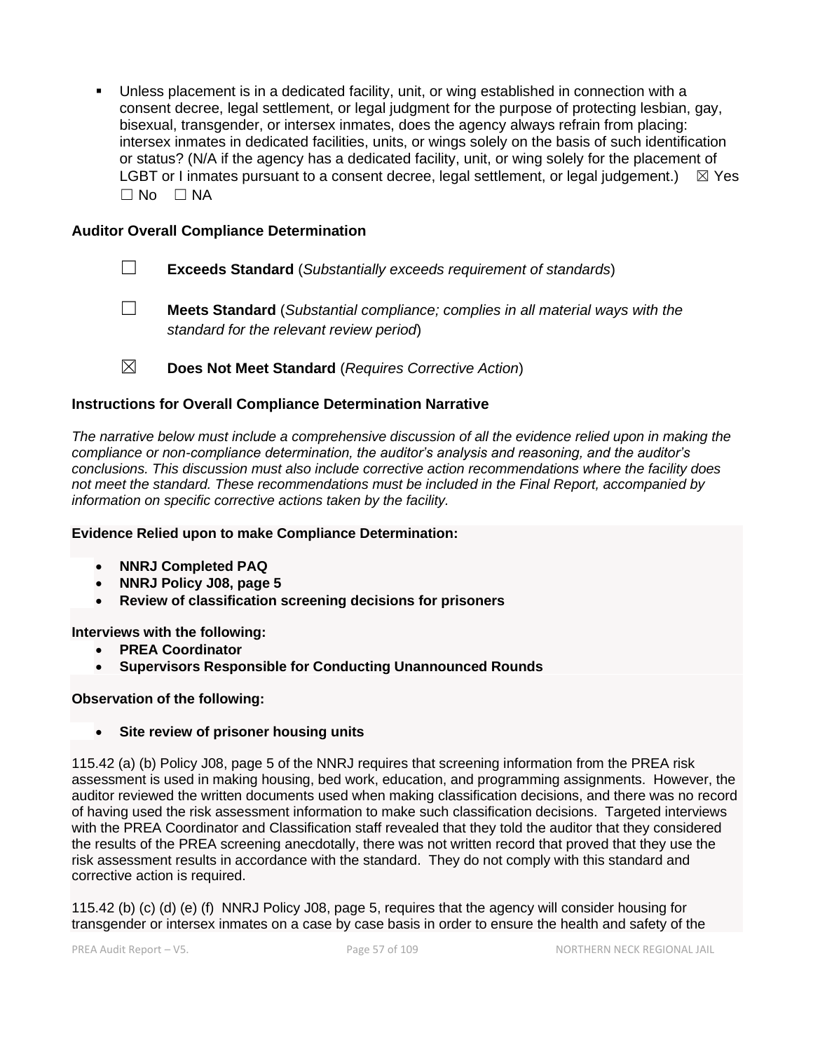- Unless placement is in a dedicated facility, unit, or wing established in connection with a consent decree, legal settlement, or legal judgment for the purpose of protecting lesbian, gay, bisexual, transgender, or intersex inmates, does the agency always refrain from placing: intersex inmates in dedicated facilities, units, or wings solely on the basis of such identification or status? (N/A if the agency has a dedicated facility, unit, or wing solely for the placement of LGBT or I inmates pursuant to a consent decree, legal settlement, or legal judgement.) ☒ Yes ☐ No ☐ NA

**Auditor Overall Compliance Determination**

☐ **Exceeds Standard** (*Substantially exceeds requirement of standards*)

☐ **Meets Standard** (*Substantial compliance; complies in all material ways with the standard for the relevant review period*)

☒ **Does Not Meet Standard** (*Requires Corrective Action*)

**Instructions for Overall Compliance Determination Narrative**

*The narrative below must include a comprehensive discussion of all the evidence relied upon in making the compliance or non-compliance determination, the auditor's analysis and reasoning, and the auditor's conclusions. This discussion must also include corrective action recommendations where the facility does not meet the standard. These recommendations must be included in the Final Report, accompanied by information on specific corrective actions taken by the facility.*

**Evidence Relied upon to make Compliance Determination:**

- **NNRJ Completed PAQ**
- **NNRJ Policy J08, page 5**
- **Review of classification screening decisions for prisoners**

**Interviews with the following:**

- **PREA Coordinator**
- **Supervisors Responsible for Conducting Unannounced Rounds**

**Observation of the following:**

- **Site review of prisoner housing units**

115.42 (a) (b) Policy J08, page 5 of the NNRJ requires that screening information from the PREA risk assessment is used in making housing, bed work, education, and programming assignments. However, the auditor reviewed the written documents used when making classification decisions, and there was no record of having used the risk assessment information to make such classification decisions. Targeted interviews with the PREA Coordinator and Classification staff revealed that they told the auditor that they considered the results of the PREA screening anecdotally, there was not written record that proved that they use the risk assessment results in accordance with the standard. They do not comply with this standard and corrective action is required.

115.42 (b) (c) (d) (e) (f) NNRJ Policy J08, page 5, requires that the agency will consider housing for transgender or intersex inmates on a case by case basis in order to ensure the health and safety of the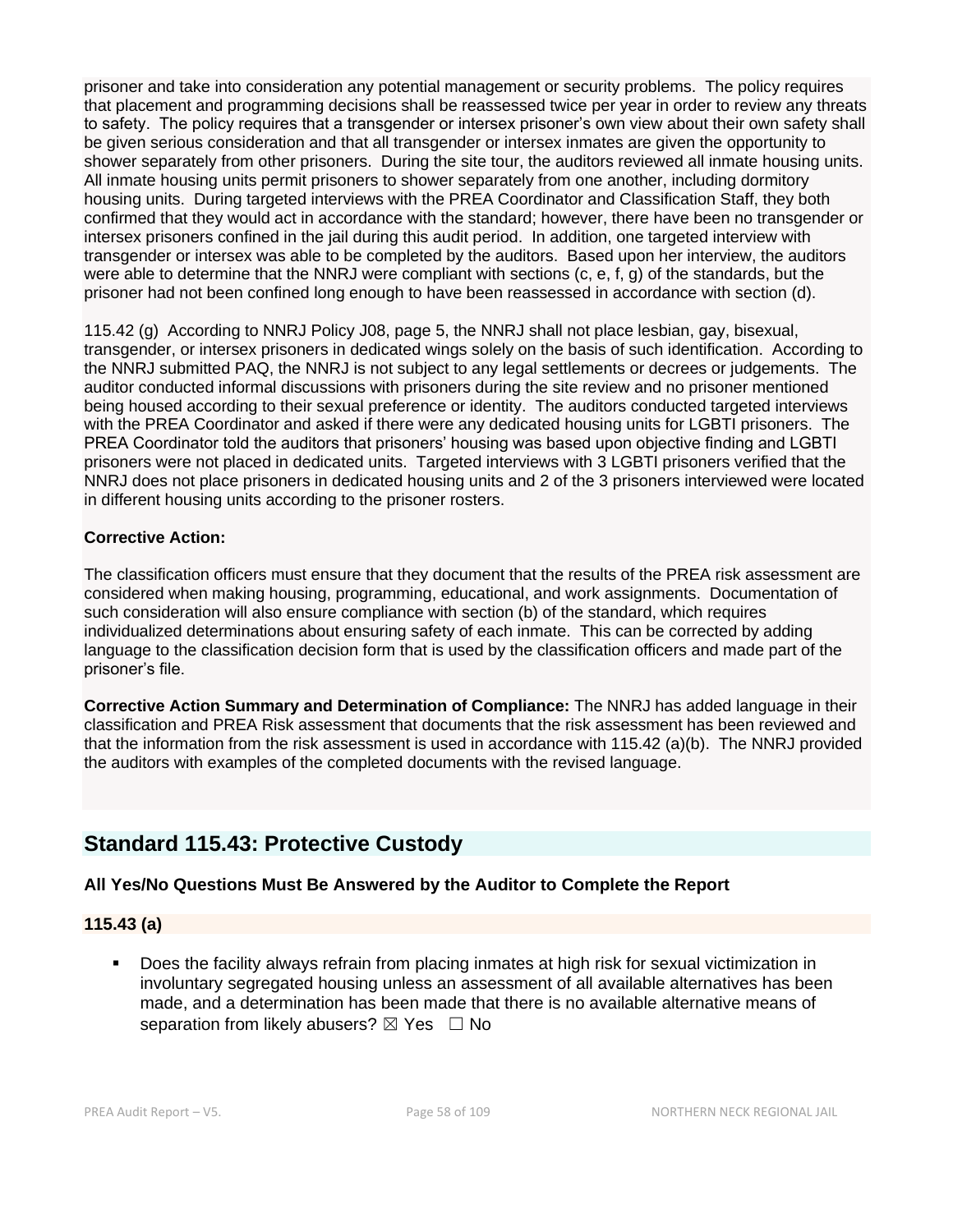prisoner and take into consideration any potential management or security problems. The policy requires that placement and programming decisions shall be reassessed twice per year in order to review any threats to safety. The policy requires that a transgender or intersex prisoner's own view about their own safety shall be given serious consideration and that all transgender or intersex inmates are given the opportunity to shower separately from other prisoners. During the site tour, the auditors reviewed all inmate housing units. All inmate housing units permit prisoners to shower separately from one another, including dormitory housing units. During targeted interviews with the PREA Coordinator and Classification Staff, they both confirmed that they would act in accordance with the standard; however, there have been no transgender or intersex prisoners confined in the jail during this audit period. In addition, one targeted interview with transgender or intersex was able to be completed by the auditors. Based upon her interview, the auditors were able to determine that the NNRJ were compliant with sections (c, e, f, g) of the standards, but the prisoner had not been confined long enough to have been reassessed in accordance with section (d).

115.42 (g) According to NNRJ Policy J08, page 5, the NNRJ shall not place lesbian, gay, bisexual, transgender, or intersex prisoners in dedicated wings solely on the basis of such identification. According to the NNRJ submitted PAQ, the NNRJ is not subject to any legal settlements or decrees or judgements. The auditor conducted informal discussions with prisoners during the site review and no prisoner mentioned being housed according to their sexual preference or identity. The auditors conducted targeted interviews with the PREA Coordinator and asked if there were any dedicated housing units for LGBTI prisoners. The PREA Coordinator told the auditors that prisoners' housing was based upon objective finding and LGBTI prisoners were not placed in dedicated units. Targeted interviews with 3 LGBTI prisoners verified that the NNRJ does not place prisoners in dedicated housing units and 2 of the 3 prisoners interviewed were located in different housing units according to the prisoner rosters.

**Corrective Action:**

The classification officers must ensure that they document that the results of the PREA risk assessment are considered when making housing, programming, educational, and work assignments. Documentation of such consideration will also ensure compliance with section (b) of the standard, which requires individualized determinations about ensuring safety of each inmate. This can be corrected by adding language to the classification decision form that is used by the classification officers and made part of the prisoner's file.

**Corrective Action Summary and Determination of Compliance:** The NNRJ has added language in their classification and PREA Risk assessment that documents that the risk assessment has been reviewed and that the information from the risk assessment is used in accordance with 115.42 (a)(b). The NNRJ provided the auditors with examples of the completed documents with the revised language.

## Standard 115.43: Protective Custody

**All Yes/No Questions Must Be Answered by the Auditor to Complete the Report**

### 115.43 (a)

- Does the facility always refrain from placing inmates at high risk for sexual victimization in involuntary segregated housing unless an assessment of all available alternatives has been made, and a determination has been made that there is no available alternative means of separation from likely abusers? ☒ Yes ☐ No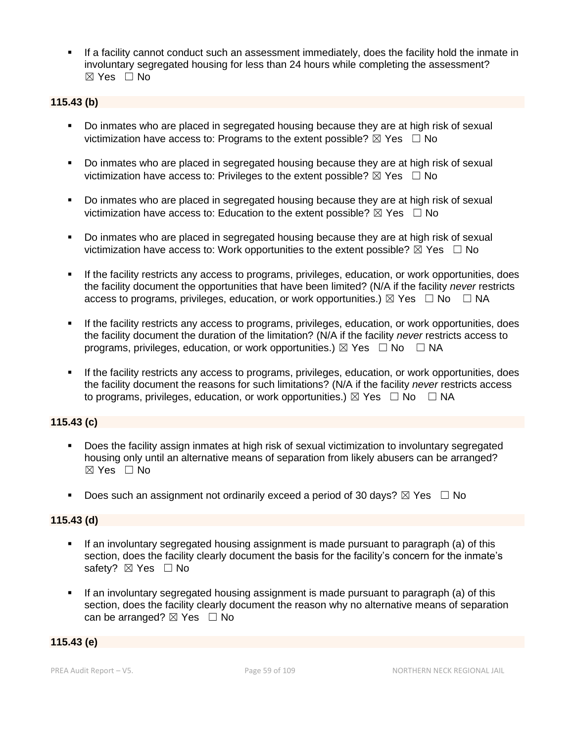- If a facility cannot conduct such an assessment immediately, does the facility hold the inmate in involuntary segregated housing for less than 24 hours while completing the assessment? ☒ Yes ☐ No

**115.43 (b)**

- Do inmates who are placed in segregated housing because they are at high risk of sexual victimization have access to: Programs to the extent possible? ☒ Yes ☐ No
- Do inmates who are placed in segregated housing because they are at high risk of sexual victimization have access to: Privileges to the extent possible? ☒ Yes ☐ No
- Do inmates who are placed in segregated housing because they are at high risk of sexual victimization have access to: Education to the extent possible? ☒ Yes ☐ No
- Do inmates who are placed in segregated housing because they are at high risk of sexual victimization have access to: Work opportunities to the extent possible? ☒ Yes ☐ No
- If the facility restricts any access to programs, privileges, education, or work opportunities, does the facility document the opportunities that have been limited? (N/A if the facility *never* restricts access to programs, privileges, education, or work opportunities.) ☒ Yes ☐ No ☐ NA
- If the facility restricts any access to programs, privileges, education, or work opportunities, does the facility document the duration of the limitation? (N/A if the facility *never* restricts access to programs, privileges, education, or work opportunities.) ☒ Yes ☐ No ☐ NA
- If the facility restricts any access to programs, privileges, education, or work opportunities, does the facility document the reasons for such limitations? (N/A if the facility *never* restricts access to programs, privileges, education, or work opportunities.) ☒ Yes ☐ No ☐ NA

**115.43 (c)**

- Does the facility assign inmates at high risk of sexual victimization to involuntary segregated housing only until an alternative means of separation from likely abusers can be arranged? ☒ Yes ☐ No
- Does such an assignment not ordinarily exceed a period of 30 days? ☒ Yes ☐ No

**115.43 (d)**

- If an involuntary segregated housing assignment is made pursuant to paragraph (a) of this section, does the facility clearly document the basis for the facility's concern for the inmate's safety? ☒ Yes ☐ No
- If an involuntary segregated housing assignment is made pursuant to paragraph (a) of this section, does the facility clearly document the reason why no alternative means of separation can be arranged? ☒ Yes ☐ No

**115.43 (e)**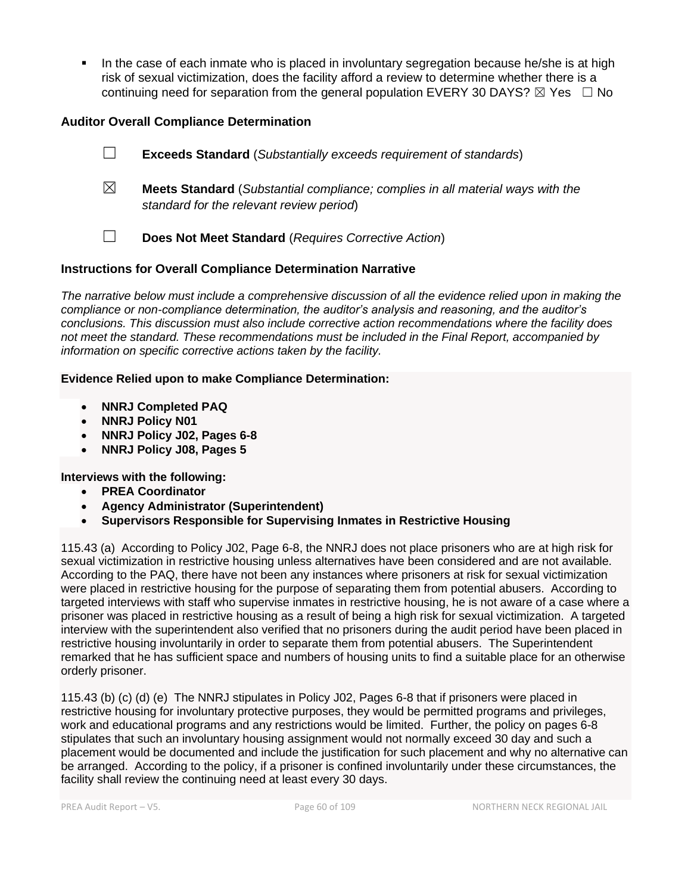- In the case of each inmate who is placed in involuntary segregation because he/she is at high risk of sexual victimization, does the facility afford a review to determine whether there is a continuing need for separation from the general population EVERY 30 DAYS? ☒ Yes ☐ No

### Auditor Overall Compliance Determination

☐ **Exceeds Standard** (*Substantially exceeds requirement of standards*)

☒ **Meets Standard** (*Substantial compliance; complies in all material ways with the standard for the relevant review period*)

☐ **Does Not Meet Standard** (*Requires Corrective Action*)

### Instructions for Overall Compliance Determination Narrative

*The narrative below must include a comprehensive discussion of all the evidence relied upon in making the compliance or non-compliance determination, the auditor's analysis and reasoning, and the auditor's conclusions. This discussion must also include corrective action recommendations where the facility does not meet the standard. These recommendations must be included in the Final Report, accompanied by information on specific corrective actions taken by the facility.*

**Evidence Relied upon to make Compliance Determination:**

- **NNRJ Completed PAQ**
- **NNRJ Policy N01**
- **NNRJ Policy J02, Pages 6-8**
- **NNRJ Policy J08, Pages 5**

**Interviews with the following:**

- **PREA Coordinator**
- **Agency Administrator (Superintendent)**
- **Supervisors Responsible for Supervising Inmates in Restrictive Housing**

115.43 (a) According to Policy J02, Page 6-8, the NNRJ does not place prisoners who are at high risk for sexual victimization in restrictive housing unless alternatives have been considered and are not available. According to the PAQ, there have not been any instances where prisoners at risk for sexual victimization were placed in restrictive housing for the purpose of separating them from potential abusers. According to targeted interviews with staff who supervise inmates in restrictive housing, he is not aware of a case where a prisoner was placed in restrictive housing as a result of being a high risk for sexual victimization. A targeted interview with the superintendent also verified that no prisoners during the audit period have been placed in restrictive housing involuntarily in order to separate them from potential abusers. The Superintendent remarked that he has sufficient space and numbers of housing units to find a suitable place for an otherwise orderly prisoner.

115.43 (b) (c) (d) (e) The NNRJ stipulates in Policy J02, Pages 6-8 that if prisoners were placed in restrictive housing for involuntary protective purposes, they would be permitted programs and privileges, work and educational programs and any restrictions would be limited. Further, the policy on pages 6-8 stipulates that such an involuntary housing assignment would not normally exceed 30 day and such a placement would be documented and include the justification for such placement and why no alternative can be arranged. According to the policy, if a prisoner is confined involuntarily under these circumstances, the facility shall review the continuing need at least every 30 days.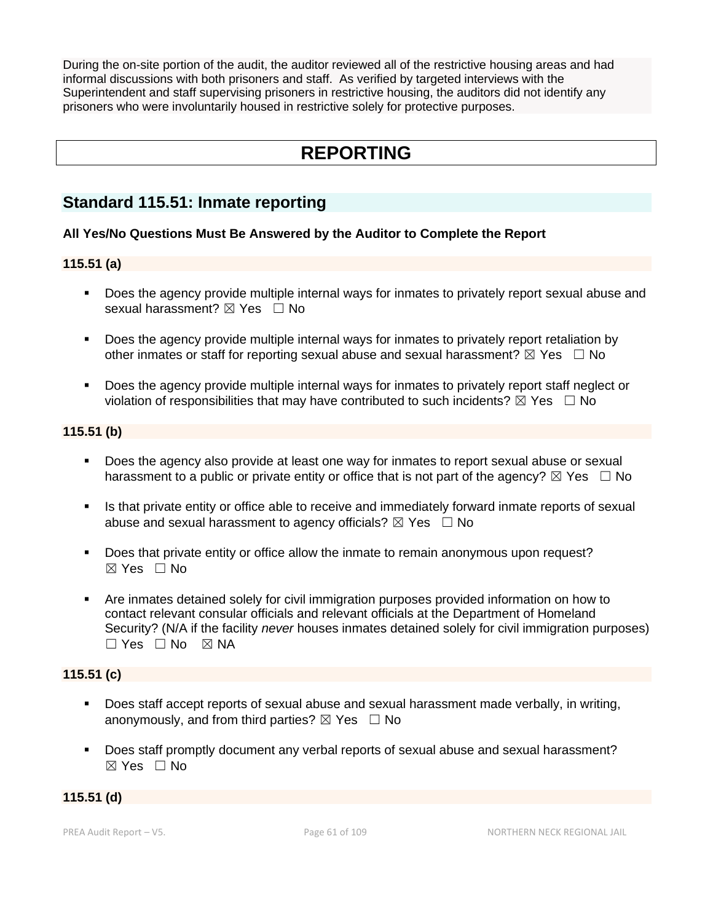During the on-site portion of the audit, the auditor reviewed all of the restrictive housing areas and had informal discussions with both prisoners and staff. As verified by targeted interviews with the Superintendent and staff supervising prisoners in restrictive housing, the auditors did not identify any prisoners who were involuntarily housed in restrictive solely for protective purposes.

# REPORTING

## Standard 115.51: Inmate reporting

**All Yes/No Questions Must Be Answered by the Auditor to Complete the Report**

**115.51 (a)**

- Does the agency provide multiple internal ways for inmates to privately report sexual abuse and sexual harassment? ☒ Yes ☐ No
- Does the agency provide multiple internal ways for inmates to privately report retaliation by other inmates or staff for reporting sexual abuse and sexual harassment? ☒ Yes ☐ No
- Does the agency provide multiple internal ways for inmates to privately report staff neglect or violation of responsibilities that may have contributed to such incidents? ☒ Yes ☐ No

**115.51 (b)**

- Does the agency also provide at least one way for inmates to report sexual abuse or sexual harassment to a public or private entity or office that is not part of the agency? ☒ Yes ☐ No
- Is that private entity or office able to receive and immediately forward inmate reports of sexual abuse and sexual harassment to agency officials? ☒ Yes ☐ No
- Does that private entity or office allow the inmate to remain anonymous upon request? ☒ Yes ☐ No
- Are inmates detained solely for civil immigration purposes provided information on how to contact relevant consular officials and relevant officials at the Department of Homeland Security? (N/A if the facility *never* houses inmates detained solely for civil immigration purposes) ☐ Yes ☐ No ☒ NA

**115.51 (c)**

- Does staff accept reports of sexual abuse and sexual harassment made verbally, in writing, anonymously, and from third parties? ☒ Yes ☐ No
- Does staff promptly document any verbal reports of sexual abuse and sexual harassment? ☒ Yes ☐ No

**115.51 (d)**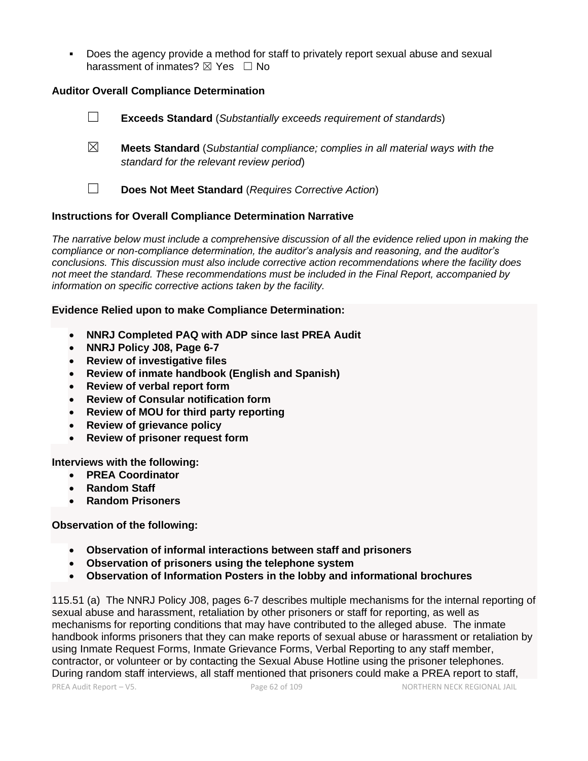- Does the agency provide a method for staff to privately report sexual abuse and sexual harassment of inmates? ☒ Yes ☐ No

### Auditor Overall Compliance Determination

☐ **Exceeds Standard** (*Substantially exceeds requirement of standards*)

☒ **Meets Standard** (*Substantial compliance; complies in all material ways with the standard for the relevant review period*)

☐ **Does Not Meet Standard** (*Requires Corrective Action*)

### Instructions for Overall Compliance Determination Narrative

*The narrative below must include a comprehensive discussion of all the evidence relied upon in making the compliance or non-compliance determination, the auditor's analysis and reasoning, and the auditor's conclusions. This discussion must also include corrective action recommendations where the facility does not meet the standard. These recommendations must be included in the Final Report, accompanied by information on specific corrective actions taken by the facility.*

**Evidence Relied upon to make Compliance Determination:**

- **NNRJ Completed PAQ with ADP since last PREA Audit**
- **NNRJ Policy J08, Page 6-7**
- **Review of investigative files**
- **Review of inmate handbook (English and Spanish)**
- **Review of verbal report form**
- **Review of Consular notification form**
- **Review of MOU for third party reporting**
- **Review of grievance policy**
- **Review of prisoner request form**

**Interviews with the following:**

- **PREA Coordinator**
- **Random Staff**
- **Random Prisoners**

**Observation of the following:**

- **Observation of informal interactions between staff and prisoners**
- **Observation of prisoners using the telephone system**
- **Observation of Information Posters in the lobby and informational brochures**

115.51 (a) The NNRJ Policy J08, pages 6-7 describes multiple mechanisms for the internal reporting of sexual abuse and harassment, retaliation by other prisoners or staff for reporting, as well as mechanisms for reporting conditions that may have contributed to the alleged abuse. The inmate handbook informs prisoners that they can make reports of sexual abuse or harassment or retaliation by using Inmate Request Forms, Inmate Grievance Forms, Verbal Reporting to any staff member, contractor, or volunteer or by contacting the Sexual Abuse Hotline using the prisoner telephones. During random staff interviews, all staff mentioned that prisoners could make a PREA report to staff,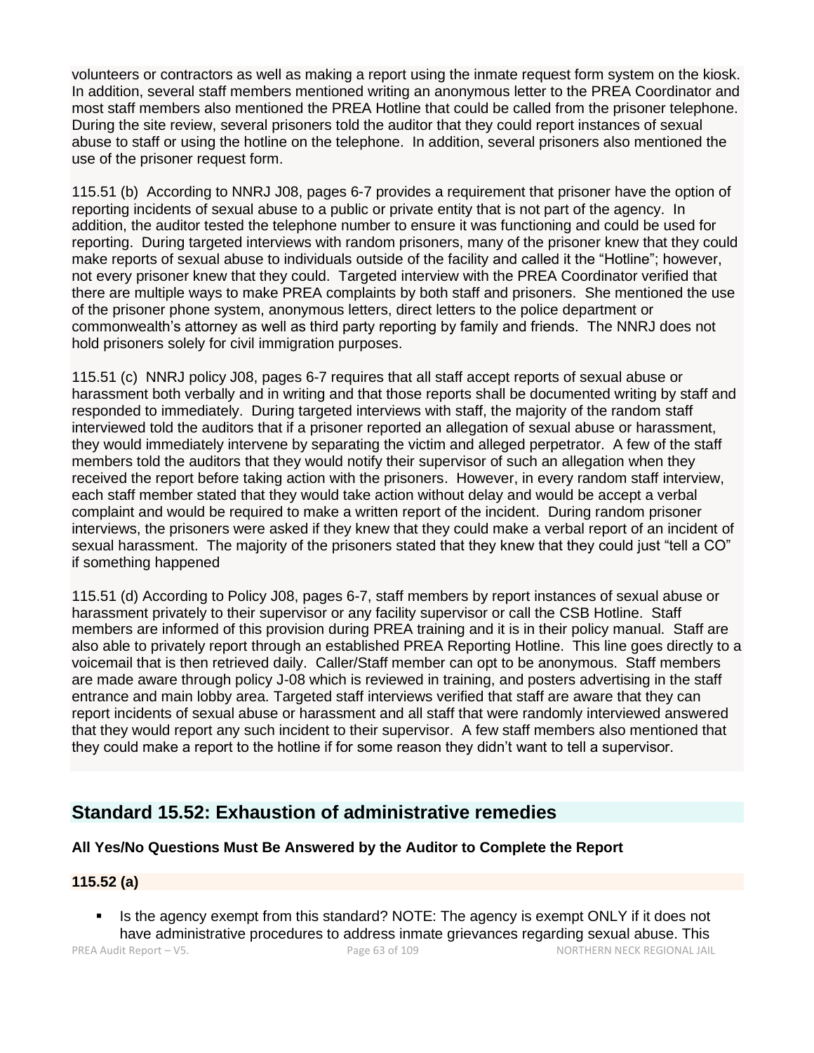volunteers or contractors as well as making a report using the inmate request form system on the kiosk. In addition, several staff members mentioned writing an anonymous letter to the PREA Coordinator and most staff members also mentioned the PREA Hotline that could be called from the prisoner telephone. During the site review, several prisoners told the auditor that they could report instances of sexual abuse to staff or using the hotline on the telephone. In addition, several prisoners also mentioned the use of the prisoner request form.

115.51 (b) According to NNRJ J08, pages 6-7 provides a requirement that prisoner have the option of reporting incidents of sexual abuse to a public or private entity that is not part of the agency. In addition, the auditor tested the telephone number to ensure it was functioning and could be used for reporting. During targeted interviews with random prisoners, many of the prisoner knew that they could make reports of sexual abuse to individuals outside of the facility and called it the "Hotline"; however, not every prisoner knew that they could. Targeted interview with the PREA Coordinator verified that there are multiple ways to make PREA complaints by both staff and prisoners. She mentioned the use of the prisoner phone system, anonymous letters, direct letters to the police department or commonwealth's attorney as well as third party reporting by family and friends. The NNRJ does not hold prisoners solely for civil immigration purposes.

115.51 (c) NNRJ policy J08, pages 6-7 requires that all staff accept reports of sexual abuse or harassment both verbally and in writing and that those reports shall be documented writing by staff and responded to immediately. During targeted interviews with staff, the majority of the random staff interviewed told the auditors that if a prisoner reported an allegation of sexual abuse or harassment, they would immediately intervene by separating the victim and alleged perpetrator. A few of the staff members told the auditors that they would notify their supervisor of such an allegation when they received the report before taking action with the prisoners. However, in every random staff interview, each staff member stated that they would take action without delay and would be accept a verbal complaint and would be required to make a written report of the incident. During random prisoner interviews, the prisoners were asked if they knew that they could make a verbal report of an incident of sexual harassment. The majority of the prisoners stated that they knew that they could just "tell a CO" if something happened

115.51 (d) According to Policy J08, pages 6-7, staff members by report instances of sexual abuse or harassment privately to their supervisor or any facility supervisor or call the CSB Hotline. Staff members are informed of this provision during PREA training and it is in their policy manual. Staff are also able to privately report through an established PREA Reporting Hotline. This line goes directly to a voicemail that is then retrieved daily. Caller/Staff member can opt to be anonymous. Staff members are made aware through policy J-08 which is reviewed in training, and posters advertising in the staff entrance and main lobby area. Targeted staff interviews verified that staff are aware that they can report incidents of sexual abuse or harassment and all staff that were randomly interviewed answered that they would report any such incident to their supervisor. A few staff members also mentioned that they could make a report to the hotline if for some reason they didn't want to tell a supervisor.

## Standard 15.52: Exhaustion of administrative remedies

**All Yes/No Questions Must Be Answered by the Auditor to Complete the Report**

**115.52 (a)**

- Is the agency exempt from this standard? NOTE: The agency is exempt ONLY if it does not have administrative procedures to address inmate grievances regarding sexual abuse. This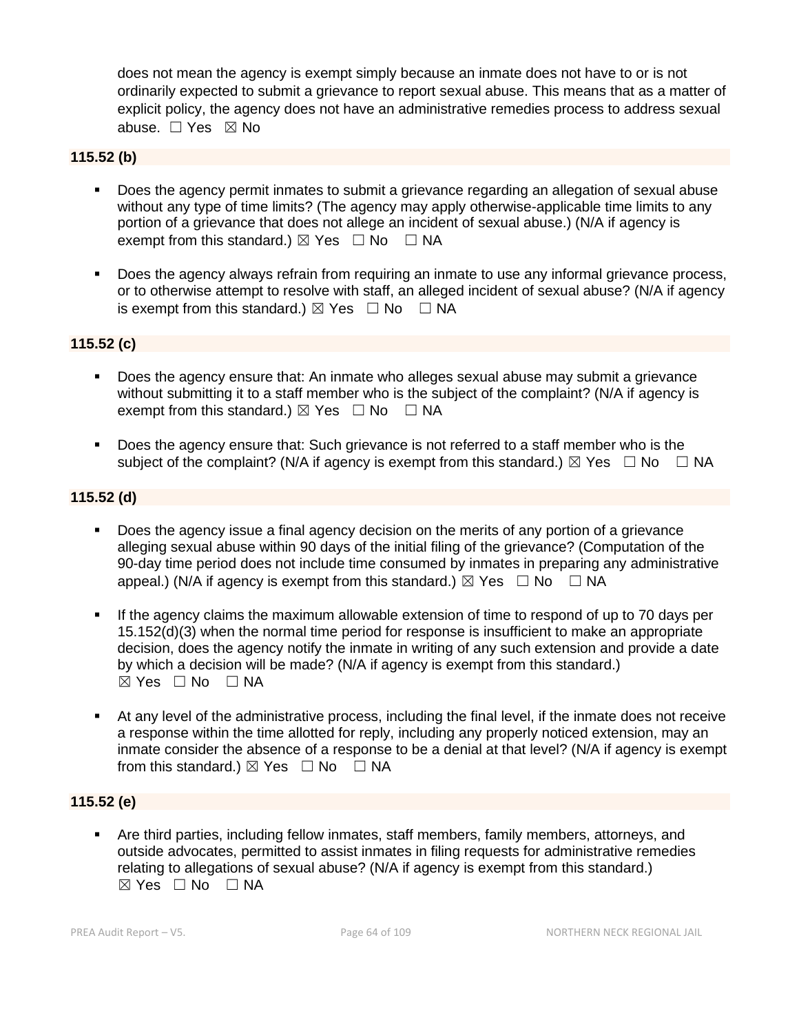does not mean the agency is exempt simply because an inmate does not have to or is not ordinarily expected to submit a grievance to report sexual abuse. This means that as a matter of explicit policy, the agency does not have an administrative remedies process to address sexual abuse. ☐ Yes ☒ No

**115.52 (b)**

- Does the agency permit inmates to submit a grievance regarding an allegation of sexual abuse without any type of time limits? (The agency may apply otherwise-applicable time limits to any portion of a grievance that does not allege an incident of sexual abuse.) (N/A if agency is exempt from this standard.) ☒ Yes ☐ No ☐ NA
- Does the agency always refrain from requiring an inmate to use any informal grievance process, or to otherwise attempt to resolve with staff, an alleged incident of sexual abuse? (N/A if agency is exempt from this standard.) ☒ Yes ☐ No ☐ NA

**115.52 (c)**

- Does the agency ensure that: An inmate who alleges sexual abuse may submit a grievance without submitting it to a staff member who is the subject of the complaint? (N/A if agency is exempt from this standard.) ☒ Yes ☐ No ☐ NA
- Does the agency ensure that: Such grievance is not referred to a staff member who is the subject of the complaint? (N/A if agency is exempt from this standard.) ☒ Yes ☐ No ☐ NA

**115.52 (d)**

- Does the agency issue a final agency decision on the merits of any portion of a grievance alleging sexual abuse within 90 days of the initial filing of the grievance? (Computation of the 90-day time period does not include time consumed by inmates in preparing any administrative appeal.) (N/A if agency is exempt from this standard.) ☒ Yes ☐ No ☐ NA
- If the agency claims the maximum allowable extension of time to respond of up to 70 days per 15.152(d)(3) when the normal time period for response is insufficient to make an appropriate decision, does the agency notify the inmate in writing of any such extension and provide a date by which a decision will be made? (N/A if agency is exempt from this standard.) ☒ Yes ☐ No ☐ NA
- At any level of the administrative process, including the final level, if the inmate does not receive a response within the time allotted for reply, including any properly noticed extension, may an inmate consider the absence of a response to be a denial at that level? (N/A if agency is exempt from this standard.) ☒ Yes ☐ No ☐ NA

**115.52 (e)**

- Are third parties, including fellow inmates, staff members, family members, attorneys, and outside advocates, permitted to assist inmates in filing requests for administrative remedies relating to allegations of sexual abuse? (N/A if agency is exempt from this standard.) ☒ Yes ☐ No ☐ NA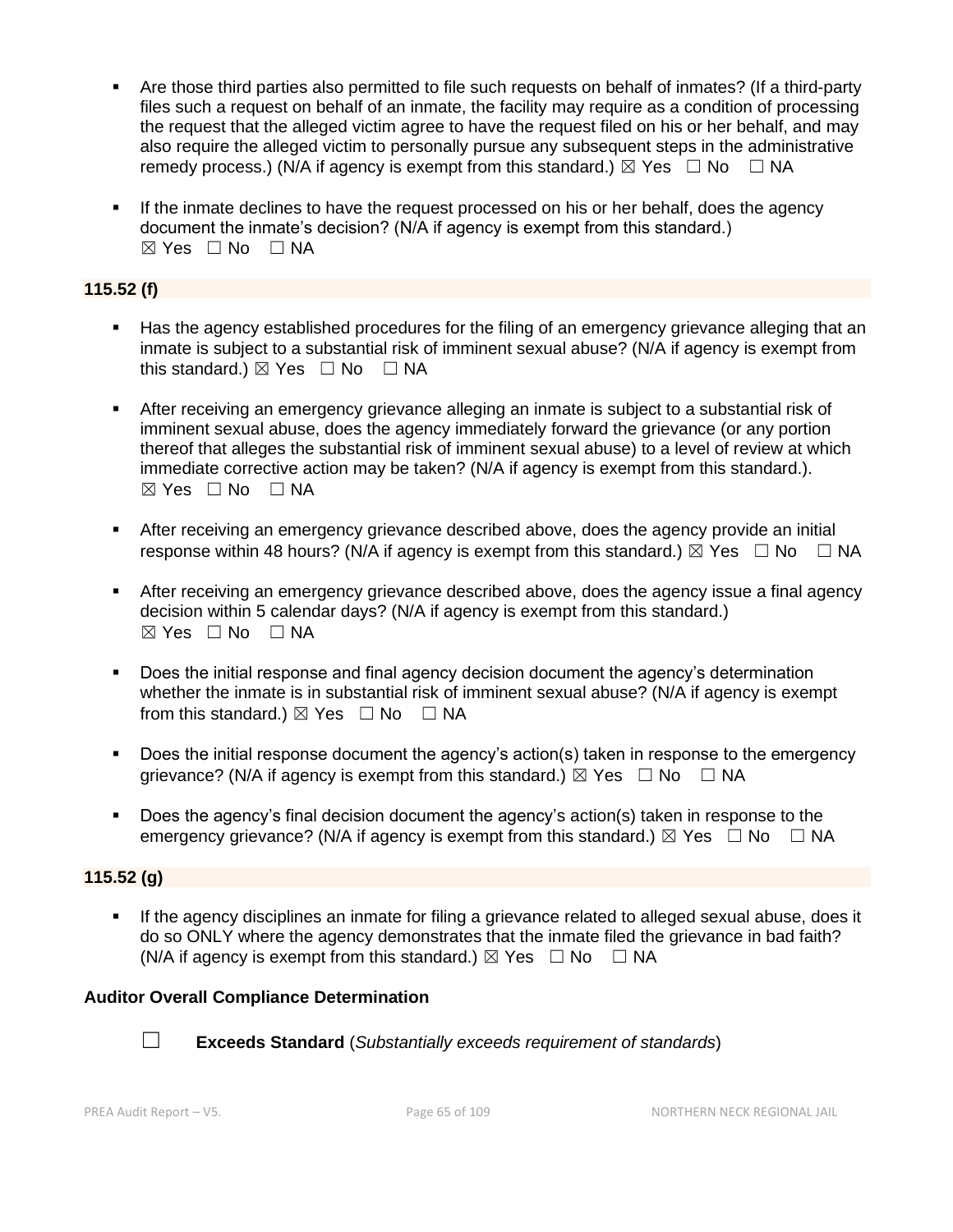- Are those third parties also permitted to file such requests on behalf of inmates? (If a third-party files such a request on behalf of an inmate, the facility may require as a condition of processing the request that the alleged victim agree to have the request filed on his or her behalf, and may also require the alleged victim to personally pursue any subsequent steps in the administrative remedy process.) (N/A if agency is exempt from this standard.) ☒ Yes ☐ No ☐ NA

- If the inmate declines to have the request processed on his or her behalf, does the agency document the inmate's decision? (N/A if agency is exempt from this standard.) ☒ Yes ☐ No ☐ NA

**115.52 (f)**

- Has the agency established procedures for the filing of an emergency grievance alleging that an inmate is subject to a substantial risk of imminent sexual abuse? (N/A if agency is exempt from this standard.) ☒ Yes ☐ No ☐ NA

- After receiving an emergency grievance alleging an inmate is subject to a substantial risk of imminent sexual abuse, does the agency immediately forward the grievance (or any portion thereof that alleges the substantial risk of imminent sexual abuse) to a level of review at which immediate corrective action may be taken? (N/A if agency is exempt from this standard.). ☒ Yes ☐ No ☐ NA

- After receiving an emergency grievance described above, does the agency provide an initial response within 48 hours? (N/A if agency is exempt from this standard.) ☒ Yes ☐ No ☐ NA

- After receiving an emergency grievance described above, does the agency issue a final agency decision within 5 calendar days? (N/A if agency is exempt from this standard.) ☒ Yes ☐ No ☐ NA

- Does the initial response and final agency decision document the agency's determination whether the inmate is in substantial risk of imminent sexual abuse? (N/A if agency is exempt from this standard.) ☒ Yes ☐ No ☐ NA

- Does the initial response document the agency's action(s) taken in response to the emergency grievance? (N/A if agency is exempt from this standard.) ☒ Yes ☐ No ☐ NA

- Does the agency's final decision document the agency's action(s) taken in response to the emergency grievance? (N/A if agency is exempt from this standard.) ☒ Yes ☐ No ☐ NA

**115.52 (g)**

- If the agency disciplines an inmate for filing a grievance related to alleged sexual abuse, does it do so ONLY where the agency demonstrates that the inmate filed the grievance in bad faith? (N/A if agency is exempt from this standard.) ☒ Yes ☐ No ☐ NA

**Auditor Overall Compliance Determination**

☐ **Exceeds Standard** (*Substantially exceeds requirement of standards*)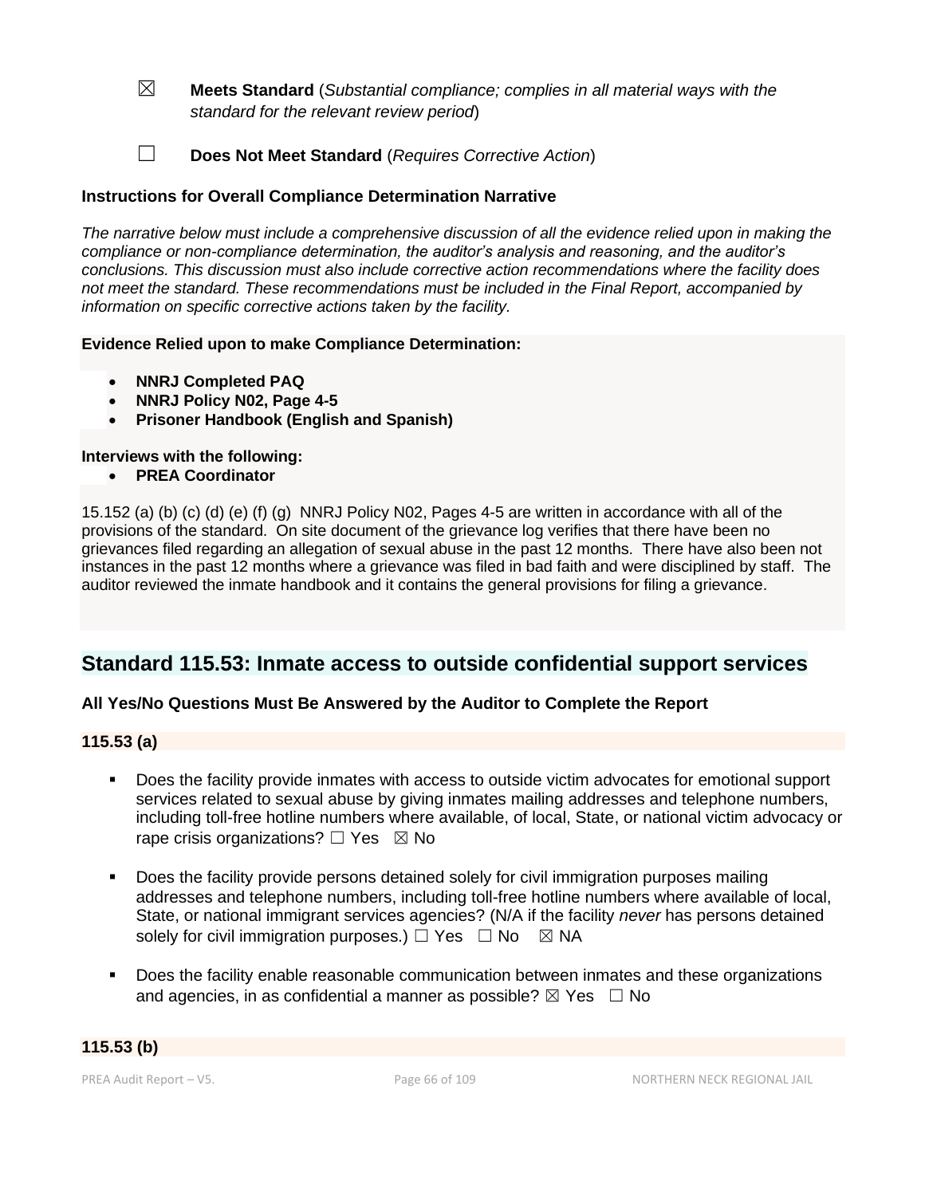☒ **Meets Standard** (*Substantial compliance; complies in all material ways with the standard for the relevant review period*)

☐ **Does Not Meet Standard** (*Requires Corrective Action*)

**Instructions for Overall Compliance Determination Narrative**

*The narrative below must include a comprehensive discussion of all the evidence relied upon in making the compliance or non-compliance determination, the auditor's analysis and reasoning, and the auditor's conclusions. This discussion must also include corrective action recommendations where the facility does not meet the standard. These recommendations must be included in the Final Report, accompanied by information on specific corrective actions taken by the facility.*

**Evidence Relied upon to make Compliance Determination:**

- **NNRJ Completed PAQ**
- **NNRJ Policy N02, Page 4-5**
- **Prisoner Handbook (English and Spanish)**

**Interviews with the following:**

- **PREA Coordinator**

15.152 (a) (b) (c) (d) (e) (f) (g) NNRJ Policy N02, Pages 4-5 are written in accordance with all of the provisions of the standard. On site document of the grievance log verifies that there have been no grievances filed regarding an allegation of sexual abuse in the past 12 months. There have also been not instances in the past 12 months where a grievance was filed in bad faith and were disciplined by staff. The auditor reviewed the inmate handbook and it contains the general provisions for filing a grievance.

## Standard 115.53: Inmate access to outside confidential support services

**All Yes/No Questions Must Be Answered by the Auditor to Complete the Report**

**115.53 (a)**

- Does the facility provide inmates with access to outside victim advocates for emotional support services related to sexual abuse by giving inmates mailing addresses and telephone numbers, including toll-free hotline numbers where available, of local, State, or national victim advocacy or rape crisis organizations? ☐ Yes ☒ No

- Does the facility provide persons detained solely for civil immigration purposes mailing addresses and telephone numbers, including toll-free hotline numbers where available of local, State, or national immigrant services agencies? (N/A if the facility *never* has persons detained solely for civil immigration purposes.) ☐ Yes ☐ No ☒ NA

- Does the facility enable reasonable communication between inmates and these organizations and agencies, in as confidential a manner as possible? ☒ Yes ☐ No

**115.53 (b)**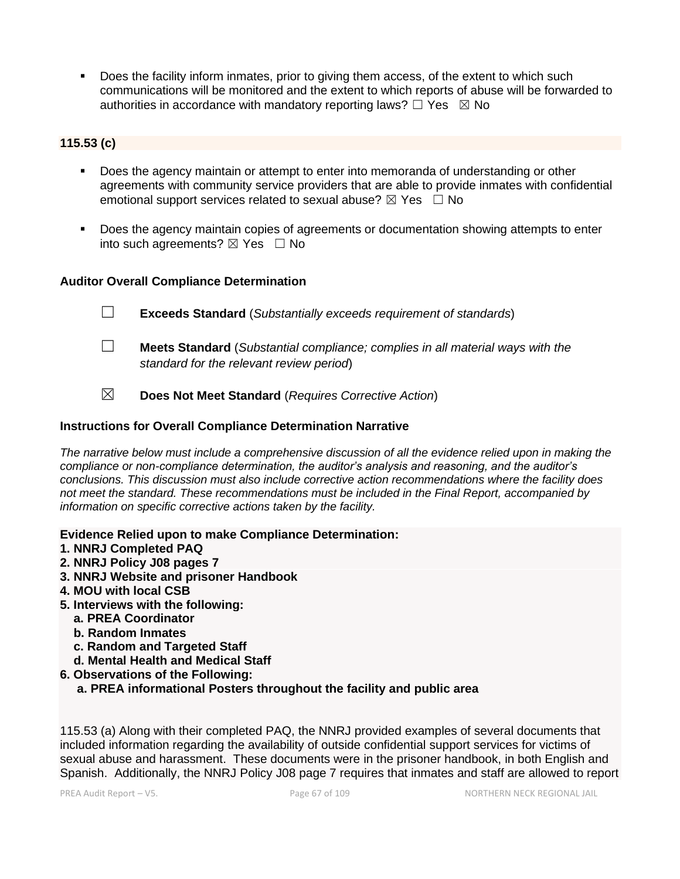- Does the facility inform inmates, prior to giving them access, of the extent to which such communications will be monitored and the extent to which reports of abuse will be forwarded to authorities in accordance with mandatory reporting laws? ☐ Yes ☒ No

**115.53 (c)**

- Does the agency maintain or attempt to enter into memoranda of understanding or other agreements with community service providers that are able to provide inmates with confidential emotional support services related to sexual abuse? ☒ Yes ☐ No
- Does the agency maintain copies of agreements or documentation showing attempts to enter into such agreements? ☒ Yes ☐ No

**Auditor Overall Compliance Determination**

☐ **Exceeds Standard** (*Substantially exceeds requirement of standards*)

☐ **Meets Standard** (*Substantial compliance; complies in all material ways with the standard for the relevant review period*)

☒ **Does Not Meet Standard** (*Requires Corrective Action*)

**Instructions for Overall Compliance Determination Narrative**

*The narrative below must include a comprehensive discussion of all the evidence relied upon in making the compliance or non-compliance determination, the auditor's analysis and reasoning, and the auditor's conclusions. This discussion must also include corrective action recommendations where the facility does not meet the standard. These recommendations must be included in the Final Report, accompanied by information on specific corrective actions taken by the facility.*

**Evidence Relied upon to make Compliance Determination:**
**1. NNRJ Completed PAQ**
**2. NNRJ Policy J08 pages 7**
**3. NNRJ Website and prisoner Handbook**
**4. MOU with local CSB**
**5. Interviews with the following:**
   **a. PREA Coordinator**
   **b. Random Inmates**
   **c. Random and Targeted Staff**
   **d. Mental Health and Medical Staff**
**6. Observations of the Following:**
   **a. PREA informational Posters throughout the facility and public area**

115.53 (a) Along with their completed PAQ, the NNRJ provided examples of several documents that included information regarding the availability of outside confidential support services for victims of sexual abuse and harassment. These documents were in the prisoner handbook, in both English and Spanish. Additionally, the NNRJ Policy J08 page 7 requires that inmates and staff are allowed to report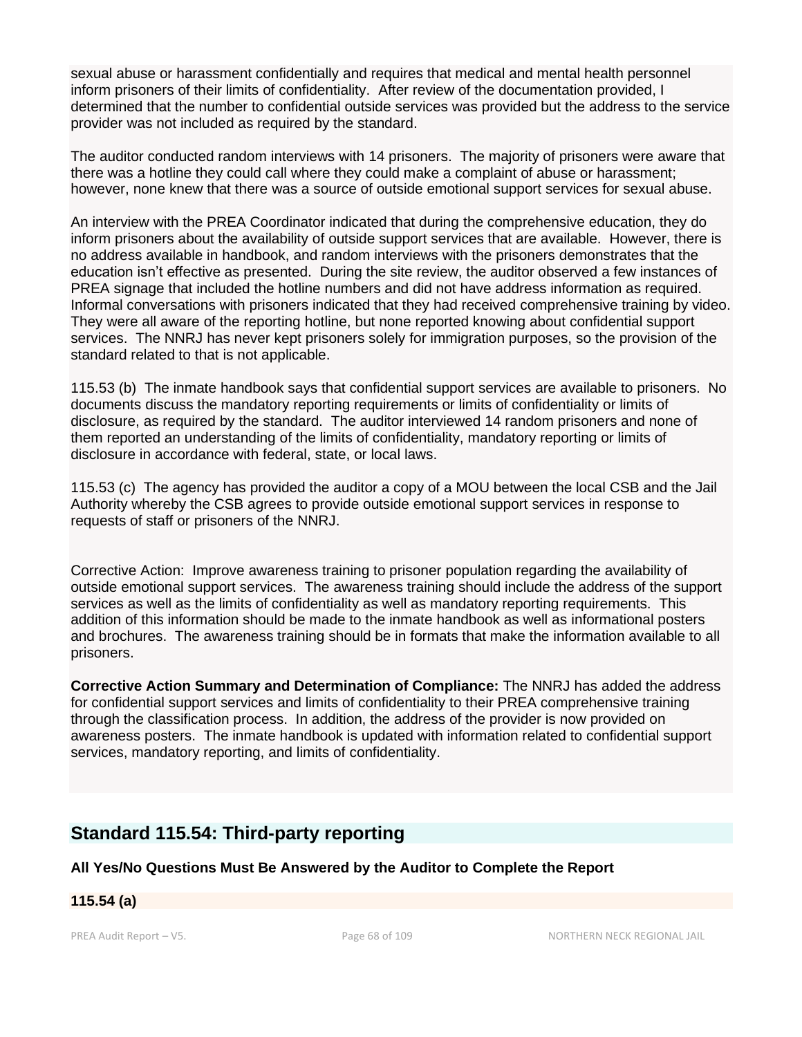sexual abuse or harassment confidentially and requires that medical and mental health personnel inform prisoners of their limits of confidentiality. After review of the documentation provided, I determined that the number to confidential outside services was provided but the address to the service provider was not included as required by the standard.

The auditor conducted random interviews with 14 prisoners. The majority of prisoners were aware that there was a hotline they could call where they could make a complaint of abuse or harassment; however, none knew that there was a source of outside emotional support services for sexual abuse.

An interview with the PREA Coordinator indicated that during the comprehensive education, they do inform prisoners about the availability of outside support services that are available. However, there is no address available in handbook, and random interviews with the prisoners demonstrates that the education isn't effective as presented. During the site review, the auditor observed a few instances of PREA signage that included the hotline numbers and did not have address information as required. Informal conversations with prisoners indicated that they had received comprehensive training by video. They were all aware of the reporting hotline, but none reported knowing about confidential support services. The NNRJ has never kept prisoners solely for immigration purposes, so the provision of the standard related to that is not applicable.

115.53 (b) The inmate handbook says that confidential support services are available to prisoners. No documents discuss the mandatory reporting requirements or limits of confidentiality or limits of disclosure, as required by the standard. The auditor interviewed 14 random prisoners and none of them reported an understanding of the limits of confidentiality, mandatory reporting or limits of disclosure in accordance with federal, state, or local laws.

115.53 (c) The agency has provided the auditor a copy of a MOU between the local CSB and the Jail Authority whereby the CSB agrees to provide outside emotional support services in response to requests of staff or prisoners of the NNRJ.

Corrective Action: Improve awareness training to prisoner population regarding the availability of outside emotional support services. The awareness training should include the address of the support services as well as the limits of confidentiality as well as mandatory reporting requirements. This addition of this information should be made to the inmate handbook as well as informational posters and brochures. The awareness training should be in formats that make the information available to all prisoners.

**Corrective Action Summary and Determination of Compliance:** The NNRJ has added the address for confidential support services and limits of confidentiality to their PREA comprehensive training through the classification process. In addition, the address of the provider is now provided on awareness posters. The inmate handbook is updated with information related to confidential support services, mandatory reporting, and limits of confidentiality.

## Standard 115.54: Third-party reporting

**All Yes/No Questions Must Be Answered by the Auditor to Complete the Report**

**115.54 (a)**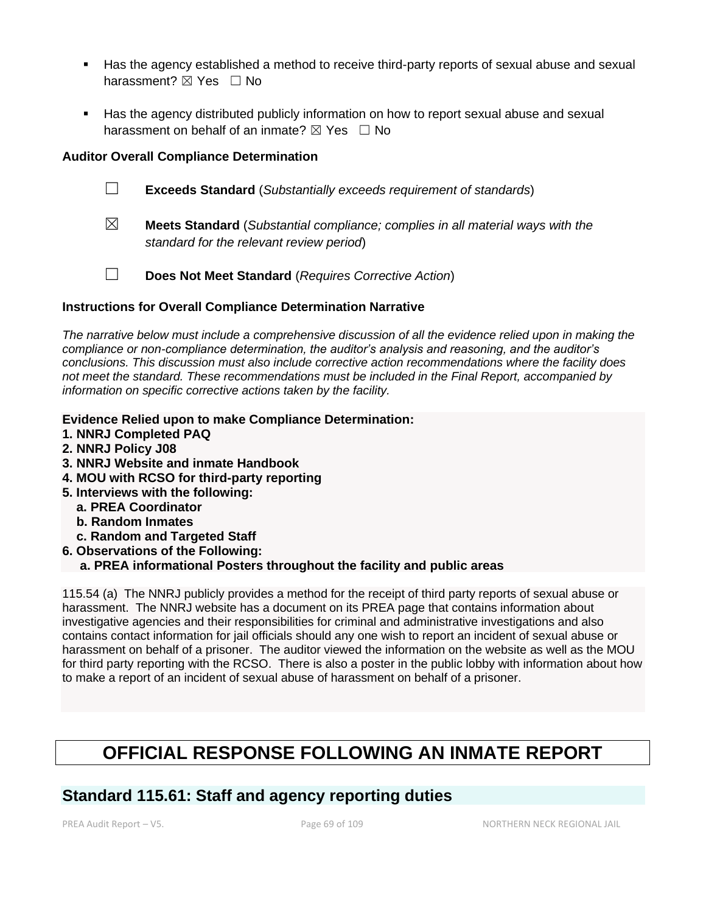- Has the agency established a method to receive third-party reports of sexual abuse and sexual harassment? ☒ Yes ☐ No

- Has the agency distributed publicly information on how to report sexual abuse and sexual harassment on behalf of an inmate? ☒ Yes ☐ No

**Auditor Overall Compliance Determination**

☐ **Exceeds Standard** (*Substantially exceeds requirement of standards*)

☒ **Meets Standard** (*Substantial compliance; complies in all material ways with the standard for the relevant review period*)

☐ **Does Not Meet Standard** (*Requires Corrective Action*)

**Instructions for Overall Compliance Determination Narrative**

*The narrative below must include a comprehensive discussion of all the evidence relied upon in making the compliance or non-compliance determination, the auditor's analysis and reasoning, and the auditor's conclusions. This discussion must also include corrective action recommendations where the facility does not meet the standard. These recommendations must be included in the Final Report, accompanied by information on specific corrective actions taken by the facility.*

**Evidence Relied upon to make Compliance Determination:**
**1. NNRJ Completed PAQ**
**2. NNRJ Policy J08**
**3. NNRJ Website and inmate Handbook**
**4. MOU with RCSO for third-party reporting**
**5. Interviews with the following:**
  **a. PREA Coordinator**
  **b. Random Inmates**
  **c. Random and Targeted Staff**
**6. Observations of the Following:**
  **a. PREA informational Posters throughout the facility and public areas**

115.54 (a) The NNRJ publicly provides a method for the receipt of third party reports of sexual abuse or harassment. The NNRJ website has a document on its PREA page that contains information about investigative agencies and their responsibilities for criminal and administrative investigations and also contains contact information for jail officials should any one wish to report an incident of sexual abuse or harassment on behalf of a prisoner. The auditor viewed the information on the website as well as the MOU for third party reporting with the RCSO. There is also a poster in the public lobby with information about how to make a report of an incident of sexual abuse of harassment on behalf of a prisoner.

# OFFICIAL RESPONSE FOLLOWING AN INMATE REPORT

## Standard 115.61: Staff and agency reporting duties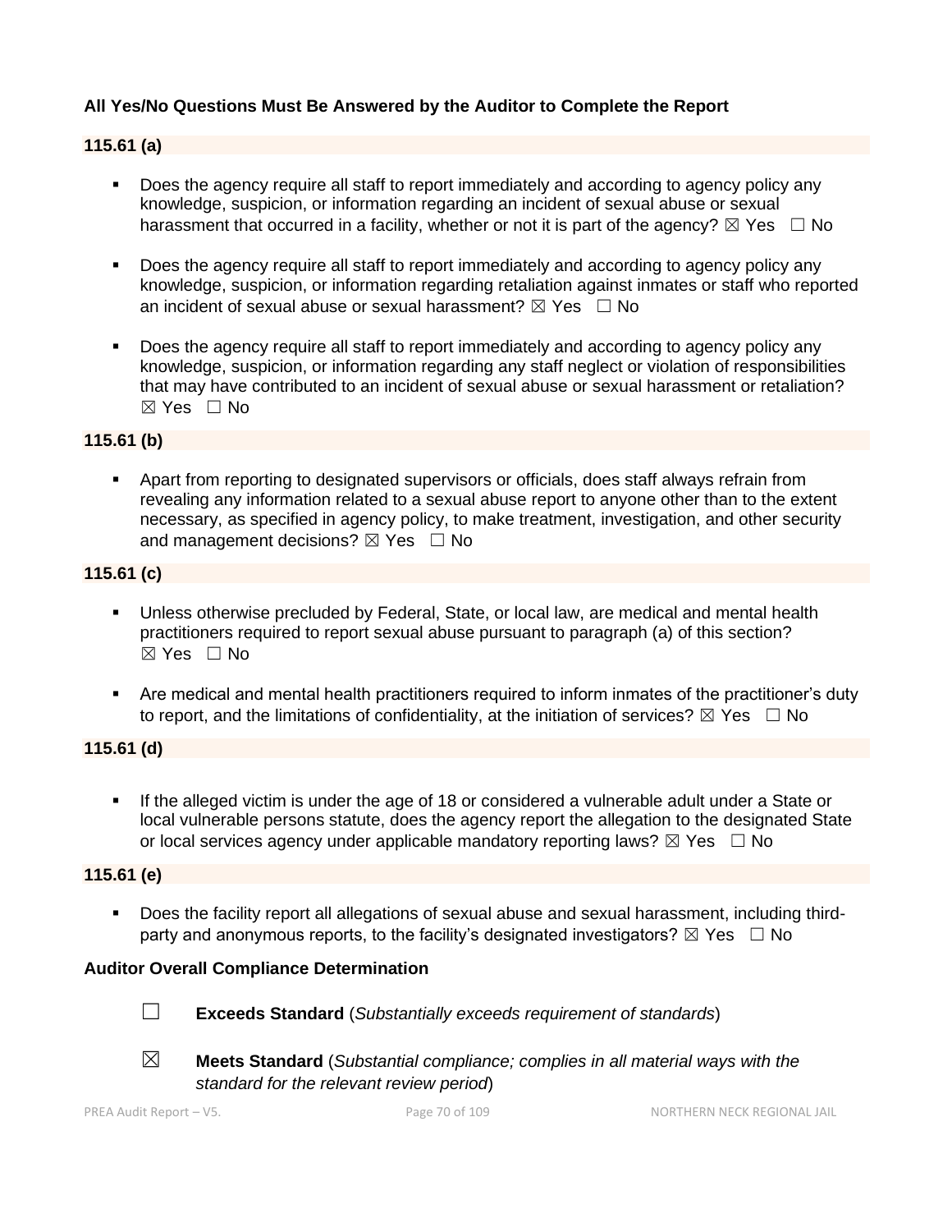**All Yes/No Questions Must Be Answered by the Auditor to Complete the Report**

**115.61 (a)**

- Does the agency require all staff to report immediately and according to agency policy any knowledge, suspicion, or information regarding an incident of sexual abuse or sexual harassment that occurred in a facility, whether or not it is part of the agency? ☒ Yes ☐ No
- Does the agency require all staff to report immediately and according to agency policy any knowledge, suspicion, or information regarding retaliation against inmates or staff who reported an incident of sexual abuse or sexual harassment? ☒ Yes ☐ No
- Does the agency require all staff to report immediately and according to agency policy any knowledge, suspicion, or information regarding any staff neglect or violation of responsibilities that may have contributed to an incident of sexual abuse or sexual harassment or retaliation? ☒ Yes ☐ No

**115.61 (b)**

- Apart from reporting to designated supervisors or officials, does staff always refrain from revealing any information related to a sexual abuse report to anyone other than to the extent necessary, as specified in agency policy, to make treatment, investigation, and other security and management decisions? ☒ Yes ☐ No

**115.61 (c)**

- Unless otherwise precluded by Federal, State, or local law, are medical and mental health practitioners required to report sexual abuse pursuant to paragraph (a) of this section? ☒ Yes ☐ No
- Are medical and mental health practitioners required to inform inmates of the practitioner's duty to report, and the limitations of confidentiality, at the initiation of services? ☒ Yes ☐ No

**115.61 (d)**

- If the alleged victim is under the age of 18 or considered a vulnerable adult under a State or local vulnerable persons statute, does the agency report the allegation to the designated State or local services agency under applicable mandatory reporting laws? ☒ Yes ☐ No

**115.61 (e)**

- Does the facility report all allegations of sexual abuse and sexual harassment, including third-party and anonymous reports, to the facility's designated investigators? ☒ Yes ☐ No

**Auditor Overall Compliance Determination**

☐ **Exceeds Standard** (*Substantially exceeds requirement of standards*)

☒ **Meets Standard** (*Substantial compliance; complies in all material ways with the standard for the relevant review period*)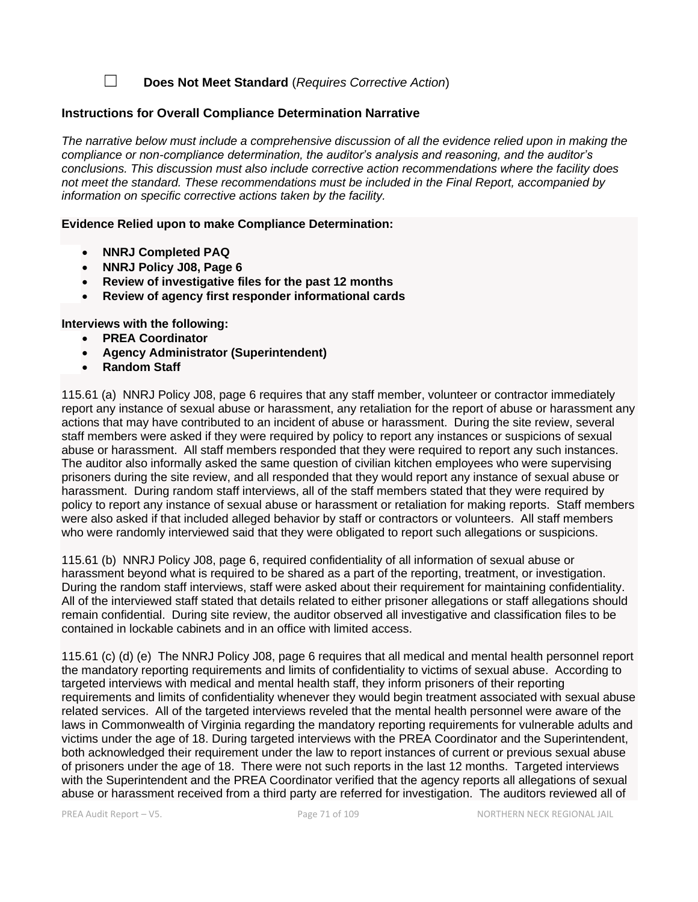☐ **Does Not Meet Standard** (*Requires Corrective Action*)

**Instructions for Overall Compliance Determination Narrative**

*The narrative below must include a comprehensive discussion of all the evidence relied upon in making the compliance or non-compliance determination, the auditor's analysis and reasoning, and the auditor's conclusions. This discussion must also include corrective action recommendations where the facility does not meet the standard. These recommendations must be included in the Final Report, accompanied by information on specific corrective actions taken by the facility.*

**Evidence Relied upon to make Compliance Determination:**

- **NNRJ Completed PAQ**
- **NNRJ Policy J08, Page 6**
- **Review of investigative files for the past 12 months**
- **Review of agency first responder informational cards**

**Interviews with the following:**

- **PREA Coordinator**
- **Agency Administrator (Superintendent)**
- **Random Staff**

115.61 (a) NNRJ Policy J08, page 6 requires that any staff member, volunteer or contractor immediately report any instance of sexual abuse or harassment, any retaliation for the report of abuse or harassment any actions that may have contributed to an incident of abuse or harassment. During the site review, several staff members were asked if they were required by policy to report any instances or suspicions of sexual abuse or harassment. All staff members responded that they were required to report any such instances. The auditor also informally asked the same question of civilian kitchen employees who were supervising prisoners during the site review, and all responded that they would report any instance of sexual abuse or harassment. During random staff interviews, all of the staff members stated that they were required by policy to report any instance of sexual abuse or harassment or retaliation for making reports. Staff members were also asked if that included alleged behavior by staff or contractors or volunteers. All staff members who were randomly interviewed said that they were obligated to report such allegations or suspicions.

115.61 (b) NNRJ Policy J08, page 6, required confidentiality of all information of sexual abuse or harassment beyond what is required to be shared as a part of the reporting, treatment, or investigation. During the random staff interviews, staff were asked about their requirement for maintaining confidentiality. All of the interviewed staff stated that details related to either prisoner allegations or staff allegations should remain confidential. During site review, the auditor observed all investigative and classification files to be contained in lockable cabinets and in an office with limited access.

115.61 (c) (d) (e) The NNRJ Policy J08, page 6 requires that all medical and mental health personnel report the mandatory reporting requirements and limits of confidentiality to victims of sexual abuse. According to targeted interviews with medical and mental health staff, they inform prisoners of their reporting requirements and limits of confidentiality whenever they would begin treatment associated with sexual abuse related services. All of the targeted interviews reveled that the mental health personnel were aware of the laws in Commonwealth of Virginia regarding the mandatory reporting requirements for vulnerable adults and victims under the age of 18. During targeted interviews with the PREA Coordinator and the Superintendent, both acknowledged their requirement under the law to report instances of current or previous sexual abuse of prisoners under the age of 18. There were not such reports in the last 12 months. Targeted interviews with the Superintendent and the PREA Coordinator verified that the agency reports all allegations of sexual abuse or harassment received from a third party are referred for investigation. The auditors reviewed all of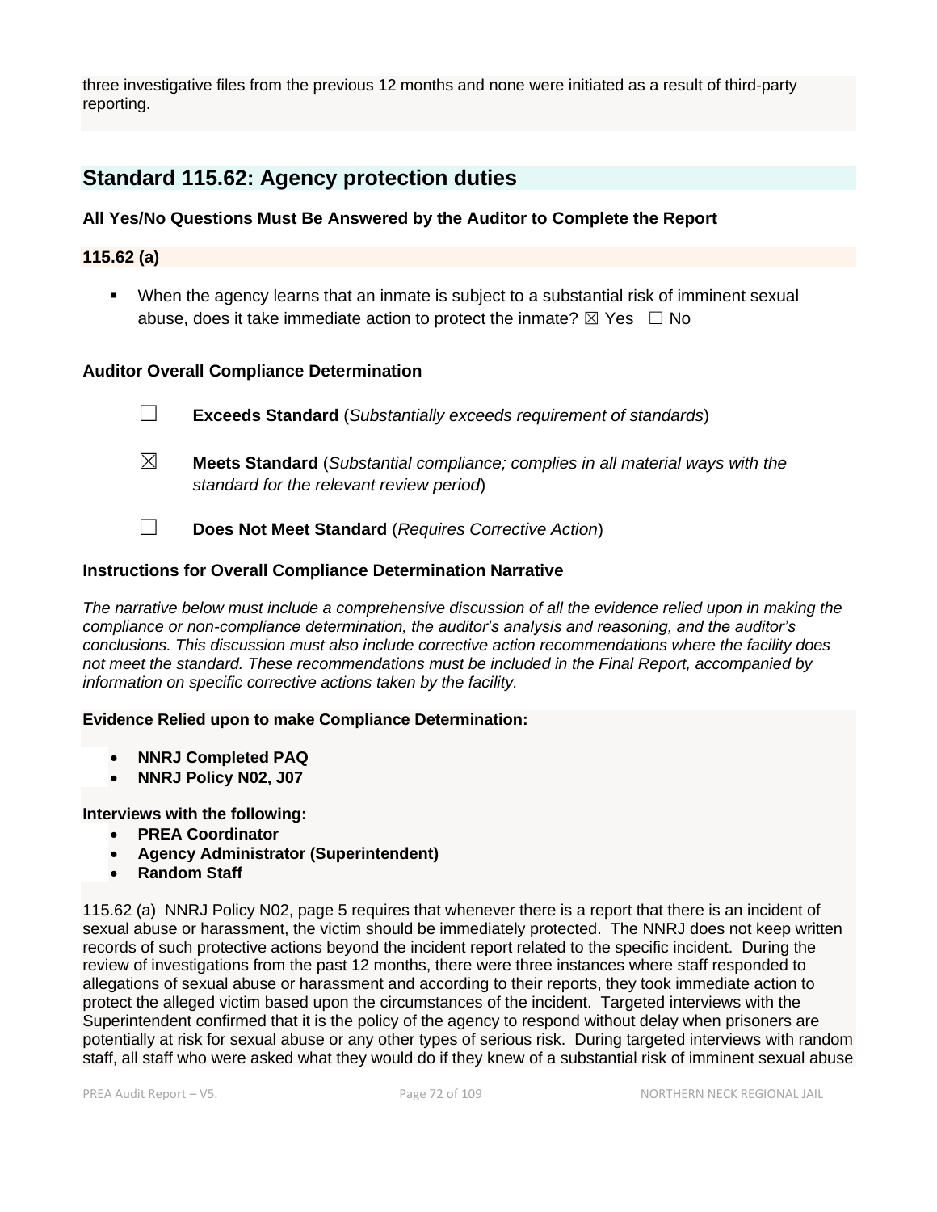three investigative files from the previous 12 months and none were initiated as a result of third-party reporting.

## Standard 115.62: Agency protection duties

**All Yes/No Questions Must Be Answered by the Auditor to Complete the Report**

**115.62 (a)**

- When the agency learns that an inmate is subject to a substantial risk of imminent sexual abuse, does it take immediate action to protect the inmate? ☒ Yes ☐ No

**Auditor Overall Compliance Determination**

☐ **Exceeds Standard** (*Substantially exceeds requirement of standards*)

☒ **Meets Standard** (*Substantial compliance; complies in all material ways with the standard for the relevant review period*)

☐ **Does Not Meet Standard** (*Requires Corrective Action*)

**Instructions for Overall Compliance Determination Narrative**

*The narrative below must include a comprehensive discussion of all the evidence relied upon in making the compliance or non-compliance determination, the auditor's analysis and reasoning, and the auditor's conclusions. This discussion must also include corrective action recommendations where the facility does not meet the standard. These recommendations must be included in the Final Report, accompanied by information on specific corrective actions taken by the facility.*

**Evidence Relied upon to make Compliance Determination:**

- **NNRJ Completed PAQ**
- **NNRJ Policy N02, J07**

**Interviews with the following:**

- **PREA Coordinator**
- **Agency Administrator (Superintendent)**
- **Random Staff**

115.62 (a) NNRJ Policy N02, page 5 requires that whenever there is a report that there is an incident of sexual abuse or harassment, the victim should be immediately protected. The NNRJ does not keep written records of such protective actions beyond the incident report related to the specific incident. During the review of investigations from the past 12 months, there were three instances where staff responded to allegations of sexual abuse or harassment and according to their reports, they took immediate action to protect the alleged victim based upon the circumstances of the incident. Targeted interviews with the Superintendent confirmed that it is the policy of the agency to respond without delay when prisoners are potentially at risk for sexual abuse or any other types of serious risk. During targeted interviews with random staff, all staff who were asked what they would do if they knew of a substantial risk of imminent sexual abuse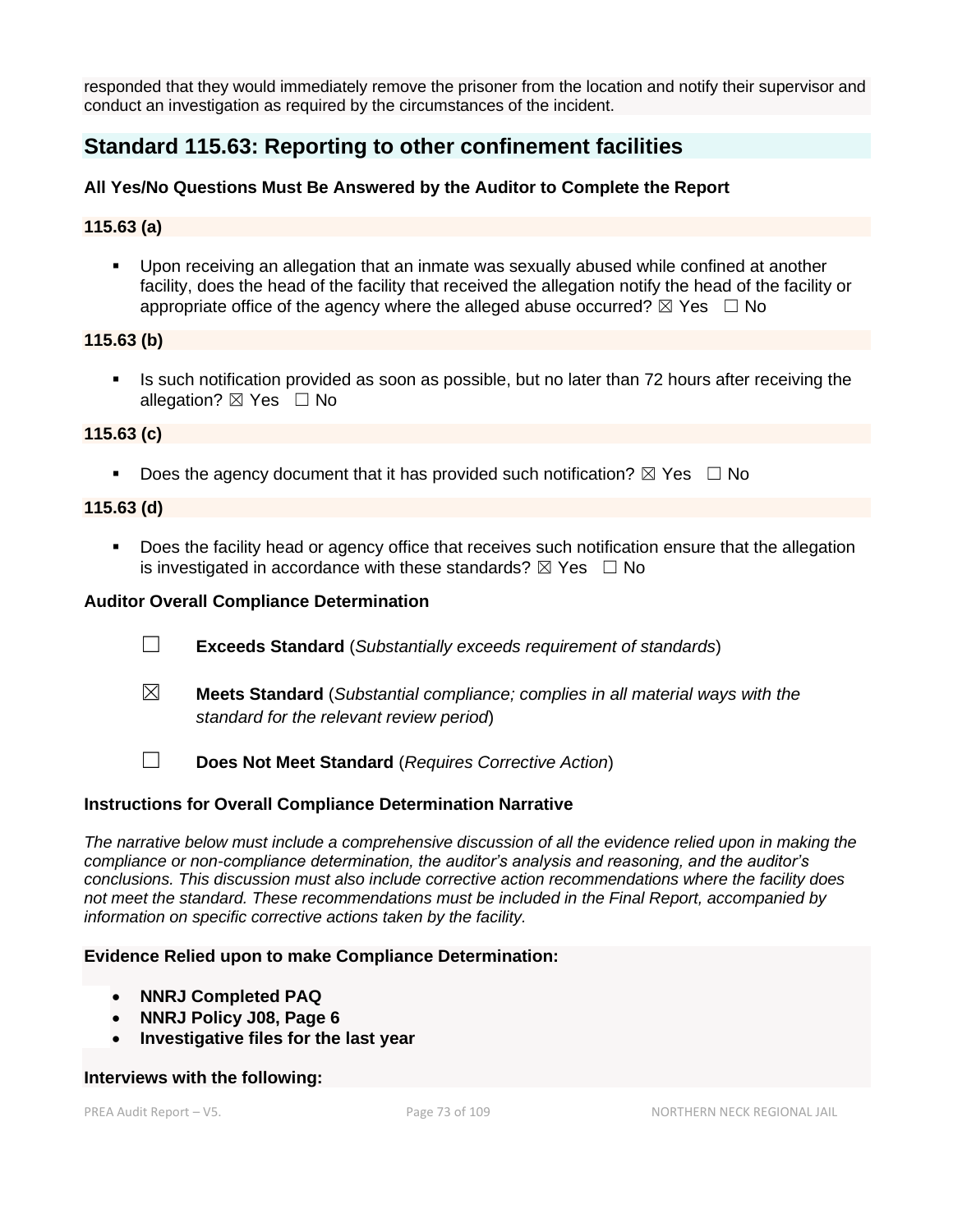responded that they would immediately remove the prisoner from the location and notify their supervisor and conduct an investigation as required by the circumstances of the incident.

## Standard 115.63: Reporting to other confinement facilities

**All Yes/No Questions Must Be Answered by the Auditor to Complete the Report**

**115.63 (a)**

- Upon receiving an allegation that an inmate was sexually abused while confined at another facility, does the head of the facility that received the allegation notify the head of the facility or appropriate office of the agency where the alleged abuse occurred? ☒ Yes ☐ No

**115.63 (b)**

- Is such notification provided as soon as possible, but no later than 72 hours after receiving the allegation? ☒ Yes ☐ No

**115.63 (c)**

- Does the agency document that it has provided such notification? ☒ Yes ☐ No

**115.63 (d)**

- Does the facility head or agency office that receives such notification ensure that the allegation is investigated in accordance with these standards? ☒ Yes ☐ No

**Auditor Overall Compliance Determination**

☐ **Exceeds Standard** (*Substantially exceeds requirement of standards*)

☒ **Meets Standard** (*Substantial compliance; complies in all material ways with the standard for the relevant review period*)

☐ **Does Not Meet Standard** (*Requires Corrective Action*)

**Instructions for Overall Compliance Determination Narrative**

*The narrative below must include a comprehensive discussion of all the evidence relied upon in making the compliance or non-compliance determination, the auditor's analysis and reasoning, and the auditor's conclusions. This discussion must also include corrective action recommendations where the facility does not meet the standard. These recommendations must be included in the Final Report, accompanied by information on specific corrective actions taken by the facility.*

**Evidence Relied upon to make Compliance Determination:**

- **NNRJ Completed PAQ**
- **NNRJ Policy J08, Page 6**
- **Investigative files for the last year**

**Interviews with the following:**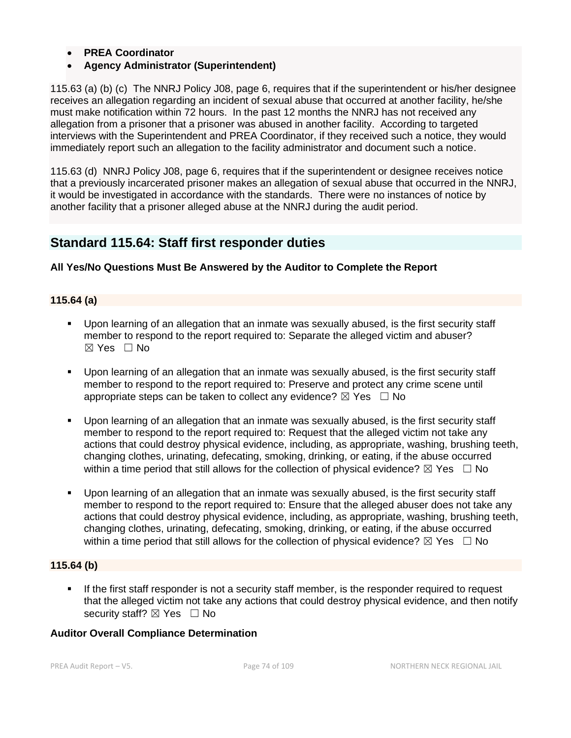- **PREA Coordinator**
- **Agency Administrator (Superintendent)**

115.63 (a) (b) (c) The NNRJ Policy J08, page 6, requires that if the superintendent or his/her designee receives an allegation regarding an incident of sexual abuse that occurred at another facility, he/she must make notification within 72 hours. In the past 12 months the NNRJ has not received any allegation from a prisoner that a prisoner was abused in another facility. According to targeted interviews with the Superintendent and PREA Coordinator, if they received such a notice, they would immediately report such an allegation to the facility administrator and document such a notice.

115.63 (d) NNRJ Policy J08, page 6, requires that if the superintendent or designee receives notice that a previously incarcerated prisoner makes an allegation of sexual abuse that occurred in the NNRJ, it would be investigated in accordance with the standards. There were no instances of notice by another facility that a prisoner alleged abuse at the NNRJ during the audit period.

## Standard 115.64: Staff first responder duties

**All Yes/No Questions Must Be Answered by the Auditor to Complete the Report**

**115.64 (a)**

- Upon learning of an allegation that an inmate was sexually abused, is the first security staff member to respond to the report required to: Separate the alleged victim and abuser? ☒ Yes ☐ No
- Upon learning of an allegation that an inmate was sexually abused, is the first security staff member to respond to the report required to: Preserve and protect any crime scene until appropriate steps can be taken to collect any evidence? ☒ Yes ☐ No
- Upon learning of an allegation that an inmate was sexually abused, is the first security staff member to respond to the report required to: Request that the alleged victim not take any actions that could destroy physical evidence, including, as appropriate, washing, brushing teeth, changing clothes, urinating, defecating, smoking, drinking, or eating, if the abuse occurred within a time period that still allows for the collection of physical evidence? ☒ Yes ☐ No
- Upon learning of an allegation that an inmate was sexually abused, is the first security staff member to respond to the report required to: Ensure that the alleged abuser does not take any actions that could destroy physical evidence, including, as appropriate, washing, brushing teeth, changing clothes, urinating, defecating, smoking, drinking, or eating, if the abuse occurred within a time period that still allows for the collection of physical evidence? ☒ Yes ☐ No

**115.64 (b)**

- If the first staff responder is not a security staff member, is the responder required to request that the alleged victim not take any actions that could destroy physical evidence, and then notify security staff? ☒ Yes ☐ No

**Auditor Overall Compliance Determination**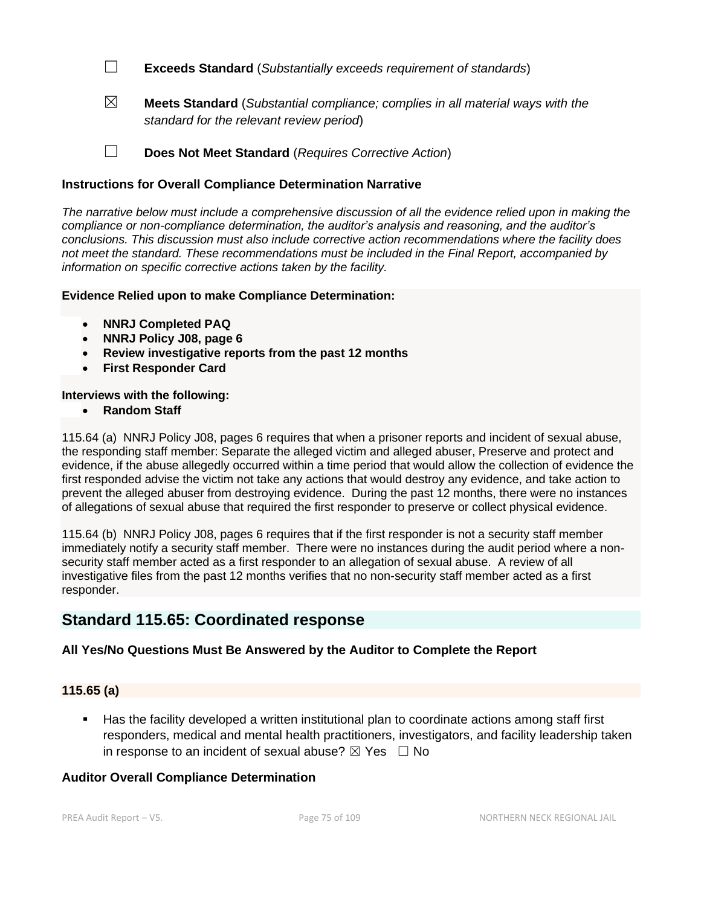☐ **Exceeds Standard** (*Substantially exceeds requirement of standards*)

☒ **Meets Standard** (*Substantial compliance; complies in all material ways with the standard for the relevant review period*)

☐ **Does Not Meet Standard** (*Requires Corrective Action*)

**Instructions for Overall Compliance Determination Narrative**

*The narrative below must include a comprehensive discussion of all the evidence relied upon in making the compliance or non-compliance determination, the auditor's analysis and reasoning, and the auditor's conclusions. This discussion must also include corrective action recommendations where the facility does not meet the standard. These recommendations must be included in the Final Report, accompanied by information on specific corrective actions taken by the facility.*

**Evidence Relied upon to make Compliance Determination:**

- **NNRJ Completed PAQ**
- **NNRJ Policy J08, page 6**
- **Review investigative reports from the past 12 months**
- **First Responder Card**

**Interviews with the following:**

- **Random Staff**

115.64 (a) NNRJ Policy J08, pages 6 requires that when a prisoner reports and incident of sexual abuse, the responding staff member: Separate the alleged victim and alleged abuser, Preserve and protect and evidence, if the abuse allegedly occurred within a time period that would allow the collection of evidence the first responded advise the victim not take any actions that would destroy any evidence, and take action to prevent the alleged abuser from destroying evidence. During the past 12 months, there were no instances of allegations of sexual abuse that required the first responder to preserve or collect physical evidence.

115.64 (b) NNRJ Policy J08, pages 6 requires that if the first responder is not a security staff member immediately notify a security staff member. There were no instances during the audit period where a non-security staff member acted as a first responder to an allegation of sexual abuse. A review of all investigative files from the past 12 months verifies that no non-security staff member acted as a first responder.

## Standard 115.65: Coordinated response

**All Yes/No Questions Must Be Answered by the Auditor to Complete the Report**

**115.65 (a)**

- Has the facility developed a written institutional plan to coordinate actions among staff first responders, medical and mental health practitioners, investigators, and facility leadership taken in response to an incident of sexual abuse? ☒ Yes ☐ No

**Auditor Overall Compliance Determination**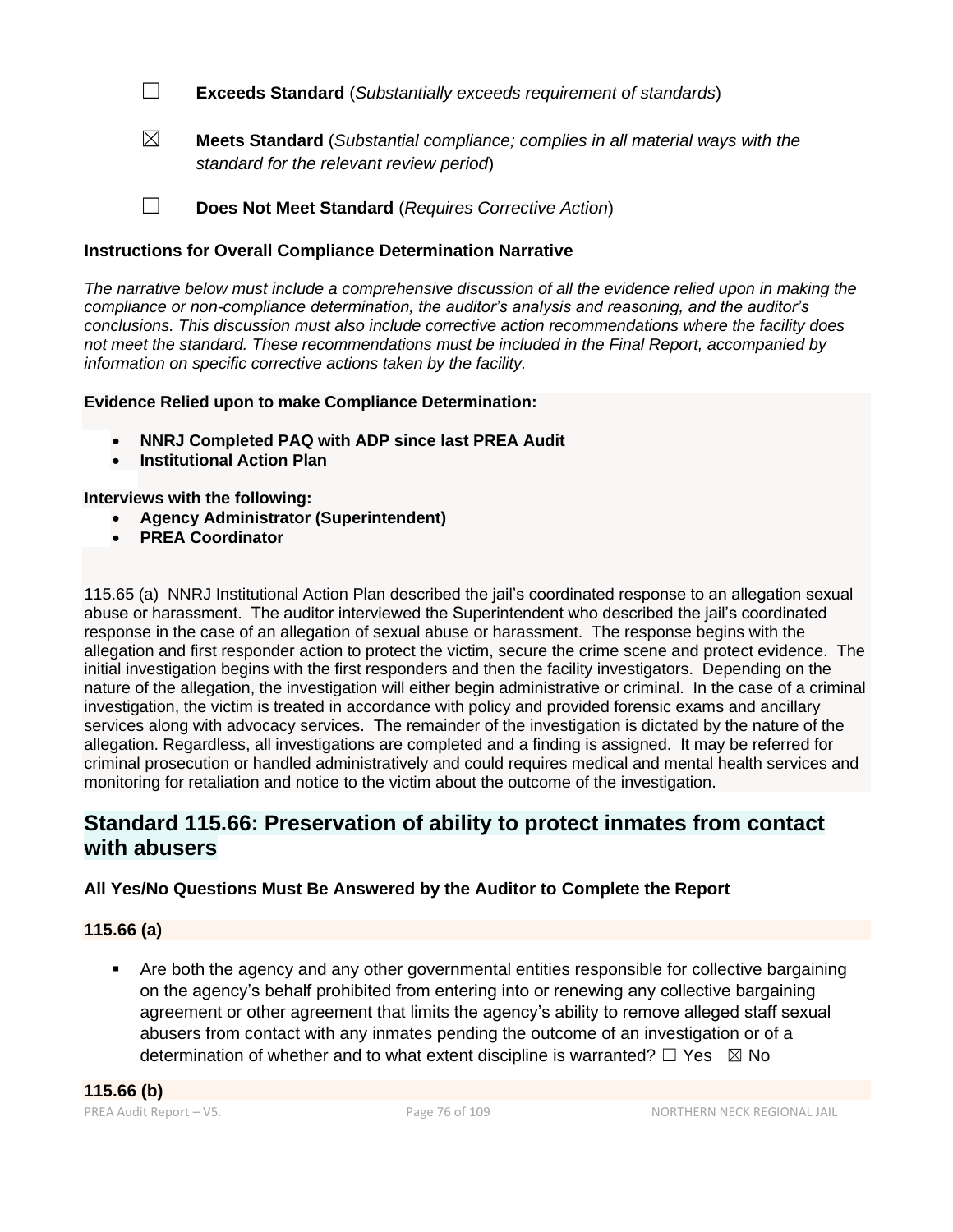☐ **Exceeds Standard** (*Substantially exceeds requirement of standards*)

☒ **Meets Standard** (*Substantial compliance; complies in all material ways with the standard for the relevant review period*)

☐ **Does Not Meet Standard** (*Requires Corrective Action*)

**Instructions for Overall Compliance Determination Narrative**

*The narrative below must include a comprehensive discussion of all the evidence relied upon in making the compliance or non-compliance determination, the auditor's analysis and reasoning, and the auditor's conclusions. This discussion must also include corrective action recommendations where the facility does not meet the standard. These recommendations must be included in the Final Report, accompanied by information on specific corrective actions taken by the facility.*

**Evidence Relied upon to make Compliance Determination:**

- **NNRJ Completed PAQ with ADP since last PREA Audit**
- **Institutional Action Plan**

**Interviews with the following:**

- **Agency Administrator (Superintendent)**
- **PREA Coordinator**

115.65 (a) NNRJ Institutional Action Plan described the jail's coordinated response to an allegation sexual abuse or harassment. The auditor interviewed the Superintendent who described the jail's coordinated response in the case of an allegation of sexual abuse or harassment. The response begins with the allegation and first responder action to protect the victim, secure the crime scene and protect evidence. The initial investigation begins with the first responders and then the facility investigators. Depending on the nature of the allegation, the investigation will either begin administrative or criminal. In the case of a criminal investigation, the victim is treated in accordance with policy and provided forensic exams and ancillary services along with advocacy services. The remainder of the investigation is dictated by the nature of the allegation. Regardless, all investigations are completed and a finding is assigned. It may be referred for criminal prosecution or handled administratively and could requires medical and mental health services and monitoring for retaliation and notice to the victim about the outcome of the investigation.

## Standard 115.66: Preservation of ability to protect inmates from contact with abusers

**All Yes/No Questions Must Be Answered by the Auditor to Complete the Report**

**115.66 (a)**

- Are both the agency and any other governmental entities responsible for collective bargaining on the agency's behalf prohibited from entering into or renewing any collective bargaining agreement or other agreement that limits the agency's ability to remove alleged staff sexual abusers from contact with any inmates pending the outcome of an investigation or of a determination of whether and to what extent discipline is warranted? ☐ Yes ☒ No

**115.66 (b)**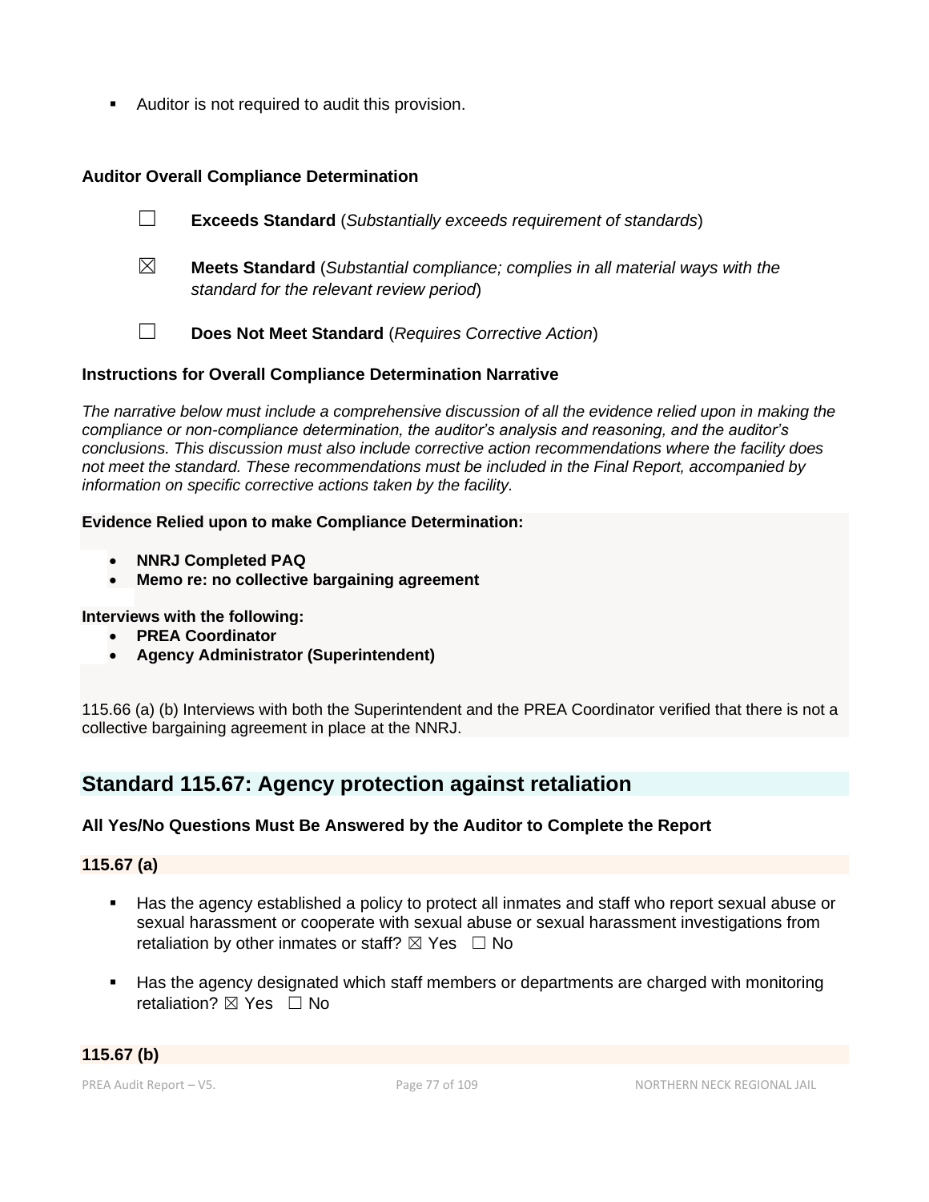- Auditor is not required to audit this provision.

**Auditor Overall Compliance Determination**

☐ **Exceeds Standard** (*Substantially exceeds requirement of standards*)

☒ **Meets Standard** (*Substantial compliance; complies in all material ways with the standard for the relevant review period*)

☐ **Does Not Meet Standard** (*Requires Corrective Action*)

**Instructions for Overall Compliance Determination Narrative**

*The narrative below must include a comprehensive discussion of all the evidence relied upon in making the compliance or non-compliance determination, the auditor's analysis and reasoning, and the auditor's conclusions. This discussion must also include corrective action recommendations where the facility does not meet the standard. These recommendations must be included in the Final Report, accompanied by information on specific corrective actions taken by the facility.*

**Evidence Relied upon to make Compliance Determination:**

- **NNRJ Completed PAQ**
- **Memo re: no collective bargaining agreement**

**Interviews with the following:**

- **PREA Coordinator**
- **Agency Administrator (Superintendent)**

115.66 (a) (b) Interviews with both the Superintendent and the PREA Coordinator verified that there is not a collective bargaining agreement in place at the NNRJ.

## Standard 115.67: Agency protection against retaliation

**All Yes/No Questions Must Be Answered by the Auditor to Complete the Report**

**115.67 (a)**

- Has the agency established a policy to protect all inmates and staff who report sexual abuse or sexual harassment or cooperate with sexual abuse or sexual harassment investigations from retaliation by other inmates or staff? ☒ Yes ☐ No
- Has the agency designated which staff members or departments are charged with monitoring retaliation? ☒ Yes ☐ No

**115.67 (b)**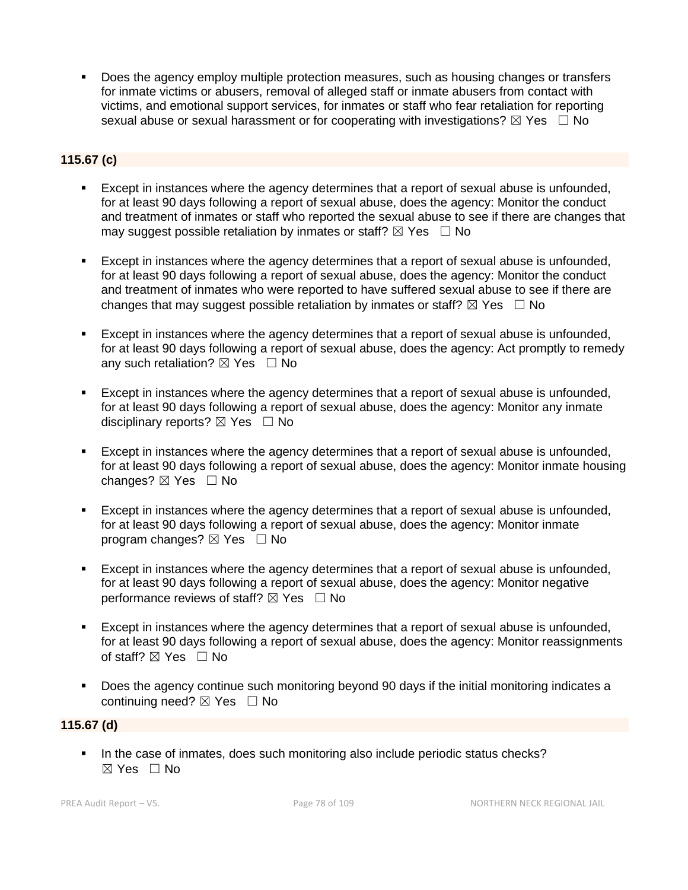- Does the agency employ multiple protection measures, such as housing changes or transfers for inmate victims or abusers, removal of alleged staff or inmate abusers from contact with victims, and emotional support services, for inmates or staff who fear retaliation for reporting sexual abuse or sexual harassment or for cooperating with investigations? ☒ Yes ☐ No

**115.67 (c)**

- Except in instances where the agency determines that a report of sexual abuse is unfounded, for at least 90 days following a report of sexual abuse, does the agency: Monitor the conduct and treatment of inmates or staff who reported the sexual abuse to see if there are changes that may suggest possible retaliation by inmates or staff? ☒ Yes ☐ No

- Except in instances where the agency determines that a report of sexual abuse is unfounded, for at least 90 days following a report of sexual abuse, does the agency: Monitor the conduct and treatment of inmates who were reported to have suffered sexual abuse to see if there are changes that may suggest possible retaliation by inmates or staff? ☒ Yes ☐ No

- Except in instances where the agency determines that a report of sexual abuse is unfounded, for at least 90 days following a report of sexual abuse, does the agency: Act promptly to remedy any such retaliation? ☒ Yes ☐ No

- Except in instances where the agency determines that a report of sexual abuse is unfounded, for at least 90 days following a report of sexual abuse, does the agency: Monitor any inmate disciplinary reports? ☒ Yes ☐ No

- Except in instances where the agency determines that a report of sexual abuse is unfounded, for at least 90 days following a report of sexual abuse, does the agency: Monitor inmate housing changes? ☒ Yes ☐ No

- Except in instances where the agency determines that a report of sexual abuse is unfounded, for at least 90 days following a report of sexual abuse, does the agency: Monitor inmate program changes? ☒ Yes ☐ No

- Except in instances where the agency determines that a report of sexual abuse is unfounded, for at least 90 days following a report of sexual abuse, does the agency: Monitor negative performance reviews of staff? ☒ Yes ☐ No

- Except in instances where the agency determines that a report of sexual abuse is unfounded, for at least 90 days following a report of sexual abuse, does the agency: Monitor reassignments of staff? ☒ Yes ☐ No

- Does the agency continue such monitoring beyond 90 days if the initial monitoring indicates a continuing need? ☒ Yes ☐ No

**115.67 (d)**

- In the case of inmates, does such monitoring also include periodic status checks? ☒ Yes ☐ No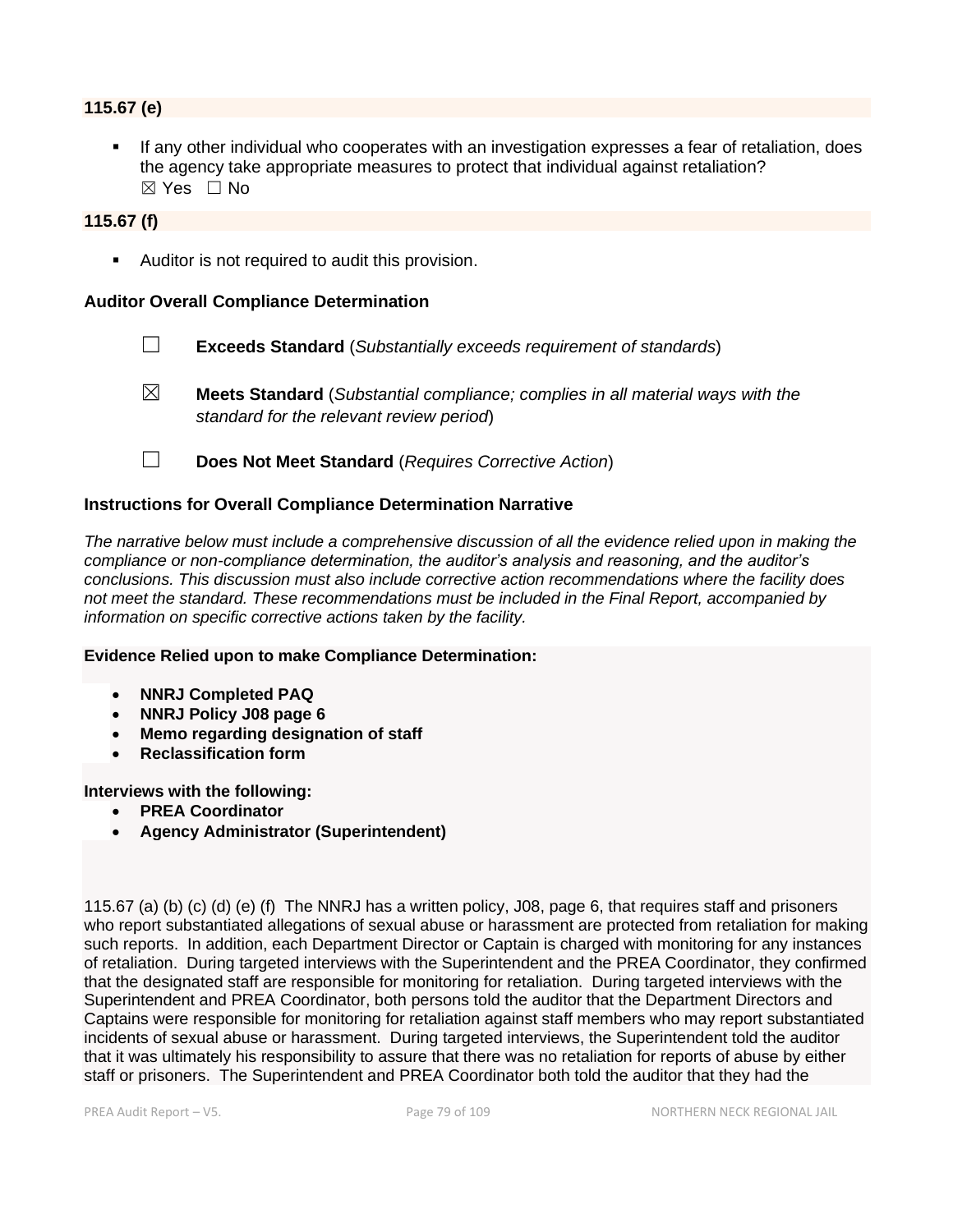**115.67 (e)**

- If any other individual who cooperates with an investigation expresses a fear of retaliation, does the agency take appropriate measures to protect that individual against retaliation?
  ☒ Yes ☐ No

**115.67 (f)**

- Auditor is not required to audit this provision.

**Auditor Overall Compliance Determination**

☐ **Exceeds Standard** (*Substantially exceeds requirement of standards*)

☒ **Meets Standard** (*Substantial compliance; complies in all material ways with the standard for the relevant review period*)

☐ **Does Not Meet Standard** (*Requires Corrective Action*)

**Instructions for Overall Compliance Determination Narrative**

*The narrative below must include a comprehensive discussion of all the evidence relied upon in making the compliance or non-compliance determination, the auditor's analysis and reasoning, and the auditor's conclusions. This discussion must also include corrective action recommendations where the facility does not meet the standard. These recommendations must be included in the Final Report, accompanied by information on specific corrective actions taken by the facility.*

**Evidence Relied upon to make Compliance Determination:**

- **NNRJ Completed PAQ**
- **NNRJ Policy J08 page 6**
- **Memo regarding designation of staff**
- **Reclassification form**

**Interviews with the following:**

- **PREA Coordinator**
- **Agency Administrator (Superintendent)**

115.67 (a) (b) (c) (d) (e) (f) The NNRJ has a written policy, J08, page 6, that requires staff and prisoners who report substantiated allegations of sexual abuse or harassment are protected from retaliation for making such reports. In addition, each Department Director or Captain is charged with monitoring for any instances of retaliation. During targeted interviews with the Superintendent and the PREA Coordinator, they confirmed that the designated staff are responsible for monitoring for retaliation. During targeted interviews with the Superintendent and PREA Coordinator, both persons told the auditor that the Department Directors and Captains were responsible for monitoring for retaliation against staff members who may report substantiated incidents of sexual abuse or harassment. During targeted interviews, the Superintendent told the auditor that it was ultimately his responsibility to assure that there was no retaliation for reports of abuse by either staff or prisoners. The Superintendent and PREA Coordinator both told the auditor that they had the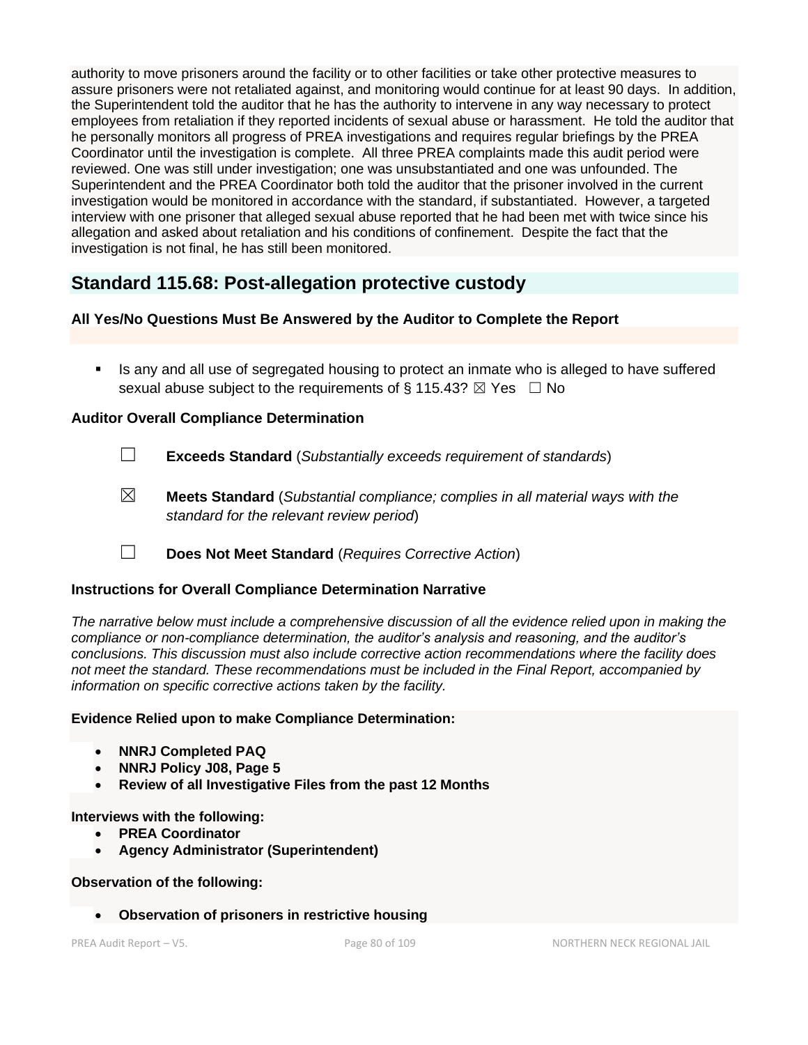authority to move prisoners around the facility or to other facilities or take other protective measures to assure prisoners were not retaliated against, and monitoring would continue for at least 90 days. In addition, the Superintendent told the auditor that he has the authority to intervene in any way necessary to protect employees from retaliation if they reported incidents of sexual abuse or harassment. He told the auditor that he personally monitors all progress of PREA investigations and requires regular briefings by the PREA Coordinator until the investigation is complete. All three PREA complaints made this audit period were reviewed. One was still under investigation; one was unsubstantiated and one was unfounded. The Superintendent and the PREA Coordinator both told the auditor that the prisoner involved in the current investigation would be monitored in accordance with the standard, if substantiated. However, a targeted interview with one prisoner that alleged sexual abuse reported that he had been met with twice since his allegation and asked about retaliation and his conditions of confinement. Despite the fact that the investigation is not final, he has still been monitored.

## Standard 115.68: Post-allegation protective custody

**All Yes/No Questions Must Be Answered by the Auditor to Complete the Report**

- Is any and all use of segregated housing to protect an inmate who is alleged to have suffered sexual abuse subject to the requirements of § 115.43? ☒ Yes ☐ No

**Auditor Overall Compliance Determination**

☐ **Exceeds Standard** (*Substantially exceeds requirement of standards*)

☒ **Meets Standard** (*Substantial compliance; complies in all material ways with the standard for the relevant review period*)

☐ **Does Not Meet Standard** (*Requires Corrective Action*)

**Instructions for Overall Compliance Determination Narrative**

*The narrative below must include a comprehensive discussion of all the evidence relied upon in making the compliance or non-compliance determination, the auditor's analysis and reasoning, and the auditor's conclusions. This discussion must also include corrective action recommendations where the facility does not meet the standard. These recommendations must be included in the Final Report, accompanied by information on specific corrective actions taken by the facility.*

**Evidence Relied upon to make Compliance Determination:**

- **NNRJ Completed PAQ**
- **NNRJ Policy J08, Page 5**
- **Review of all Investigative Files from the past 12 Months**

**Interviews with the following:**

- **PREA Coordinator**
- **Agency Administrator (Superintendent)**

**Observation of the following:**

- **Observation of prisoners in restrictive housing**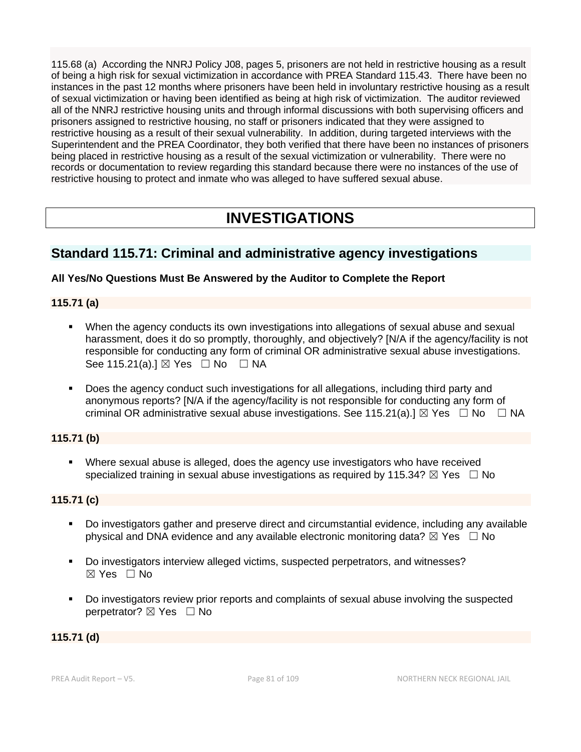115.68 (a) According the NNRJ Policy J08, pages 5, prisoners are not held in restrictive housing as a result of being a high risk for sexual victimization in accordance with PREA Standard 115.43. There have been no instances in the past 12 months where prisoners have been held in involuntary restrictive housing as a result of sexual victimization or having been identified as being at high risk of victimization. The auditor reviewed all of the NNRJ restrictive housing units and through informal discussions with both supervising officers and prisoners assigned to restrictive housing, no staff or prisoners indicated that they were assigned to restrictive housing as a result of their sexual vulnerability. In addition, during targeted interviews with the Superintendent and the PREA Coordinator, they both verified that there have been no instances of prisoners being placed in restrictive housing as a result of the sexual victimization or vulnerability. There were no records or documentation to review regarding this standard because there were no instances of the use of restrictive housing to protect and inmate who was alleged to have suffered sexual abuse.

# INVESTIGATIONS

## Standard 115.71: Criminal and administrative agency investigations

**All Yes/No Questions Must Be Answered by the Auditor to Complete the Report**

**115.71 (a)**

- When the agency conducts its own investigations into allegations of sexual abuse and sexual harassment, does it do so promptly, thoroughly, and objectively? [N/A if the agency/facility is not responsible for conducting any form of criminal OR administrative sexual abuse investigations. See 115.21(a).] ☒ Yes ☐ No ☐ NA
- Does the agency conduct such investigations for all allegations, including third party and anonymous reports? [N/A if the agency/facility is not responsible for conducting any form of criminal OR administrative sexual abuse investigations. See 115.21(a).] ☒ Yes ☐ No ☐ NA

**115.71 (b)**

- Where sexual abuse is alleged, does the agency use investigators who have received specialized training in sexual abuse investigations as required by 115.34? ☒ Yes ☐ No

**115.71 (c)**

- Do investigators gather and preserve direct and circumstantial evidence, including any available physical and DNA evidence and any available electronic monitoring data? ☒ Yes ☐ No
- Do investigators interview alleged victims, suspected perpetrators, and witnesses? ☒ Yes ☐ No
- Do investigators review prior reports and complaints of sexual abuse involving the suspected perpetrator? ☒ Yes ☐ No

**115.71 (d)**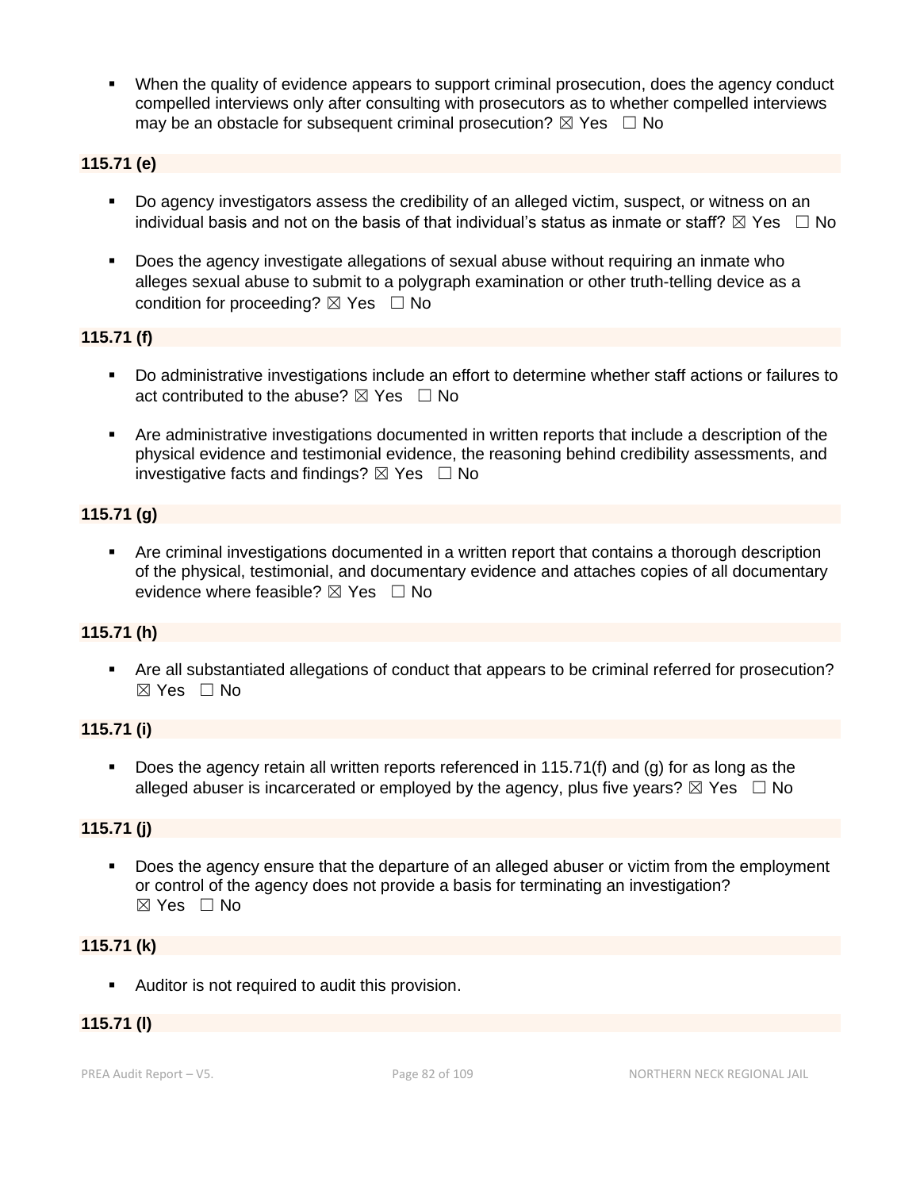- When the quality of evidence appears to support criminal prosecution, does the agency conduct compelled interviews only after consulting with prosecutors as to whether compelled interviews may be an obstacle for subsequent criminal prosecution? ☒ Yes ☐ No

**115.71 (e)**

- Do agency investigators assess the credibility of an alleged victim, suspect, or witness on an individual basis and not on the basis of that individual's status as inmate or staff? ☒ Yes ☐ No
- Does the agency investigate allegations of sexual abuse without requiring an inmate who alleges sexual abuse to submit to a polygraph examination or other truth-telling device as a condition for proceeding? ☒ Yes ☐ No

**115.71 (f)**

- Do administrative investigations include an effort to determine whether staff actions or failures to act contributed to the abuse? ☒ Yes ☐ No
- Are administrative investigations documented in written reports that include a description of the physical evidence and testimonial evidence, the reasoning behind credibility assessments, and investigative facts and findings? ☒ Yes ☐ No

**115.71 (g)**

- Are criminal investigations documented in a written report that contains a thorough description of the physical, testimonial, and documentary evidence and attaches copies of all documentary evidence where feasible? ☒ Yes ☐ No

**115.71 (h)**

- Are all substantiated allegations of conduct that appears to be criminal referred for prosecution? ☒ Yes ☐ No

**115.71 (i)**

- Does the agency retain all written reports referenced in 115.71(f) and (g) for as long as the alleged abuser is incarcerated or employed by the agency, plus five years? ☒ Yes ☐ No

**115.71 (j)**

- Does the agency ensure that the departure of an alleged abuser or victim from the employment or control of the agency does not provide a basis for terminating an investigation? ☒ Yes ☐ No

**115.71 (k)**

- Auditor is not required to audit this provision.

**115.71 (l)**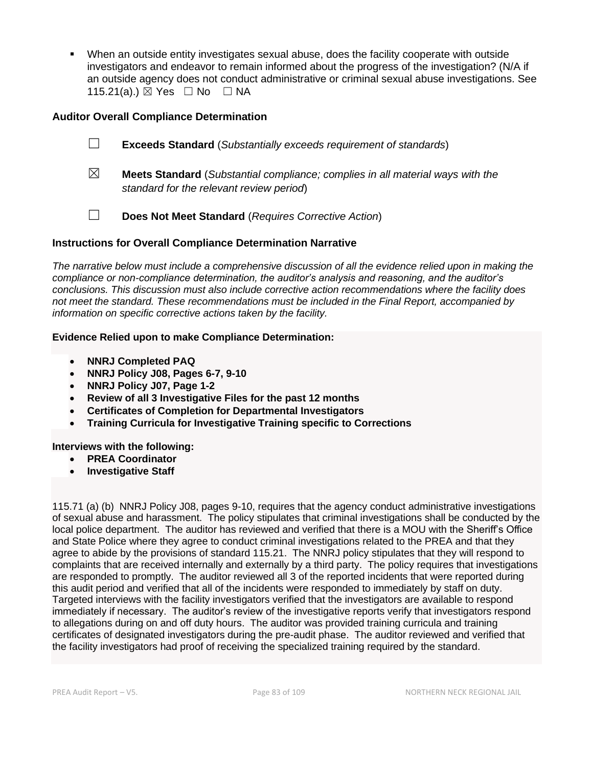- When an outside entity investigates sexual abuse, does the facility cooperate with outside investigators and endeavor to remain informed about the progress of the investigation? (N/A if an outside agency does not conduct administrative or criminal sexual abuse investigations. See 115.21(a).) ☒ Yes ☐ No ☐ NA

### Auditor Overall Compliance Determination

☐ **Exceeds Standard** (*Substantially exceeds requirement of standards*)

☒ **Meets Standard** (*Substantial compliance; complies in all material ways with the standard for the relevant review period*)

☐ **Does Not Meet Standard** (*Requires Corrective Action*)

### Instructions for Overall Compliance Determination Narrative

*The narrative below must include a comprehensive discussion of all the evidence relied upon in making the compliance or non-compliance determination, the auditor's analysis and reasoning, and the auditor's conclusions. This discussion must also include corrective action recommendations where the facility does not meet the standard. These recommendations must be included in the Final Report, accompanied by information on specific corrective actions taken by the facility.*

**Evidence Relied upon to make Compliance Determination:**

- **NNRJ Completed PAQ**
- **NNRJ Policy J08, Pages 6-7, 9-10**
- **NNRJ Policy J07, Page 1-2**
- **Review of all 3 Investigative Files for the past 12 months**
- **Certificates of Completion for Departmental Investigators**
- **Training Curricula for Investigative Training specific to Corrections**

**Interviews with the following:**

- **PREA Coordinator**
- **Investigative Staff**

115.71 (a) (b) NNRJ Policy J08, pages 9-10, requires that the agency conduct administrative investigations of sexual abuse and harassment. The policy stipulates that criminal investigations shall be conducted by the local police department. The auditor has reviewed and verified that there is a MOU with the Sheriff's Office and State Police where they agree to conduct criminal investigations related to the PREA and that they agree to abide by the provisions of standard 115.21. The NNRJ policy stipulates that they will respond to complaints that are received internally and externally by a third party. The policy requires that investigations are responded to promptly. The auditor reviewed all 3 of the reported incidents that were reported during this audit period and verified that all of the incidents were responded to immediately by staff on duty. Targeted interviews with the facility investigators verified that the investigators are available to respond immediately if necessary. The auditor's review of the investigative reports verify that investigators respond to allegations during on and off duty hours. The auditor was provided training curricula and training certificates of designated investigators during the pre-audit phase. The auditor reviewed and verified that the facility investigators had proof of receiving the specialized training required by the standard.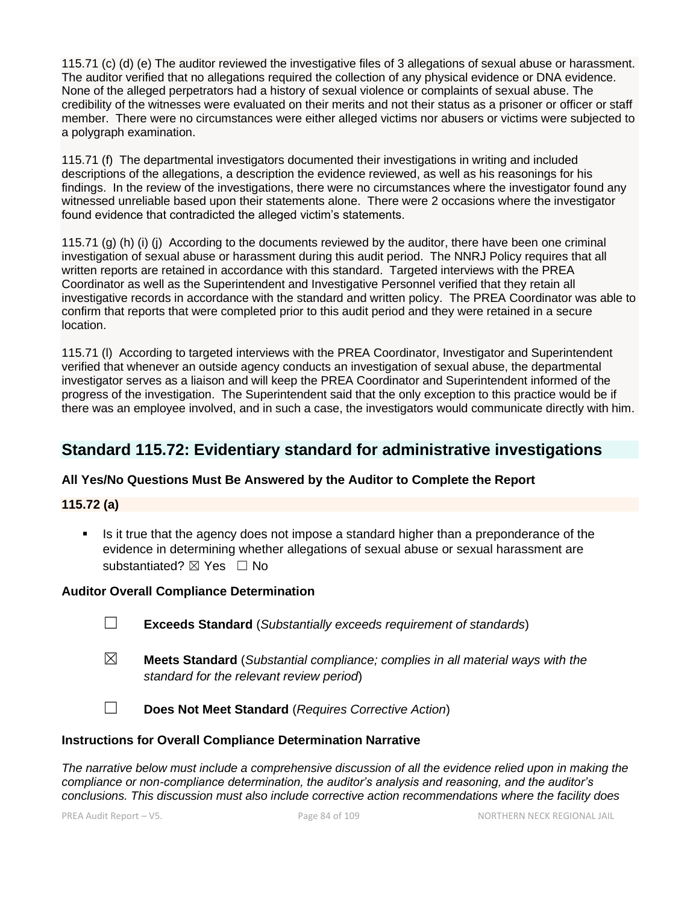115.71 (c) (d) (e) The auditor reviewed the investigative files of 3 allegations of sexual abuse or harassment. The auditor verified that no allegations required the collection of any physical evidence or DNA evidence. None of the alleged perpetrators had a history of sexual violence or complaints of sexual abuse. The credibility of the witnesses were evaluated on their merits and not their status as a prisoner or officer or staff member. There were no circumstances were either alleged victims nor abusers or victims were subjected to a polygraph examination.

115.71 (f) The departmental investigators documented their investigations in writing and included descriptions of the allegations, a description the evidence reviewed, as well as his reasonings for his findings. In the review of the investigations, there were no circumstances where the investigator found any witnessed unreliable based upon their statements alone. There were 2 occasions where the investigator found evidence that contradicted the alleged victim's statements.

115.71 (g) (h) (i) (j) According to the documents reviewed by the auditor, there have been one criminal investigation of sexual abuse or harassment during this audit period. The NNRJ Policy requires that all written reports are retained in accordance with this standard. Targeted interviews with the PREA Coordinator as well as the Superintendent and Investigative Personnel verified that they retain all investigative records in accordance with the standard and written policy. The PREA Coordinator was able to confirm that reports that were completed prior to this audit period and they were retained in a secure location.

115.71 (l) According to targeted interviews with the PREA Coordinator, Investigator and Superintendent verified that whenever an outside agency conducts an investigation of sexual abuse, the departmental investigator serves as a liaison and will keep the PREA Coordinator and Superintendent informed of the progress of the investigation. The Superintendent said that the only exception to this practice would be if there was an employee involved, and in such a case, the investigators would communicate directly with him.

## Standard 115.72: Evidentiary standard for administrative investigations

**All Yes/No Questions Must Be Answered by the Auditor to Complete the Report**

**115.72 (a)**

- Is it true that the agency does not impose a standard higher than a preponderance of the evidence in determining whether allegations of sexual abuse or sexual harassment are substantiated? ☒ Yes ☐ No

**Auditor Overall Compliance Determination**

☐ **Exceeds Standard** (*Substantially exceeds requirement of standards*)

☒ **Meets Standard** (*Substantial compliance; complies in all material ways with the standard for the relevant review period*)

☐ **Does Not Meet Standard** (*Requires Corrective Action*)

**Instructions for Overall Compliance Determination Narrative**

*The narrative below must include a comprehensive discussion of all the evidence relied upon in making the compliance or non-compliance determination, the auditor's analysis and reasoning, and the auditor's conclusions. This discussion must also include corrective action recommendations where the facility does*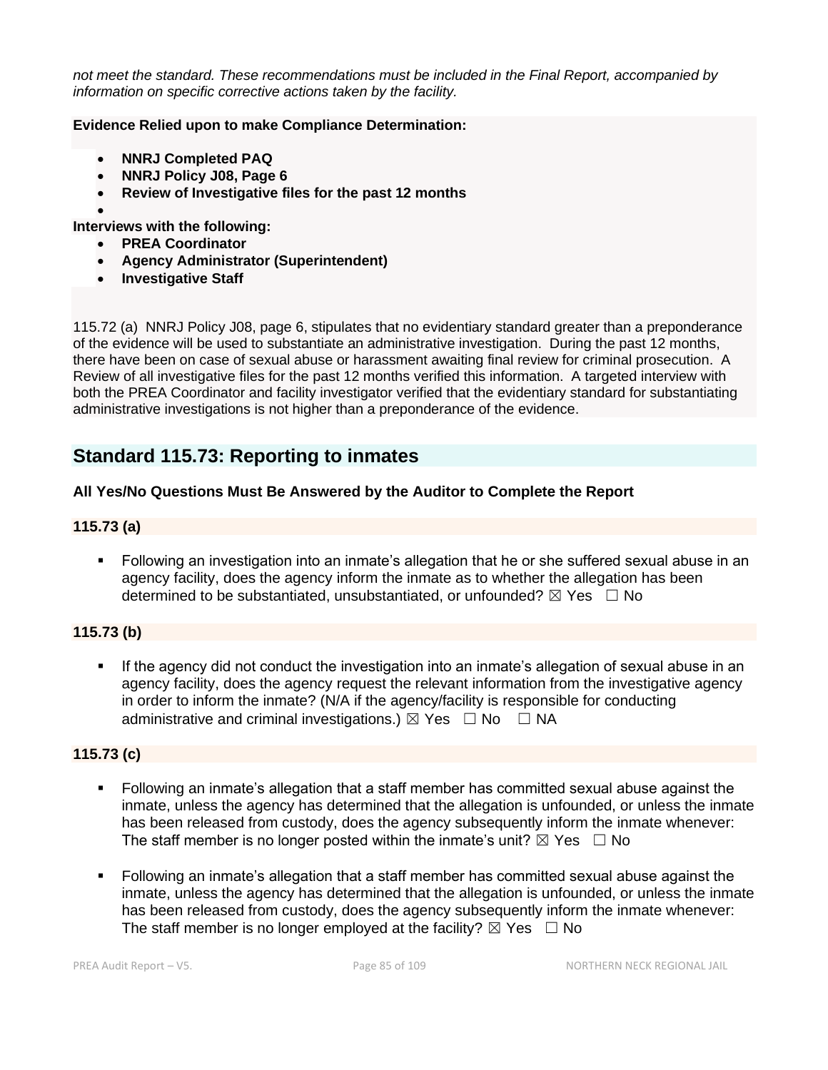*not meet the standard. These recommendations must be included in the Final Report, accompanied by information on specific corrective actions taken by the facility.*

**Evidence Relied upon to make Compliance Determination:**

- **NNRJ Completed PAQ**
- **NNRJ Policy J08, Page 6**
- **Review of Investigative files for the past 12 months**
- 

**Interviews with the following:**

- **PREA Coordinator**
- **Agency Administrator (Superintendent)**
- **Investigative Staff**

115.72 (a) NNRJ Policy J08, page 6, stipulates that no evidentiary standard greater than a preponderance of the evidence will be used to substantiate an administrative investigation. During the past 12 months, there have been on case of sexual abuse or harassment awaiting final review for criminal prosecution. A Review of all investigative files for the past 12 months verified this information. A targeted interview with both the PREA Coordinator and facility investigator verified that the evidentiary standard for substantiating administrative investigations is not higher than a preponderance of the evidence.

## Standard 115.73: Reporting to inmates

**All Yes/No Questions Must Be Answered by the Auditor to Complete the Report**

### 115.73 (a)

- Following an investigation into an inmate's allegation that he or she suffered sexual abuse in an agency facility, does the agency inform the inmate as to whether the allegation has been determined to be substantiated, unsubstantiated, or unfounded? ☒ Yes ☐ No

### 115.73 (b)

- If the agency did not conduct the investigation into an inmate's allegation of sexual abuse in an agency facility, does the agency request the relevant information from the investigative agency in order to inform the inmate? (N/A if the agency/facility is responsible for conducting administrative and criminal investigations.) ☒ Yes ☐ No ☐ NA

### 115.73 (c)

- Following an inmate's allegation that a staff member has committed sexual abuse against the inmate, unless the agency has determined that the allegation is unfounded, or unless the inmate has been released from custody, does the agency subsequently inform the inmate whenever: The staff member is no longer posted within the inmate's unit? ☒ Yes ☐ No

- Following an inmate's allegation that a staff member has committed sexual abuse against the inmate, unless the agency has determined that the allegation is unfounded, or unless the inmate has been released from custody, does the agency subsequently inform the inmate whenever: The staff member is no longer employed at the facility? ☒ Yes ☐ No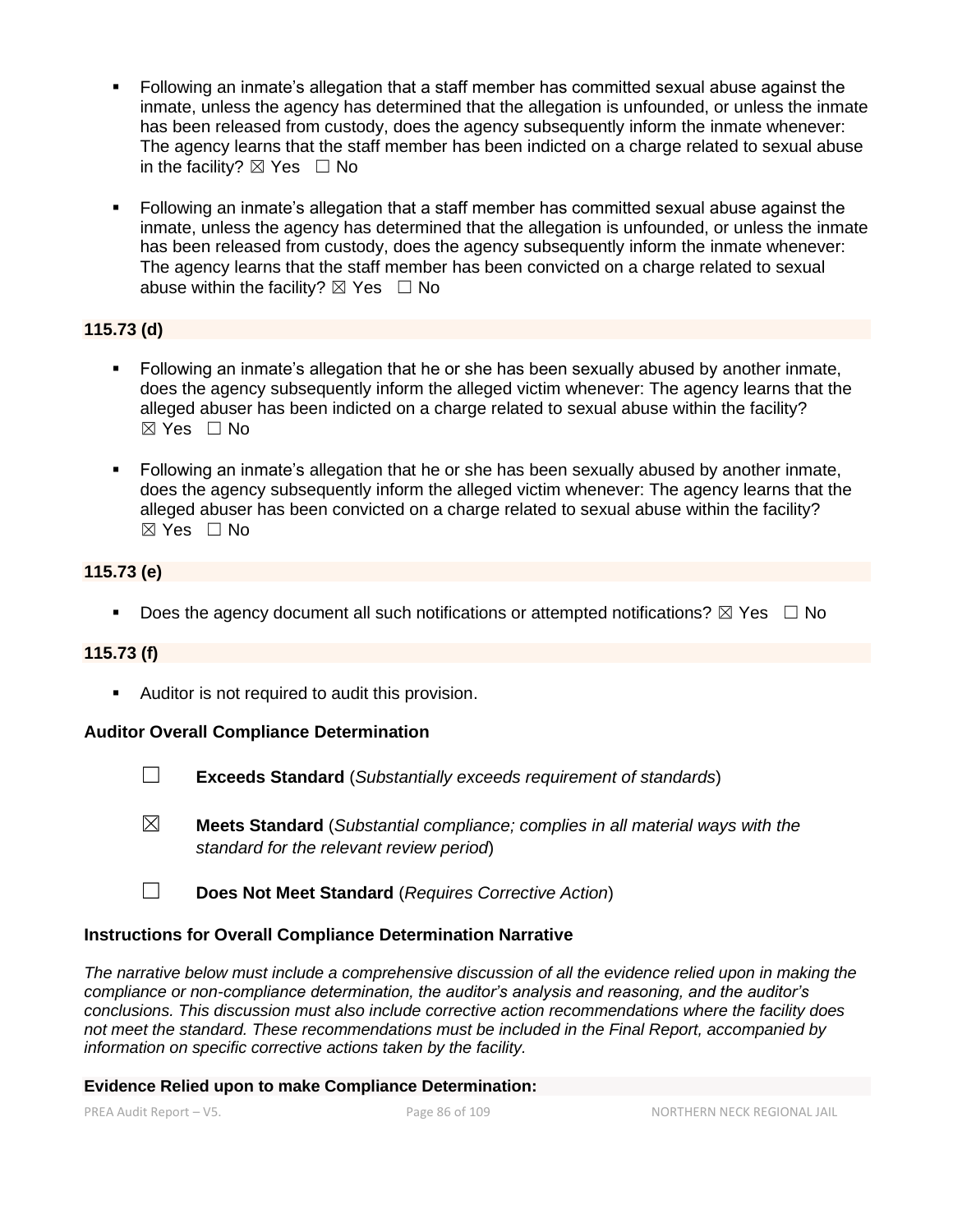- Following an inmate's allegation that a staff member has committed sexual abuse against the inmate, unless the agency has determined that the allegation is unfounded, or unless the inmate has been released from custody, does the agency subsequently inform the inmate whenever: The agency learns that the staff member has been indicted on a charge related to sexual abuse in the facility? ☒ Yes ☐ No

- Following an inmate's allegation that a staff member has committed sexual abuse against the inmate, unless the agency has determined that the allegation is unfounded, or unless the inmate has been released from custody, does the agency subsequently inform the inmate whenever: The agency learns that the staff member has been convicted on a charge related to sexual abuse within the facility? ☒ Yes ☐ No

### 115.73 (d)

- Following an inmate's allegation that he or she has been sexually abused by another inmate, does the agency subsequently inform the alleged victim whenever: The agency learns that the alleged abuser has been indicted on a charge related to sexual abuse within the facility? ☒ Yes ☐ No

- Following an inmate's allegation that he or she has been sexually abused by another inmate, does the agency subsequently inform the alleged victim whenever: The agency learns that the alleged abuser has been convicted on a charge related to sexual abuse within the facility? ☒ Yes ☐ No

### 115.73 (e)

- Does the agency document all such notifications or attempted notifications? ☒ Yes ☐ No

### 115.73 (f)

- Auditor is not required to audit this provision.

### Auditor Overall Compliance Determination

☐ **Exceeds Standard** (*Substantially exceeds requirement of standards*)

☒ **Meets Standard** (*Substantial compliance; complies in all material ways with the standard for the relevant review period*)

☐ **Does Not Meet Standard** (*Requires Corrective Action*)

### Instructions for Overall Compliance Determination Narrative

*The narrative below must include a comprehensive discussion of all the evidence relied upon in making the compliance or non-compliance determination, the auditor's analysis and reasoning, and the auditor's conclusions. This discussion must also include corrective action recommendations where the facility does not meet the standard. These recommendations must be included in the Final Report, accompanied by information on specific corrective actions taken by the facility.*

### Evidence Relied upon to make Compliance Determination: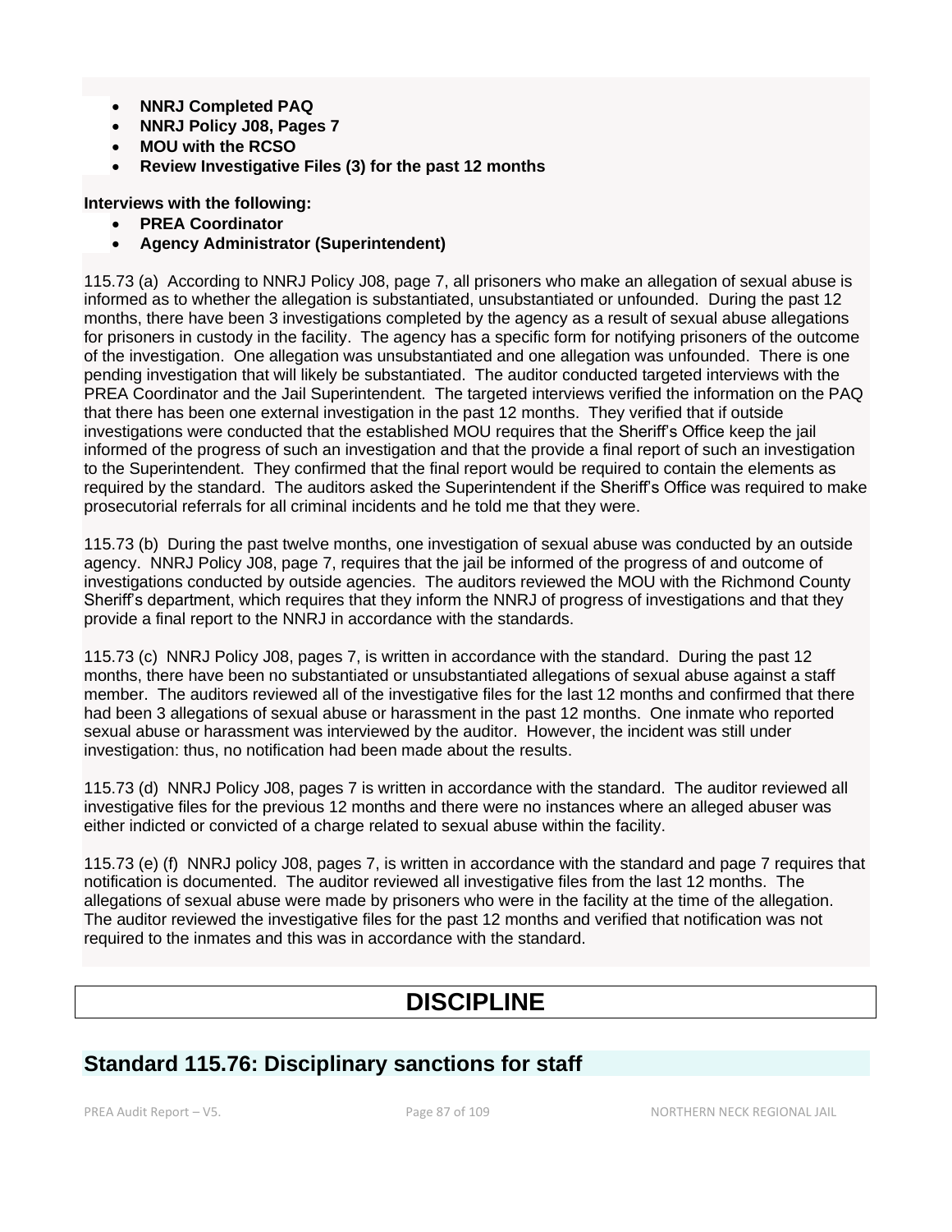- **NNRJ Completed PAQ**
- **NNRJ Policy J08, Pages 7**
- **MOU with the RCSO**
- **Review Investigative Files (3) for the past 12 months**

**Interviews with the following:**

- **PREA Coordinator**
- **Agency Administrator (Superintendent)**

115.73 (a) According to NNRJ Policy J08, page 7, all prisoners who make an allegation of sexual abuse is informed as to whether the allegation is substantiated, unsubstantiated or unfounded. During the past 12 months, there have been 3 investigations completed by the agency as a result of sexual abuse allegations for prisoners in custody in the facility. The agency has a specific form for notifying prisoners of the outcome of the investigation. One allegation was unsubstantiated and one allegation was unfounded. There is one pending investigation that will likely be substantiated. The auditor conducted targeted interviews with the PREA Coordinator and the Jail Superintendent. The targeted interviews verified the information on the PAQ that there has been one external investigation in the past 12 months. They verified that if outside investigations were conducted that the established MOU requires that the Sheriff's Office keep the jail informed of the progress of such an investigation and that the provide a final report of such an investigation to the Superintendent. They confirmed that the final report would be required to contain the elements as required by the standard. The auditors asked the Superintendent if the Sheriff's Office was required to make prosecutorial referrals for all criminal incidents and he told me that they were.

115.73 (b) During the past twelve months, one investigation of sexual abuse was conducted by an outside agency. NNRJ Policy J08, page 7, requires that the jail be informed of the progress of and outcome of investigations conducted by outside agencies. The auditors reviewed the MOU with the Richmond County Sheriff's department, which requires that they inform the NNRJ of progress of investigations and that they provide a final report to the NNRJ in accordance with the standards.

115.73 (c) NNRJ Policy J08, pages 7, is written in accordance with the standard. During the past 12 months, there have been no substantiated or unsubstantiated allegations of sexual abuse against a staff member. The auditors reviewed all of the investigative files for the last 12 months and confirmed that there had been 3 allegations of sexual abuse or harassment in the past 12 months. One inmate who reported sexual abuse or harassment was interviewed by the auditor. However, the incident was still under investigation: thus, no notification had been made about the results.

115.73 (d) NNRJ Policy J08, pages 7 is written in accordance with the standard. The auditor reviewed all investigative files for the previous 12 months and there were no instances where an alleged abuser was either indicted or convicted of a charge related to sexual abuse within the facility.

115.73 (e) (f) NNRJ policy J08, pages 7, is written in accordance with the standard and page 7 requires that notification is documented. The auditor reviewed all investigative files from the last 12 months. The allegations of sexual abuse were made by prisoners who were in the facility at the time of the allegation. The auditor reviewed the investigative files for the past 12 months and verified that notification was not required to the inmates and this was in accordance with the standard.

# DISCIPLINE

## Standard 115.76: Disciplinary sanctions for staff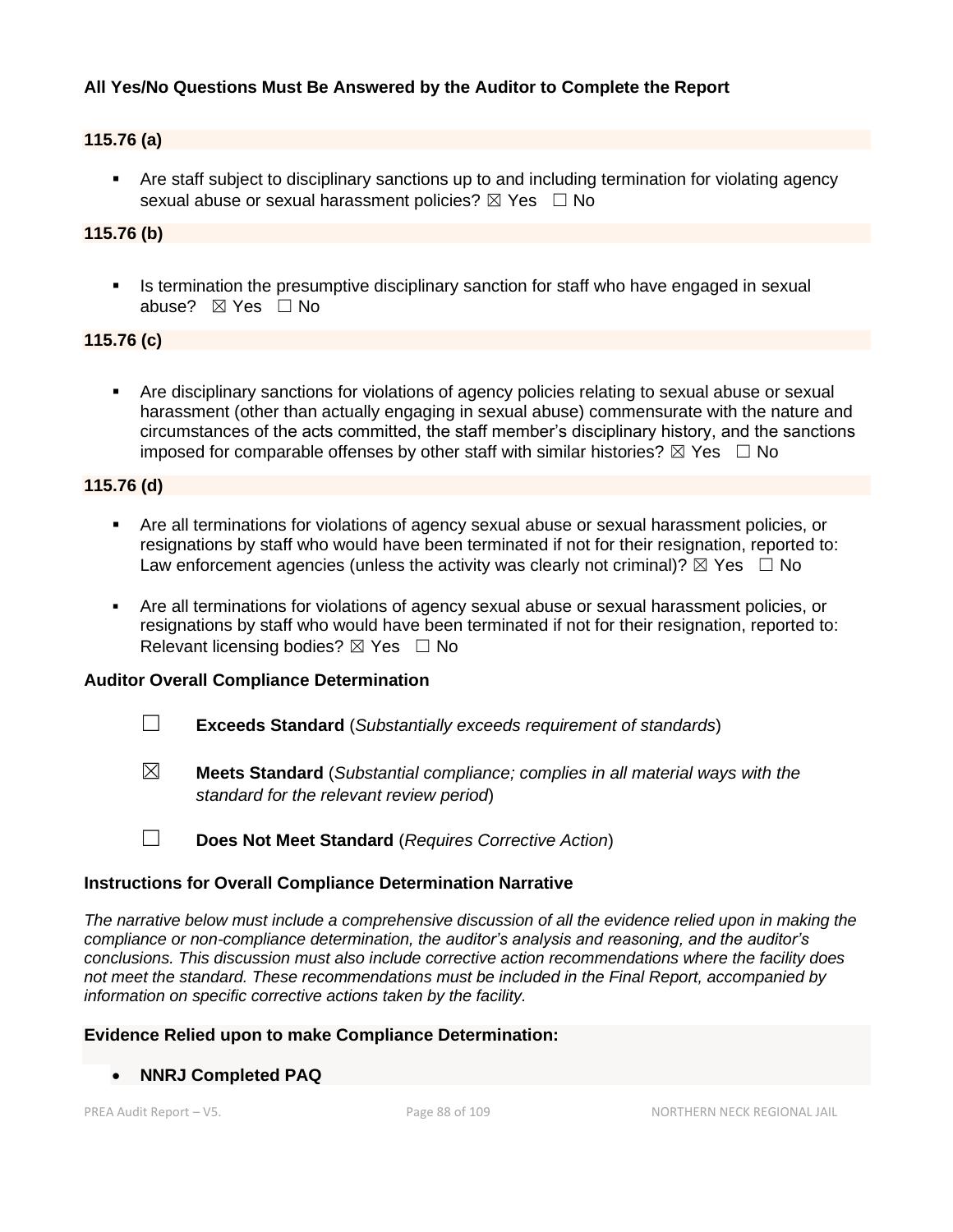**All Yes/No Questions Must Be Answered by the Auditor to Complete the Report**

**115.76 (a)**

- Are staff subject to disciplinary sanctions up to and including termination for violating agency sexual abuse or sexual harassment policies? ☒ Yes ☐ No

**115.76 (b)**

- Is termination the presumptive disciplinary sanction for staff who have engaged in sexual abuse? ☒ Yes ☐ No

**115.76 (c)**

- Are disciplinary sanctions for violations of agency policies relating to sexual abuse or sexual harassment (other than actually engaging in sexual abuse) commensurate with the nature and circumstances of the acts committed, the staff member's disciplinary history, and the sanctions imposed for comparable offenses by other staff with similar histories? ☒ Yes ☐ No

**115.76 (d)**

- Are all terminations for violations of agency sexual abuse or sexual harassment policies, or resignations by staff who would have been terminated if not for their resignation, reported to: Law enforcement agencies (unless the activity was clearly not criminal)? ☒ Yes ☐ No

- Are all terminations for violations of agency sexual abuse or sexual harassment policies, or resignations by staff who would have been terminated if not for their resignation, reported to: Relevant licensing bodies? ☒ Yes ☐ No

**Auditor Overall Compliance Determination**

☐ **Exceeds Standard** (*Substantially exceeds requirement of standards*)

☒ **Meets Standard** (*Substantial compliance; complies in all material ways with the standard for the relevant review period*)

☐ **Does Not Meet Standard** (*Requires Corrective Action*)

**Instructions for Overall Compliance Determination Narrative**

*The narrative below must include a comprehensive discussion of all the evidence relied upon in making the compliance or non-compliance determination, the auditor's analysis and reasoning, and the auditor's conclusions. This discussion must also include corrective action recommendations where the facility does not meet the standard. These recommendations must be included in the Final Report, accompanied by information on specific corrective actions taken by the facility.*

**Evidence Relied upon to make Compliance Determination:**

- **NNRJ Completed PAQ**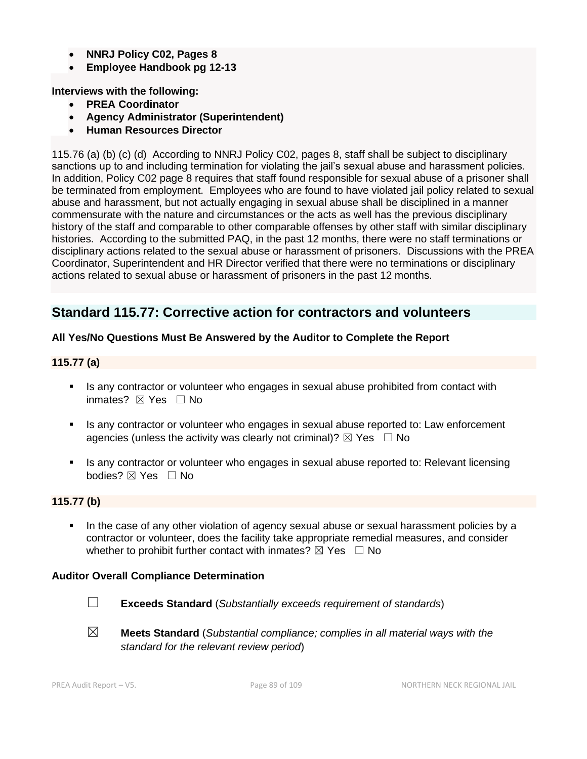- **NNRJ Policy C02, Pages 8**
- **Employee Handbook pg 12-13**

**Interviews with the following:**

- **PREA Coordinator**
- **Agency Administrator (Superintendent)**
- **Human Resources Director**

115.76 (a) (b) (c) (d) According to NNRJ Policy C02, pages 8, staff shall be subject to disciplinary sanctions up to and including termination for violating the jail's sexual abuse and harassment policies. In addition, Policy C02 page 8 requires that staff found responsible for sexual abuse of a prisoner shall be terminated from employment. Employees who are found to have violated jail policy related to sexual abuse and harassment, but not actually engaging in sexual abuse shall be disciplined in a manner commensurate with the nature and circumstances or the acts as well has the previous disciplinary history of the staff and comparable to other comparable offenses by other staff with similar disciplinary histories. According to the submitted PAQ, in the past 12 months, there were no staff terminations or disciplinary actions related to the sexual abuse or harassment of prisoners. Discussions with the PREA Coordinator, Superintendent and HR Director verified that there were no terminations or disciplinary actions related to sexual abuse or harassment of prisoners in the past 12 months.

## Standard 115.77: Corrective action for contractors and volunteers

**All Yes/No Questions Must Be Answered by the Auditor to Complete the Report**

**115.77 (a)**

- Is any contractor or volunteer who engages in sexual abuse prohibited from contact with inmates? ☒ Yes ☐ No
- Is any contractor or volunteer who engages in sexual abuse reported to: Law enforcement agencies (unless the activity was clearly not criminal)? ☒ Yes ☐ No
- Is any contractor or volunteer who engages in sexual abuse reported to: Relevant licensing bodies? ☒ Yes ☐ No

**115.77 (b)**

- In the case of any other violation of agency sexual abuse or sexual harassment policies by a contractor or volunteer, does the facility take appropriate remedial measures, and consider whether to prohibit further contact with inmates? ☒ Yes ☐ No

**Auditor Overall Compliance Determination**

☐ **Exceeds Standard** (*Substantially exceeds requirement of standards*)

☒ **Meets Standard** (*Substantial compliance; complies in all material ways with the standard for the relevant review period*)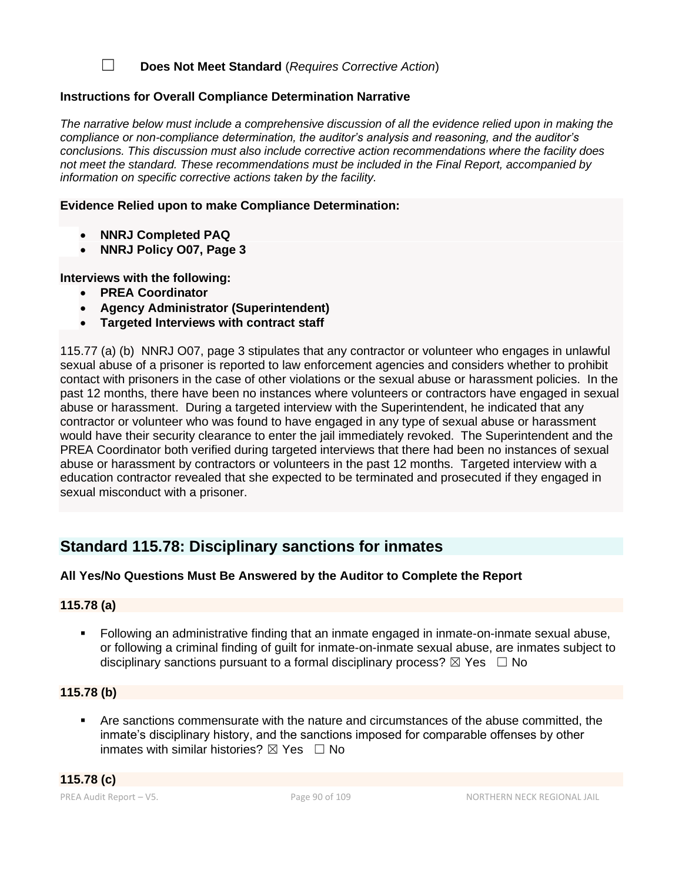☐ **Does Not Meet Standard** (*Requires Corrective Action*)

**Instructions for Overall Compliance Determination Narrative**

*The narrative below must include a comprehensive discussion of all the evidence relied upon in making the compliance or non-compliance determination, the auditor's analysis and reasoning, and the auditor's conclusions. This discussion must also include corrective action recommendations where the facility does not meet the standard. These recommendations must be included in the Final Report, accompanied by information on specific corrective actions taken by the facility.*

**Evidence Relied upon to make Compliance Determination:**

- **NNRJ Completed PAQ**
- **NNRJ Policy O07, Page 3**

**Interviews with the following:**

- **PREA Coordinator**
- **Agency Administrator (Superintendent)**
- **Targeted Interviews with contract staff**

115.77 (a) (b) NNRJ O07, page 3 stipulates that any contractor or volunteer who engages in unlawful sexual abuse of a prisoner is reported to law enforcement agencies and considers whether to prohibit contact with prisoners in the case of other violations or the sexual abuse or harassment policies. In the past 12 months, there have been no instances where volunteers or contractors have engaged in sexual abuse or harassment. During a targeted interview with the Superintendent, he indicated that any contractor or volunteer who was found to have engaged in any type of sexual abuse or harassment would have their security clearance to enter the jail immediately revoked. The Superintendent and the PREA Coordinator both verified during targeted interviews that there had been no instances of sexual abuse or harassment by contractors or volunteers in the past 12 months. Targeted interview with a education contractor revealed that she expected to be terminated and prosecuted if they engaged in sexual misconduct with a prisoner.

## Standard 115.78: Disciplinary sanctions for inmates

**All Yes/No Questions Must Be Answered by the Auditor to Complete the Report**

**115.78 (a)**

- Following an administrative finding that an inmate engaged in inmate-on-inmate sexual abuse, or following a criminal finding of guilt for inmate-on-inmate sexual abuse, are inmates subject to disciplinary sanctions pursuant to a formal disciplinary process? ☒ Yes ☐ No

**115.78 (b)**

- Are sanctions commensurate with the nature and circumstances of the abuse committed, the inmate's disciplinary history, and the sanctions imposed for comparable offenses by other inmates with similar histories? ☒ Yes ☐ No

**115.78 (c)**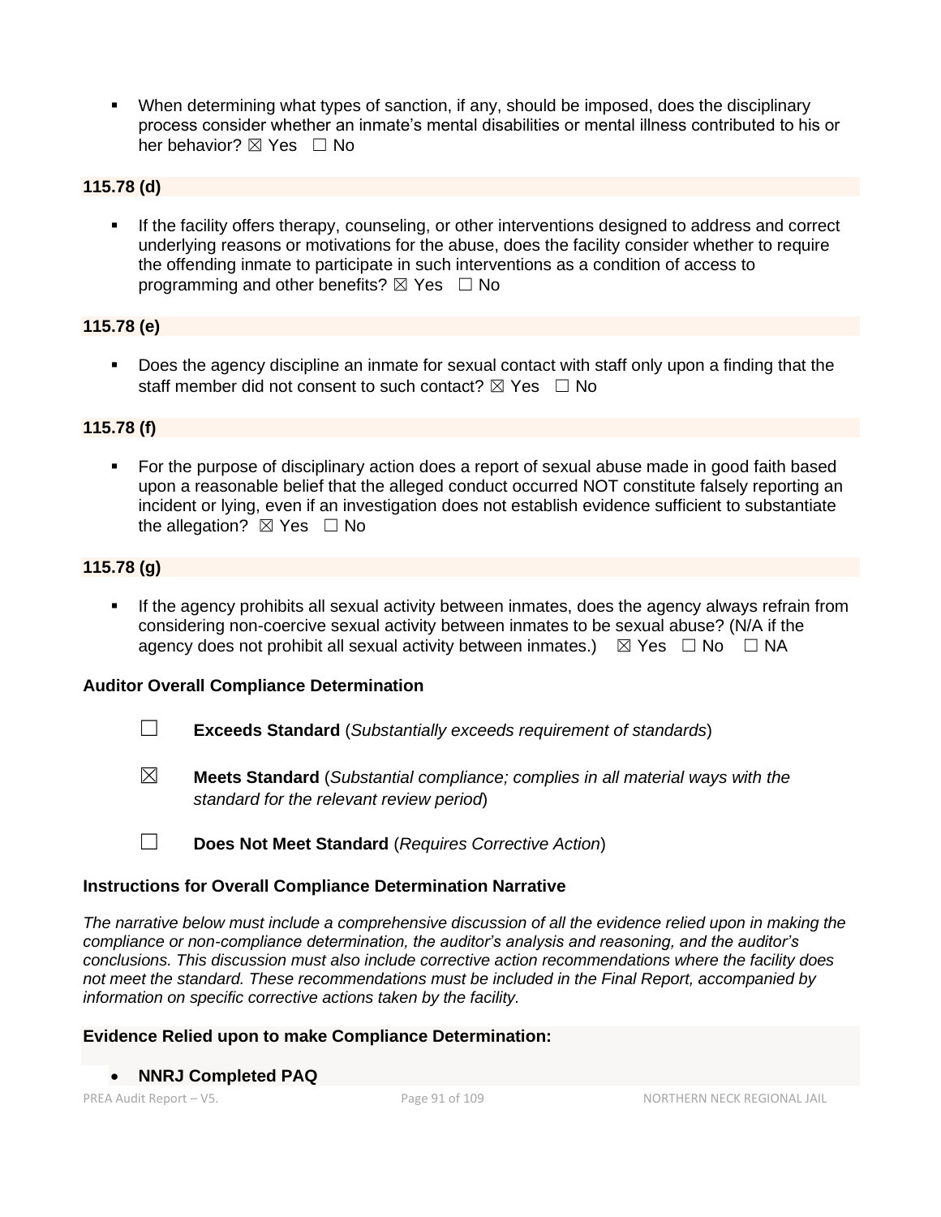- When determining what types of sanction, if any, should be imposed, does the disciplinary process consider whether an inmate's mental disabilities or mental illness contributed to his or her behavior? ☒ Yes ☐ No

**115.78 (d)**

- If the facility offers therapy, counseling, or other interventions designed to address and correct underlying reasons or motivations for the abuse, does the facility consider whether to require the offending inmate to participate in such interventions as a condition of access to programming and other benefits? ☒ Yes ☐ No

**115.78 (e)**

- Does the agency discipline an inmate for sexual contact with staff only upon a finding that the staff member did not consent to such contact? ☒ Yes ☐ No

**115.78 (f)**

- For the purpose of disciplinary action does a report of sexual abuse made in good faith based upon a reasonable belief that the alleged conduct occurred NOT constitute falsely reporting an incident or lying, even if an investigation does not establish evidence sufficient to substantiate the allegation? ☒ Yes ☐ No

**115.78 (g)**

- If the agency prohibits all sexual activity between inmates, does the agency always refrain from considering non-coercive sexual activity between inmates to be sexual abuse? (N/A if the agency does not prohibit all sexual activity between inmates.) ☒ Yes ☐ No ☐ NA

**Auditor Overall Compliance Determination**

☐ **Exceeds Standard** (*Substantially exceeds requirement of standards*)

☒ **Meets Standard** (*Substantial compliance; complies in all material ways with the standard for the relevant review period*)

☐ **Does Not Meet Standard** (*Requires Corrective Action*)

**Instructions for Overall Compliance Determination Narrative**

*The narrative below must include a comprehensive discussion of all the evidence relied upon in making the compliance or non-compliance determination, the auditor's analysis and reasoning, and the auditor's conclusions. This discussion must also include corrective action recommendations where the facility does not meet the standard. These recommendations must be included in the Final Report, accompanied by information on specific corrective actions taken by the facility.*

**Evidence Relied upon to make Compliance Determination:**

- **NNRJ Completed PAQ**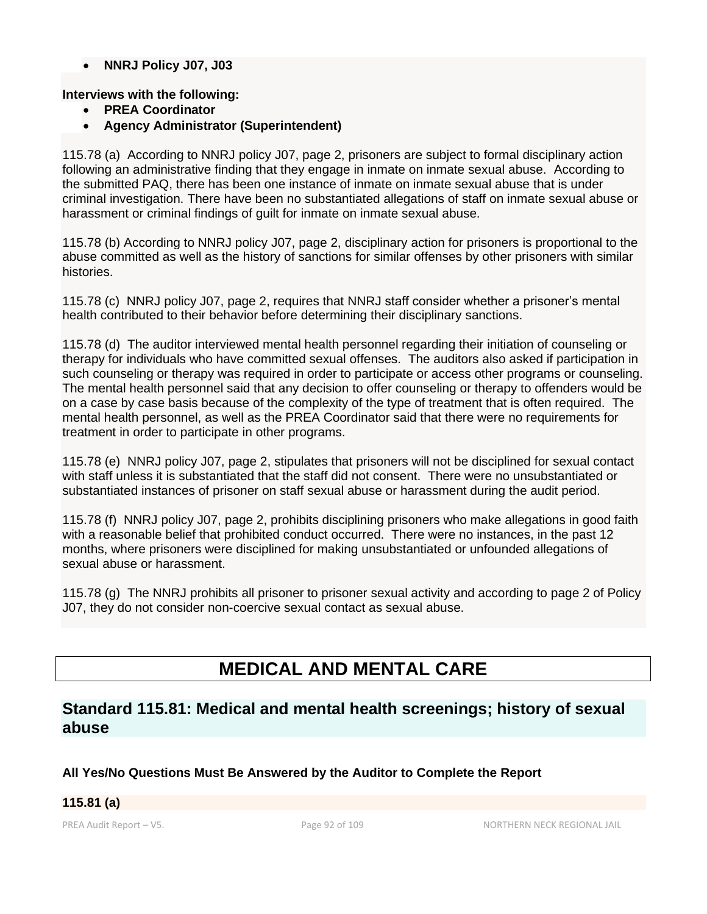- **NNRJ Policy J07, J03**

**Interviews with the following:**

- **PREA Coordinator**
- **Agency Administrator (Superintendent)**

115.78 (a) According to NNRJ policy J07, page 2, prisoners are subject to formal disciplinary action following an administrative finding that they engage in inmate on inmate sexual abuse. According to the submitted PAQ, there has been one instance of inmate on inmate sexual abuse that is under criminal investigation. There have been no substantiated allegations of staff on inmate sexual abuse or harassment or criminal findings of guilt for inmate on inmate sexual abuse.

115.78 (b) According to NNRJ policy J07, page 2, disciplinary action for prisoners is proportional to the abuse committed as well as the history of sanctions for similar offenses by other prisoners with similar histories.

115.78 (c) NNRJ policy J07, page 2, requires that NNRJ staff consider whether a prisoner's mental health contributed to their behavior before determining their disciplinary sanctions.

115.78 (d) The auditor interviewed mental health personnel regarding their initiation of counseling or therapy for individuals who have committed sexual offenses. The auditors also asked if participation in such counseling or therapy was required in order to participate or access other programs or counseling. The mental health personnel said that any decision to offer counseling or therapy to offenders would be on a case by case basis because of the complexity of the type of treatment that is often required. The mental health personnel, as well as the PREA Coordinator said that there were no requirements for treatment in order to participate in other programs.

115.78 (e) NNRJ policy J07, page 2, stipulates that prisoners will not be disciplined for sexual contact with staff unless it is substantiated that the staff did not consent. There were no unsubstantiated or substantiated instances of prisoner on staff sexual abuse or harassment during the audit period.

115.78 (f) NNRJ policy J07, page 2, prohibits disciplining prisoners who make allegations in good faith with a reasonable belief that prohibited conduct occurred. There were no instances, in the past 12 months, where prisoners were disciplined for making unsubstantiated or unfounded allegations of sexual abuse or harassment.

115.78 (g) The NNRJ prohibits all prisoner to prisoner sexual activity and according to page 2 of Policy J07, they do not consider non-coercive sexual contact as sexual abuse.

# MEDICAL AND MENTAL CARE

## Standard 115.81: Medical and mental health screenings; history of sexual abuse

**All Yes/No Questions Must Be Answered by the Auditor to Complete the Report**

**115.81 (a)**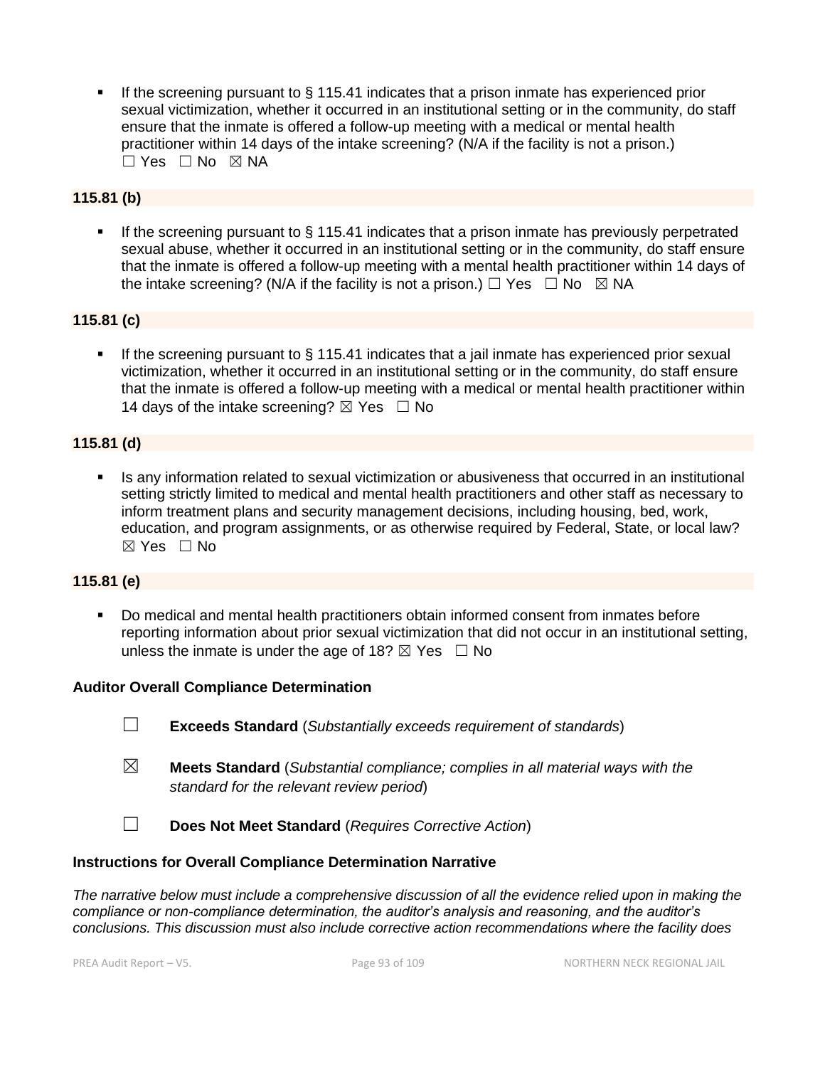- If the screening pursuant to § 115.41 indicates that a prison inmate has experienced prior sexual victimization, whether it occurred in an institutional setting or in the community, do staff ensure that the inmate is offered a follow-up meeting with a medical or mental health practitioner within 14 days of the intake screening? (N/A if the facility is not a prison.) ☐ Yes ☐ No ☒ NA

### 115.81 (b)

- If the screening pursuant to § 115.41 indicates that a prison inmate has previously perpetrated sexual abuse, whether it occurred in an institutional setting or in the community, do staff ensure that the inmate is offered a follow-up meeting with a mental health practitioner within 14 days of the intake screening? (N/A if the facility is not a prison.) ☐ Yes ☐ No ☒ NA

### 115.81 (c)

- If the screening pursuant to § 115.41 indicates that a jail inmate has experienced prior sexual victimization, whether it occurred in an institutional setting or in the community, do staff ensure that the inmate is offered a follow-up meeting with a medical or mental health practitioner within 14 days of the intake screening? ☒ Yes ☐ No

### 115.81 (d)

- Is any information related to sexual victimization or abusiveness that occurred in an institutional setting strictly limited to medical and mental health practitioners and other staff as necessary to inform treatment plans and security management decisions, including housing, bed, work, education, and program assignments, or as otherwise required by Federal, State, or local law? ☒ Yes ☐ No

### 115.81 (e)

- Do medical and mental health practitioners obtain informed consent from inmates before reporting information about prior sexual victimization that did not occur in an institutional setting, unless the inmate is under the age of 18? ☒ Yes ☐ No

### Auditor Overall Compliance Determination

☐ **Exceeds Standard** (*Substantially exceeds requirement of standards*)

☒ **Meets Standard** (*Substantial compliance; complies in all material ways with the standard for the relevant review period*)

☐ **Does Not Meet Standard** (*Requires Corrective Action*)

### Instructions for Overall Compliance Determination Narrative

*The narrative below must include a comprehensive discussion of all the evidence relied upon in making the compliance or non-compliance determination, the auditor's analysis and reasoning, and the auditor's conclusions. This discussion must also include corrective action recommendations where the facility does*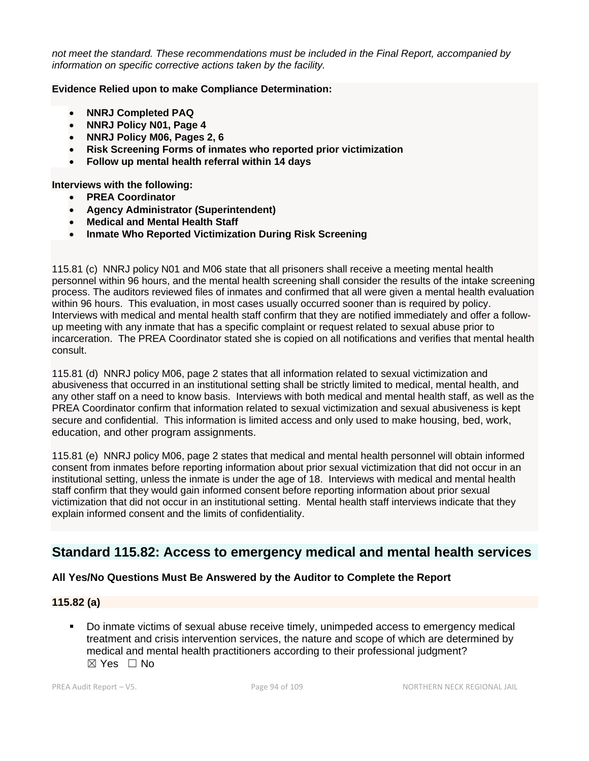*not meet the standard. These recommendations must be included in the Final Report, accompanied by information on specific corrective actions taken by the facility.*

**Evidence Relied upon to make Compliance Determination:**

- **NNRJ Completed PAQ**
- **NNRJ Policy N01, Page 4**
- **NNRJ Policy M06, Pages 2, 6**
- **Risk Screening Forms of inmates who reported prior victimization**
- **Follow up mental health referral within 14 days**

**Interviews with the following:**

- **PREA Coordinator**
- **Agency Administrator (Superintendent)**
- **Medical and Mental Health Staff**
- **Inmate Who Reported Victimization During Risk Screening**

115.81 (c) NNRJ policy N01 and M06 state that all prisoners shall receive a meeting mental health personnel within 96 hours, and the mental health screening shall consider the results of the intake screening process. The auditors reviewed files of inmates and confirmed that all were given a mental health evaluation within 96 hours. This evaluation, in most cases usually occurred sooner than is required by policy. Interviews with medical and mental health staff confirm that they are notified immediately and offer a follow-up meeting with any inmate that has a specific complaint or request related to sexual abuse prior to incarceration. The PREA Coordinator stated she is copied on all notifications and verifies that mental health consult.

115.81 (d) NNRJ policy M06, page 2 states that all information related to sexual victimization and abusiveness that occurred in an institutional setting shall be strictly limited to medical, mental health, and any other staff on a need to know basis. Interviews with both medical and mental health staff, as well as the PREA Coordinator confirm that information related to sexual victimization and sexual abusiveness is kept secure and confidential. This information is limited access and only used to make housing, bed, work, education, and other program assignments.

115.81 (e) NNRJ policy M06, page 2 states that medical and mental health personnel will obtain informed consent from inmates before reporting information about prior sexual victimization that did not occur in an institutional setting, unless the inmate is under the age of 18. Interviews with medical and mental health staff confirm that they would gain informed consent before reporting information about prior sexual victimization that did not occur in an institutional setting. Mental health staff interviews indicate that they explain informed consent and the limits of confidentiality.

## Standard 115.82: Access to emergency medical and mental health services

**All Yes/No Questions Must Be Answered by the Auditor to Complete the Report**

**115.82 (a)**

- Do inmate victims of sexual abuse receive timely, unimpeded access to emergency medical treatment and crisis intervention services, the nature and scope of which are determined by medical and mental health practitioners according to their professional judgment?
  ☒ Yes ☐ No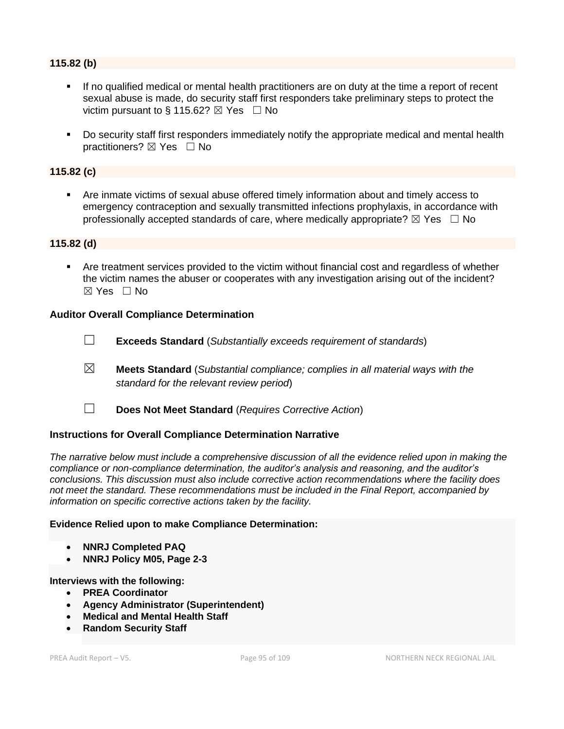### 115.82 (b)

- If no qualified medical or mental health practitioners are on duty at the time a report of recent sexual abuse is made, do security staff first responders take preliminary steps to protect the victim pursuant to § 115.62? ☒ Yes ☐ No
- Do security staff first responders immediately notify the appropriate medical and mental health practitioners? ☒ Yes ☐ No

### 115.82 (c)

- Are inmate victims of sexual abuse offered timely information about and timely access to emergency contraception and sexually transmitted infections prophylaxis, in accordance with professionally accepted standards of care, where medically appropriate? ☒ Yes ☐ No

### 115.82 (d)

- Are treatment services provided to the victim without financial cost and regardless of whether the victim names the abuser or cooperates with any investigation arising out of the incident? ☒ Yes ☐ No

### Auditor Overall Compliance Determination

☐ **Exceeds Standard** (*Substantially exceeds requirement of standards*)

☒ **Meets Standard** (*Substantial compliance; complies in all material ways with the standard for the relevant review period*)

☐ **Does Not Meet Standard** (*Requires Corrective Action*)

### Instructions for Overall Compliance Determination Narrative

*The narrative below must include a comprehensive discussion of all the evidence relied upon in making the compliance or non-compliance determination, the auditor's analysis and reasoning, and the auditor's conclusions. This discussion must also include corrective action recommendations where the facility does not meet the standard. These recommendations must be included in the Final Report, accompanied by information on specific corrective actions taken by the facility.*

**Evidence Relied upon to make Compliance Determination:**

- **NNRJ Completed PAQ**
- **NNRJ Policy M05, Page 2-3**

**Interviews with the following:**

- **PREA Coordinator**
- **Agency Administrator (Superintendent)**
- **Medical and Mental Health Staff**
- **Random Security Staff**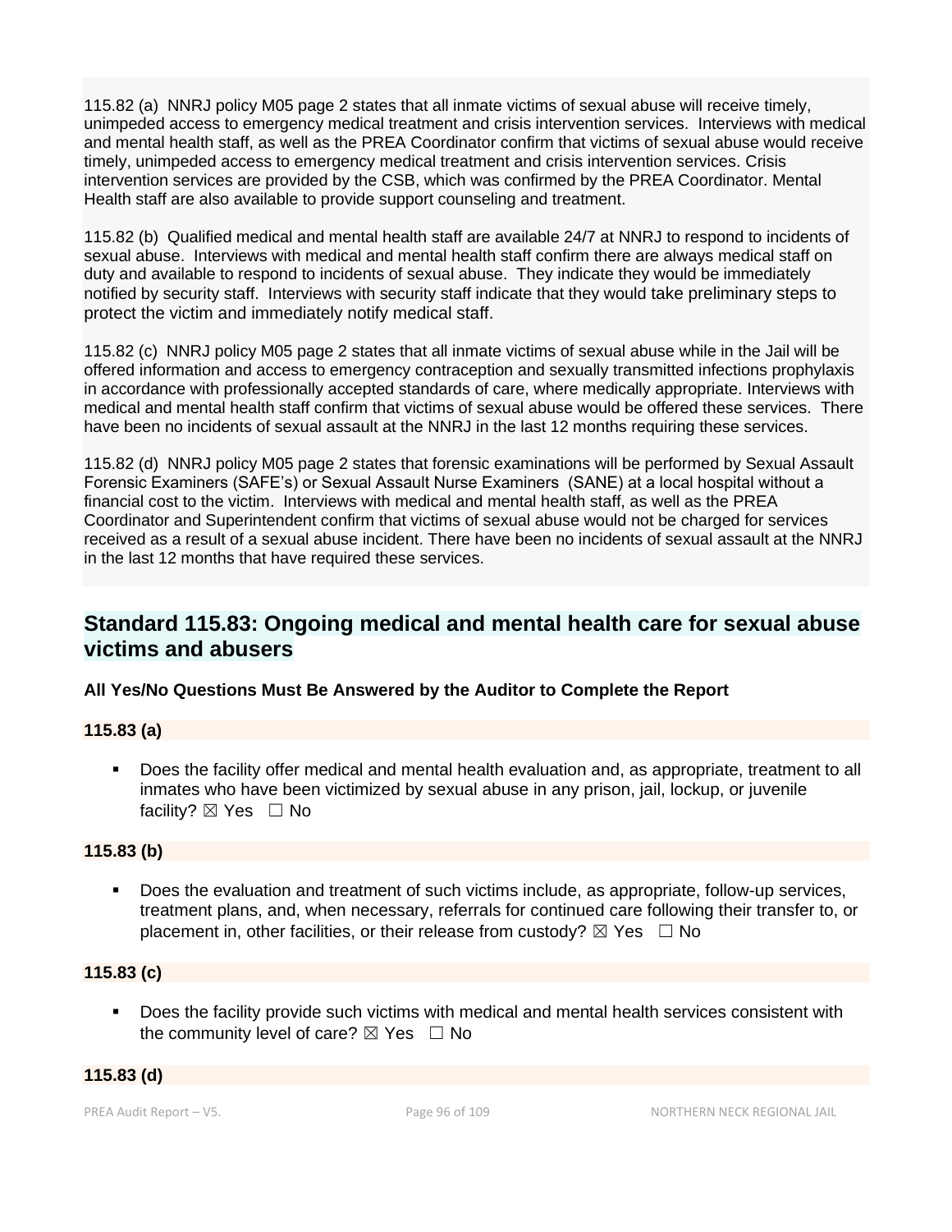115.82 (a) NNRJ policy M05 page 2 states that all inmate victims of sexual abuse will receive timely, unimpeded access to emergency medical treatment and crisis intervention services. Interviews with medical and mental health staff, as well as the PREA Coordinator confirm that victims of sexual abuse would receive timely, unimpeded access to emergency medical treatment and crisis intervention services. Crisis intervention services are provided by the CSB, which was confirmed by the PREA Coordinator. Mental Health staff are also available to provide support counseling and treatment.

115.82 (b) Qualified medical and mental health staff are available 24/7 at NNRJ to respond to incidents of sexual abuse. Interviews with medical and mental health staff confirm there are always medical staff on duty and available to respond to incidents of sexual abuse. They indicate they would be immediately notified by security staff. Interviews with security staff indicate that they would take preliminary steps to protect the victim and immediately notify medical staff.

115.82 (c) NNRJ policy M05 page 2 states that all inmate victims of sexual abuse while in the Jail will be offered information and access to emergency contraception and sexually transmitted infections prophylaxis in accordance with professionally accepted standards of care, where medically appropriate. Interviews with medical and mental health staff confirm that victims of sexual abuse would be offered these services. There have been no incidents of sexual assault at the NNRJ in the last 12 months requiring these services.

115.82 (d) NNRJ policy M05 page 2 states that forensic examinations will be performed by Sexual Assault Forensic Examiners (SAFE's) or Sexual Assault Nurse Examiners (SANE) at a local hospital without a financial cost to the victim. Interviews with medical and mental health staff, as well as the PREA Coordinator and Superintendent confirm that victims of sexual abuse would not be charged for services received as a result of a sexual abuse incident. There have been no incidents of sexual assault at the NNRJ in the last 12 months that have required these services.

## Standard 115.83: Ongoing medical and mental health care for sexual abuse victims and abusers

**All Yes/No Questions Must Be Answered by the Auditor to Complete the Report**

**115.83 (a)**

- Does the facility offer medical and mental health evaluation and, as appropriate, treatment to all inmates who have been victimized by sexual abuse in any prison, jail, lockup, or juvenile facility? ☒ Yes ☐ No

**115.83 (b)**

- Does the evaluation and treatment of such victims include, as appropriate, follow-up services, treatment plans, and, when necessary, referrals for continued care following their transfer to, or placement in, other facilities, or their release from custody? ☒ Yes ☐ No

**115.83 (c)**

- Does the facility provide such victims with medical and mental health services consistent with the community level of care? ☒ Yes ☐ No

**115.83 (d)**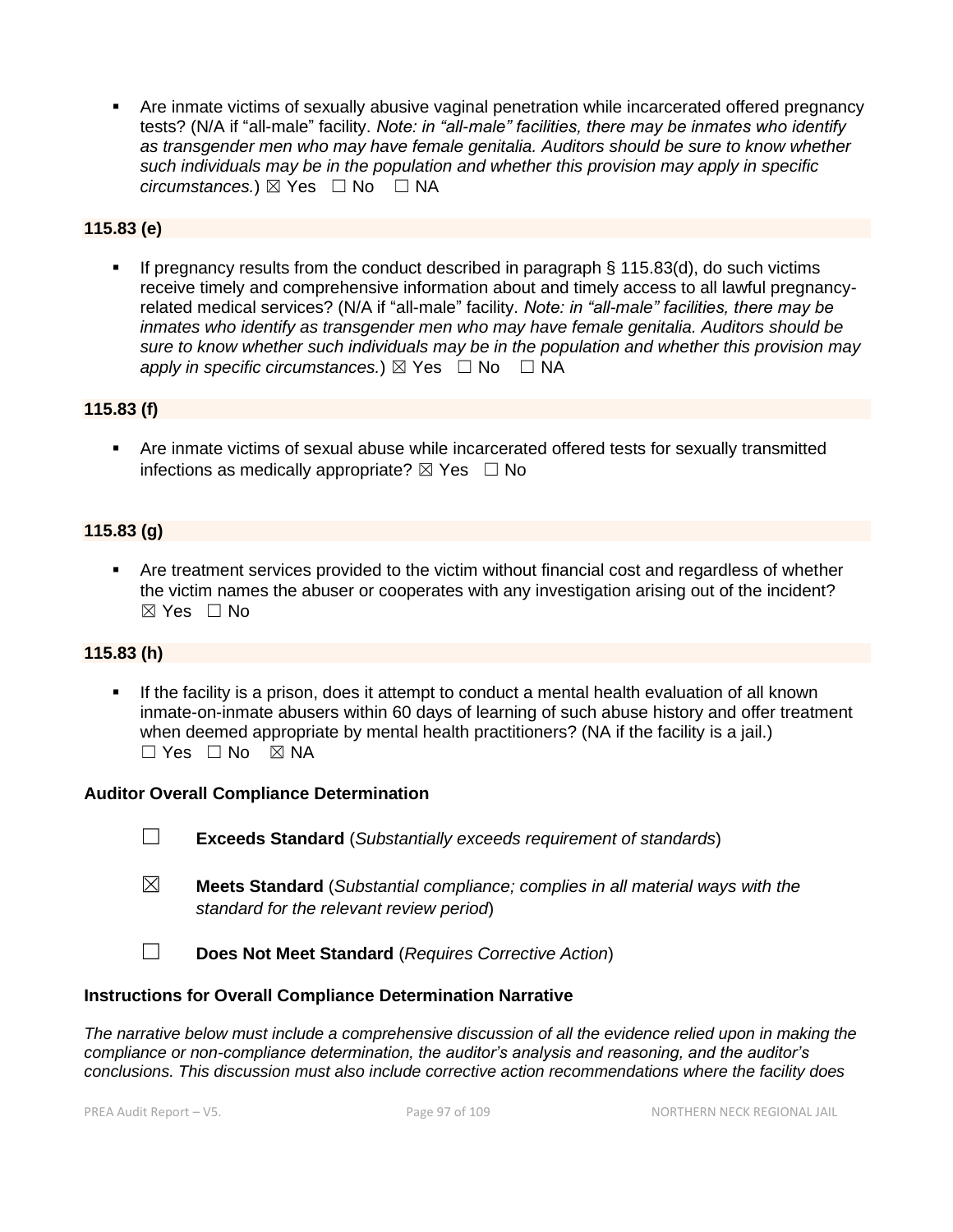- Are inmate victims of sexually abusive vaginal penetration while incarcerated offered pregnancy tests? (N/A if "all-male" facility. *Note: in "all-male" facilities, there may be inmates who identify as transgender men who may have female genitalia. Auditors should be sure to know whether such individuals may be in the population and whether this provision may apply in specific circumstances.*) ☒ Yes ☐ No ☐ NA

**115.83 (e)**

- If pregnancy results from the conduct described in paragraph § 115.83(d), do such victims receive timely and comprehensive information about and timely access to all lawful pregnancy-related medical services? (N/A if "all-male" facility. *Note: in "all-male" facilities, there may be inmates who identify as transgender men who may have female genitalia. Auditors should be sure to know whether such individuals may be in the population and whether this provision may apply in specific circumstances.*) ☒ Yes ☐ No ☐ NA

**115.83 (f)**

- Are inmate victims of sexual abuse while incarcerated offered tests for sexually transmitted infections as medically appropriate? ☒ Yes ☐ No

**115.83 (g)**

- Are treatment services provided to the victim without financial cost and regardless of whether the victim names the abuser or cooperates with any investigation arising out of the incident? ☒ Yes ☐ No

**115.83 (h)**

- If the facility is a prison, does it attempt to conduct a mental health evaluation of all known inmate-on-inmate abusers within 60 days of learning of such abuse history and offer treatment when deemed appropriate by mental health practitioners? (NA if the facility is a jail.) ☐ Yes ☐ No ☒ NA

**Auditor Overall Compliance Determination**

☐ **Exceeds Standard** (*Substantially exceeds requirement of standards*)

☒ **Meets Standard** (*Substantial compliance; complies in all material ways with the standard for the relevant review period*)

☐ **Does Not Meet Standard** (*Requires Corrective Action*)

**Instructions for Overall Compliance Determination Narrative**

*The narrative below must include a comprehensive discussion of all the evidence relied upon in making the compliance or non-compliance determination, the auditor's analysis and reasoning, and the auditor's conclusions. This discussion must also include corrective action recommendations where the facility does*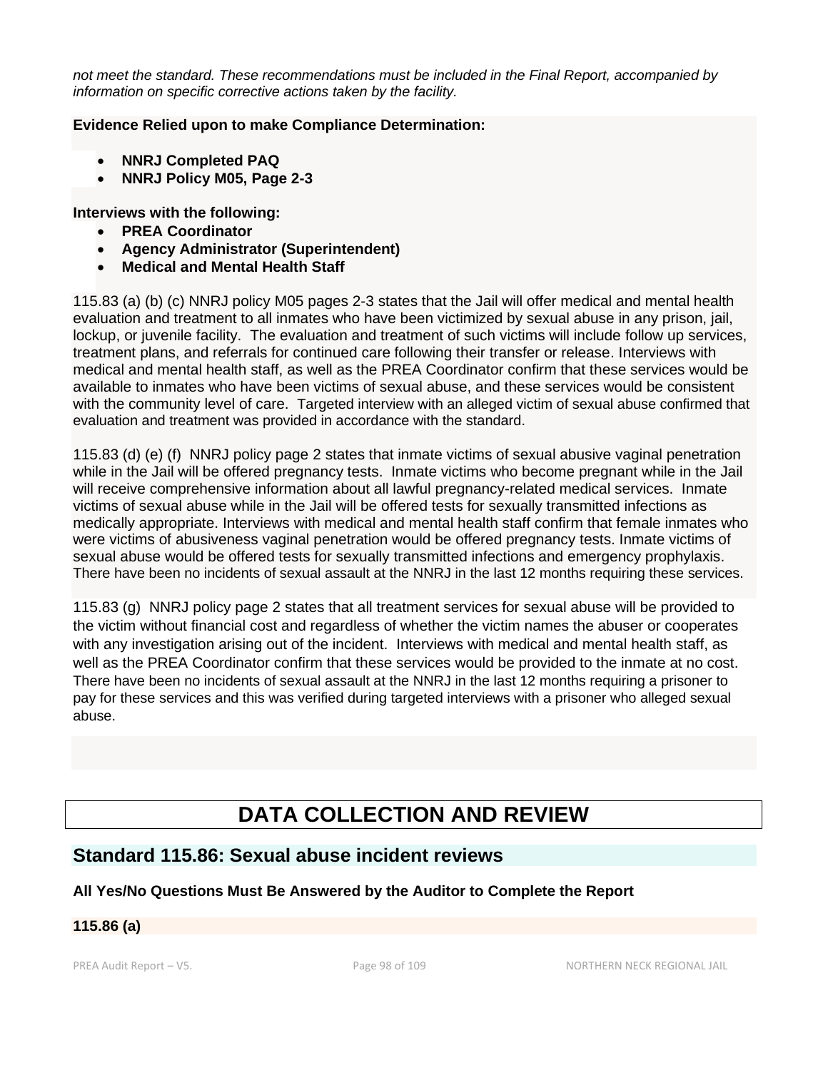*not meet the standard. These recommendations must be included in the Final Report, accompanied by information on specific corrective actions taken by the facility.*

**Evidence Relied upon to make Compliance Determination:**

- **NNRJ Completed PAQ**
- **NNRJ Policy M05, Page 2-3**

**Interviews with the following:**

- **PREA Coordinator**
- **Agency Administrator (Superintendent)**
- **Medical and Mental Health Staff**

115.83 (a) (b) (c) NNRJ policy M05 pages 2-3 states that the Jail will offer medical and mental health evaluation and treatment to all inmates who have been victimized by sexual abuse in any prison, jail, lockup, or juvenile facility. The evaluation and treatment of such victims will include follow up services, treatment plans, and referrals for continued care following their transfer or release. Interviews with medical and mental health staff, as well as the PREA Coordinator confirm that these services would be available to inmates who have been victims of sexual abuse, and these services would be consistent with the community level of care. Targeted interview with an alleged victim of sexual abuse confirmed that evaluation and treatment was provided in accordance with the standard.

115.83 (d) (e) (f) NNRJ policy page 2 states that inmate victims of sexual abusive vaginal penetration while in the Jail will be offered pregnancy tests. Inmate victims who become pregnant while in the Jail will receive comprehensive information about all lawful pregnancy-related medical services. Inmate victims of sexual abuse while in the Jail will be offered tests for sexually transmitted infections as medically appropriate. Interviews with medical and mental health staff confirm that female inmates who were victims of abusiveness vaginal penetration would be offered pregnancy tests. Inmate victims of sexual abuse would be offered tests for sexually transmitted infections and emergency prophylaxis. There have been no incidents of sexual assault at the NNRJ in the last 12 months requiring these services.

115.83 (g) NNRJ policy page 2 states that all treatment services for sexual abuse will be provided to the victim without financial cost and regardless of whether the victim names the abuser or cooperates with any investigation arising out of the incident. Interviews with medical and mental health staff, as well as the PREA Coordinator confirm that these services would be provided to the inmate at no cost. There have been no incidents of sexual assault at the NNRJ in the last 12 months requiring a prisoner to pay for these services and this was verified during targeted interviews with a prisoner who alleged sexual abuse.

# DATA COLLECTION AND REVIEW

## Standard 115.86: Sexual abuse incident reviews

**All Yes/No Questions Must Be Answered by the Auditor to Complete the Report**

**115.86 (a)**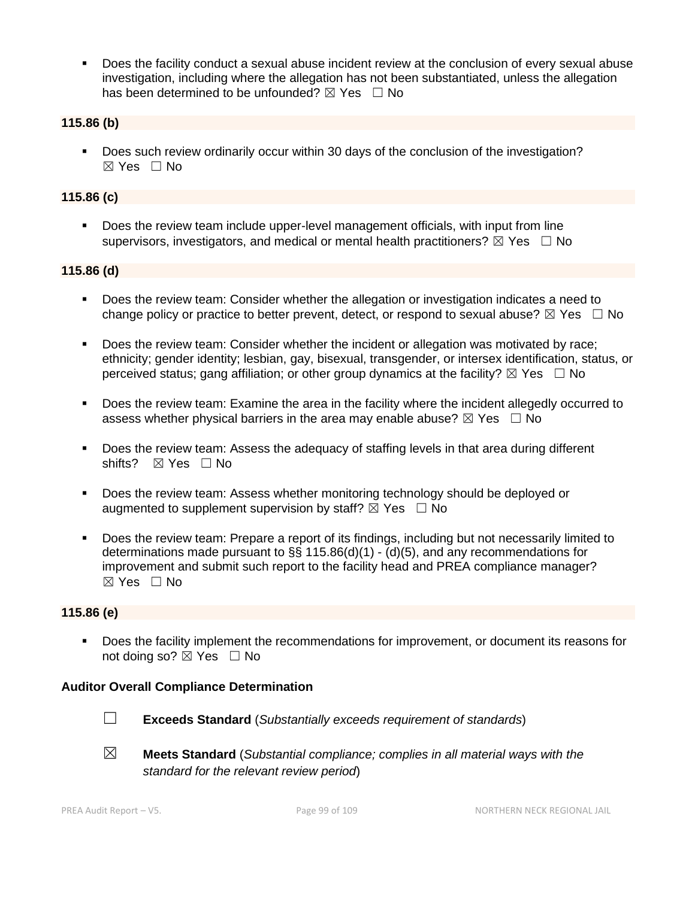- Does the facility conduct a sexual abuse incident review at the conclusion of every sexual abuse investigation, including where the allegation has not been substantiated, unless the allegation has been determined to be unfounded? ☒ Yes ☐ No

**115.86 (b)**

- Does such review ordinarily occur within 30 days of the conclusion of the investigation? ☒ Yes ☐ No

**115.86 (c)**

- Does the review team include upper-level management officials, with input from line supervisors, investigators, and medical or mental health practitioners? ☒ Yes ☐ No

**115.86 (d)**

- Does the review team: Consider whether the allegation or investigation indicates a need to change policy or practice to better prevent, detect, or respond to sexual abuse? ☒ Yes ☐ No
- Does the review team: Consider whether the incident or allegation was motivated by race; ethnicity; gender identity; lesbian, gay, bisexual, transgender, or intersex identification, status, or perceived status; gang affiliation; or other group dynamics at the facility? ☒ Yes ☐ No
- Does the review team: Examine the area in the facility where the incident allegedly occurred to assess whether physical barriers in the area may enable abuse? ☒ Yes ☐ No
- Does the review team: Assess the adequacy of staffing levels in that area during different shifts? ☒ Yes ☐ No
- Does the review team: Assess whether monitoring technology should be deployed or augmented to supplement supervision by staff? ☒ Yes ☐ No
- Does the review team: Prepare a report of its findings, including but not necessarily limited to determinations made pursuant to §§ 115.86(d)(1) - (d)(5), and any recommendations for improvement and submit such report to the facility head and PREA compliance manager? ☒ Yes ☐ No

**115.86 (e)**

- Does the facility implement the recommendations for improvement, or document its reasons for not doing so? ☒ Yes ☐ No

**Auditor Overall Compliance Determination**

☐ **Exceeds Standard** (*Substantially exceeds requirement of standards*)

☒ **Meets Standard** (*Substantial compliance; complies in all material ways with the standard for the relevant review period*)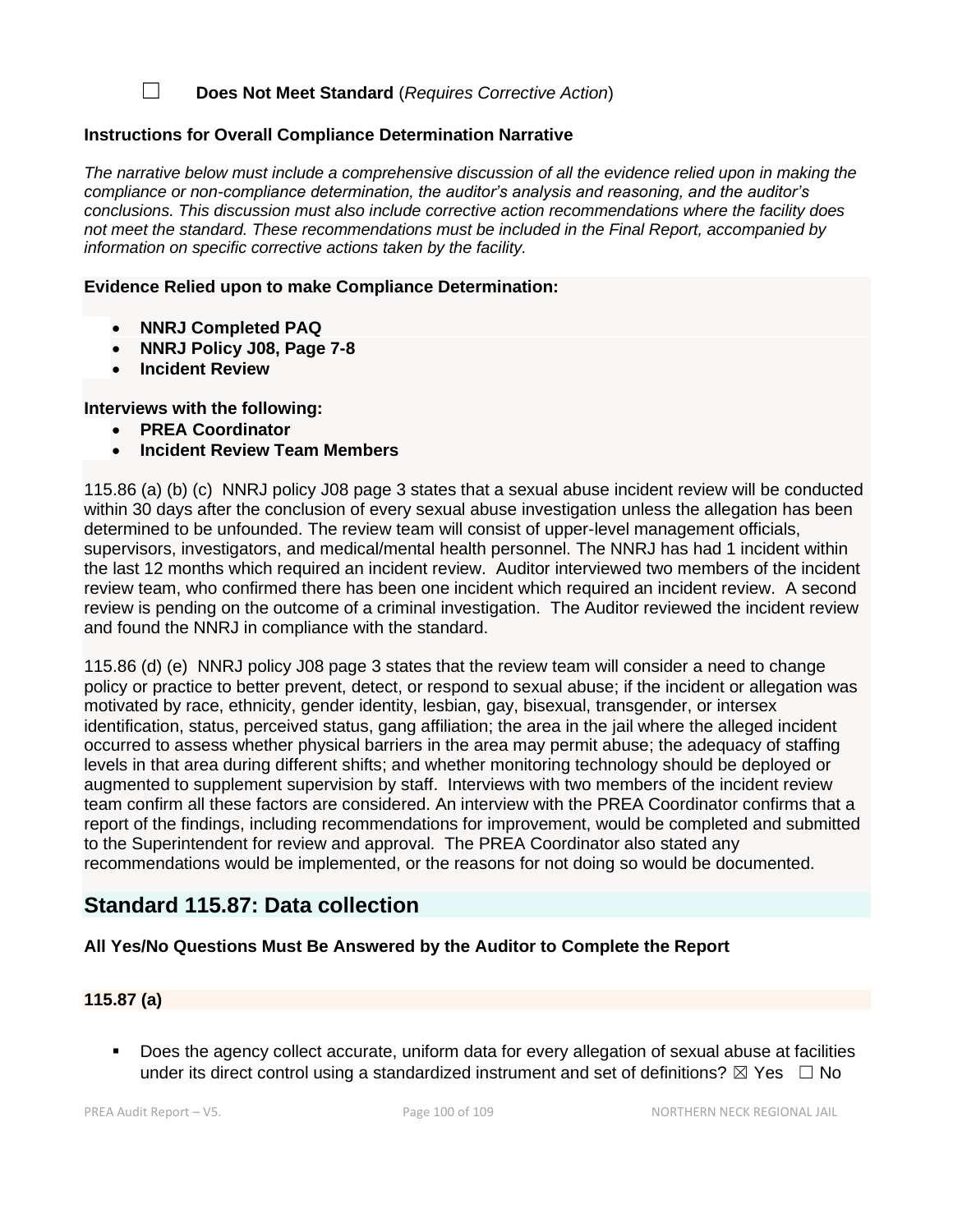☐ **Does Not Meet Standard** (*Requires Corrective Action*)

**Instructions for Overall Compliance Determination Narrative**

*The narrative below must include a comprehensive discussion of all the evidence relied upon in making the compliance or non-compliance determination, the auditor's analysis and reasoning, and the auditor's conclusions. This discussion must also include corrective action recommendations where the facility does not meet the standard. These recommendations must be included in the Final Report, accompanied by information on specific corrective actions taken by the facility.*

**Evidence Relied upon to make Compliance Determination:**

- **NNRJ Completed PAQ**
- **NNRJ Policy J08, Page 7-8**
- **Incident Review**

**Interviews with the following:**

- **PREA Coordinator**
- **Incident Review Team Members**

115.86 (a) (b) (c) NNRJ policy J08 page 3 states that a sexual abuse incident review will be conducted within 30 days after the conclusion of every sexual abuse investigation unless the allegation has been determined to be unfounded. The review team will consist of upper-level management officials, supervisors, investigators, and medical/mental health personnel. The NNRJ has had 1 incident within the last 12 months which required an incident review. Auditor interviewed two members of the incident review team, who confirmed there has been one incident which required an incident review. A second review is pending on the outcome of a criminal investigation. The Auditor reviewed the incident review and found the NNRJ in compliance with the standard.

115.86 (d) (e) NNRJ policy J08 page 3 states that the review team will consider a need to change policy or practice to better prevent, detect, or respond to sexual abuse; if the incident or allegation was motivated by race, ethnicity, gender identity, lesbian, gay, bisexual, transgender, or intersex identification, status, perceived status, gang affiliation; the area in the jail where the alleged incident occurred to assess whether physical barriers in the area may permit abuse; the adequacy of staffing levels in that area during different shifts; and whether monitoring technology should be deployed or augmented to supplement supervision by staff. Interviews with two members of the incident review team confirm all these factors are considered. An interview with the PREA Coordinator confirms that a report of the findings, including recommendations for improvement, would be completed and submitted to the Superintendent for review and approval. The PREA Coordinator also stated any recommendations would be implemented, or the reasons for not doing so would be documented.

## Standard 115.87: Data collection

**All Yes/No Questions Must Be Answered by the Auditor to Complete the Report**

### 115.87 (a)

- Does the agency collect accurate, uniform data for every allegation of sexual abuse at facilities under its direct control using a standardized instrument and set of definitions? ☒ Yes ☐ No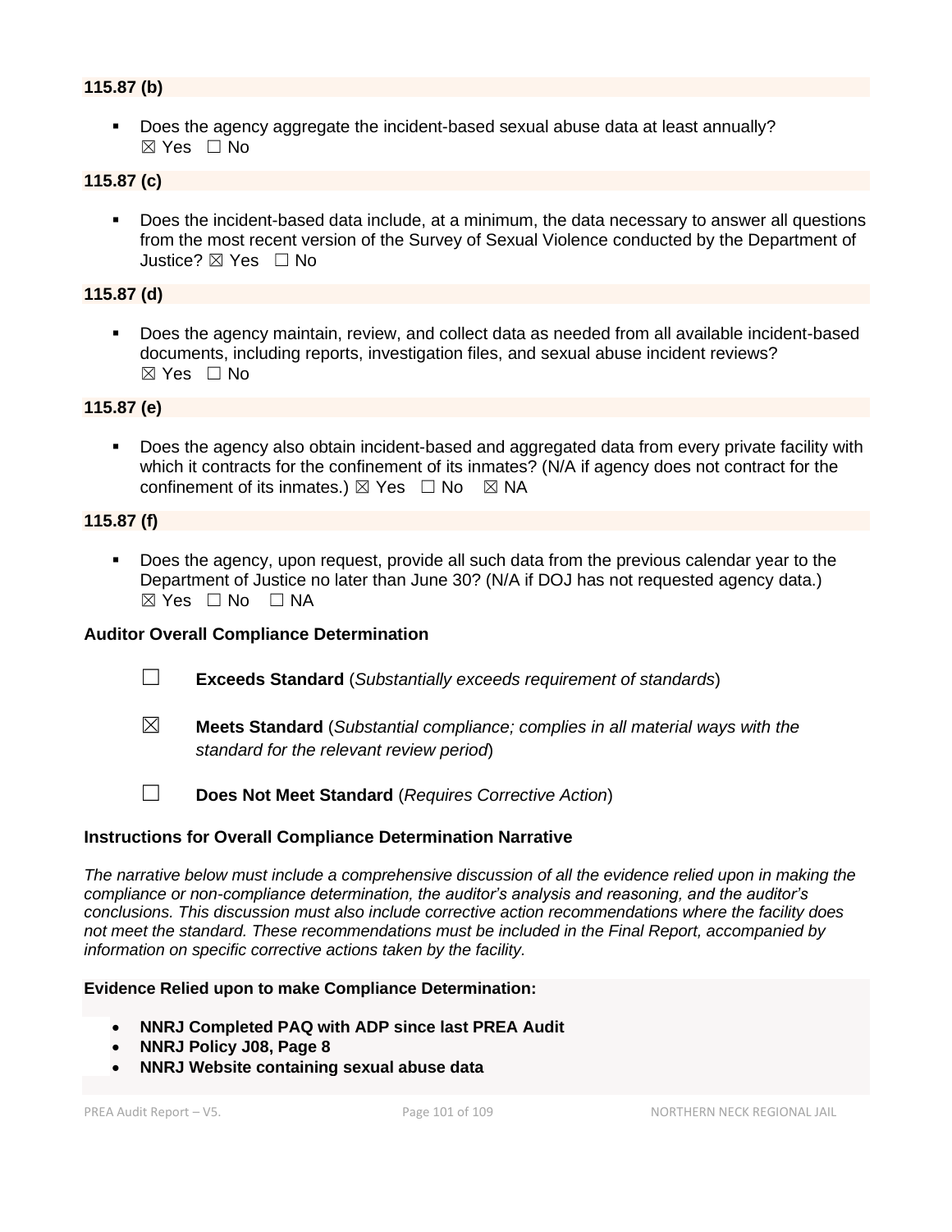**115.87 (b)**

- Does the agency aggregate the incident-based sexual abuse data at least annually? ☒ Yes ☐ No

**115.87 (c)**

- Does the incident-based data include, at a minimum, the data necessary to answer all questions from the most recent version of the Survey of Sexual Violence conducted by the Department of Justice? ☒ Yes ☐ No

**115.87 (d)**

- Does the agency maintain, review, and collect data as needed from all available incident-based documents, including reports, investigation files, and sexual abuse incident reviews? ☒ Yes ☐ No

**115.87 (e)**

- Does the agency also obtain incident-based and aggregated data from every private facility with which it contracts for the confinement of its inmates? (N/A if agency does not contract for the confinement of its inmates.) ☒ Yes ☐ No ☒ NA

**115.87 (f)**

- Does the agency, upon request, provide all such data from the previous calendar year to the Department of Justice no later than June 30? (N/A if DOJ has not requested agency data.) ☒ Yes ☐ No ☐ NA

**Auditor Overall Compliance Determination**

☐ **Exceeds Standard** (*Substantially exceeds requirement of standards*)

☒ **Meets Standard** (*Substantial compliance; complies in all material ways with the standard for the relevant review period*)

☐ **Does Not Meet Standard** (*Requires Corrective Action*)

**Instructions for Overall Compliance Determination Narrative**

*The narrative below must include a comprehensive discussion of all the evidence relied upon in making the compliance or non-compliance determination, the auditor's analysis and reasoning, and the auditor's conclusions. This discussion must also include corrective action recommendations where the facility does not meet the standard. These recommendations must be included in the Final Report, accompanied by information on specific corrective actions taken by the facility.*

**Evidence Relied upon to make Compliance Determination:**

- **NNRJ Completed PAQ with ADP since last PREA Audit**
- **NNRJ Policy J08, Page 8**
- **NNRJ Website containing sexual abuse data**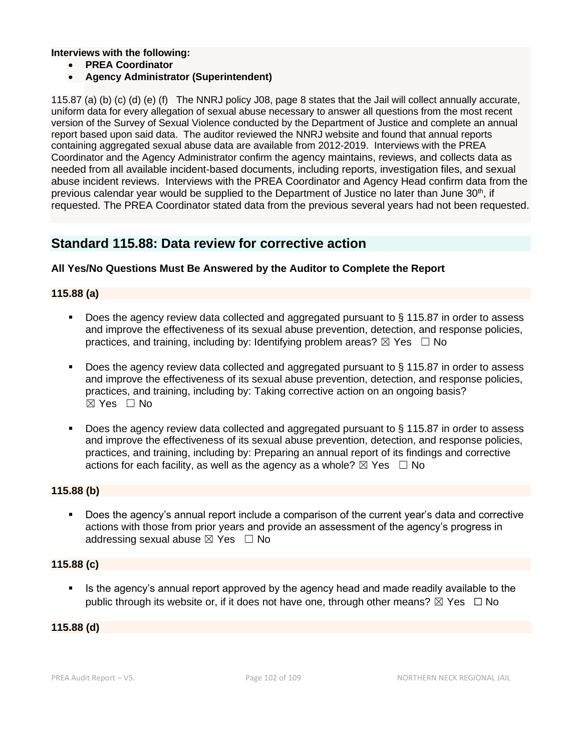**Interviews with the following:**

- **PREA Coordinator**
- **Agency Administrator (Superintendent)**

115.87 (a) (b) (c) (d) (e) (f) The NNRJ policy J08, page 8 states that the Jail will collect annually accurate, uniform data for every allegation of sexual abuse necessary to answer all questions from the most recent version of the Survey of Sexual Violence conducted by the Department of Justice and complete an annual report based upon said data. The auditor reviewed the NNRJ website and found that annual reports containing aggregated sexual abuse data are available from 2012-2019. Interviews with the PREA Coordinator and the Agency Administrator confirm the agency maintains, reviews, and collects data as needed from all available incident-based documents, including reports, investigation files, and sexual abuse incident reviews. Interviews with the PREA Coordinator and Agency Head confirm data from the previous calendar year would be supplied to the Department of Justice no later than June 30th, if requested. The PREA Coordinator stated data from the previous several years had not been requested.

## Standard 115.88: Data review for corrective action

**All Yes/No Questions Must Be Answered by the Auditor to Complete the Report**

**115.88 (a)**

- Does the agency review data collected and aggregated pursuant to § 115.87 in order to assess and improve the effectiveness of its sexual abuse prevention, detection, and response policies, practices, and training, including by: Identifying problem areas? ☒ Yes ☐ No
- Does the agency review data collected and aggregated pursuant to § 115.87 in order to assess and improve the effectiveness of its sexual abuse prevention, detection, and response policies, practices, and training, including by: Taking corrective action on an ongoing basis? ☒ Yes ☐ No
- Does the agency review data collected and aggregated pursuant to § 115.87 in order to assess and improve the effectiveness of its sexual abuse prevention, detection, and response policies, practices, and training, including by: Preparing an annual report of its findings and corrective actions for each facility, as well as the agency as a whole? ☒ Yes ☐ No

**115.88 (b)**

- Does the agency's annual report include a comparison of the current year's data and corrective actions with those from prior years and provide an assessment of the agency's progress in addressing sexual abuse ☒ Yes ☐ No

**115.88 (c)**

- Is the agency's annual report approved by the agency head and made readily available to the public through its website or, if it does not have one, through other means? ☒ Yes ☐ No

**115.88 (d)**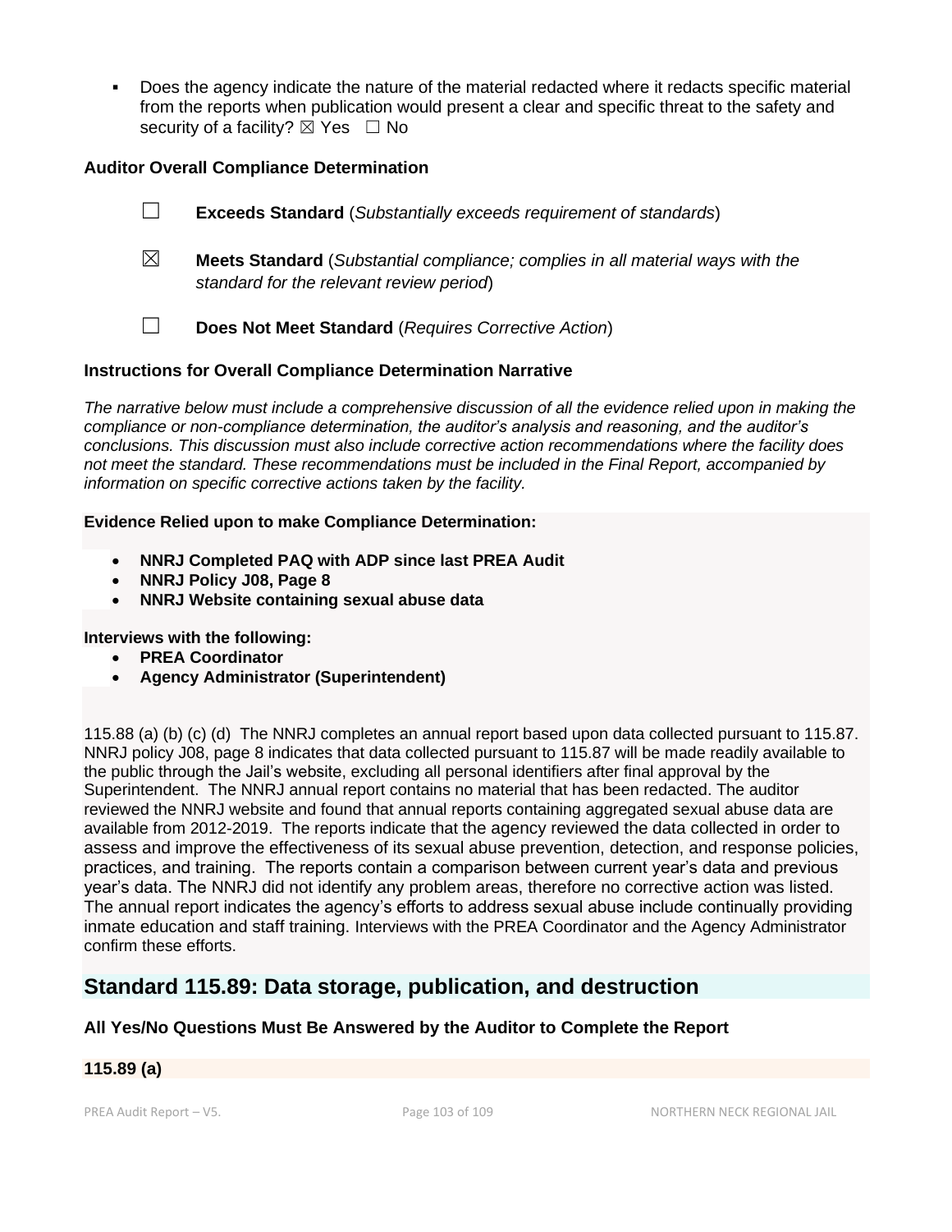- Does the agency indicate the nature of the material redacted where it redacts specific material from the reports when publication would present a clear and specific threat to the safety and security of a facility? ☒ Yes ☐ No

**Auditor Overall Compliance Determination**

☐ **Exceeds Standard** (*Substantially exceeds requirement of standards*)

☒ **Meets Standard** (*Substantial compliance; complies in all material ways with the standard for the relevant review period*)

☐ **Does Not Meet Standard** (*Requires Corrective Action*)

**Instructions for Overall Compliance Determination Narrative**

*The narrative below must include a comprehensive discussion of all the evidence relied upon in making the compliance or non-compliance determination, the auditor's analysis and reasoning, and the auditor's conclusions. This discussion must also include corrective action recommendations where the facility does not meet the standard. These recommendations must be included in the Final Report, accompanied by information on specific corrective actions taken by the facility.*

**Evidence Relied upon to make Compliance Determination:**

- **NNRJ Completed PAQ with ADP since last PREA Audit**
- **NNRJ Policy J08, Page 8**
- **NNRJ Website containing sexual abuse data**

**Interviews with the following:**

- **PREA Coordinator**
- **Agency Administrator (Superintendent)**

115.88 (a) (b) (c) (d) The NNRJ completes an annual report based upon data collected pursuant to 115.87. NNRJ policy J08, page 8 indicates that data collected pursuant to 115.87 will be made readily available to the public through the Jail's website, excluding all personal identifiers after final approval by the Superintendent. The NNRJ annual report contains no material that has been redacted. The auditor reviewed the NNRJ website and found that annual reports containing aggregated sexual abuse data are available from 2012-2019. The reports indicate that the agency reviewed the data collected in order to assess and improve the effectiveness of its sexual abuse prevention, detection, and response policies, practices, and training. The reports contain a comparison between current year's data and previous year's data. The NNRJ did not identify any problem areas, therefore no corrective action was listed. The annual report indicates the agency's efforts to address sexual abuse include continually providing inmate education and staff training. Interviews with the PREA Coordinator and the Agency Administrator confirm these efforts.

## Standard 115.89: Data storage, publication, and destruction

**All Yes/No Questions Must Be Answered by the Auditor to Complete the Report**

**115.89 (a)**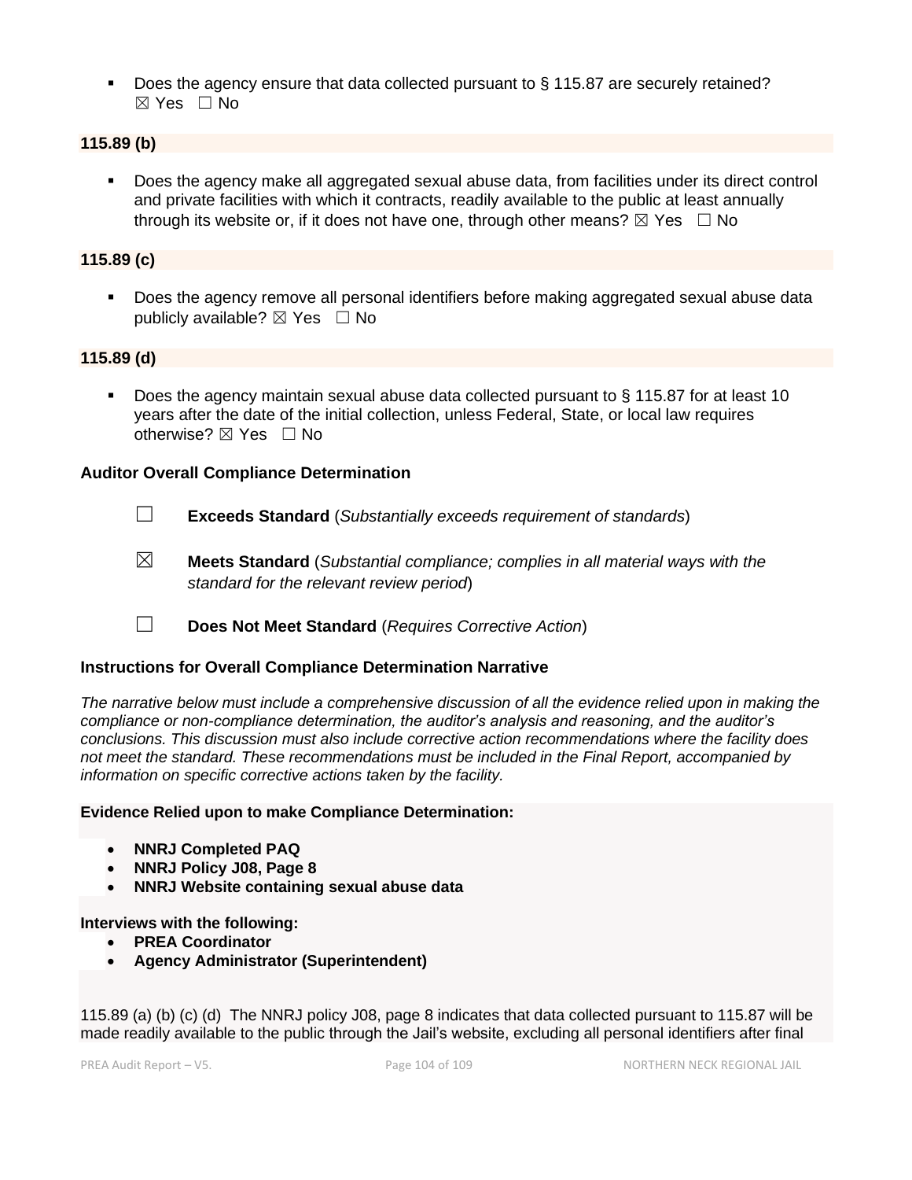- Does the agency ensure that data collected pursuant to § 115.87 are securely retained? ☒ Yes ☐ No

**115.89 (b)**

- Does the agency make all aggregated sexual abuse data, from facilities under its direct control and private facilities with which it contracts, readily available to the public at least annually through its website or, if it does not have one, through other means? ☒ Yes ☐ No

**115.89 (c)**

- Does the agency remove all personal identifiers before making aggregated sexual abuse data publicly available? ☒ Yes ☐ No

**115.89 (d)**

- Does the agency maintain sexual abuse data collected pursuant to § 115.87 for at least 10 years after the date of the initial collection, unless Federal, State, or local law requires otherwise? ☒ Yes ☐ No

**Auditor Overall Compliance Determination**

☐ **Exceeds Standard** (*Substantially exceeds requirement of standards*)

☒ **Meets Standard** (*Substantial compliance; complies in all material ways with the standard for the relevant review period*)

☐ **Does Not Meet Standard** (*Requires Corrective Action*)

**Instructions for Overall Compliance Determination Narrative**

*The narrative below must include a comprehensive discussion of all the evidence relied upon in making the compliance or non-compliance determination, the auditor's analysis and reasoning, and the auditor's conclusions. This discussion must also include corrective action recommendations where the facility does not meet the standard. These recommendations must be included in the Final Report, accompanied by information on specific corrective actions taken by the facility.*

**Evidence Relied upon to make Compliance Determination:**

- **NNRJ Completed PAQ**
- **NNRJ Policy J08, Page 8**
- **NNRJ Website containing sexual abuse data**

**Interviews with the following:**

- **PREA Coordinator**
- **Agency Administrator (Superintendent)**

115.89 (a) (b) (c) (d) The NNRJ policy J08, page 8 indicates that data collected pursuant to 115.87 will be made readily available to the public through the Jail's website, excluding all personal identifiers after final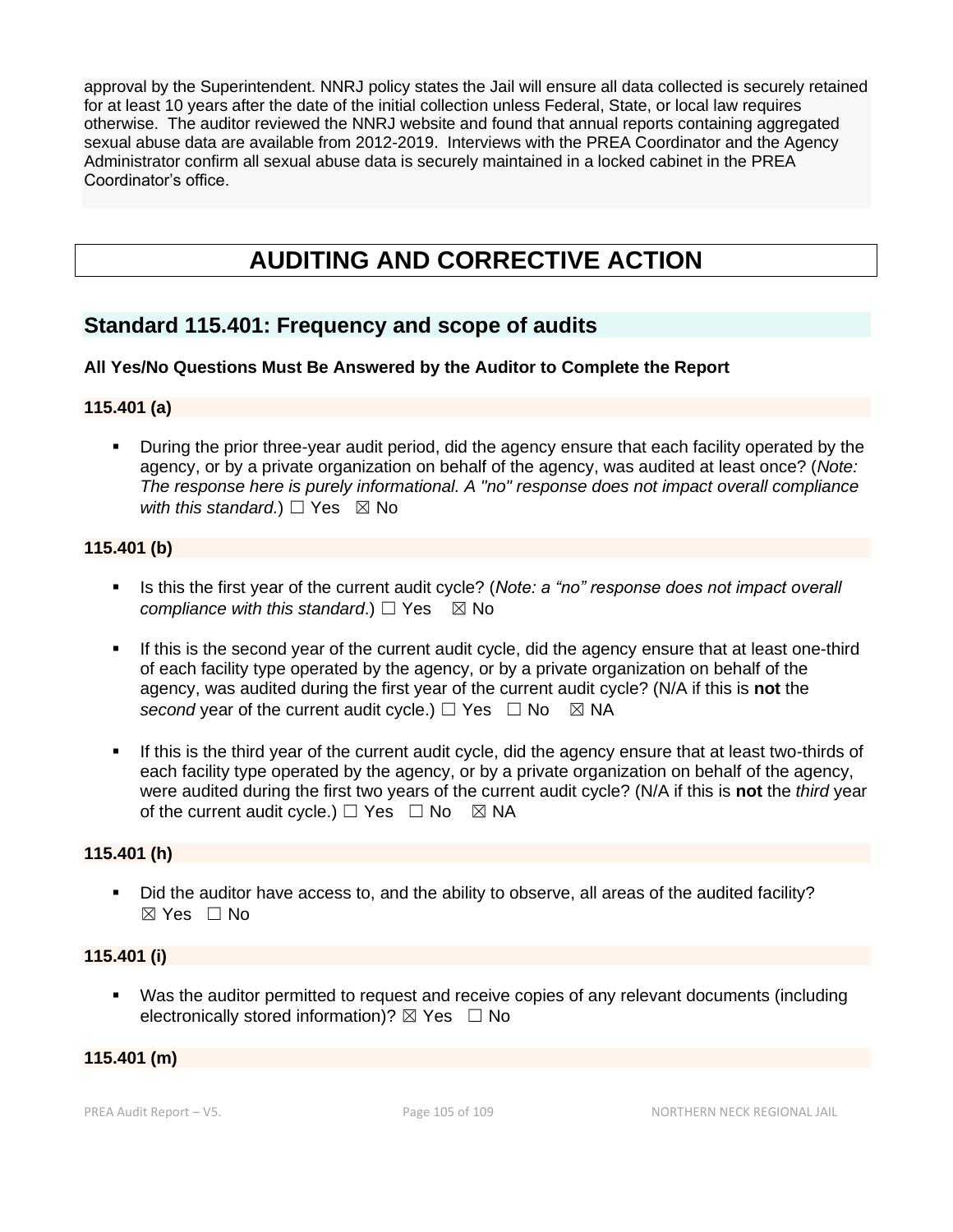approval by the Superintendent. NNRJ policy states the Jail will ensure all data collected is securely retained for at least 10 years after the date of the initial collection unless Federal, State, or local law requires otherwise. The auditor reviewed the NNRJ website and found that annual reports containing aggregated sexual abuse data are available from 2012-2019. Interviews with the PREA Coordinator and the Agency Administrator confirm all sexual abuse data is securely maintained in a locked cabinet in the PREA Coordinator's office.

# AUDITING AND CORRECTIVE ACTION

## Standard 115.401: Frequency and scope of audits

**All Yes/No Questions Must Be Answered by the Auditor to Complete the Report**

### 115.401 (a)

- During the prior three-year audit period, did the agency ensure that each facility operated by the agency, or by a private organization on behalf of the agency, was audited at least once? (*Note: The response here is purely informational. A "no" response does not impact overall compliance with this standard.*) ☐ Yes ☒ No

### 115.401 (b)

- Is this the first year of the current audit cycle? (*Note: a "no" response does not impact overall compliance with this standard*.) ☐ Yes ☒ No
- If this is the second year of the current audit cycle, did the agency ensure that at least one-third of each facility type operated by the agency, or by a private organization on behalf of the agency, was audited during the first year of the current audit cycle? (N/A if this is **not** the *second* year of the current audit cycle.) ☐ Yes ☐ No ☒ NA
- If this is the third year of the current audit cycle, did the agency ensure that at least two-thirds of each facility type operated by the agency, or by a private organization on behalf of the agency, were audited during the first two years of the current audit cycle? (N/A if this is **not** the *third* year of the current audit cycle.) ☐ Yes ☐ No ☒ NA

### 115.401 (h)

- Did the auditor have access to, and the ability to observe, all areas of the audited facility? ☒ Yes ☐ No

### 115.401 (i)

- Was the auditor permitted to request and receive copies of any relevant documents (including electronically stored information)? ☒ Yes ☐ No

### 115.401 (m)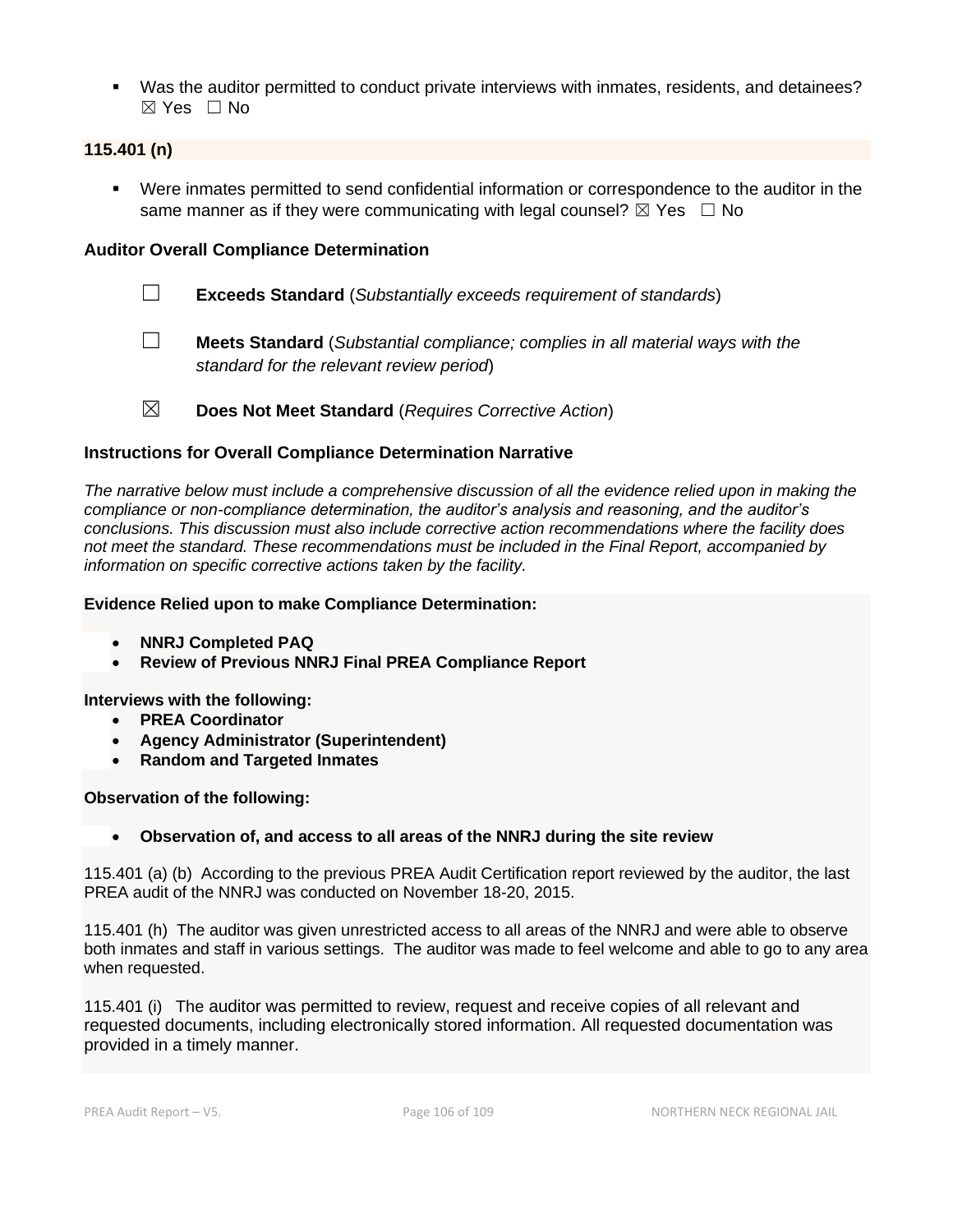- Was the auditor permitted to conduct private interviews with inmates, residents, and detainees? ☒ Yes ☐ No

**115.401 (n)**

- Were inmates permitted to send confidential information or correspondence to the auditor in the same manner as if they were communicating with legal counsel? ☒ Yes ☐ No

**Auditor Overall Compliance Determination**

☐ **Exceeds Standard** (*Substantially exceeds requirement of standards*)

☐ **Meets Standard** (*Substantial compliance; complies in all material ways with the standard for the relevant review period*)

☒ **Does Not Meet Standard** (*Requires Corrective Action*)

**Instructions for Overall Compliance Determination Narrative**

*The narrative below must include a comprehensive discussion of all the evidence relied upon in making the compliance or non-compliance determination, the auditor's analysis and reasoning, and the auditor's conclusions. This discussion must also include corrective action recommendations where the facility does not meet the standard. These recommendations must be included in the Final Report, accompanied by information on specific corrective actions taken by the facility.*

**Evidence Relied upon to make Compliance Determination:**

- **NNRJ Completed PAQ**
- **Review of Previous NNRJ Final PREA Compliance Report**

**Interviews with the following:**

- **PREA Coordinator**
- **Agency Administrator (Superintendent)**
- **Random and Targeted Inmates**

**Observation of the following:**

- **Observation of, and access to all areas of the NNRJ during the site review**

115.401 (a) (b) According to the previous PREA Audit Certification report reviewed by the auditor, the last PREA audit of the NNRJ was conducted on November 18-20, 2015.

115.401 (h) The auditor was given unrestricted access to all areas of the NNRJ and were able to observe both inmates and staff in various settings. The auditor was made to feel welcome and able to go to any area when requested.

115.401 (i) The auditor was permitted to review, request and receive copies of all relevant and requested documents, including electronically stored information. All requested documentation was provided in a timely manner.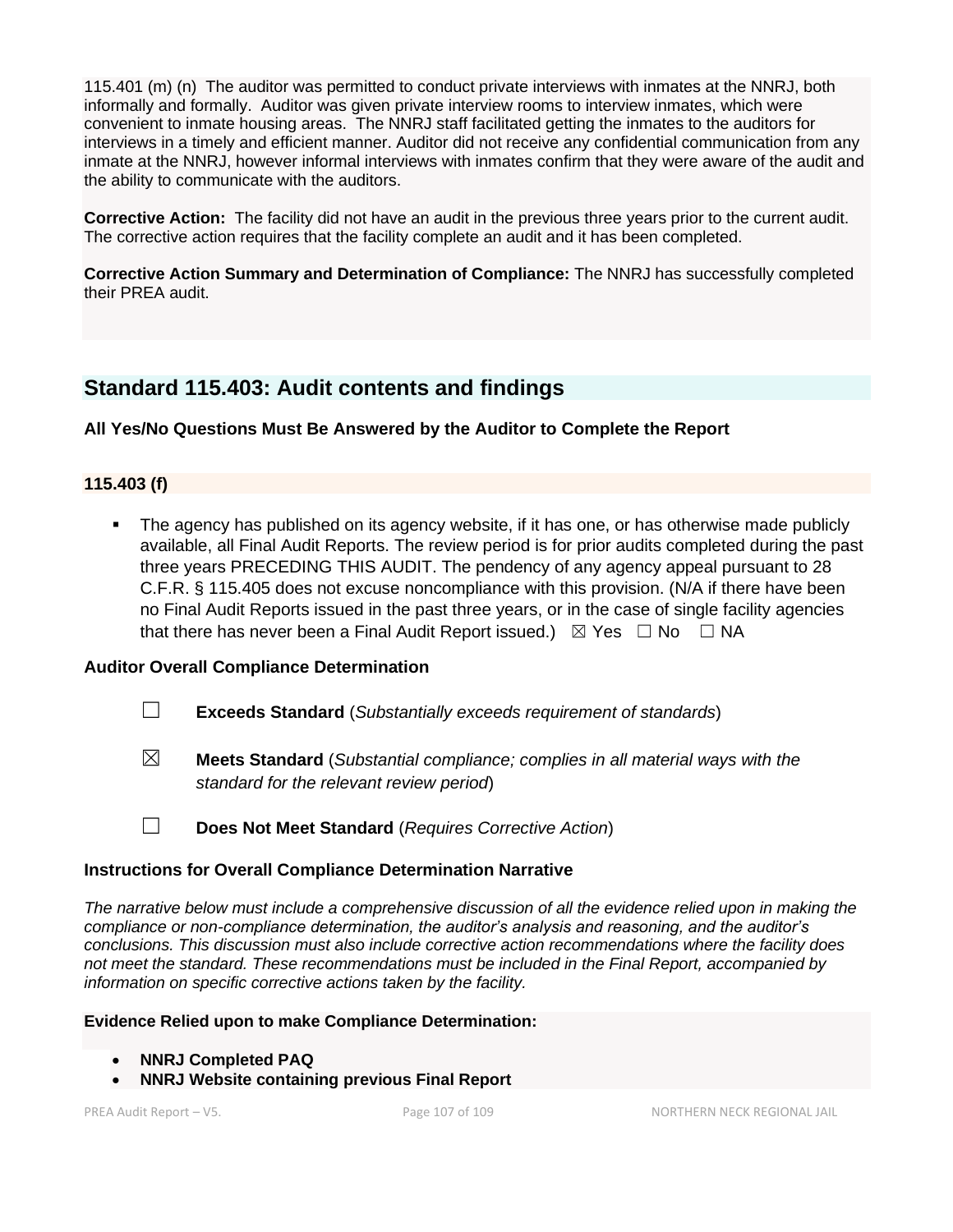115.401 (m) (n) The auditor was permitted to conduct private interviews with inmates at the NNRJ, both informally and formally. Auditor was given private interview rooms to interview inmates, which were convenient to inmate housing areas. The NNRJ staff facilitated getting the inmates to the auditors for interviews in a timely and efficient manner. Auditor did not receive any confidential communication from any inmate at the NNRJ, however informal interviews with inmates confirm that they were aware of the audit and the ability to communicate with the auditors.

**Corrective Action:** The facility did not have an audit in the previous three years prior to the current audit. The corrective action requires that the facility complete an audit and it has been completed.

**Corrective Action Summary and Determination of Compliance:** The NNRJ has successfully completed their PREA audit.

## Standard 115.403: Audit contents and findings

**All Yes/No Questions Must Be Answered by the Auditor to Complete the Report**

### 115.403 (f)

- The agency has published on its agency website, if it has one, or has otherwise made publicly available, all Final Audit Reports. The review period is for prior audits completed during the past three years PRECEDING THIS AUDIT. The pendency of any agency appeal pursuant to 28 C.F.R. § 115.405 does not excuse noncompliance with this provision. (N/A if there have been no Final Audit Reports issued in the past three years, or in the case of single facility agencies that there has never been a Final Audit Report issued.) ☒ Yes ☐ No ☐ NA

**Auditor Overall Compliance Determination**

☐ **Exceeds Standard** (*Substantially exceeds requirement of standards*)

☒ **Meets Standard** (*Substantial compliance; complies in all material ways with the standard for the relevant review period*)

☐ **Does Not Meet Standard** (*Requires Corrective Action*)

**Instructions for Overall Compliance Determination Narrative**

*The narrative below must include a comprehensive discussion of all the evidence relied upon in making the compliance or non-compliance determination, the auditor's analysis and reasoning, and the auditor's conclusions. This discussion must also include corrective action recommendations where the facility does not meet the standard. These recommendations must be included in the Final Report, accompanied by information on specific corrective actions taken by the facility.*

**Evidence Relied upon to make Compliance Determination:**

- **NNRJ Completed PAQ**
- **NNRJ Website containing previous Final Report**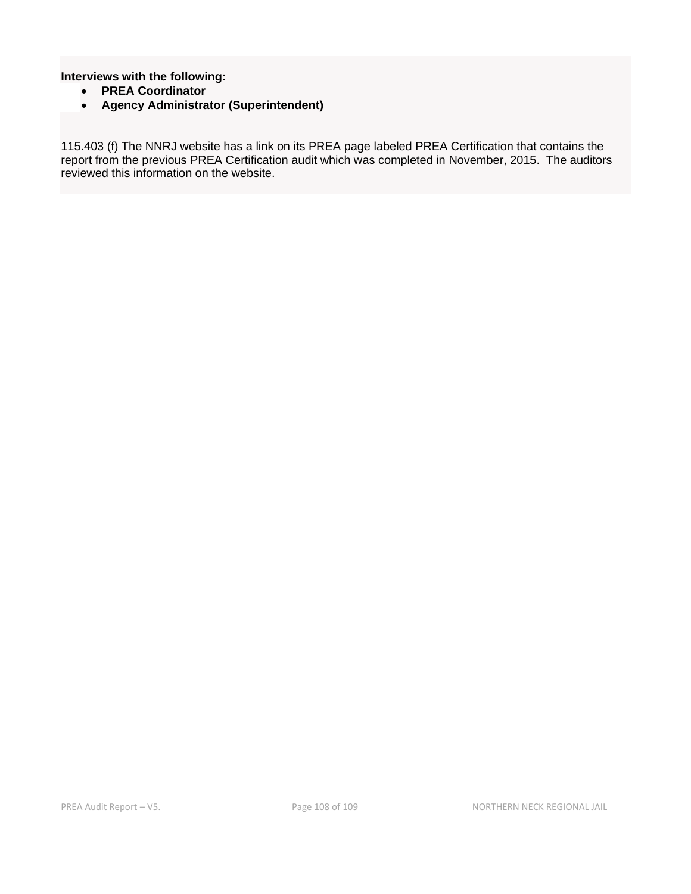**Interviews with the following:**

- **PREA Coordinator**
- **Agency Administrator (Superintendent)**

115.403 (f) The NNRJ website has a link on its PREA page labeled PREA Certification that contains the report from the previous PREA Certification audit which was completed in November, 2015. The auditors reviewed this information on the website.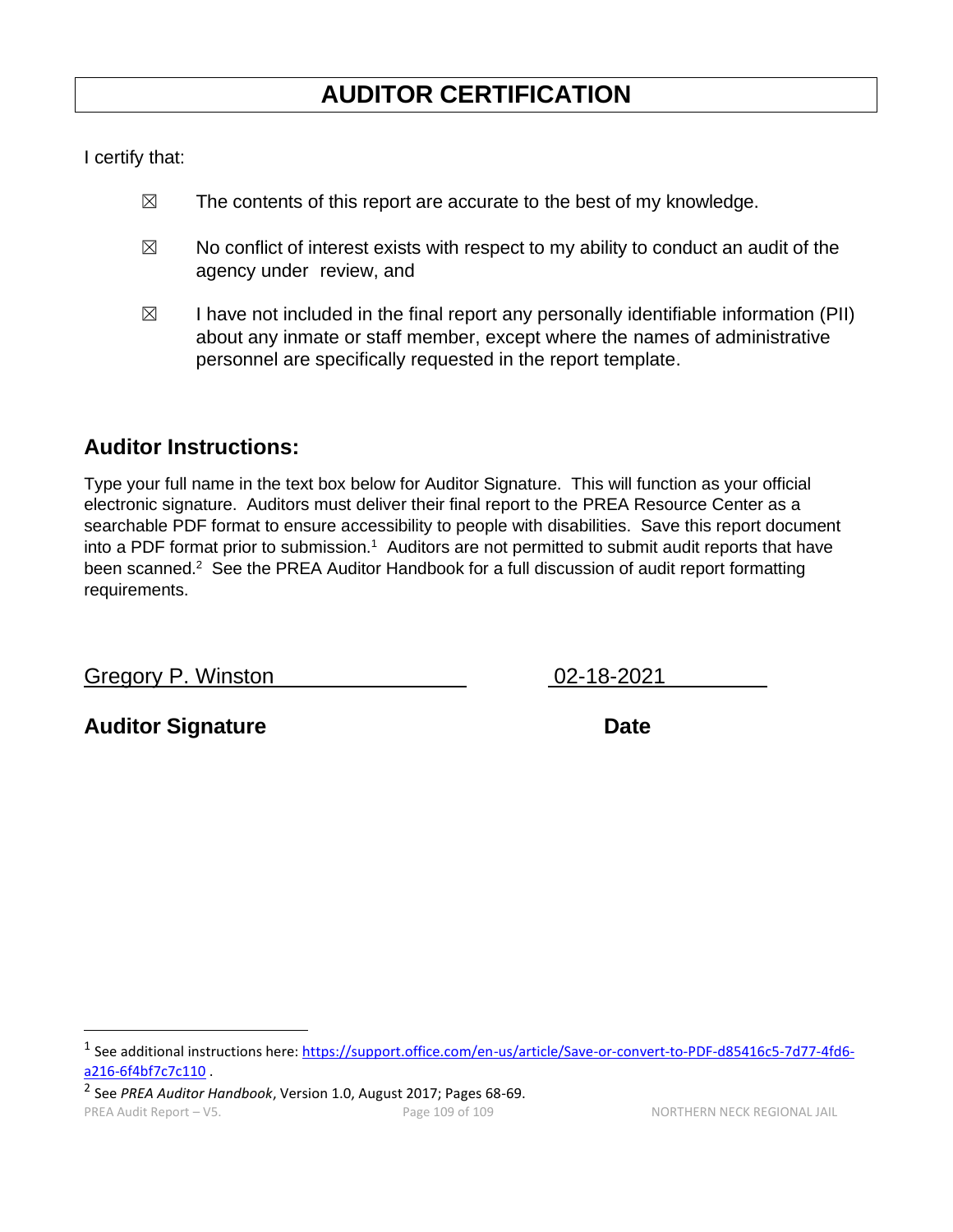# AUDITOR CERTIFICATION

I certify that:

- ☒ The contents of this report are accurate to the best of my knowledge.
- ☒ No conflict of interest exists with respect to my ability to conduct an audit of the agency under review, and
- ☒ I have not included in the final report any personally identifiable information (PII) about any inmate or staff member, except where the names of administrative personnel are specifically requested in the report template.

## Auditor Instructions:

Type your full name in the text box below for Auditor Signature. This will function as your official electronic signature. Auditors must deliver their final report to the PREA Resource Center as a searchable PDF format to ensure accessibility to people with disabilities. Save this report document into a PDF format prior to submission.[1] Auditors are not permitted to submit audit reports that have been scanned.[2] See the PREA Auditor Handbook for a full discussion of audit report formatting requirements.

Gregory P. Winston　　　　　　　　　　02-18-2021

**Auditor Signature**　　　　　　　　　　**Date**

---

[1] See additional instructions here: https://support.office.com/en-us/article/Save-or-convert-to-PDF-d85416c5-7d77-4fd6-a216-6f4bf7c7c110 .

[2] See *PREA Auditor Handbook*, Version 1.0, August 2017; Pages 68-69.